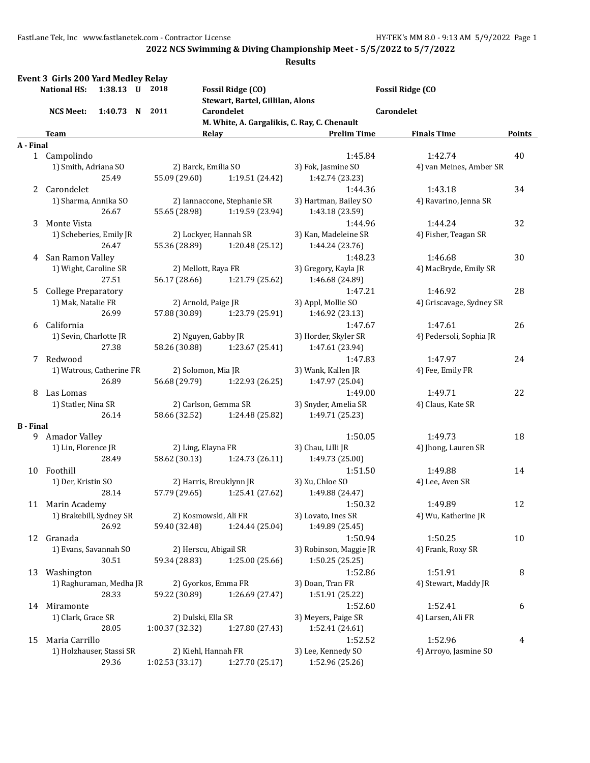## 2022 NCS Swimming & Diving Championship Meet - 5/5/2022 to 5/7/2022

### Results

### Event 3 Girls 200 Yard Medley Relay

| | | | | | |
|---|---|---|---|---|---|
| **National HS:** | 1:38.13 U | 2018 | Fossil Ridge (CO) | Stewart, Bartel, Gillilan, Alons | Fossil Ridge (CO |
| **NCS Meet:** | 1:40.73 N | 2011 | Carondelet | M. White, A. Gargalikis, C. Ray, C. Chenault | Carondelet |

| | Team | Relay | | Prelim Time | Finals Time | Points |
|---|---|---|---|---|---|---|
| **A - Final** | | | | | | |
| 1 | Campolindo | | | 1:45.84 | 1:42.74 | 40 |
| | 1) Smith, Adriana SO | 2) Barck, Emilia SO | | 3) Fok, Jasmine SO | 4) van Meines, Amber SR | |
| | 25.49 | 55.09 (29.60) | 1:19.51 (24.42) | 1:42.74 (23.23) | | |
| 2 | Carondelet | | | 1:44.36 | 1:43.18 | 34 |
| | 1) Sharma, Annika SO | 2) Iannaccone, Stephanie SR | | 3) Hartman, Bailey SO | 4) Ravarino, Jenna SR | |
| | 26.67 | 55.65 (28.98) | 1:19.59 (23.94) | 1:43.18 (23.59) | | |
| 3 | Monte Vista | | | 1:44.96 | 1:44.24 | 32 |
| | 1) Scheberies, Emily JR | 2) Lockyer, Hannah SR | | 3) Kan, Madeleine SR | 4) Fisher, Teagan SR | |
| | 26.47 | 55.36 (28.89) | 1:20.48 (25.12) | 1:44.24 (23.76) | | |
| 4 | San Ramon Valley | | | 1:48.23 | 1:46.68 | 30 |
| | 1) Wight, Caroline SR | 2) Mellott, Raya FR | | 3) Gregory, Kayla JR | 4) MacBryde, Emily SR | |
| | 27.51 | 56.17 (28.66) | 1:21.79 (25.62) | 1:46.68 (24.89) | | |
| 5 | College Preparatory | | | 1:47.21 | 1:46.92 | 28 |
| | 1) Mak, Natalie FR | 2) Arnold, Paige JR | | 3) Appl, Mollie SO | 4) Griscavage, Sydney SR | |
| | 26.99 | 57.88 (30.89) | 1:23.79 (25.91) | 1:46.92 (23.13) | | |
| 6 | California | | | 1:47.67 | 1:47.61 | 26 |
| | 1) Sevin, Charlotte JR | 2) Nguyen, Gabby JR | | 3) Horder, Skyler SR | 4) Pedersoli, Sophia JR | |
| | 27.38 | 58.26 (30.88) | 1:23.67 (25.41) | 1:47.61 (23.94) | | |
| 7 | Redwood | | | 1:47.83 | 1:47.97 | 24 |
| | 1) Watrous, Catherine FR | 2) Solomon, Mia JR | | 3) Wank, Kallen JR | 4) Fee, Emily FR | |
| | 26.89 | 56.68 (29.79) | 1:22.93 (26.25) | 1:47.97 (25.04) | | |
| 8 | Las Lomas | | | 1:49.00 | 1:49.71 | 22 |
| | 1) Statler, Nina SR | 2) Carlson, Gemma SR | | 3) Snyder, Amelia SR | 4) Claus, Kate SR | |
| | 26.14 | 58.66 (32.52) | 1:24.48 (25.82) | 1:49.71 (25.23) | | |
| **B - Final** | | | | | | |
| 9 | Amador Valley | | | 1:50.05 | 1:49.73 | 18 |
| | 1) Lin, Florence JR | 2) Ling, Elayna FR | | 3) Chau, Lilli JR | 4) Jhong, Lauren SR | |
| | 28.49 | 58.62 (30.13) | 1:24.73 (26.11) | 1:49.73 (25.00) | | |
| 10 | Foothill | | | 1:51.50 | 1:49.88 | 14 |
| | 1) Der, Kristin SO | 2) Harris, Breuklynn JR | | 3) Xu, Chloe SO | 4) Lee, Aven SR | |
| | 28.14 | 57.79 (29.65) | 1:25.41 (27.62) | 1:49.88 (24.47) | | |
| 11 | Marin Academy | | | 1:50.32 | 1:49.89 | 12 |
| | 1) Brakebill, Sydney SR | 2) Kosmowski, Ali FR | | 3) Lovato, Ines SR | 4) Wu, Katherine JR | |
| | 26.92 | 59.40 (32.48) | 1:24.44 (25.04) | 1:49.89 (25.45) | | |
| 12 | Granada | | | 1:50.94 | 1:50.25 | 10 |
| | 1) Evans, Savannah SO | 2) Herscu, Abigail SR | | 3) Robinson, Maggie JR | 4) Frank, Roxy SR | |
| | 30.51 | 59.34 (28.83) | 1:25.00 (25.66) | 1:50.25 (25.25) | | |
| 13 | Washington | | | 1:52.86 | 1:51.91 | 8 |
| | 1) Raghuraman, Medha JR | 2) Gyorkos, Emma FR | | 3) Doan, Tran FR | 4) Stewart, Maddy JR | |
| | 28.33 | 59.22 (30.89) | 1:26.69 (27.47) | 1:51.91 (25.22) | | |
| 14 | Miramonte | | | 1:52.60 | 1:52.41 | 6 |
| | 1) Clark, Grace SR | 2) Dulski, Ella SR | | 3) Meyers, Paige SR | 4) Larsen, Ali FR | |
| | 28.05 | 1:00.37 (32.32) | 1:27.80 (27.43) | 1:52.41 (24.61) | | |
| 15 | Maria Carrillo | | | 1:52.52 | 1:52.96 | 4 |
| | 1) Holzhauser, Stassi SR | 2) Kiehl, Hannah FR | | 3) Lee, Kennedy SO | 4) Arroyo, Jasmine SO | |
| | 29.36 | 1:02.53 (33.17) | 1:27.70 (25.17) | 1:52.96 (25.26) | | |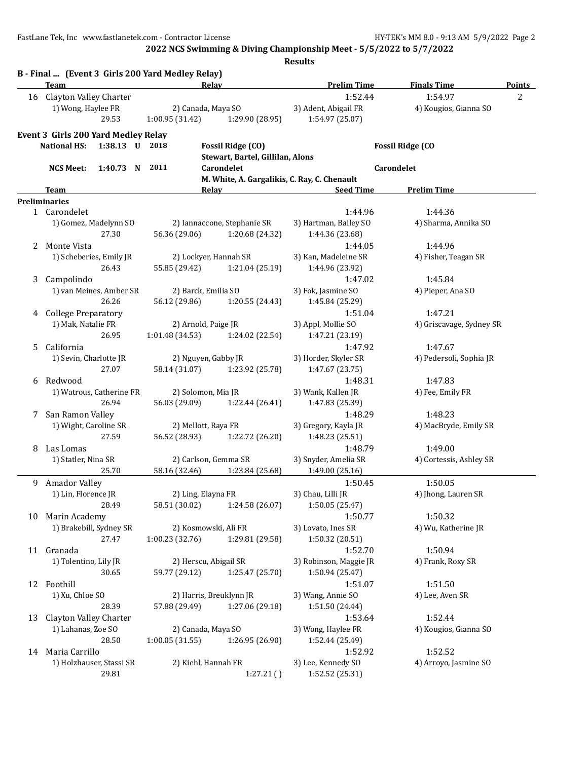**2022 NCS Swimming & Diving Championship Meet - 5/5/2022 to 5/7/2022**

**Results**

### B - Final ... (Event 3 Girls 200 Yard Medley Relay)

| | Team | Relay | | Prelim Time | Finals Time | Points |
|---|---|---|---|---|---|---|
| 16 | Clayton Valley Charter | | | 1:52.44 | 1:54.97 | 2 |
| | 1) Wong, Haylee FR | 2) Canada, Maya SO | | 3) Adent, Abigail FR | 4) Kougios, Gianna SO | |
| | 29.53 | 1:00.95 (31.42) | 1:29.90 (28.95) | 1:54.97 (25.07) | | |

### Event 3 Girls 200 Yard Medley Relay

| | | | | | |
|---|---|---|---|---|---|
| **National HS:** | **1:38.13 U** | **2018** | **Fossil Ridge (CO)** | | **Fossil Ridge (CO** |
| | | | **Stewart, Bartel, Gillilan, Alons** | | |
| **NCS Meet:** | **1:40.73 N** | **2011** | **Carondelet** | | **Carondelet** |
| | | | **M. White, A. Gargalikis, C. Ray, C. Chenault** | | |

**Preliminaries**

| | Team | Relay | | Seed Time | Prelim Time |
|---|---|---|---|---|---|
| 1 | Carondelet | | | 1:44.96 | 1:44.36 |
| | 1) Gomez, Madelynn SO | 2) Iannaccone, Stephanie SR | | 3) Hartman, Bailey SO | 4) Sharma, Annika SO |
| | 27.30 | 56.36 (29.06) | 1:20.68 (24.32) | 1:44.36 (23.68) | |
| 2 | Monte Vista | | | 1:44.05 | 1:44.96 |
| | 1) Scheberies, Emily JR | 2) Lockyer, Hannah SR | | 3) Kan, Madeleine SR | 4) Fisher, Teagan SR |
| | 26.43 | 55.85 (29.42) | 1:21.04 (25.19) | 1:44.96 (23.92) | |
| 3 | Campolindo | | | 1:47.02 | 1:45.84 |
| | 1) van Meines, Amber SR | 2) Barck, Emilia SO | | 3) Fok, Jasmine SO | 4) Pieper, Ana SO |
| | 26.26 | 56.12 (29.86) | 1:20.55 (24.43) | 1:45.84 (25.29) | |
| 4 | College Preparatory | | | 1:51.04 | 1:47.21 |
| | 1) Mak, Natalie FR | 2) Arnold, Paige JR | | 3) Appl, Mollie SO | 4) Griscavage, Sydney SR |
| | 26.95 | 1:01.48 (34.53) | 1:24.02 (22.54) | 1:47.21 (23.19) | |
| 5 | California | | | 1:47.92 | 1:47.67 |
| | 1) Sevin, Charlotte JR | 2) Nguyen, Gabby JR | | 3) Horder, Skyler SR | 4) Pedersoli, Sophia JR |
| | 27.07 | 58.14 (31.07) | 1:23.92 (25.78) | 1:47.67 (23.75) | |
| 6 | Redwood | | | 1:48.31 | 1:47.83 |
| | 1) Watrous, Catherine FR | 2) Solomon, Mia JR | | 3) Wank, Kallen JR | 4) Fee, Emily FR |
| | 26.94 | 56.03 (29.09) | 1:22.44 (26.41) | 1:47.83 (25.39) | |
| 7 | San Ramon Valley | | | 1:48.29 | 1:48.23 |
| | 1) Wight, Caroline SR | 2) Mellott, Raya FR | | 3) Gregory, Kayla JR | 4) MacBryde, Emily SR |
| | 27.59 | 56.52 (28.93) | 1:22.72 (26.20) | 1:48.23 (25.51) | |
| 8 | Las Lomas | | | 1:48.79 | 1:49.00 |
| | 1) Statler, Nina SR | 2) Carlson, Gemma SR | | 3) Snyder, Amelia SR | 4) Cortessis, Ashley SR |
| | 25.70 | 58.16 (32.46) | 1:23.84 (25.68) | 1:49.00 (25.16) | |
| 9 | Amador Valley | | | 1:50.45 | 1:50.05 |
| | 1) Lin, Florence JR | 2) Ling, Elayna FR | | 3) Chau, Lilli JR | 4) Jhong, Lauren SR |
| | 28.49 | 58.51 (30.02) | 1:24.58 (26.07) | 1:50.05 (25.47) | |
| 10 | Marin Academy | | | 1:50.77 | 1:50.32 |
| | 1) Brakebill, Sydney SR | 2) Kosmowski, Ali FR | | 3) Lovato, Ines SR | 4) Wu, Katherine JR |
| | 27.47 | 1:00.23 (32.76) | 1:29.81 (29.58) | 1:50.32 (20.51) | |
| 11 | Granada | | | 1:52.70 | 1:50.94 |
| | 1) Tolentino, Lily JR | 2) Herscu, Abigail SR | | 3) Robinson, Maggie JR | 4) Frank, Roxy SR |
| | 30.65 | 59.77 (29.12) | 1:25.47 (25.70) | 1:50.94 (25.47) | |
| 12 | Foothill | | | 1:51.07 | 1:51.50 |
| | 1) Xu, Chloe SO | 2) Harris, Breuklynn JR | | 3) Wang, Annie SO | 4) Lee, Aven SR |
| | 28.39 | 57.88 (29.49) | 1:27.06 (29.18) | 1:51.50 (24.44) | |
| 13 | Clayton Valley Charter | | | 1:53.64 | 1:52.44 |
| | 1) Lahanas, Zoe SO | 2) Canada, Maya SO | | 3) Wong, Haylee FR | 4) Kougios, Gianna SO |
| | 28.50 | 1:00.05 (31.55) | 1:26.95 (26.90) | 1:52.44 (25.49) | |
| 14 | Maria Carrillo | | | 1:52.92 | 1:52.52 |
| | 1) Holzhauser, Stassi SR | 2) Kiehl, Hannah FR | | 3) Lee, Kennedy SO | 4) Arroyo, Jasmine SO |
| | 29.81 | | 1:27.21 ( ) | 1:52.52 (25.31) | |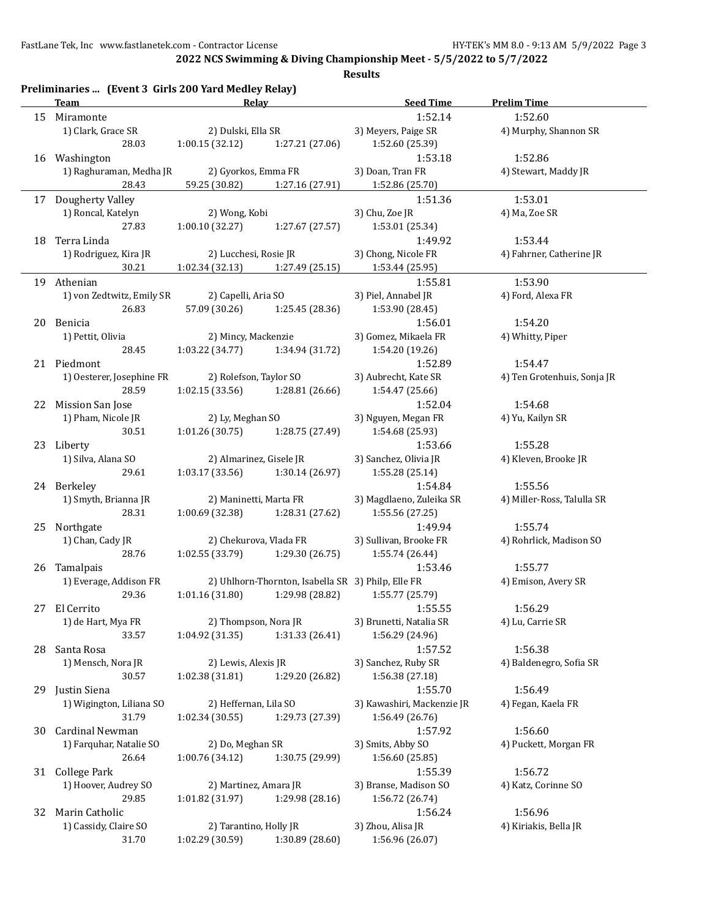**2022 NCS Swimming & Diving Championship Meet - 5/5/2022 to 5/7/2022**

**Results**

### Preliminaries ... (Event 3 Girls 200 Yard Medley Relay)

| | Team | Relay | | Seed Time | Prelim Time |
|---|---|---|---|---|---|
| 15 | Miramonte | | | 1:52.14 | 1:52.60 |
| | 1) Clark, Grace SR | 2) Dulski, Ella SR | | 3) Meyers, Paige SR | 4) Murphy, Shannon SR |
| | 28.03 | 1:00.15 (32.12) | 1:27.21 (27.06) | 1:52.60 (25.39) | |
| 16 | Washington | | | 1:53.18 | 1:52.86 |
| | 1) Raghuraman, Medha JR | 2) Gyorkos, Emma FR | | 3) Doan, Tran FR | 4) Stewart, Maddy JR |
| | 28.43 | 59.25 (30.82) | 1:27.16 (27.91) | 1:52.86 (25.70) | |
| 17 | Dougherty Valley | | | 1:51.36 | 1:53.01 |
| | 1) Roncal, Katelyn | 2) Wong, Kobi | | 3) Chu, Zoe JR | 4) Ma, Zoe SR |
| | 27.83 | 1:00.10 (32.27) | 1:27.67 (27.57) | 1:53.01 (25.34) | |
| 18 | Terra Linda | | | 1:49.92 | 1:53.44 |
| | 1) Rodriguez, Kira JR | 2) Lucchesi, Rosie JR | | 3) Chong, Nicole FR | 4) Fahrner, Catherine JR |
| | 30.21 | 1:02.34 (32.13) | 1:27.49 (25.15) | 1:53.44 (25.95) | |
| 19 | Athenian | | | 1:55.81 | 1:53.90 |
| | 1) von Zedtwitz, Emily SR | 2) Capelli, Aria SO | | 3) Piel, Annabel JR | 4) Ford, Alexa FR |
| | 26.83 | 57.09 (30.26) | 1:25.45 (28.36) | 1:53.90 (28.45) | |
| 20 | Benicia | | | 1:56.01 | 1:54.20 |
| | 1) Pettit, Olivia | 2) Mincy, Mackenzie | | 3) Gomez, Mikaela FR | 4) Whitty, Piper |
| | 28.45 | 1:03.22 (34.77) | 1:34.94 (31.72) | 1:54.20 (19.26) | |
| 21 | Piedmont | | | 1:52.89 | 1:54.47 |
| | 1) Oesterer, Josephine FR | 2) Rolefson, Taylor SO | | 3) Aubrecht, Kate SR | 4) Ten Grotenhuis, Sonja JR |
| | 28.59 | 1:02.15 (33.56) | 1:28.81 (26.66) | 1:54.47 (25.66) | |
| 22 | Mission San Jose | | | 1:52.04 | 1:54.68 |
| | 1) Pham, Nicole JR | 2) Ly, Meghan SO | | 3) Nguyen, Megan FR | 4) Yu, Kailyn SR |
| | 30.51 | 1:01.26 (30.75) | 1:28.75 (27.49) | 1:54.68 (25.93) | |
| 23 | Liberty | | | 1:53.66 | 1:55.28 |
| | 1) Silva, Alana SO | 2) Almarinez, Gisele JR | | 3) Sanchez, Olivia JR | 4) Kleven, Brooke JR |
| | 29.61 | 1:03.17 (33.56) | 1:30.14 (26.97) | 1:55.28 (25.14) | |
| 24 | Berkeley | | | 1:54.84 | 1:55.56 |
| | 1) Smyth, Brianna JR | 2) Maninetti, Marta FR | | 3) Magdlaeno, Zuleika SR | 4) Miller-Ross, Talulla SR |
| | 28.31 | 1:00.69 (32.38) | 1:28.31 (27.62) | 1:55.56 (27.25) | |
| 25 | Northgate | | | 1:49.94 | 1:55.74 |
| | 1) Chan, Cady JR | 2) Chekurova, Vlada FR | | 3) Sullivan, Brooke FR | 4) Rohrlick, Madison SO |
| | 28.76 | 1:02.55 (33.79) | 1:29.30 (26.75) | 1:55.74 (26.44) | |
| 26 | Tamalpais | | | 1:53.46 | 1:55.77 |
| | 1) Everage, Addison FR | 2) Uhlhorn-Thornton, Isabella SR | | 3) Philp, Elle FR | 4) Emison, Avery SR |
| | 29.36 | 1:01.16 (31.80) | 1:29.98 (28.82) | 1:55.77 (25.79) | |
| 27 | El Cerrito | | | 1:55.55 | 1:56.29 |
| | 1) de Hart, Mya FR | 2) Thompson, Nora JR | | 3) Brunetti, Natalia SR | 4) Lu, Carrie SR |
| | 33.57 | 1:04.92 (31.35) | 1:31.33 (26.41) | 1:56.29 (24.96) | |
| 28 | Santa Rosa | | | 1:57.52 | 1:56.38 |
| | 1) Mensch, Nora JR | 2) Lewis, Alexis JR | | 3) Sanchez, Ruby SR | 4) Baldenegro, Sofia SR |
| | 30.57 | 1:02.38 (31.81) | 1:29.20 (26.82) | 1:56.38 (27.18) | |
| 29 | Justin Siena | | | 1:55.70 | 1:56.49 |
| | 1) Wigington, Liliana SO | 2) Heffernan, Lila SO | | 3) Kawashiri, Mackenzie JR | 4) Fegan, Kaela FR |
| | 31.79 | 1:02.34 (30.55) | 1:29.73 (27.39) | 1:56.49 (26.76) | |
| 30 | Cardinal Newman | | | 1:57.92 | 1:56.60 |
| | 1) Farquhar, Natalie SO | 2) Do, Meghan SR | | 3) Smits, Abby SO | 4) Puckett, Morgan FR |
| | 26.64 | 1:00.76 (34.12) | 1:30.75 (29.99) | 1:56.60 (25.85) | |
| 31 | College Park | | | 1:55.39 | 1:56.72 |
| | 1) Hoover, Audrey SO | 2) Martinez, Amara JR | | 3) Branse, Madison SO | 4) Katz, Corinne SO |
| | 29.85 | 1:01.82 (31.97) | 1:29.98 (28.16) | 1:56.72 (26.74) | |
| 32 | Marin Catholic | | | 1:56.24 | 1:56.96 |
| | 1) Cassidy, Claire SO | 2) Tarantino, Holly JR | | 3) Zhou, Alisa JR | 4) Kiriakis, Bella JR |
| | 31.70 | 1:02.29 (30.59) | 1:30.89 (28.60) | 1:56.96 (26.07) | |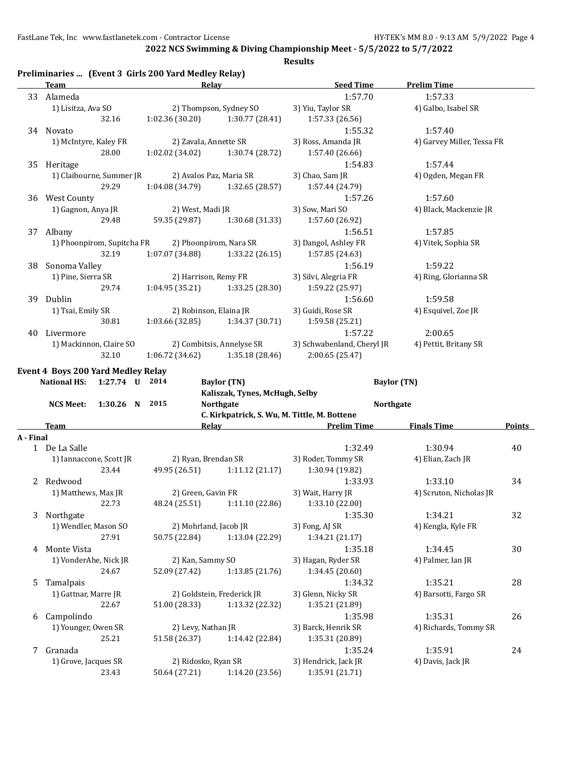**2022 NCS Swimming & Diving Championship Meet - 5/5/2022 to 5/7/2022**

**Results**

## Preliminaries ... (Event 3 Girls 200 Yard Medley Relay)

| | Team | Relay | | Seed Time | Prelim Time |
|---|---|---|---|---|---|
| 33 | Alameda | | | 1:57.70 | 1:57.33 |
| | 1) Lisitza, Ava SO | 2) Thompson, Sydney SO | | 3) Yiu, Taylor SR | 4) Galbo, Isabel SR |
| | 32.16 | 1:02.36 (30.20) | 1:30.77 (28.41) | 1:57.33 (26.56) | |
| 34 | Novato | | | 1:55.32 | 1:57.40 |
| | 1) McIntyre, Kaley FR | 2) Zavala, Annette SR | | 3) Ross, Amanda JR | 4) Garvey Miller, Tessa FR |
| | 28.00 | 1:02.02 (34.02) | 1:30.74 (28.72) | 1:57.40 (26.66) | |
| 35 | Heritage | | | 1:54.83 | 1:57.44 |
| | 1) Claibourne, Summer JR | 2) Avalos Paz, Maria SR | | 3) Chao, Sam JR | 4) Ogden, Megan FR |
| | 29.29 | 1:04.08 (34.79) | 1:32.65 (28.57) | 1:57.44 (24.79) | |
| 36 | West County | | | 1:57.26 | 1:57.60 |
| | 1) Gagnon, Anya JR | 2) West, Madi JR | | 3) Sow, Mari SO | 4) Black, Mackenzie JR |
| | 29.48 | 59.35 (29.87) | 1:30.68 (31.33) | 1:57.60 (26.92) | |
| 37 | Albany | | | 1:56.51 | 1:57.85 |
| | 1) Phoonpirom, Supitcha FR | 2) Phoonpirom, Nara SR | | 3) Dangol, Ashley FR | 4) Vitek, Sophia SR |
| | 32.19 | 1:07.07 (34.88) | 1:33.22 (26.15) | 1:57.85 (24.63) | |
| 38 | Sonoma Valley | | | 1:56.19 | 1:59.22 |
| | 1) Pine, Sierra SR | 2) Harrison, Remy FR | | 3) Silvi, Alegria FR | 4) Ring, Glorianna SR |
| | 29.74 | 1:04.95 (35.21) | 1:33.25 (28.30) | 1:59.22 (25.97) | |
| 39 | Dublin | | | 1:56.60 | 1:59.58 |
| | 1) Tsai, Emily SR | 2) Robinson, Elaina JR | | 3) Guidi, Rose SR | 4) Esquivel, Zoe JR |
| | 30.81 | 1:03.66 (32.85) | 1:34.37 (30.71) | 1:59.58 (25.21) | |
| 40 | Livermore | | | 1:57.22 | 2:00.65 |
| | 1) Mackinnon, Claire SO | 2) Combitsis, Annelyse SR | | 3) Schwabenland, Cheryl JR | 4) Pettit, Britany SR |
| | 32.10 | 1:06.72 (34.62) | 1:35.18 (28.46) | 2:00.65 (25.47) | |

## Event 4 Boys 200 Yard Medley Relay

**National HS:** 1:27.74 U 2014 — **Baylor (TN)** — **Baylor (TN)**
**Kaliszak, Tynes, McHugh, Selby**

**NCS Meet:** 1:30.26 N 2015 — **Northgate** — **Northgate**
**C. Kirkpatrick, S. Wu, M. Tittle, M. Bottene**

| | Team | Relay | | Prelim Time | Finals Time | Points |
|---|---|---|---|---|---|---|
| **A - Final** | | | | | | |
| 1 | De La Salle | | | 1:32.49 | 1:30.94 | 40 |
| | 1) Iannaccone, Scott JR | 2) Ryan, Brendan SR | | 3) Roder, Tommy SR | 4) Elian, Zach JR | |
| | 23.44 | 49.95 (26.51) | 1:11.12 (21.17) | 1:30.94 (19.82) | | |
| 2 | Redwood | | | 1:33.93 | 1:33.10 | 34 |
| | 1) Matthews, Max JR | 2) Green, Gavin FR | | 3) Wait, Harry JR | 4) Scruton, Nicholas JR | |
| | 22.73 | 48.24 (25.51) | 1:11.10 (22.86) | 1:33.10 (22.00) | | |
| 3 | Northgate | | | 1:35.30 | 1:34.21 | 32 |
| | 1) Wendler, Mason SO | 2) Mohrland, Jacob JR | | 3) Fong, AJ SR | 4) Kengla, Kyle FR | |
| | 27.91 | 50.75 (22.84) | 1:13.04 (22.29) | 1:34.21 (21.17) | | |
| 4 | Monte Vista | | | 1:35.18 | 1:34.45 | 30 |
| | 1) VonderAhe, Nick JR | 2) Kan, Sammy SO | | 3) Hagan, Ryder SR | 4) Palmer, Ian JR | |
| | 24.67 | 52.09 (27.42) | 1:13.85 (21.76) | 1:34.45 (20.60) | | |
| 5 | Tamalpais | | | 1:34.32 | 1:35.21 | 28 |
| | 1) Gattnar, Marre JR | 2) Goldstein, Frederick JR | | 3) Glenn, Nicky SR | 4) Barsotti, Fargo SR | |
| | 22.67 | 51.00 (28.33) | 1:13.32 (22.32) | 1:35.21 (21.89) | | |
| 6 | Campolindo | | | 1:35.98 | 1:35.31 | 26 |
| | 1) Younger, Owen SR | 2) Levy, Nathan JR | | 3) Barck, Henrik SR | 4) Richards, Tommy SR | |
| | 25.21 | 51.58 (26.37) | 1:14.42 (22.84) | 1:35.31 (20.89) | | |
| 7 | Granada | | | 1:35.24 | 1:35.91 | 24 |
| | 1) Grove, Jacques SR | 2) Ridosko, Ryan SR | | 3) Hendrick, Jack JR | 4) Davis, Jack JR | |
| | 23.43 | 50.64 (27.21) | 1:14.20 (23.56) | 1:35.91 (21.71) | | |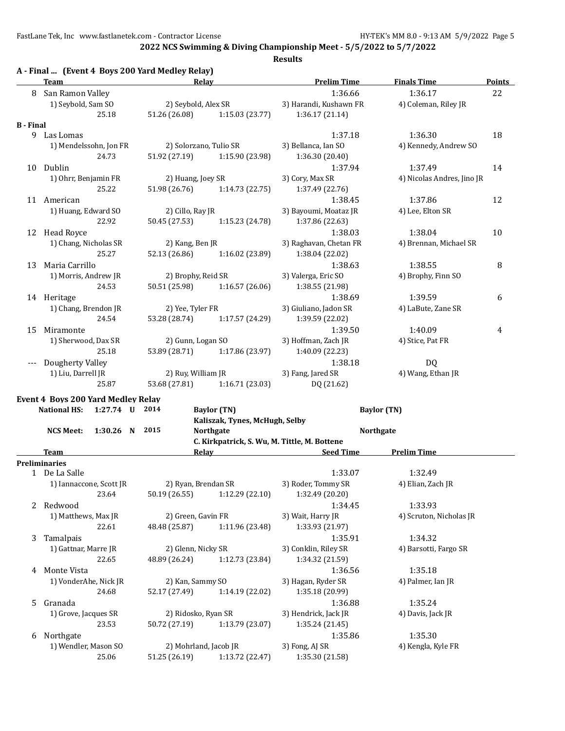## 2022 NCS Swimming & Diving Championship Meet - 5/5/2022 to 5/7/2022

### Results

**A - Final ... (Event 4 Boys 200 Yard Medley Relay)**

| | Team | Relay | | Prelim Time | Finals Time | Points |
|---|---|---|---|---|---|---|
| 8 | San Ramon Valley | | | 1:36.66 | 1:36.17 | 22 |
| | 1) Seybold, Sam SO | 2) Seybold, Alex SR | | 3) Harandi, Kushawn FR | 4) Coleman, Riley JR | |
| | 25.18 | 51.26 (26.08) | 1:15.03 (23.77) | 1:36.17 (21.14) | | |
| **B - Final** | | | | | | |
| 9 | Las Lomas | | | 1:37.18 | 1:36.30 | 18 |
| | 1) Mendelssohn, Jon FR | 2) Solorzano, Tulio SR | | 3) Bellanca, Ian SO | 4) Kennedy, Andrew SO | |
| | 24.73 | 51.92 (27.19) | 1:15.90 (23.98) | 1:36.30 (20.40) | | |
| 10 | Dublin | | | 1:37.94 | 1:37.49 | 14 |
| | 1) Ohrr, Benjamin FR | 2) Huang, Joey SR | | 3) Cory, Max SR | 4) Nicolas Andres, Jino JR | |
| | 25.22 | 51.98 (26.76) | 1:14.73 (22.75) | 1:37.49 (22.76) | | |
| 11 | American | | | 1:38.45 | 1:37.86 | 12 |
| | 1) Huang, Edward SO | 2) Cillo, Ray JR | | 3) Bayoumi, Moataz JR | 4) Lee, Elton SR | |
| | 22.92 | 50.45 (27.53) | 1:15.23 (24.78) | 1:37.86 (22.63) | | |
| 12 | Head Royce | | | 1:38.03 | 1:38.04 | 10 |
| | 1) Chang, Nicholas SR | 2) Kang, Ben JR | | 3) Raghavan, Chetan FR | 4) Brennan, Michael SR | |
| | 25.27 | 52.13 (26.86) | 1:16.02 (23.89) | 1:38.04 (22.02) | | |
| 13 | Maria Carrillo | | | 1:38.63 | 1:38.55 | 8 |
| | 1) Morris, Andrew JR | 2) Brophy, Reid SR | | 3) Valerga, Eric SO | 4) Brophy, Finn SO | |
| | 24.53 | 50.51 (25.98) | 1:16.57 (26.06) | 1:38.55 (21.98) | | |
| 14 | Heritage | | | 1:38.69 | 1:39.59 | 6 |
| | 1) Chang, Brendon JR | 2) Yee, Tyler FR | | 3) Giuliano, Jadon SR | 4) LaBute, Zane SR | |
| | 24.54 | 53.28 (28.74) | 1:17.57 (24.29) | 1:39.59 (22.02) | | |
| 15 | Miramonte | | | 1:39.50 | 1:40.09 | 4 |
| | 1) Sherwood, Dax SR | 2) Gunn, Logan SO | | 3) Hoffman, Zach JR | 4) Stice, Pat FR | |
| | 25.18 | 53.89 (28.71) | 1:17.86 (23.97) | 1:40.09 (22.23) | | |
| --- | Dougherty Valley | | | 1:38.18 | DQ | |
| | 1) Liu, Darrell JR | 2) Ruy, William JR | | 3) Fang, Jared SR | 4) Wang, Ethan JR | |
| | 25.87 | 53.68 (27.81) | 1:16.71 (23.03) | DQ (21.62) | | |

**Event 4 Boys 200 Yard Medley Relay**

**National HS: 1:27.74 U 2014 Baylor (TN)** — Baylor (TN)
Kaliszak, Tynes, McHugh, Selby

**NCS Meet: 1:30.26 N 2015 Northgate** — Northgate
C. Kirkpatrick, S. Wu, M. Tittle, M. Bottene

| | Team | Relay | | Seed Time | Prelim Time |
|---|---|---|---|---|---|
| **Preliminaries** | | | | | |
| 1 | De La Salle | | | 1:33.07 | 1:32.49 |
| | 1) Iannaccone, Scott JR | 2) Ryan, Brendan SR | | 3) Roder, Tommy SR | 4) Elian, Zach JR |
| | 23.64 | 50.19 (26.55) | 1:12.29 (22.10) | 1:32.49 (20.20) | |
| 2 | Redwood | | | 1:34.45 | 1:33.93 |
| | 1) Matthews, Max JR | 2) Green, Gavin FR | | 3) Wait, Harry JR | 4) Scruton, Nicholas JR |
| | 22.61 | 48.48 (25.87) | 1:11.96 (23.48) | 1:33.93 (21.97) | |
| 3 | Tamalpais | | | 1:35.91 | 1:34.32 |
| | 1) Gattnar, Marre JR | 2) Glenn, Nicky SR | | 3) Conklin, Riley SR | 4) Barsotti, Fargo SR |
| | 22.65 | 48.89 (26.24) | 1:12.73 (23.84) | 1:34.32 (21.59) | |
| 4 | Monte Vista | | | 1:36.56 | 1:35.18 |
| | 1) VonderAhe, Nick JR | 2) Kan, Sammy SO | | 3) Hagan, Ryder SR | 4) Palmer, Ian JR |
| | 24.68 | 52.17 (27.49) | 1:14.19 (22.02) | 1:35.18 (20.99) | |
| 5 | Granada | | | 1:36.88 | 1:35.24 |
| | 1) Grove, Jacques SR | 2) Ridosko, Ryan SR | | 3) Hendrick, Jack JR | 4) Davis, Jack JR |
| | 23.53 | 50.72 (27.19) | 1:13.79 (23.07) | 1:35.24 (21.45) | |
| 6 | Northgate | | | 1:35.86 | 1:35.30 |
| | 1) Wendler, Mason SO | 2) Mohrland, Jacob JR | | 3) Fong, AJ SR | 4) Kengla, Kyle FR |
| | 25.06 | 51.25 (26.19) | 1:13.72 (22.47) | 1:35.30 (21.58) | |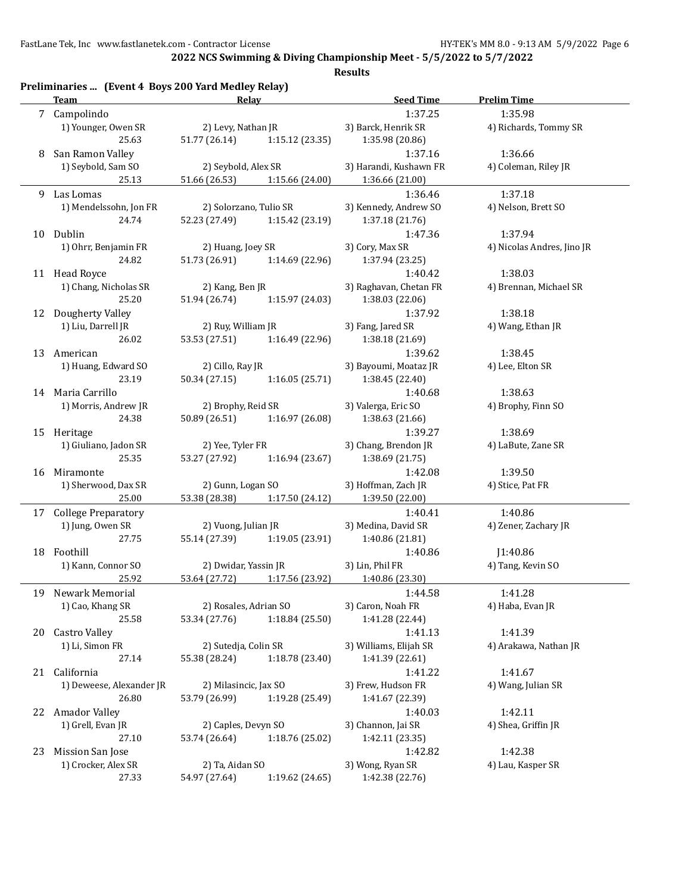**2022 NCS Swimming & Diving Championship Meet - 5/5/2022 to 5/7/2022**

**Results**

**Preliminaries ... (Event 4 Boys 200 Yard Medley Relay)**

| | Team | Relay | | Seed Time | Prelim Time |
|---|---|---|---|---|---|
| 7 | Campolindo | | | 1:37.25 | 1:35.98 |
| | 1) Younger, Owen SR | 2) Levy, Nathan JR | | 3) Barck, Henrik SR | 4) Richards, Tommy SR |
| | 25.63 | 51.77 (26.14) | 1:15.12 (23.35) | 1:35.98 (20.86) | |
| 8 | San Ramon Valley | | | 1:37.16 | 1:36.66 |
| | 1) Seybold, Sam SO | 2) Seybold, Alex SR | | 3) Harandi, Kushawn FR | 4) Coleman, Riley JR |
| | 25.13 | 51.66 (26.53) | 1:15.66 (24.00) | 1:36.66 (21.00) | |
| 9 | Las Lomas | | | 1:36.46 | 1:37.18 |
| | 1) Mendelssohn, Jon FR | 2) Solorzano, Tulio SR | | 3) Kennedy, Andrew SO | 4) Nelson, Brett SO |
| | 24.74 | 52.23 (27.49) | 1:15.42 (23.19) | 1:37.18 (21.76) | |
| 10 | Dublin | | | 1:47.36 | 1:37.94 |
| | 1) Ohrr, Benjamin FR | 2) Huang, Joey SR | | 3) Cory, Max SR | 4) Nicolas Andres, Jino JR |
| | 24.82 | 51.73 (26.91) | 1:14.69 (22.96) | 1:37.94 (23.25) | |
| 11 | Head Royce | | | 1:40.42 | 1:38.03 |
| | 1) Chang, Nicholas SR | 2) Kang, Ben JR | | 3) Raghavan, Chetan FR | 4) Brennan, Michael SR |
| | 25.20 | 51.94 (26.74) | 1:15.97 (24.03) | 1:38.03 (22.06) | |
| 12 | Dougherty Valley | | | 1:37.92 | 1:38.18 |
| | 1) Liu, Darrell JR | 2) Ruy, William JR | | 3) Fang, Jared SR | 4) Wang, Ethan JR |
| | 26.02 | 53.53 (27.51) | 1:16.49 (22.96) | 1:38.18 (21.69) | |
| 13 | American | | | 1:39.62 | 1:38.45 |
| | 1) Huang, Edward SO | 2) Cillo, Ray JR | | 3) Bayoumi, Moataz JR | 4) Lee, Elton SR |
| | 23.19 | 50.34 (27.15) | 1:16.05 (25.71) | 1:38.45 (22.40) | |
| 14 | Maria Carrillo | | | 1:40.68 | 1:38.63 |
| | 1) Morris, Andrew JR | 2) Brophy, Reid SR | | 3) Valerga, Eric SO | 4) Brophy, Finn SO |
| | 24.38 | 50.89 (26.51) | 1:16.97 (26.08) | 1:38.63 (21.66) | |
| 15 | Heritage | | | 1:39.27 | 1:38.69 |
| | 1) Giuliano, Jadon SR | 2) Yee, Tyler FR | | 3) Chang, Brendon JR | 4) LaBute, Zane SR |
| | 25.35 | 53.27 (27.92) | 1:16.94 (23.67) | 1:38.69 (21.75) | |
| 16 | Miramonte | | | 1:42.08 | 1:39.50 |
| | 1) Sherwood, Dax SR | 2) Gunn, Logan SO | | 3) Hoffman, Zach JR | 4) Stice, Pat FR |
| | 25.00 | 53.38 (28.38) | 1:17.50 (24.12) | 1:39.50 (22.00) | |
| 17 | College Preparatory | | | 1:40.41 | 1:40.86 |
| | 1) Jung, Owen SR | 2) Vuong, Julian JR | | 3) Medina, David SR | 4) Zener, Zachary JR |
| | 27.75 | 55.14 (27.39) | 1:19.05 (23.91) | 1:40.86 (21.81) | |
| 18 | Foothill | | | 1:40.86 | J1:40.86 |
| | 1) Kann, Connor SO | 2) Dwidar, Yassin JR | | 3) Lin, Phil FR | 4) Tang, Kevin SO |
| | 25.92 | 53.64 (27.72) | 1:17.56 (23.92) | 1:40.86 (23.30) | |
| 19 | Newark Memorial | | | 1:44.58 | 1:41.28 |
| | 1) Cao, Khang SR | 2) Rosales, Adrian SO | | 3) Caron, Noah FR | 4) Haba, Evan JR |
| | 25.58 | 53.34 (27.76) | 1:18.84 (25.50) | 1:41.28 (22.44) | |
| 20 | Castro Valley | | | 1:41.13 | 1:41.39 |
| | 1) Li, Simon FR | 2) Sutedja, Colin SR | | 3) Williams, Elijah SR | 4) Arakawa, Nathan JR |
| | 27.14 | 55.38 (28.24) | 1:18.78 (23.40) | 1:41.39 (22.61) | |
| 21 | California | | | 1:41.22 | 1:41.67 |
| | 1) Deweese, Alexander JR | 2) Milasincic, Jax SO | | 3) Frew, Hudson FR | 4) Wang, Julian SR |
| | 26.80 | 53.79 (26.99) | 1:19.28 (25.49) | 1:41.67 (22.39) | |
| 22 | Amador Valley | | | 1:40.03 | 1:42.11 |
| | 1) Grell, Evan JR | 2) Caples, Devyn SO | | 3) Channon, Jai SR | 4) Shea, Griffin JR |
| | 27.10 | 53.74 (26.64) | 1:18.76 (25.02) | 1:42.11 (23.35) | |
| 23 | Mission San Jose | | | 1:42.82 | 1:42.38 |
| | 1) Crocker, Alex SR | 2) Ta, Aidan SO | | 3) Wong, Ryan SR | 4) Lau, Kasper SR |
| | 27.33 | 54.97 (27.64) | 1:19.62 (24.65) | 1:42.38 (22.76) | |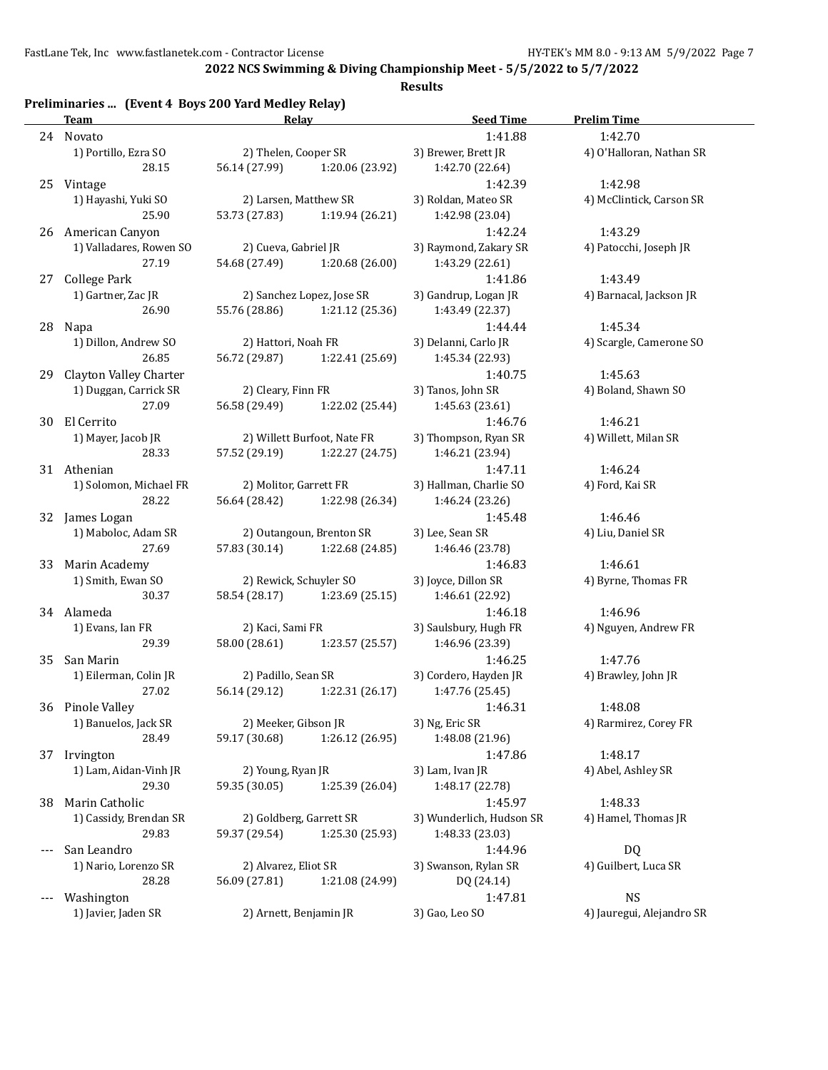## 2022 NCS Swimming & Diving Championship Meet - 5/5/2022 to 5/7/2022

### Results

**Preliminaries ... (Event 4 Boys 200 Yard Medley Relay)**

| | Team | Relay | | Seed Time | Prelim Time |
|---|---|---|---|---|---|
| 24 | Novato | | | 1:41.88 | 1:42.70 |
| | 1) Portillo, Ezra SO | 2) Thelen, Cooper SR | | 3) Brewer, Brett JR | 4) O'Halloran, Nathan SR |
| | 28.15 | 56.14 (27.99) | 1:20.06 (23.92) | 1:42.70 (22.64) | |
| 25 | Vintage | | | 1:42.39 | 1:42.98 |
| | 1) Hayashi, Yuki SO | 2) Larsen, Matthew SR | | 3) Roldan, Mateo SR | 4) McClintick, Carson SR |
| | 25.90 | 53.73 (27.83) | 1:19.94 (26.21) | 1:42.98 (23.04) | |
| 26 | American Canyon | | | 1:42.24 | 1:43.29 |
| | 1) Valladares, Rowen SO | 2) Cueva, Gabriel JR | | 3) Raymond, Zakary SR | 4) Patocchi, Joseph JR |
| | 27.19 | 54.68 (27.49) | 1:20.68 (26.00) | 1:43.29 (22.61) | |
| 27 | College Park | | | 1:41.86 | 1:43.49 |
| | 1) Gartner, Zac JR | 2) Sanchez Lopez, Jose SR | | 3) Gandrup, Logan JR | 4) Barnacal, Jackson JR |
| | 26.90 | 55.76 (28.86) | 1:21.12 (25.36) | 1:43.49 (22.37) | |
| 28 | Napa | | | 1:44.44 | 1:45.34 |
| | 1) Dillon, Andrew SO | 2) Hattori, Noah FR | | 3) Delanni, Carlo JR | 4) Scargle, Camerone SO |
| | 26.85 | 56.72 (29.87) | 1:22.41 (25.69) | 1:45.34 (22.93) | |
| 29 | Clayton Valley Charter | | | 1:40.75 | 1:45.63 |
| | 1) Duggan, Carrick SR | 2) Cleary, Finn FR | | 3) Tanos, John SR | 4) Boland, Shawn SO |
| | 27.09 | 56.58 (29.49) | 1:22.02 (25.44) | 1:45.63 (23.61) | |
| 30 | El Cerrito | | | 1:46.76 | 1:46.21 |
| | 1) Mayer, Jacob JR | 2) Willett Burfoot, Nate FR | | 3) Thompson, Ryan SR | 4) Willett, Milan SR |
| | 28.33 | 57.52 (29.19) | 1:22.27 (24.75) | 1:46.21 (23.94) | |
| 31 | Athenian | | | 1:47.11 | 1:46.24 |
| | 1) Solomon, Michael FR | 2) Molitor, Garrett FR | | 3) Hallman, Charlie SO | 4) Ford, Kai SR |
| | 28.22 | 56.64 (28.42) | 1:22.98 (26.34) | 1:46.24 (23.26) | |
| 32 | James Logan | | | 1:45.48 | 1:46.46 |
| | 1) Maboloc, Adam SR | 2) Outangoun, Brenton SR | | 3) Lee, Sean SR | 4) Liu, Daniel SR |
| | 27.69 | 57.83 (30.14) | 1:22.68 (24.85) | 1:46.46 (23.78) | |
| 33 | Marin Academy | | | 1:46.83 | 1:46.61 |
| | 1) Smith, Ewan SO | 2) Rewick, Schuyler SO | | 3) Joyce, Dillon SR | 4) Byrne, Thomas FR |
| | 30.37 | 58.54 (28.17) | 1:23.69 (25.15) | 1:46.61 (22.92) | |
| 34 | Alameda | | | 1:46.18 | 1:46.96 |
| | 1) Evans, Ian FR | 2) Kaci, Sami FR | | 3) Saulsbury, Hugh FR | 4) Nguyen, Andrew FR |
| | 29.39 | 58.00 (28.61) | 1:23.57 (25.57) | 1:46.96 (23.39) | |
| 35 | San Marin | | | 1:46.25 | 1:47.76 |
| | 1) Eilerman, Colin JR | 2) Padillo, Sean SR | | 3) Cordero, Hayden JR | 4) Brawley, John JR |
| | 27.02 | 56.14 (29.12) | 1:22.31 (26.17) | 1:47.76 (25.45) | |
| 36 | Pinole Valley | | | 1:46.31 | 1:48.08 |
| | 1) Banuelos, Jack SR | 2) Meeker, Gibson JR | | 3) Ng, Eric SR | 4) Rarmirez, Corey FR |
| | 28.49 | 59.17 (30.68) | 1:26.12 (26.95) | 1:48.08 (21.96) | |
| 37 | Irvington | | | 1:47.86 | 1:48.17 |
| | 1) Lam, Aidan-Vinh JR | 2) Young, Ryan JR | | 3) Lam, Ivan JR | 4) Abel, Ashley SR |
| | 29.30 | 59.35 (30.05) | 1:25.39 (26.04) | 1:48.17 (22.78) | |
| 38 | Marin Catholic | | | 1:45.97 | 1:48.33 |
| | 1) Cassidy, Brendan SR | 2) Goldberg, Garrett SR | | 3) Wunderlich, Hudson SR | 4) Hamel, Thomas JR |
| | 29.83 | 59.37 (29.54) | 1:25.30 (25.93) | 1:48.33 (23.03) | |
| --- | San Leandro | | | 1:44.96 | DQ |
| | 1) Nario, Lorenzo SR | 2) Alvarez, Eliot SR | | 3) Swanson, Rylan SR | 4) Guilbert, Luca SR |
| | 28.28 | 56.09 (27.81) | 1:21.08 (24.99) | DQ (24.14) | |
| --- | Washington | | | 1:47.81 | NS |
| | 1) Javier, Jaden SR | 2) Arnett, Benjamin JR | | 3) Gao, Leo SO | 4) Jauregui, Alejandro SR |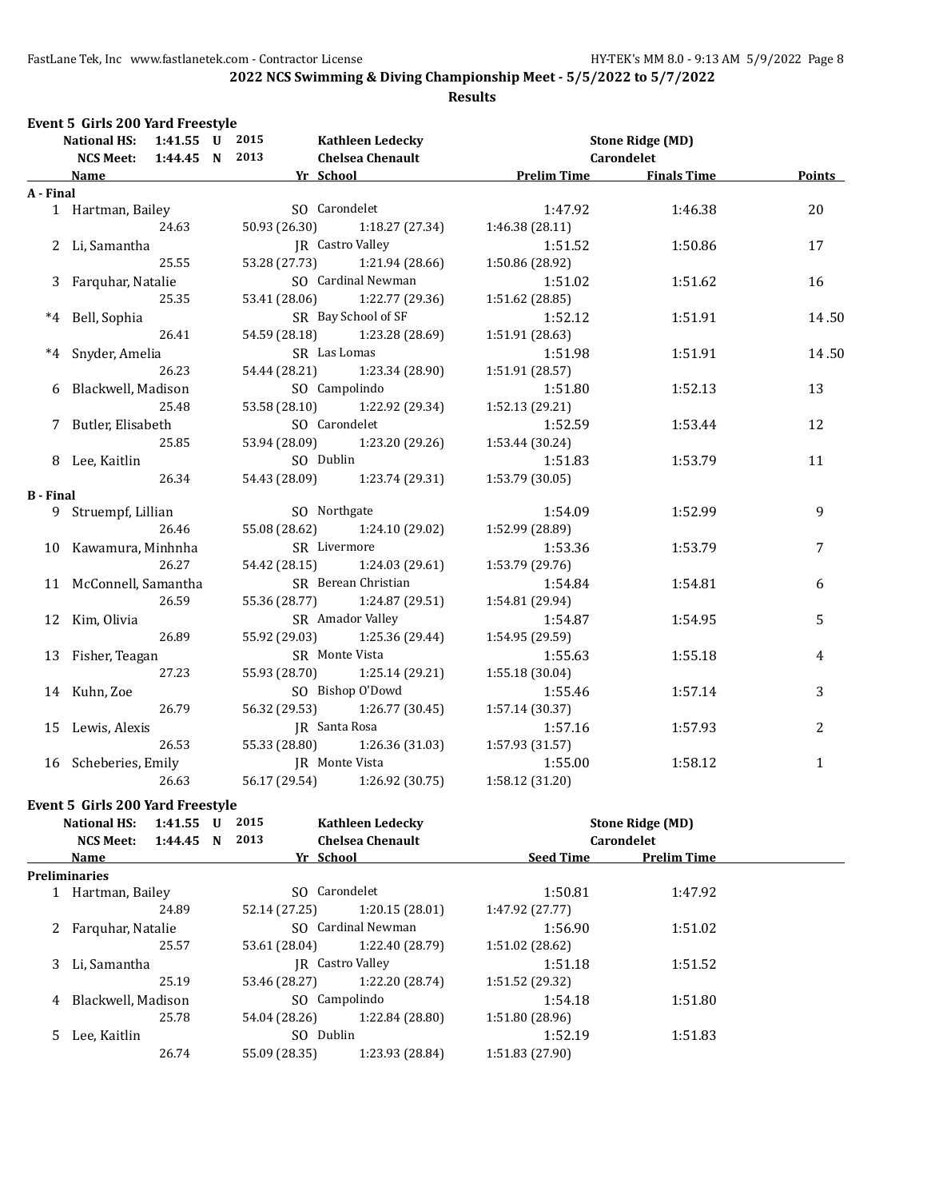## 2022 NCS Swimming & Diving Championship Meet - 5/5/2022 to 5/7/2022

**Results**

### Event 5 Girls 200 Yard Freestyle

| | | | | | |
|---|---|---|---|---|---|
| **National HS:** | 1:41.55 U | 2015 | Kathleen Ledecky | Stone Ridge (MD) | |
| **NCS Meet:** | 1:44.45 N | 2013 | Chelsea Chenault | Carondelet | |

| | Name | Yr | School | Prelim Time | Finals Time | Points |
|---|---|---|---|---|---|---|
| **A - Final** | | | | | | |
| 1 | Hartman, Bailey | SO | Carondelet | 1:47.92 | 1:46.38 | 20 |
| | 24.63 | 50.93 (26.30) | 1:18.27 (27.34) | 1:46.38 (28.11) | | |
| 2 | Li, Samantha | JR | Castro Valley | 1:51.52 | 1:50.86 | 17 |
| | 25.55 | 53.28 (27.73) | 1:21.94 (28.66) | 1:50.86 (28.92) | | |
| 3 | Farquhar, Natalie | SO | Cardinal Newman | 1:51.02 | 1:51.62 | 16 |
| | 25.35 | 53.41 (28.06) | 1:22.77 (29.36) | 1:51.62 (28.85) | | |
| *4 | Bell, Sophia | SR | Bay School of SF | 1:52.12 | 1:51.91 | 14.50 |
| | 26.41 | 54.59 (28.18) | 1:23.28 (28.69) | 1:51.91 (28.63) | | |
| *4 | Snyder, Amelia | SR | Las Lomas | 1:51.98 | 1:51.91 | 14.50 |
| | 26.23 | 54.44 (28.21) | 1:23.34 (28.90) | 1:51.91 (28.57) | | |
| 6 | Blackwell, Madison | SO | Campolindo | 1:51.80 | 1:52.13 | 13 |
| | 25.48 | 53.58 (28.10) | 1:22.92 (29.34) | 1:52.13 (29.21) | | |
| 7 | Butler, Elisabeth | SO | Carondelet | 1:52.59 | 1:53.44 | 12 |
| | 25.85 | 53.94 (28.09) | 1:23.20 (29.26) | 1:53.44 (30.24) | | |
| 8 | Lee, Kaitlin | SO | Dublin | 1:51.83 | 1:53.79 | 11 |
| | 26.34 | 54.43 (28.09) | 1:23.74 (29.31) | 1:53.79 (30.05) | | |
| **B - Final** | | | | | | |
| 9 | Struempf, Lillian | SO | Northgate | 1:54.09 | 1:52.99 | 9 |
| | 26.46 | 55.08 (28.62) | 1:24.10 (29.02) | 1:52.99 (28.89) | | |
| 10 | Kawamura, Minhnha | SR | Livermore | 1:53.36 | 1:53.79 | 7 |
| | 26.27 | 54.42 (28.15) | 1:24.03 (29.61) | 1:53.79 (29.76) | | |
| 11 | McConnell, Samantha | SR | Berean Christian | 1:54.84 | 1:54.81 | 6 |
| | 26.59 | 55.36 (28.77) | 1:24.87 (29.51) | 1:54.81 (29.94) | | |
| 12 | Kim, Olivia | SR | Amador Valley | 1:54.87 | 1:54.95 | 5 |
| | 26.89 | 55.92 (29.03) | 1:25.36 (29.44) | 1:54.95 (29.59) | | |
| 13 | Fisher, Teagan | SR | Monte Vista | 1:55.63 | 1:55.18 | 4 |
| | 27.23 | 55.93 (28.70) | 1:25.14 (29.21) | 1:55.18 (30.04) | | |
| 14 | Kuhn, Zoe | SO | Bishop O'Dowd | 1:55.46 | 1:57.14 | 3 |
| | 26.79 | 56.32 (29.53) | 1:26.77 (30.45) | 1:57.14 (30.37) | | |
| 15 | Lewis, Alexis | JR | Santa Rosa | 1:57.16 | 1:57.93 | 2 |
| | 26.53 | 55.33 (28.80) | 1:26.36 (31.03) | 1:57.93 (31.57) | | |
| 16 | Scheberies, Emily | JR | Monte Vista | 1:55.00 | 1:58.12 | 1 |
| | 26.63 | 56.17 (29.54) | 1:26.92 (30.75) | 1:58.12 (31.20) | | |

### Event 5 Girls 200 Yard Freestyle

| | | | | | |
|---|---|---|---|---|---|
| **National HS:** | 1:41.55 U | 2015 | Kathleen Ledecky | Stone Ridge (MD) | |
| **NCS Meet:** | 1:44.45 N | 2013 | Chelsea Chenault | Carondelet | |

| | Name | Yr | School | Seed Time | Prelim Time |
|---|---|---|---|---|---|
| **Preliminaries** | | | | | |
| 1 | Hartman, Bailey | SO | Carondelet | 1:50.81 | 1:47.92 |
| | 24.89 | 52.14 (27.25) | 1:20.15 (28.01) | 1:47.92 (27.77) | |
| 2 | Farquhar, Natalie | SO | Cardinal Newman | 1:56.90 | 1:51.02 |
| | 25.57 | 53.61 (28.04) | 1:22.40 (28.79) | 1:51.02 (28.62) | |
| 3 | Li, Samantha | JR | Castro Valley | 1:51.18 | 1:51.52 |
| | 25.19 | 53.46 (28.27) | 1:22.20 (28.74) | 1:51.52 (29.32) | |
| 4 | Blackwell, Madison | SO | Campolindo | 1:54.18 | 1:51.80 |
| | 25.78 | 54.04 (28.26) | 1:22.84 (28.80) | 1:51.80 (28.96) | |
| 5 | Lee, Kaitlin | SO | Dublin | 1:52.19 | 1:51.83 |
| | 26.74 | 55.09 (28.35) | 1:23.93 (28.84) | 1:51.83 (27.90) | |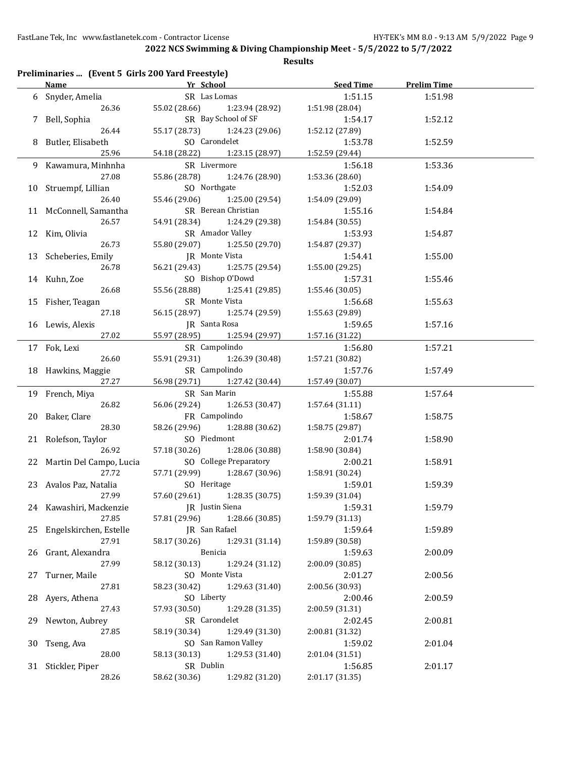## 2022 NCS Swimming & Diving Championship Meet - 5/5/2022 to 5/7/2022

### Results

**Preliminaries ... (Event 5 Girls 200 Yard Freestyle)**

| | Name | Yr | School | Seed Time | Prelim Time |
|---|---|---|---|---|---|
| 6 | Snyder, Amelia | SR | Las Lomas | 1:51.15 | 1:51.98 |
| | 26.36 | 55.02 (28.66) | 1:23.94 (28.92) | 1:51.98 (28.04) | |
| 7 | Bell, Sophia | SR | Bay School of SF | 1:54.17 | 1:52.12 |
| | 26.44 | 55.17 (28.73) | 1:24.23 (29.06) | 1:52.12 (27.89) | |
| 8 | Butler, Elisabeth | SO | Carondelet | 1:53.78 | 1:52.59 |
| | 25.96 | 54.18 (28.22) | 1:23.15 (28.97) | 1:52.59 (29.44) | |
| 9 | Kawamura, Minhnha | SR | Livermore | 1:56.18 | 1:53.36 |
| | 27.08 | 55.86 (28.78) | 1:24.76 (28.90) | 1:53.36 (28.60) | |
| 10 | Struempf, Lillian | SO | Northgate | 1:52.03 | 1:54.09 |
| | 26.40 | 55.46 (29.06) | 1:25.00 (29.54) | 1:54.09 (29.09) | |
| 11 | McConnell, Samantha | SR | Berean Christian | 1:55.16 | 1:54.84 |
| | 26.57 | 54.91 (28.34) | 1:24.29 (29.38) | 1:54.84 (30.55) | |
| 12 | Kim, Olivia | SR | Amador Valley | 1:53.93 | 1:54.87 |
| | 26.73 | 55.80 (29.07) | 1:25.50 (29.70) | 1:54.87 (29.37) | |
| 13 | Scheberies, Emily | JR | Monte Vista | 1:54.41 | 1:55.00 |
| | 26.78 | 56.21 (29.43) | 1:25.75 (29.54) | 1:55.00 (29.25) | |
| 14 | Kuhn, Zoe | SO | Bishop O'Dowd | 1:57.31 | 1:55.46 |
| | 26.68 | 55.56 (28.88) | 1:25.41 (29.85) | 1:55.46 (30.05) | |
| 15 | Fisher, Teagan | SR | Monte Vista | 1:56.68 | 1:55.63 |
| | 27.18 | 56.15 (28.97) | 1:25.74 (29.59) | 1:55.63 (29.89) | |
| 16 | Lewis, Alexis | JR | Santa Rosa | 1:59.65 | 1:57.16 |
| | 27.02 | 55.97 (28.95) | 1:25.94 (29.97) | 1:57.16 (31.22) | |
| 17 | Fok, Lexi | SR | Campolindo | 1:56.80 | 1:57.21 |
| | 26.60 | 55.91 (29.31) | 1:26.39 (30.48) | 1:57.21 (30.82) | |
| 18 | Hawkins, Maggie | SR | Campolindo | 1:57.76 | 1:57.49 |
| | 27.27 | 56.98 (29.71) | 1:27.42 (30.44) | 1:57.49 (30.07) | |
| 19 | French, Miya | SR | San Marin | 1:55.88 | 1:57.64 |
| | 26.82 | 56.06 (29.24) | 1:26.53 (30.47) | 1:57.64 (31.11) | |
| 20 | Baker, Clare | FR | Campolindo | 1:58.67 | 1:58.75 |
| | 28.30 | 58.26 (29.96) | 1:28.88 (30.62) | 1:58.75 (29.87) | |
| 21 | Rolefson, Taylor | SO | Piedmont | 2:01.74 | 1:58.90 |
| | 26.92 | 57.18 (30.26) | 1:28.06 (30.88) | 1:58.90 (30.84) | |
| 22 | Martin Del Campo, Lucia | SO | College Preparatory | 2:00.21 | 1:58.91 |
| | 27.72 | 57.71 (29.99) | 1:28.67 (30.96) | 1:58.91 (30.24) | |
| 23 | Avalos Paz, Natalia | SO | Heritage | 1:59.01 | 1:59.39 |
| | 27.99 | 57.60 (29.61) | 1:28.35 (30.75) | 1:59.39 (31.04) | |
| 24 | Kawashiri, Mackenzie | JR | Justin Siena | 1:59.31 | 1:59.79 |
| | 27.85 | 57.81 (29.96) | 1:28.66 (30.85) | 1:59.79 (31.13) | |
| 25 | Engelskirchen, Estelle | JR | San Rafael | 1:59.64 | 1:59.89 |
| | 27.91 | 58.17 (30.26) | 1:29.31 (31.14) | 1:59.89 (30.58) | |
| 26 | Grant, Alexandra | | Benicia | 1:59.63 | 2:00.09 |
| | 27.99 | 58.12 (30.13) | 1:29.24 (31.12) | 2:00.09 (30.85) | |
| 27 | Turner, Maile | SO | Monte Vista | 2:01.27 | 2:00.56 |
| | 27.81 | 58.23 (30.42) | 1:29.63 (31.40) | 2:00.56 (30.93) | |
| 28 | Ayers, Athena | SO | Liberty | 2:00.46 | 2:00.59 |
| | 27.43 | 57.93 (30.50) | 1:29.28 (31.35) | 2:00.59 (31.31) | |
| 29 | Newton, Aubrey | SR | Carondelet | 2:02.45 | 2:00.81 |
| | 27.85 | 58.19 (30.34) | 1:29.49 (31.30) | 2:00.81 (31.32) | |
| 30 | Tseng, Ava | SO | San Ramon Valley | 1:59.02 | 2:01.04 |
| | 28.00 | 58.13 (30.13) | 1:29.53 (31.40) | 2:01.04 (31.51) | |
| 31 | Stickler, Piper | SR | Dublin | 1:56.85 | 2:01.17 |
| | 28.26 | 58.62 (30.36) | 1:29.82 (31.20) | 2:01.17 (31.35) | |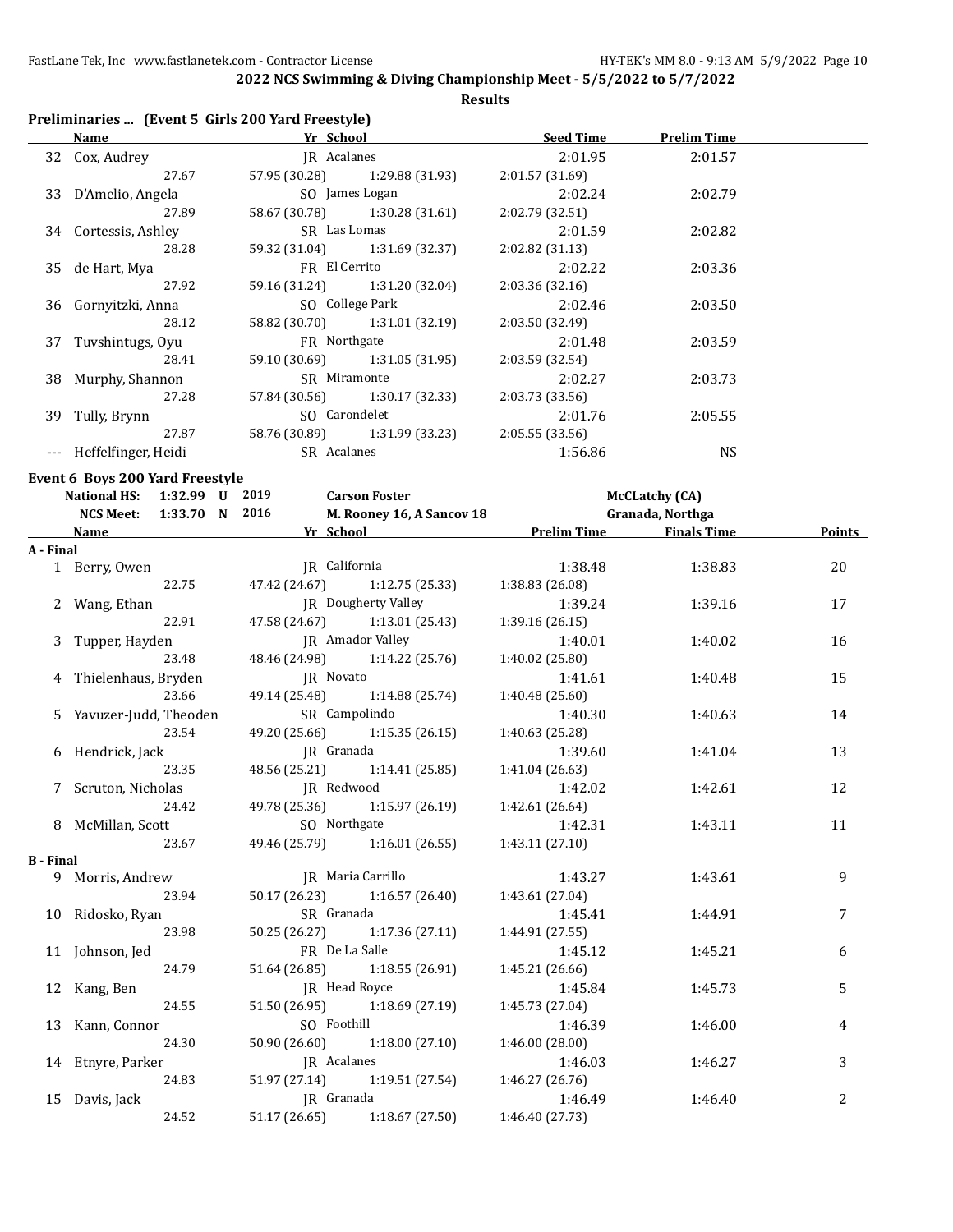**2022 NCS Swimming & Diving Championship Meet - 5/5/2022 to 5/7/2022**

**Results**

## Preliminaries ... (Event 5 Girls 200 Yard Freestyle)

| | Name | Yr | School | Seed Time | Prelim Time |
|---|---|---|---|---|---|
| 32 | Cox, Audrey | JR | Acalanes | 2:01.95 | 2:01.57 |
| | 27.67 | 57.95 (30.28) | 1:29.88 (31.93) | 2:01.57 (31.69) | |
| 33 | D'Amelio, Angela | SO | James Logan | 2:02.24 | 2:02.79 |
| | 27.89 | 58.67 (30.78) | 1:30.28 (31.61) | 2:02.79 (32.51) | |
| 34 | Cortessis, Ashley | SR | Las Lomas | 2:01.59 | 2:02.82 |
| | 28.28 | 59.32 (31.04) | 1:31.69 (32.37) | 2:02.82 (31.13) | |
| 35 | de Hart, Mya | FR | El Cerrito | 2:02.22 | 2:03.36 |
| | 27.92 | 59.16 (31.24) | 1:31.20 (32.04) | 2:03.36 (32.16) | |
| 36 | Gornyitzki, Anna | SO | College Park | 2:02.46 | 2:03.50 |
| | 28.12 | 58.82 (30.70) | 1:31.01 (32.19) | 2:03.50 (32.49) | |
| 37 | Tuvshintugs, Oyu | FR | Northgate | 2:01.48 | 2:03.59 |
| | 28.41 | 59.10 (30.69) | 1:31.05 (31.95) | 2:03.59 (32.54) | |
| 38 | Murphy, Shannon | SR | Miramonte | 2:02.27 | 2:03.73 |
| | 27.28 | 57.84 (30.56) | 1:30.17 (32.33) | 2:03.73 (33.56) | |
| 39 | Tully, Brynn | SO | Carondelet | 2:01.76 | 2:05.55 |
| | 27.87 | 58.76 (30.89) | 1:31.99 (33.23) | 2:05.55 (33.56) | |
| --- | Heffelfinger, Heidi | SR | Acalanes | 1:56.86 | NS |

## Event 6 Boys 200 Yard Freestyle

| | | | | | |
|---|---|---|---|---|---|
| National HS: | 1:32.99 | U | 2019 | Carson Foster | McCLatchy (CA) |
| NCS Meet: | 1:33.70 | N | 2016 | M. Rooney 16, A Sancov 18 | Granada, Northga |

| | Name | Yr | School | Prelim Time | Finals Time | Points |
|---|---|---|---|---|---|---|
| **A - Final** | | | | | | |
| 1 | Berry, Owen | JR | California | 1:38.48 | 1:38.83 | 20 |
| | 22.75 | 47.42 (24.67) | 1:12.75 (25.33) | 1:38.83 (26.08) | | |
| 2 | Wang, Ethan | JR | Dougherty Valley | 1:39.24 | 1:39.16 | 17 |
| | 22.91 | 47.58 (24.67) | 1:13.01 (25.43) | 1:39.16 (26.15) | | |
| 3 | Tupper, Hayden | JR | Amador Valley | 1:40.01 | 1:40.02 | 16 |
| | 23.48 | 48.46 (24.98) | 1:14.22 (25.76) | 1:40.02 (25.80) | | |
| 4 | Thielenhaus, Bryden | JR | Novato | 1:41.61 | 1:40.48 | 15 |
| | 23.66 | 49.14 (25.48) | 1:14.88 (25.74) | 1:40.48 (25.60) | | |
| 5 | Yavuzer-Judd, Theoden | SR | Campolindo | 1:40.30 | 1:40.63 | 14 |
| | 23.54 | 49.20 (25.66) | 1:15.35 (26.15) | 1:40.63 (25.28) | | |
| 6 | Hendrick, Jack | JR | Granada | 1:39.60 | 1:41.04 | 13 |
| | 23.35 | 48.56 (25.21) | 1:14.41 (25.85) | 1:41.04 (26.63) | | |
| 7 | Scruton, Nicholas | JR | Redwood | 1:42.02 | 1:42.61 | 12 |
| | 24.42 | 49.78 (25.36) | 1:15.97 (26.19) | 1:42.61 (26.64) | | |
| 8 | McMillan, Scott | SO | Northgate | 1:42.31 | 1:43.11 | 11 |
| | 23.67 | 49.46 (25.79) | 1:16.01 (26.55) | 1:43.11 (27.10) | | |
| **B - Final** | | | | | | |
| 9 | Morris, Andrew | JR | Maria Carrillo | 1:43.27 | 1:43.61 | 9 |
| | 23.94 | 50.17 (26.23) | 1:16.57 (26.40) | 1:43.61 (27.04) | | |
| 10 | Ridosko, Ryan | SR | Granada | 1:45.41 | 1:44.91 | 7 |
| | 23.98 | 50.25 (26.27) | 1:17.36 (27.11) | 1:44.91 (27.55) | | |
| 11 | Johnson, Jed | FR | De La Salle | 1:45.12 | 1:45.21 | 6 |
| | 24.79 | 51.64 (26.85) | 1:18.55 (26.91) | 1:45.21 (26.66) | | |
| 12 | Kang, Ben | JR | Head Royce | 1:45.84 | 1:45.73 | 5 |
| | 24.55 | 51.50 (26.95) | 1:18.69 (27.19) | 1:45.73 (27.04) | | |
| 13 | Kann, Connor | SO | Foothill | 1:46.39 | 1:46.00 | 4 |
| | 24.30 | 50.90 (26.60) | 1:18.00 (27.10) | 1:46.00 (28.00) | | |
| 14 | Etnyre, Parker | JR | Acalanes | 1:46.03 | 1:46.27 | 3 |
| | 24.83 | 51.97 (27.14) | 1:19.51 (27.54) | 1:46.27 (26.76) | | |
| 15 | Davis, Jack | JR | Granada | 1:46.49 | 1:46.40 | 2 |
| | 24.52 | 51.17 (26.65) | 1:18.67 (27.50) | 1:46.40 (27.73) | | |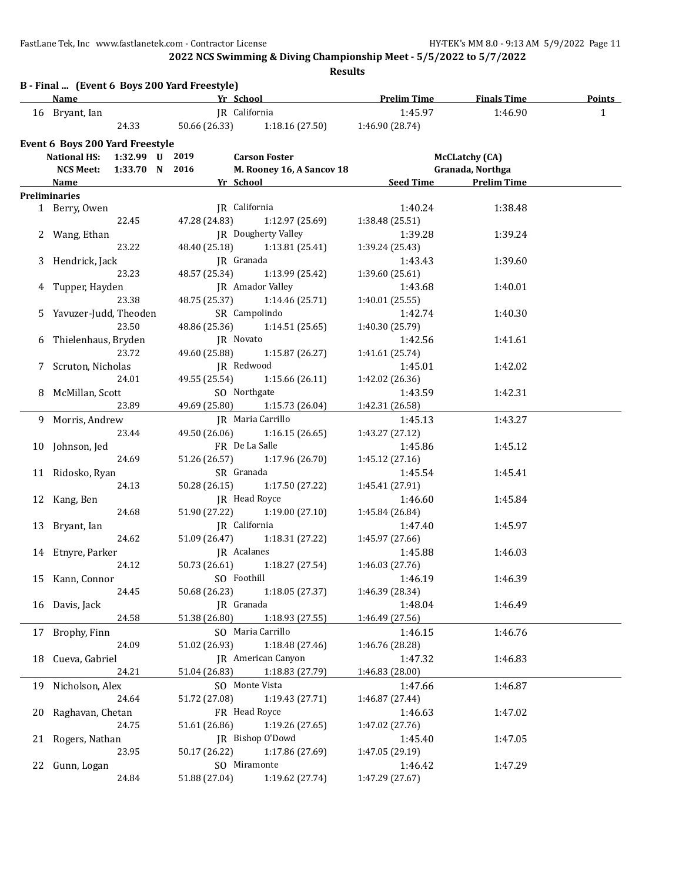## 2022 NCS Swimming & Diving Championship Meet - 5/5/2022 to 5/7/2022

### Results

**B - Final ... (Event 6 Boys 200 Yard Freestyle)**

| | Name | Yr | School | Prelim Time | Finals Time | Points |
|---|---|---|---|---|---|---|
| 16 | Bryant, Ian | JR | California | 1:45.97 | 1:46.90 | 1 |
| | 24.33 | 50.66 (26.33) | 1:18.16 (27.50) | 1:46.90 (28.74) | | |

**Event 6 Boys 200 Yard Freestyle**

| | | | | |
|---|---|---|---|---|
| National HS: | 1:32.99 U | 2019 | Carson Foster | McCLatchy (CA) |
| NCS Meet: | 1:33.70 N | 2016 | M. Rooney 16, A Sancov 18 | Granada, Northga |

**Preliminaries**

| | Name | Yr | School | Seed Time | Prelim Time |
|---|---|---|---|---|---|
| 1 | Berry, Owen | JR | California | 1:40.24 | 1:38.48 |
| | 22.45 | 47.28 (24.83) | 1:12.97 (25.69) | 1:38.48 (25.51) | |
| 2 | Wang, Ethan | JR | Dougherty Valley | 1:39.28 | 1:39.24 |
| | 23.22 | 48.40 (25.18) | 1:13.81 (25.41) | 1:39.24 (25.43) | |
| 3 | Hendrick, Jack | JR | Granada | 1:43.43 | 1:39.60 |
| | 23.23 | 48.57 (25.34) | 1:13.99 (25.42) | 1:39.60 (25.61) | |
| 4 | Tupper, Hayden | JR | Amador Valley | 1:43.68 | 1:40.01 |
| | 23.38 | 48.75 (25.37) | 1:14.46 (25.71) | 1:40.01 (25.55) | |
| 5 | Yavuzer-Judd, Theoden | SR | Campolindo | 1:42.74 | 1:40.30 |
| | 23.50 | 48.86 (25.36) | 1:14.51 (25.65) | 1:40.30 (25.79) | |
| 6 | Thielenhaus, Bryden | JR | Novato | 1:42.56 | 1:41.61 |
| | 23.72 | 49.60 (25.88) | 1:15.87 (26.27) | 1:41.61 (25.74) | |
| 7 | Scruton, Nicholas | JR | Redwood | 1:45.01 | 1:42.02 |
| | 24.01 | 49.55 (25.54) | 1:15.66 (26.11) | 1:42.02 (26.36) | |
| 8 | McMillan, Scott | SO | Northgate | 1:43.59 | 1:42.31 |
| | 23.89 | 49.69 (25.80) | 1:15.73 (26.04) | 1:42.31 (26.58) | |
| 9 | Morris, Andrew | JR | Maria Carrillo | 1:45.13 | 1:43.27 |
| | 23.44 | 49.50 (26.06) | 1:16.15 (26.65) | 1:43.27 (27.12) | |
| 10 | Johnson, Jed | FR | De La Salle | 1:45.86 | 1:45.12 |
| | 24.69 | 51.26 (26.57) | 1:17.96 (26.70) | 1:45.12 (27.16) | |
| 11 | Ridosko, Ryan | SR | Granada | 1:45.54 | 1:45.41 |
| | 24.13 | 50.28 (26.15) | 1:17.50 (27.22) | 1:45.41 (27.91) | |
| 12 | Kang, Ben | JR | Head Royce | 1:46.60 | 1:45.84 |
| | 24.68 | 51.90 (27.22) | 1:19.00 (27.10) | 1:45.84 (26.84) | |
| 13 | Bryant, Ian | JR | California | 1:47.40 | 1:45.97 |
| | 24.62 | 51.09 (26.47) | 1:18.31 (27.22) | 1:45.97 (27.66) | |
| 14 | Etnyre, Parker | JR | Acalanes | 1:45.88 | 1:46.03 |
| | 24.12 | 50.73 (26.61) | 1:18.27 (27.54) | 1:46.03 (27.76) | |
| 15 | Kann, Connor | SO | Foothill | 1:46.19 | 1:46.39 |
| | 24.45 | 50.68 (26.23) | 1:18.05 (27.37) | 1:46.39 (28.34) | |
| 16 | Davis, Jack | JR | Granada | 1:48.04 | 1:46.49 |
| | 24.58 | 51.38 (26.80) | 1:18.93 (27.55) | 1:46.49 (27.56) | |
| 17 | Brophy, Finn | SO | Maria Carrillo | 1:46.15 | 1:46.76 |
| | 24.09 | 51.02 (26.93) | 1:18.48 (27.46) | 1:46.76 (28.28) | |
| 18 | Cueva, Gabriel | JR | American Canyon | 1:47.32 | 1:46.83 |
| | 24.21 | 51.04 (26.83) | 1:18.83 (27.79) | 1:46.83 (28.00) | |
| 19 | Nicholson, Alex | SO | Monte Vista | 1:47.66 | 1:46.87 |
| | 24.64 | 51.72 (27.08) | 1:19.43 (27.71) | 1:46.87 (27.44) | |
| 20 | Raghavan, Chetan | FR | Head Royce | 1:46.63 | 1:47.02 |
| | 24.75 | 51.61 (26.86) | 1:19.26 (27.65) | 1:47.02 (27.76) | |
| 21 | Rogers, Nathan | JR | Bishop O'Dowd | 1:45.40 | 1:47.05 |
| | 23.95 | 50.17 (26.22) | 1:17.86 (27.69) | 1:47.05 (29.19) | |
| 22 | Gunn, Logan | SO | Miramonte | 1:46.42 | 1:47.29 |
| | 24.84 | 51.88 (27.04) | 1:19.62 (27.74) | 1:47.29 (27.67) | |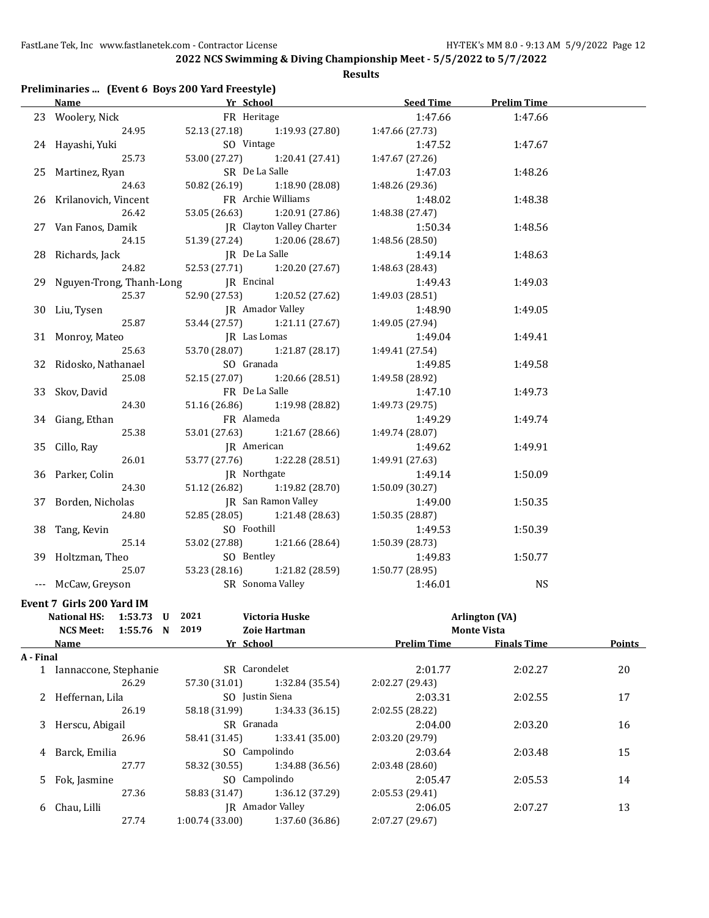**2022 NCS Swimming & Diving Championship Meet - 5/5/2022 to 5/7/2022**

**Results**

### Preliminaries ... (Event 6 Boys 200 Yard Freestyle)

| | Name | Yr | School | Seed Time | Prelim Time |
|---|---|---|---|---|---|
| 23 | Woolery, Nick | FR | Heritage | 1:47.66 | 1:47.66 |
| | 24.95 | 52.13 (27.18) | 1:19.93 (27.80) | 1:47.66 (27.73) | |
| 24 | Hayashi, Yuki | SO | Vintage | 1:47.52 | 1:47.67 |
| | 25.73 | 53.00 (27.27) | 1:20.41 (27.41) | 1:47.67 (27.26) | |
| 25 | Martinez, Ryan | SR | De La Salle | 1:47.03 | 1:48.26 |
| | 24.63 | 50.82 (26.19) | 1:18.90 (28.08) | 1:48.26 (29.36) | |
| 26 | Krilanovich, Vincent | FR | Archie Williams | 1:48.02 | 1:48.38 |
| | 26.42 | 53.05 (26.63) | 1:20.91 (27.86) | 1:48.38 (27.47) | |
| 27 | Van Fanos, Damik | JR | Clayton Valley Charter | 1:50.34 | 1:48.56 |
| | 24.15 | 51.39 (27.24) | 1:20.06 (28.67) | 1:48.56 (28.50) | |
| 28 | Richards, Jack | JR | De La Salle | 1:49.14 | 1:48.63 |
| | 24.82 | 52.53 (27.71) | 1:20.20 (27.67) | 1:48.63 (28.43) | |
| 29 | Nguyen-Trong, Thanh-Long | JR | Encinal | 1:49.43 | 1:49.03 |
| | 25.37 | 52.90 (27.53) | 1:20.52 (27.62) | 1:49.03 (28.51) | |
| 30 | Liu, Tysen | JR | Amador Valley | 1:48.90 | 1:49.05 |
| | 25.87 | 53.44 (27.57) | 1:21.11 (27.67) | 1:49.05 (27.94) | |
| 31 | Monroy, Mateo | JR | Las Lomas | 1:49.04 | 1:49.41 |
| | 25.63 | 53.70 (28.07) | 1:21.87 (28.17) | 1:49.41 (27.54) | |
| 32 | Ridosko, Nathanael | SO | Granada | 1:49.85 | 1:49.58 |
| | 25.08 | 52.15 (27.07) | 1:20.66 (28.51) | 1:49.58 (28.92) | |
| 33 | Skov, David | FR | De La Salle | 1:47.10 | 1:49.73 |
| | 24.30 | 51.16 (26.86) | 1:19.98 (28.82) | 1:49.73 (29.75) | |
| 34 | Giang, Ethan | FR | Alameda | 1:49.29 | 1:49.74 |
| | 25.38 | 53.01 (27.63) | 1:21.67 (28.66) | 1:49.74 (28.07) | |
| 35 | Cillo, Ray | JR | American | 1:49.62 | 1:49.91 |
| | 26.01 | 53.77 (27.76) | 1:22.28 (28.51) | 1:49.91 (27.63) | |
| 36 | Parker, Colin | JR | Northgate | 1:49.14 | 1:50.09 |
| | 24.30 | 51.12 (26.82) | 1:19.82 (28.70) | 1:50.09 (30.27) | |
| 37 | Borden, Nicholas | JR | San Ramon Valley | 1:49.00 | 1:50.35 |
| | 24.80 | 52.85 (28.05) | 1:21.48 (28.63) | 1:50.35 (28.87) | |
| 38 | Tang, Kevin | SO | Foothill | 1:49.53 | 1:50.39 |
| | 25.14 | 53.02 (27.88) | 1:21.66 (28.64) | 1:50.39 (28.73) | |
| 39 | Holtzman, Theo | SO | Bentley | 1:49.83 | 1:50.77 |
| | 25.07 | 53.23 (28.16) | 1:21.82 (28.59) | 1:50.77 (28.95) | |
| --- | McCaw, Greyson | SR | Sonoma Valley | 1:46.01 | NS |

### Event 7 Girls 200 Yard IM

| | | | | |
|---|---|---|---|---|
| National HS: | 1:53.73 U | 2021 | Victoria Huske | Arlington (VA) |
| NCS Meet: | 1:55.76 N | 2019 | Zoie Hartman | Monte Vista |

| | Name | Yr | School | Prelim Time | Finals Time | Points |
|---|---|---|---|---|---|---|
| **A - Final** | | | | | | |
| 1 | Iannaccone, Stephanie | SR | Carondelet | 2:01.77 | 2:02.27 | 20 |
| | 26.29 | 57.30 (31.01) | 1:32.84 (35.54) | 2:02.27 (29.43) | | |
| 2 | Heffernan, Lila | SO | Justin Siena | 2:03.31 | 2:02.55 | 17 |
| | 26.19 | 58.18 (31.99) | 1:34.33 (36.15) | 2:02.55 (28.22) | | |
| 3 | Herscu, Abigail | SR | Granada | 2:04.00 | 2:03.20 | 16 |
| | 26.96 | 58.41 (31.45) | 1:33.41 (35.00) | 2:03.20 (29.79) | | |
| 4 | Barck, Emilia | SO | Campolindo | 2:03.64 | 2:03.48 | 15 |
| | 27.77 | 58.32 (30.55) | 1:34.88 (36.56) | 2:03.48 (28.60) | | |
| 5 | Fok, Jasmine | SO | Campolindo | 2:05.47 | 2:05.53 | 14 |
| | 27.36 | 58.83 (31.47) | 1:36.12 (37.29) | 2:05.53 (29.41) | | |
| 6 | Chau, Lilli | JR | Amador Valley | 2:06.05 | 2:07.27 | 13 |
| | 27.74 | 1:00.74 (33.00) | 1:37.60 (36.86) | 2:07.27 (29.67) | | |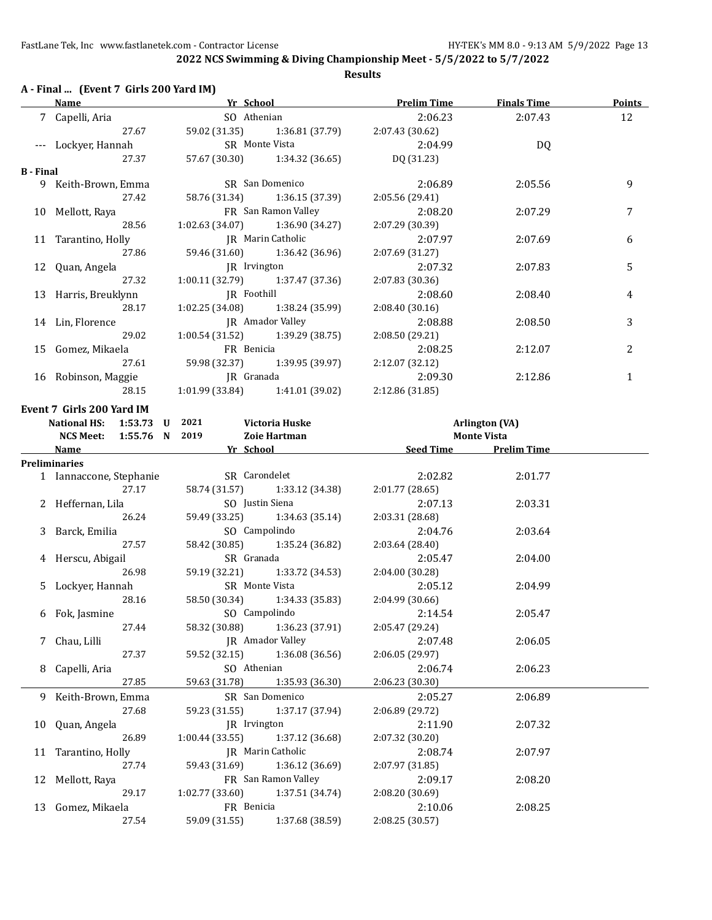**2022 NCS Swimming & Diving Championship Meet - 5/5/2022 to 5/7/2022**

**Results**

### A - Final ... (Event 7 Girls 200 Yard IM)

| | Name | Yr | School | Prelim Time | Finals Time | Points |
|---|---|---|---|---|---|---|
| 7 | Capelli, Aria | SO | Athenian | 2:06.23 | 2:07.43 | 12 |
| | 27.67 | 59.02 (31.35) | 1:36.81 (37.79) | 2:07.43 (30.62) | | |
| --- | Lockyer, Hannah | SR | Monte Vista | 2:04.99 | DQ | |
| | 27.37 | 57.67 (30.30) | 1:34.32 (36.65) | DQ (31.23) | | |
| **B - Final** | | | | | | |
| 9 | Keith-Brown, Emma | SR | San Domenico | 2:06.89 | 2:05.56 | 9 |
| | 27.42 | 58.76 (31.34) | 1:36.15 (37.39) | 2:05.56 (29.41) | | |
| 10 | Mellott, Raya | FR | San Ramon Valley | 2:08.20 | 2:07.29 | 7 |
| | 28.56 | 1:02.63 (34.07) | 1:36.90 (34.27) | 2:07.29 (30.39) | | |
| 11 | Tarantino, Holly | JR | Marin Catholic | 2:07.97 | 2:07.69 | 6 |
| | 27.86 | 59.46 (31.60) | 1:36.42 (36.96) | 2:07.69 (31.27) | | |
| 12 | Quan, Angela | JR | Irvington | 2:07.32 | 2:07.83 | 5 |
| | 27.32 | 1:00.11 (32.79) | 1:37.47 (37.36) | 2:07.83 (30.36) | | |
| 13 | Harris, Breuklynn | JR | Foothill | 2:08.60 | 2:08.40 | 4 |
| | 28.17 | 1:02.25 (34.08) | 1:38.24 (35.99) | 2:08.40 (30.16) | | |
| 14 | Lin, Florence | JR | Amador Valley | 2:08.88 | 2:08.50 | 3 |
| | 29.02 | 1:00.54 (31.52) | 1:39.29 (38.75) | 2:08.50 (29.21) | | |
| 15 | Gomez, Mikaela | FR | Benicia | 2:08.25 | 2:12.07 | 2 |
| | 27.61 | 59.98 (32.37) | 1:39.95 (39.97) | 2:12.07 (32.12) | | |
| 16 | Robinson, Maggie | JR | Granada | 2:09.30 | 2:12.86 | 1 |
| | 28.15 | 1:01.99 (33.84) | 1:41.01 (39.02) | 2:12.86 (31.85) | | |

### Event 7 Girls 200 Yard IM

| Record | Time | | Year | Name | Team |
|---|---|---|---|---|---|
| National HS: | 1:53.73 | U | 2021 | Victoria Huske | Arlington (VA) |
| NCS Meet: | 1:55.76 | N | 2019 | Zoie Hartman | Monte Vista |

| | Name | Yr | School | Seed Time | Prelim Time |
|---|---|---|---|---|---|
| **Preliminaries** | | | | | |
| 1 | Iannaccone, Stephanie | SR | Carondelet | 2:02.82 | 2:01.77 |
| | 27.17 | 58.74 (31.57) | 1:33.12 (34.38) | 2:01.77 (28.65) | |
| 2 | Heffernan, Lila | SO | Justin Siena | 2:07.13 | 2:03.31 |
| | 26.24 | 59.49 (33.25) | 1:34.63 (35.14) | 2:03.31 (28.68) | |
| 3 | Barck, Emilia | SO | Campolindo | 2:04.76 | 2:03.64 |
| | 27.57 | 58.42 (30.85) | 1:35.24 (36.82) | 2:03.64 (28.40) | |
| 4 | Herscu, Abigail | SR | Granada | 2:05.47 | 2:04.00 |
| | 26.98 | 59.19 (32.21) | 1:33.72 (34.53) | 2:04.00 (30.28) | |
| 5 | Lockyer, Hannah | SR | Monte Vista | 2:05.12 | 2:04.99 |
| | 28.16 | 58.50 (30.34) | 1:34.33 (35.83) | 2:04.99 (30.66) | |
| 6 | Fok, Jasmine | SO | Campolindo | 2:14.54 | 2:05.47 |
| | 27.44 | 58.32 (30.88) | 1:36.23 (37.91) | 2:05.47 (29.24) | |
| 7 | Chau, Lilli | JR | Amador Valley | 2:07.48 | 2:06.05 |
| | 27.37 | 59.52 (32.15) | 1:36.08 (36.56) | 2:06.05 (29.97) | |
| 8 | Capelli, Aria | SO | Athenian | 2:06.74 | 2:06.23 |
| | 27.85 | 59.63 (31.78) | 1:35.93 (36.30) | 2:06.23 (30.30) | |
| 9 | Keith-Brown, Emma | SR | San Domenico | 2:05.27 | 2:06.89 |
| | 27.68 | 59.23 (31.55) | 1:37.17 (37.94) | 2:06.89 (29.72) | |
| 10 | Quan, Angela | JR | Irvington | 2:11.90 | 2:07.32 |
| | 26.89 | 1:00.44 (33.55) | 1:37.12 (36.68) | 2:07.32 (30.20) | |
| 11 | Tarantino, Holly | JR | Marin Catholic | 2:08.74 | 2:07.97 |
| | 27.74 | 59.43 (31.69) | 1:36.12 (36.69) | 2:07.97 (31.85) | |
| 12 | Mellott, Raya | FR | San Ramon Valley | 2:09.17 | 2:08.20 |
| | 29.17 | 1:02.77 (33.60) | 1:37.51 (34.74) | 2:08.20 (30.69) | |
| 13 | Gomez, Mikaela | FR | Benicia | 2:10.06 | 2:08.25 |
| | 27.54 | 59.09 (31.55) | 1:37.68 (38.59) | 2:08.25 (30.57) | |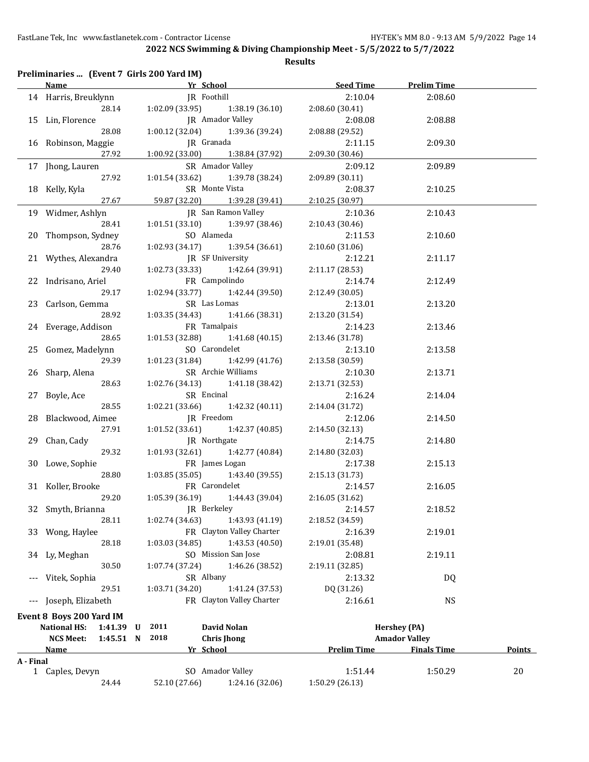**2022 NCS Swimming & Diving Championship Meet - 5/5/2022 to 5/7/2022**

**Results**

### Preliminaries ... (Event 7 Girls 200 Yard IM)

| | Name | Yr | School | Seed Time | Prelim Time |
|---|---|---|---|---|---|
| 14 | Harris, Breuklynn | JR | Foothill | 2:10.04 | 2:08.60 |
| | 28.14 | 1:02.09 (33.95) | 1:38.19 (36.10) | 2:08.60 (30.41) | |
| 15 | Lin, Florence | JR | Amador Valley | 2:08.08 | 2:08.88 |
| | 28.08 | 1:00.12 (32.04) | 1:39.36 (39.24) | 2:08.88 (29.52) | |
| 16 | Robinson, Maggie | JR | Granada | 2:11.15 | 2:09.30 |
| | 27.92 | 1:00.92 (33.00) | 1:38.84 (37.92) | 2:09.30 (30.46) | |
| 17 | Jhong, Lauren | SR | Amador Valley | 2:09.12 | 2:09.89 |
| | 27.92 | 1:01.54 (33.62) | 1:39.78 (38.24) | 2:09.89 (30.11) | |
| 18 | Kelly, Kyla | SR | Monte Vista | 2:08.37 | 2:10.25 |
| | 27.67 | 59.87 (32.20) | 1:39.28 (39.41) | 2:10.25 (30.97) | |
| 19 | Widmer, Ashlyn | JR | San Ramon Valley | 2:10.36 | 2:10.43 |
| | 28.41 | 1:01.51 (33.10) | 1:39.97 (38.46) | 2:10.43 (30.46) | |
| 20 | Thompson, Sydney | SO | Alameda | 2:11.53 | 2:10.60 |
| | 28.76 | 1:02.93 (34.17) | 1:39.54 (36.61) | 2:10.60 (31.06) | |
| 21 | Wythes, Alexandra | JR | SF University | 2:12.21 | 2:11.17 |
| | 29.40 | 1:02.73 (33.33) | 1:42.64 (39.91) | 2:11.17 (28.53) | |
| 22 | Indrisano, Ariel | FR | Campolindo | 2:14.74 | 2:12.49 |
| | 29.17 | 1:02.94 (33.77) | 1:42.44 (39.50) | 2:12.49 (30.05) | |
| 23 | Carlson, Gemma | SR | Las Lomas | 2:13.01 | 2:13.20 |
| | 28.92 | 1:03.35 (34.43) | 1:41.66 (38.31) | 2:13.20 (31.54) | |
| 24 | Everage, Addison | FR | Tamalpais | 2:14.23 | 2:13.46 |
| | 28.65 | 1:01.53 (32.88) | 1:41.68 (40.15) | 2:13.46 (31.78) | |
| 25 | Gomez, Madelynn | SO | Carondelet | 2:13.10 | 2:13.58 |
| | 29.39 | 1:01.23 (31.84) | 1:42.99 (41.76) | 2:13.58 (30.59) | |
| 26 | Sharp, Alena | SR | Archie Williams | 2:10.30 | 2:13.71 |
| | 28.63 | 1:02.76 (34.13) | 1:41.18 (38.42) | 2:13.71 (32.53) | |
| 27 | Boyle, Ace | SR | Encinal | 2:16.24 | 2:14.04 |
| | 28.55 | 1:02.21 (33.66) | 1:42.32 (40.11) | 2:14.04 (31.72) | |
| 28 | Blackwood, Aimee | JR | Freedom | 2:12.06 | 2:14.50 |
| | 27.91 | 1:01.52 (33.61) | 1:42.37 (40.85) | 2:14.50 (32.13) | |
| 29 | Chan, Cady | JR | Northgate | 2:14.75 | 2:14.80 |
| | 29.32 | 1:01.93 (32.61) | 1:42.77 (40.84) | 2:14.80 (32.03) | |
| 30 | Lowe, Sophie | FR | James Logan | 2:17.38 | 2:15.13 |
| | 28.80 | 1:03.85 (35.05) | 1:43.40 (39.55) | 2:15.13 (31.73) | |
| 31 | Koller, Brooke | FR | Carondelet | 2:14.57 | 2:16.05 |
| | 29.20 | 1:05.39 (36.19) | 1:44.43 (39.04) | 2:16.05 (31.62) | |
| 32 | Smyth, Brianna | JR | Berkeley | 2:14.57 | 2:18.52 |
| | 28.11 | 1:02.74 (34.63) | 1:43.93 (41.19) | 2:18.52 (34.59) | |
| 33 | Wong, Haylee | FR | Clayton Valley Charter | 2:16.39 | 2:19.01 |
| | 28.18 | 1:03.03 (34.85) | 1:43.53 (40.50) | 2:19.01 (35.48) | |
| 34 | Ly, Meghan | SO | Mission San Jose | 2:08.81 | 2:19.11 |
| | 30.50 | 1:07.74 (37.24) | 1:46.26 (38.52) | 2:19.11 (32.85) | |
| --- | Vitek, Sophia | SR | Albany | 2:13.32 | DQ |
| | 29.51 | 1:03.71 (34.20) | 1:41.24 (37.53) | DQ (31.26) | |
| --- | Joseph, Elizabeth | FR | Clayton Valley Charter | 2:16.61 | NS |

### Event 8 Boys 200 Yard IM

| | | | | | |
|---|---|---|---|---|---|
| National HS: | 1:41.39 U | 2011 | David Nolan | Hershey (PA) | |
| NCS Meet: | 1:45.51 N | 2018 | Chris Jhong | Amador Valley | |

| | Name | Yr | School | Prelim Time | Finals Time | Points |
|---|---|---|---|---|---|---|
| **A - Final** | | | | | | |
| 1 | Caples, Devyn | SO | Amador Valley | 1:51.44 | 1:50.29 | 20 |
| | 24.44 | 52.10 (27.66) | 1:24.16 (32.06) | 1:50.29 (26.13) | | |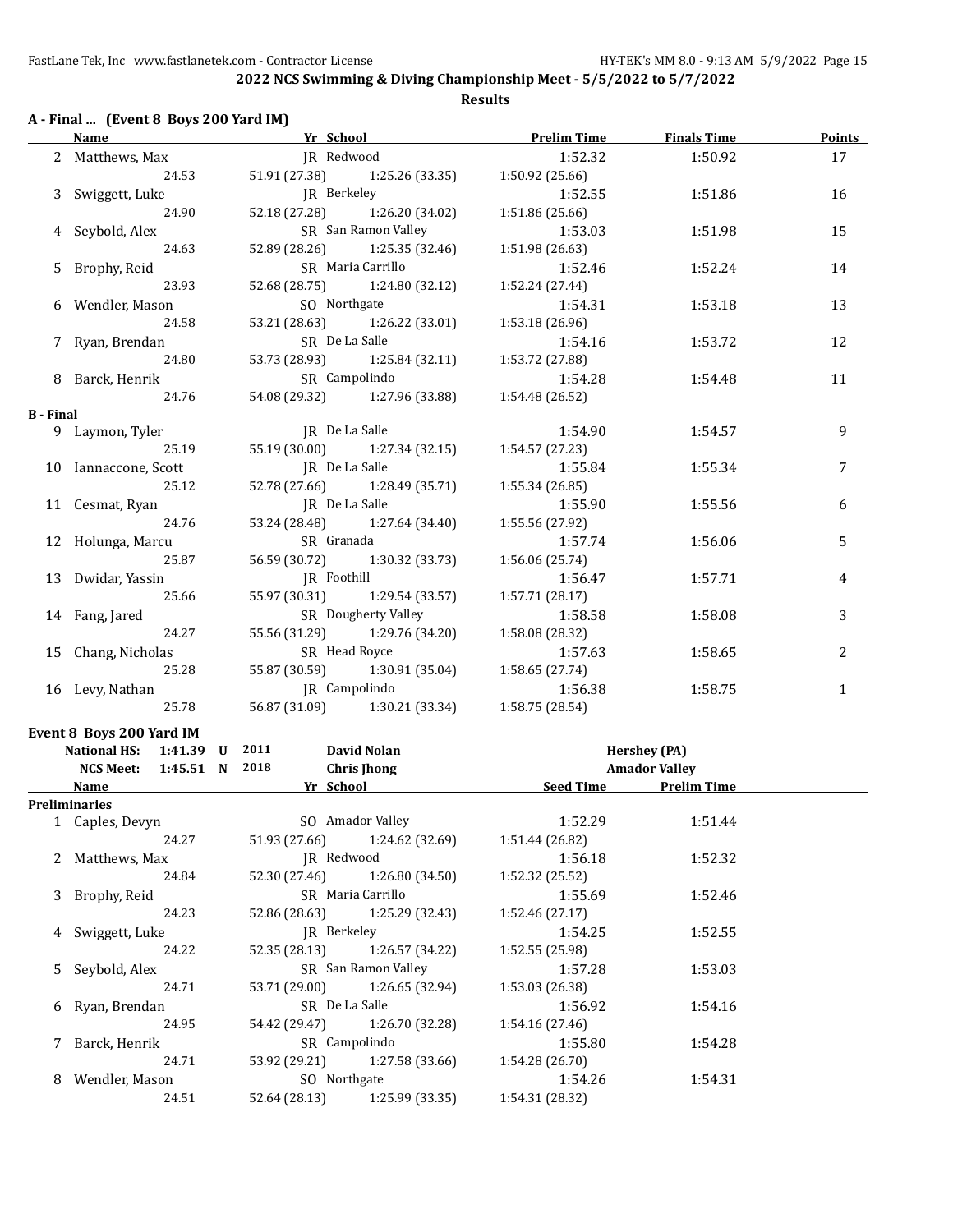**2022 NCS Swimming & Diving Championship Meet - 5/5/2022 to 5/7/2022**

**Results**

### A - Final ... (Event 8 Boys 200 Yard IM)

| | Name | Yr | School | Prelim Time | Finals Time | Points |
|---|---|---|---|---|---|---|
| 2 | Matthews, Max | JR | Redwood | 1:52.32 | 1:50.92 | 17 |
| | 24.53 | 51.91 (27.38) | 1:25.26 (33.35) | 1:50.92 (25.66) | | |
| 3 | Swiggett, Luke | JR | Berkeley | 1:52.55 | 1:51.86 | 16 |
| | 24.90 | 52.18 (27.28) | 1:26.20 (34.02) | 1:51.86 (25.66) | | |
| 4 | Seybold, Alex | SR | San Ramon Valley | 1:53.03 | 1:51.98 | 15 |
| | 24.63 | 52.89 (28.26) | 1:25.35 (32.46) | 1:51.98 (26.63) | | |
| 5 | Brophy, Reid | SR | Maria Carrillo | 1:52.46 | 1:52.24 | 14 |
| | 23.93 | 52.68 (28.75) | 1:24.80 (32.12) | 1:52.24 (27.44) | | |
| 6 | Wendler, Mason | SO | Northgate | 1:54.31 | 1:53.18 | 13 |
| | 24.58 | 53.21 (28.63) | 1:26.22 (33.01) | 1:53.18 (26.96) | | |
| 7 | Ryan, Brendan | SR | De La Salle | 1:54.16 | 1:53.72 | 12 |
| | 24.80 | 53.73 (28.93) | 1:25.84 (32.11) | 1:53.72 (27.88) | | |
| 8 | Barck, Henrik | SR | Campolindo | 1:54.28 | 1:54.48 | 11 |
| | 24.76 | 54.08 (29.32) | 1:27.96 (33.88) | 1:54.48 (26.52) | | |
| **B - Final** | | | | | | |
| 9 | Laymon, Tyler | JR | De La Salle | 1:54.90 | 1:54.57 | 9 |
| | 25.19 | 55.19 (30.00) | 1:27.34 (32.15) | 1:54.57 (27.23) | | |
| 10 | Iannaccone, Scott | JR | De La Salle | 1:55.84 | 1:55.34 | 7 |
| | 25.12 | 52.78 (27.66) | 1:28.49 (35.71) | 1:55.34 (26.85) | | |
| 11 | Cesmat, Ryan | JR | De La Salle | 1:55.90 | 1:55.56 | 6 |
| | 24.76 | 53.24 (28.48) | 1:27.64 (34.40) | 1:55.56 (27.92) | | |
| 12 | Holunga, Marcu | SR | Granada | 1:57.74 | 1:56.06 | 5 |
| | 25.87 | 56.59 (30.72) | 1:30.32 (33.73) | 1:56.06 (25.74) | | |
| 13 | Dwidar, Yassin | JR | Foothill | 1:56.47 | 1:57.71 | 4 |
| | 25.66 | 55.97 (30.31) | 1:29.54 (33.57) | 1:57.71 (28.17) | | |
| 14 | Fang, Jared | SR | Dougherty Valley | 1:58.58 | 1:58.08 | 3 |
| | 24.27 | 55.56 (31.29) | 1:29.76 (34.20) | 1:58.08 (28.32) | | |
| 15 | Chang, Nicholas | SR | Head Royce | 1:57.63 | 1:58.65 | 2 |
| | 25.28 | 55.87 (30.59) | 1:30.91 (35.04) | 1:58.65 (27.74) | | |
| 16 | Levy, Nathan | JR | Campolindo | 1:56.38 | 1:58.75 | 1 |
| | 25.78 | 56.87 (31.09) | 1:30.21 (33.34) | 1:58.75 (28.54) | | |

### Event 8 Boys 200 Yard IM

| | | | | | |
|---|---|---|---|---|---|
| National HS: | 1:41.39 | U | 2011 | David Nolan | Hershey (PA) |
| NCS Meet: | 1:45.51 | N | 2018 | Chris Jhong | Amador Valley |

| | Name | Yr | School | Seed Time | Prelim Time |
|---|---|---|---|---|---|
| **Preliminaries** | | | | | |
| 1 | Caples, Devyn | SO | Amador Valley | 1:52.29 | 1:51.44 |
| | 24.27 | 51.93 (27.66) | 1:24.62 (32.69) | 1:51.44 (26.82) | |
| 2 | Matthews, Max | JR | Redwood | 1:56.18 | 1:52.32 |
| | 24.84 | 52.30 (27.46) | 1:26.80 (34.50) | 1:52.32 (25.52) | |
| 3 | Brophy, Reid | SR | Maria Carrillo | 1:55.69 | 1:52.46 |
| | 24.23 | 52.86 (28.63) | 1:25.29 (32.43) | 1:52.46 (27.17) | |
| 4 | Swiggett, Luke | JR | Berkeley | 1:54.25 | 1:52.55 |
| | 24.22 | 52.35 (28.13) | 1:26.57 (34.22) | 1:52.55 (25.98) | |
| 5 | Seybold, Alex | SR | San Ramon Valley | 1:57.28 | 1:53.03 |
| | 24.71 | 53.71 (29.00) | 1:26.65 (32.94) | 1:53.03 (26.38) | |
| 6 | Ryan, Brendan | SR | De La Salle | 1:56.92 | 1:54.16 |
| | 24.95 | 54.42 (29.47) | 1:26.70 (32.28) | 1:54.16 (27.46) | |
| 7 | Barck, Henrik | SR | Campolindo | 1:55.80 | 1:54.28 |
| | 24.71 | 53.92 (29.21) | 1:27.58 (33.66) | 1:54.28 (26.70) | |
| 8 | Wendler, Mason | SO | Northgate | 1:54.26 | 1:54.31 |
| | 24.51 | 52.64 (28.13) | 1:25.99 (33.35) | 1:54.31 (28.32) | |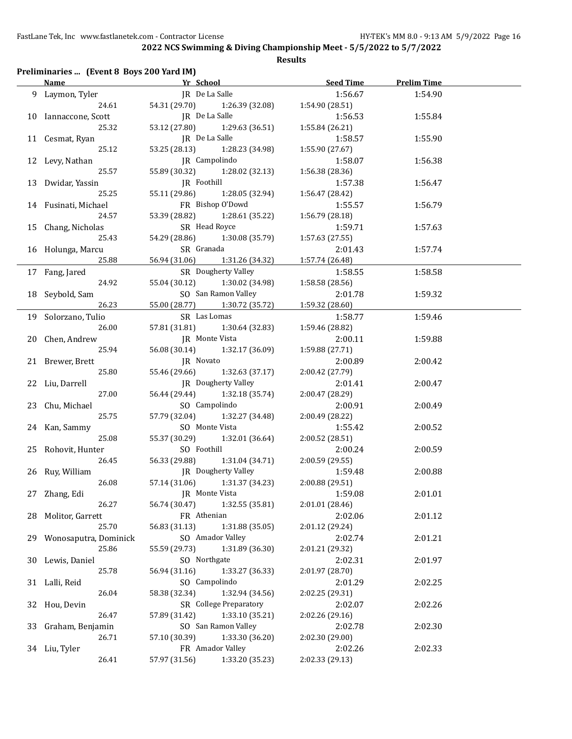**2022 NCS Swimming & Diving Championship Meet - 5/5/2022 to 5/7/2022**

**Results**

## Preliminaries ... (Event 8 Boys 200 Yard IM)

| | Name | Yr | School | Seed Time | Prelim Time |
|---|---|---|---|---|---|
| 9 | Laymon, Tyler | JR | De La Salle | 1:56.67 | 1:54.90 |
| | 24.61 | 54.31 (29.70) | 1:26.39 (32.08) | 1:54.90 (28.51) | |
| 10 | Iannaccone, Scott | JR | De La Salle | 1:56.53 | 1:55.84 |
| | 25.32 | 53.12 (27.80) | 1:29.63 (36.51) | 1:55.84 (26.21) | |
| 11 | Cesmat, Ryan | JR | De La Salle | 1:58.57 | 1:55.90 |
| | 25.12 | 53.25 (28.13) | 1:28.23 (34.98) | 1:55.90 (27.67) | |
| 12 | Levy, Nathan | JR | Campolindo | 1:58.07 | 1:56.38 |
| | 25.57 | 55.89 (30.32) | 1:28.02 (32.13) | 1:56.38 (28.36) | |
| 13 | Dwidar, Yassin | JR | Foothill | 1:57.38 | 1:56.47 |
| | 25.25 | 55.11 (29.86) | 1:28.05 (32.94) | 1:56.47 (28.42) | |
| 14 | Fusinati, Michael | FR | Bishop O'Dowd | 1:55.57 | 1:56.79 |
| | 24.57 | 53.39 (28.82) | 1:28.61 (35.22) | 1:56.79 (28.18) | |
| 15 | Chang, Nicholas | SR | Head Royce | 1:59.71 | 1:57.63 |
| | 25.43 | 54.29 (28.86) | 1:30.08 (35.79) | 1:57.63 (27.55) | |
| 16 | Holunga, Marcu | SR | Granada | 2:01.43 | 1:57.74 |
| | 25.88 | 56.94 (31.06) | 1:31.26 (34.32) | 1:57.74 (26.48) | |
| 17 | Fang, Jared | SR | Dougherty Valley | 1:58.55 | 1:58.58 |
| | 24.92 | 55.04 (30.12) | 1:30.02 (34.98) | 1:58.58 (28.56) | |
| 18 | Seybold, Sam | SO | San Ramon Valley | 2:01.78 | 1:59.32 |
| | 26.23 | 55.00 (28.77) | 1:30.72 (35.72) | 1:59.32 (28.60) | |
| 19 | Solorzano, Tulio | SR | Las Lomas | 1:58.77 | 1:59.46 |
| | 26.00 | 57.81 (31.81) | 1:30.64 (32.83) | 1:59.46 (28.82) | |
| 20 | Chen, Andrew | JR | Monte Vista | 2:00.11 | 1:59.88 |
| | 25.94 | 56.08 (30.14) | 1:32.17 (36.09) | 1:59.88 (27.71) | |
| 21 | Brewer, Brett | JR | Novato | 2:00.89 | 2:00.42 |
| | 25.80 | 55.46 (29.66) | 1:32.63 (37.17) | 2:00.42 (27.79) | |
| 22 | Liu, Darrell | JR | Dougherty Valley | 2:01.41 | 2:00.47 |
| | 27.00 | 56.44 (29.44) | 1:32.18 (35.74) | 2:00.47 (28.29) | |
| 23 | Chu, Michael | SO | Campolindo | 2:00.91 | 2:00.49 |
| | 25.75 | 57.79 (32.04) | 1:32.27 (34.48) | 2:00.49 (28.22) | |
| 24 | Kan, Sammy | SO | Monte Vista | 1:55.42 | 2:00.52 |
| | 25.08 | 55.37 (30.29) | 1:32.01 (36.64) | 2:00.52 (28.51) | |
| 25 | Rohovit, Hunter | SO | Foothill | 2:00.24 | 2:00.59 |
| | 26.45 | 56.33 (29.88) | 1:31.04 (34.71) | 2:00.59 (29.55) | |
| 26 | Ruy, William | JR | Dougherty Valley | 1:59.48 | 2:00.88 |
| | 26.08 | 57.14 (31.06) | 1:31.37 (34.23) | 2:00.88 (29.51) | |
| 27 | Zhang, Edi | JR | Monte Vista | 1:59.08 | 2:01.01 |
| | 26.27 | 56.74 (30.47) | 1:32.55 (35.81) | 2:01.01 (28.46) | |
| 28 | Molitor, Garrett | FR | Athenian | 2:02.06 | 2:01.12 |
| | 25.70 | 56.83 (31.13) | 1:31.88 (35.05) | 2:01.12 (29.24) | |
| 29 | Wonosaputra, Dominick | SO | Amador Valley | 2:02.74 | 2:01.21 |
| | 25.86 | 55.59 (29.73) | 1:31.89 (36.30) | 2:01.21 (29.32) | |
| 30 | Lewis, Daniel | SO | Northgate | 2:02.31 | 2:01.97 |
| | 25.78 | 56.94 (31.16) | 1:33.27 (36.33) | 2:01.97 (28.70) | |
| 31 | Lalli, Reid | SO | Campolindo | 2:01.29 | 2:02.25 |
| | 26.04 | 58.38 (32.34) | 1:32.94 (34.56) | 2:02.25 (29.31) | |
| 32 | Hou, Devin | SR | College Preparatory | 2:02.07 | 2:02.26 |
| | 26.47 | 57.89 (31.42) | 1:33.10 (35.21) | 2:02.26 (29.16) | |
| 33 | Graham, Benjamin | SO | San Ramon Valley | 2:02.78 | 2:02.30 |
| | 26.71 | 57.10 (30.39) | 1:33.30 (36.20) | 2:02.30 (29.00) | |
| 34 | Liu, Tyler | FR | Amador Valley | 2:02.26 | 2:02.33 |
| | 26.41 | 57.97 (31.56) | 1:33.20 (35.23) | 2:02.33 (29.13) | |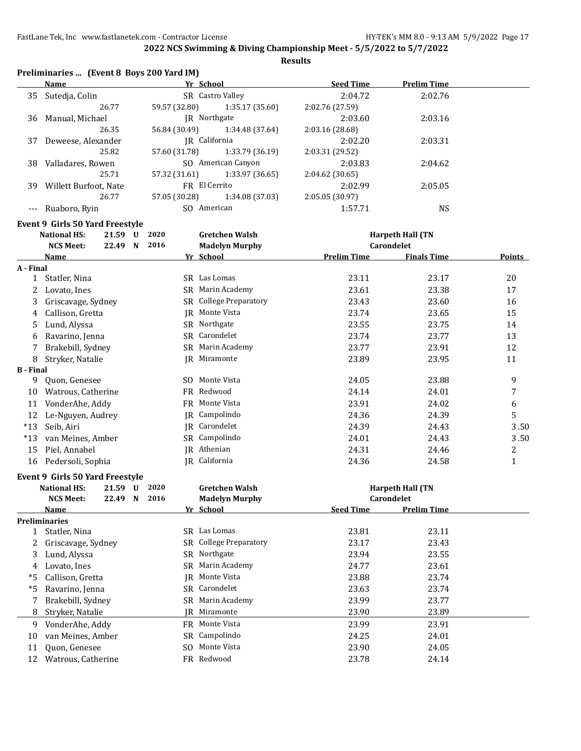**2022 NCS Swimming & Diving Championship Meet - 5/5/2022 to 5/7/2022**

**Results**

### Preliminaries ... (Event 8 Boys 200 Yard IM)

| | Name | Yr | School | Seed Time | Prelim Time |
|---|---|---|---|---|---|
| 35 | Sutedja, Colin | SR | Castro Valley | 2:04.72 | 2:02.76 |
| | 26.77 | 59.57 (32.80) | 1:35.17 (35.60) | 2:02.76 (27.59) | |
| 36 | Manual, Michael | JR | Northgate | 2:03.60 | 2:03.16 |
| | 26.35 | 56.84 (30.49) | 1:34.48 (37.64) | 2:03.16 (28.68) | |
| 37 | Deweese, Alexander | JR | California | 2:02.20 | 2:03.31 |
| | 25.82 | 57.60 (31.78) | 1:33.79 (36.19) | 2:03.31 (29.52) | |
| 38 | Valladares, Rowen | SO | American Canyon | 2:03.83 | 2:04.62 |
| | 25.71 | 57.32 (31.61) | 1:33.97 (36.65) | 2:04.62 (30.65) | |
| 39 | Willett Burfoot, Nate | FR | El Cerrito | 2:02.99 | 2:05.05 |
| | 26.77 | 57.05 (30.28) | 1:34.08 (37.03) | 2:05.05 (30.97) | |
| --- | Ruaboro, Ryin | SO | American | 1:57.71 | NS |

### Event 9 Girls 50 Yard Freestyle

| | | | | |
|---|---|---|---|---|
| National HS: | 21.59 U | 2020 | Gretchen Walsh | Harpeth Hall (TN |
| NCS Meet: | 22.49 N | 2016 | Madelyn Murphy | Carondelet |

| | Name | Yr | School | Prelim Time | Finals Time | Points |
|---|---|---|---|---|---|---|
| **A - Final** | | | | | | |
| 1 | Statler, Nina | SR | Las Lomas | 23.11 | 23.17 | 20 |
| 2 | Lovato, Ines | SR | Marin Academy | 23.61 | 23.38 | 17 |
| 3 | Griscavage, Sydney | SR | College Preparatory | 23.43 | 23.60 | 16 |
| 4 | Callison, Gretta | JR | Monte Vista | 23.74 | 23.65 | 15 |
| 5 | Lund, Alyssa | SR | Northgate | 23.55 | 23.75 | 14 |
| 6 | Ravarino, Jenna | SR | Carondelet | 23.74 | 23.77 | 13 |
| 7 | Brakebill, Sydney | SR | Marin Academy | 23.77 | 23.91 | 12 |
| 8 | Stryker, Natalie | JR | Miramonte | 23.89 | 23.95 | 11 |
| **B - Final** | | | | | | |
| 9 | Quon, Genesee | SO | Monte Vista | 24.05 | 23.88 | 9 |
| 10 | Watrous, Catherine | FR | Redwood | 24.14 | 24.01 | 7 |
| 11 | VonderAhe, Addy | FR | Monte Vista | 23.91 | 24.02 | 6 |
| 12 | Le-Nguyen, Audrey | JR | Campolindo | 24.36 | 24.39 | 5 |
| *13 | Seib, Airi | JR | Carondelet | 24.39 | 24.43 | 3.50 |
| *13 | van Meines, Amber | SR | Campolindo | 24.01 | 24.43 | 3.50 |
| 15 | Piel, Annabel | JR | Athenian | 24.31 | 24.46 | 2 |
| 16 | Pedersoli, Sophia | JR | California | 24.36 | 24.58 | 1 |

### Event 9 Girls 50 Yard Freestyle

| | | | | |
|---|---|---|---|---|
| National HS: | 21.59 U | 2020 | Gretchen Walsh | Harpeth Hall (TN |
| NCS Meet: | 22.49 N | 2016 | Madelyn Murphy | Carondelet |

| | Name | Yr | School | Seed Time | Prelim Time |
|---|---|---|---|---|---|
| **Preliminaries** | | | | | |
| 1 | Statler, Nina | SR | Las Lomas | 23.81 | 23.11 |
| 2 | Griscavage, Sydney | SR | College Preparatory | 23.17 | 23.43 |
| 3 | Lund, Alyssa | SR | Northgate | 23.94 | 23.55 |
| 4 | Lovato, Ines | SR | Marin Academy | 24.77 | 23.61 |
| *5 | Callison, Gretta | JR | Monte Vista | 23.88 | 23.74 |
| *5 | Ravarino, Jenna | SR | Carondelet | 23.63 | 23.74 |
| 7 | Brakebill, Sydney | SR | Marin Academy | 23.99 | 23.77 |
| 8 | Stryker, Natalie | JR | Miramonte | 23.90 | 23.89 |
| 9 | VonderAhe, Addy | FR | Monte Vista | 23.99 | 23.91 |
| 10 | van Meines, Amber | SR | Campolindo | 24.25 | 24.01 |
| 11 | Quon, Genesee | SO | Monte Vista | 23.90 | 24.05 |
| 12 | Watrous, Catherine | FR | Redwood | 23.78 | 24.14 |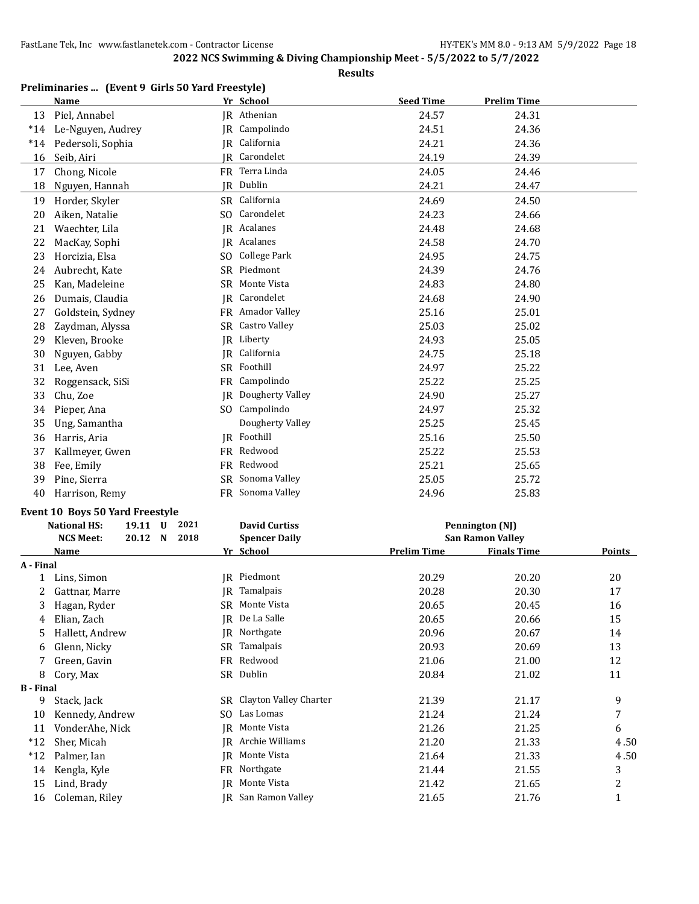**2022 NCS Swimming & Diving Championship Meet - 5/5/2022 to 5/7/2022**

**Results**

### Preliminaries ... (Event 9 Girls 50 Yard Freestyle)

| | Name | Yr | School | Seed Time | Prelim Time |
|---|---|---|---|---|---|
| 13 | Piel, Annabel | JR | Athenian | 24.57 | 24.31 |
| *14 | Le-Nguyen, Audrey | JR | Campolindo | 24.51 | 24.36 |
| *14 | Pedersoli, Sophia | JR | California | 24.21 | 24.36 |
| 16 | Seib, Airi | JR | Carondelet | 24.19 | 24.39 |
| 17 | Chong, Nicole | FR | Terra Linda | 24.05 | 24.46 |
| 18 | Nguyen, Hannah | JR | Dublin | 24.21 | 24.47 |
| 19 | Horder, Skyler | SR | California | 24.69 | 24.50 |
| 20 | Aiken, Natalie | SO | Carondelet | 24.23 | 24.66 |
| 21 | Waechter, Lila | JR | Acalanes | 24.48 | 24.68 |
| 22 | MacKay, Sophi | JR | Acalanes | 24.58 | 24.70 |
| 23 | Horcizia, Elsa | SO | College Park | 24.95 | 24.75 |
| 24 | Aubrecht, Kate | SR | Piedmont | 24.39 | 24.76 |
| 25 | Kan, Madeleine | SR | Monte Vista | 24.83 | 24.80 |
| 26 | Dumais, Claudia | JR | Carondelet | 24.68 | 24.90 |
| 27 | Goldstein, Sydney | FR | Amador Valley | 25.16 | 25.01 |
| 28 | Zaydman, Alyssa | SR | Castro Valley | 25.03 | 25.02 |
| 29 | Kleven, Brooke | JR | Liberty | 24.93 | 25.05 |
| 30 | Nguyen, Gabby | JR | California | 24.75 | 25.18 |
| 31 | Lee, Aven | SR | Foothill | 24.97 | 25.22 |
| 32 | Roggensack, SiSi | FR | Campolindo | 25.22 | 25.25 |
| 33 | Chu, Zoe | JR | Dougherty Valley | 24.90 | 25.27 |
| 34 | Pieper, Ana | SO | Campolindo | 24.97 | 25.32 |
| 35 | Ung, Samantha | | Dougherty Valley | 25.25 | 25.45 |
| 36 | Harris, Aria | JR | Foothill | 25.16 | 25.50 |
| 37 | Kallmeyer, Gwen | FR | Redwood | 25.22 | 25.53 |
| 38 | Fee, Emily | FR | Redwood | 25.21 | 25.65 |
| 39 | Pine, Sierra | SR | Sonoma Valley | 25.05 | 25.72 |
| 40 | Harrison, Remy | FR | Sonoma Valley | 24.96 | 25.83 |

### Event 10 Boys 50 Yard Freestyle

| | | | | |
|---|---|---|---|---|
| **National HS:** | 19.11 U | 2021 | **David Curtiss** | **Pennington (NJ)** |
| **NCS Meet:** | 20.12 N | 2018 | **Spencer Daily** | **San Ramon Valley** |

| | Name | Yr | School | Prelim Time | Finals Time | Points |
|---|---|---|---|---|---|---|
| **A - Final** | | | | | | |
| 1 | Lins, Simon | JR | Piedmont | 20.29 | 20.20 | 20 |
| 2 | Gattnar, Marre | JR | Tamalpais | 20.28 | 20.30 | 17 |
| 3 | Hagan, Ryder | SR | Monte Vista | 20.65 | 20.45 | 16 |
| 4 | Elian, Zach | JR | De La Salle | 20.65 | 20.66 | 15 |
| 5 | Hallett, Andrew | JR | Northgate | 20.96 | 20.67 | 14 |
| 6 | Glenn, Nicky | SR | Tamalpais | 20.93 | 20.69 | 13 |
| 7 | Green, Gavin | FR | Redwood | 21.06 | 21.00 | 12 |
| 8 | Cory, Max | SR | Dublin | 20.84 | 21.02 | 11 |
| **B - Final** | | | | | | |
| 9 | Stack, Jack | SR | Clayton Valley Charter | 21.39 | 21.17 | 9 |
| 10 | Kennedy, Andrew | SO | Las Lomas | 21.24 | 21.24 | 7 |
| 11 | VonderAhe, Nick | JR | Monte Vista | 21.26 | 21.25 | 6 |
| *12 | Sher, Micah | JR | Archie Williams | 21.20 | 21.33 | 4.50 |
| *12 | Palmer, Ian | JR | Monte Vista | 21.64 | 21.33 | 4.50 |
| 14 | Kengla, Kyle | FR | Northgate | 21.44 | 21.55 | 3 |
| 15 | Lind, Brady | JR | Monte Vista | 21.42 | 21.65 | 2 |
| 16 | Coleman, Riley | JR | San Ramon Valley | 21.65 | 21.76 | 1 |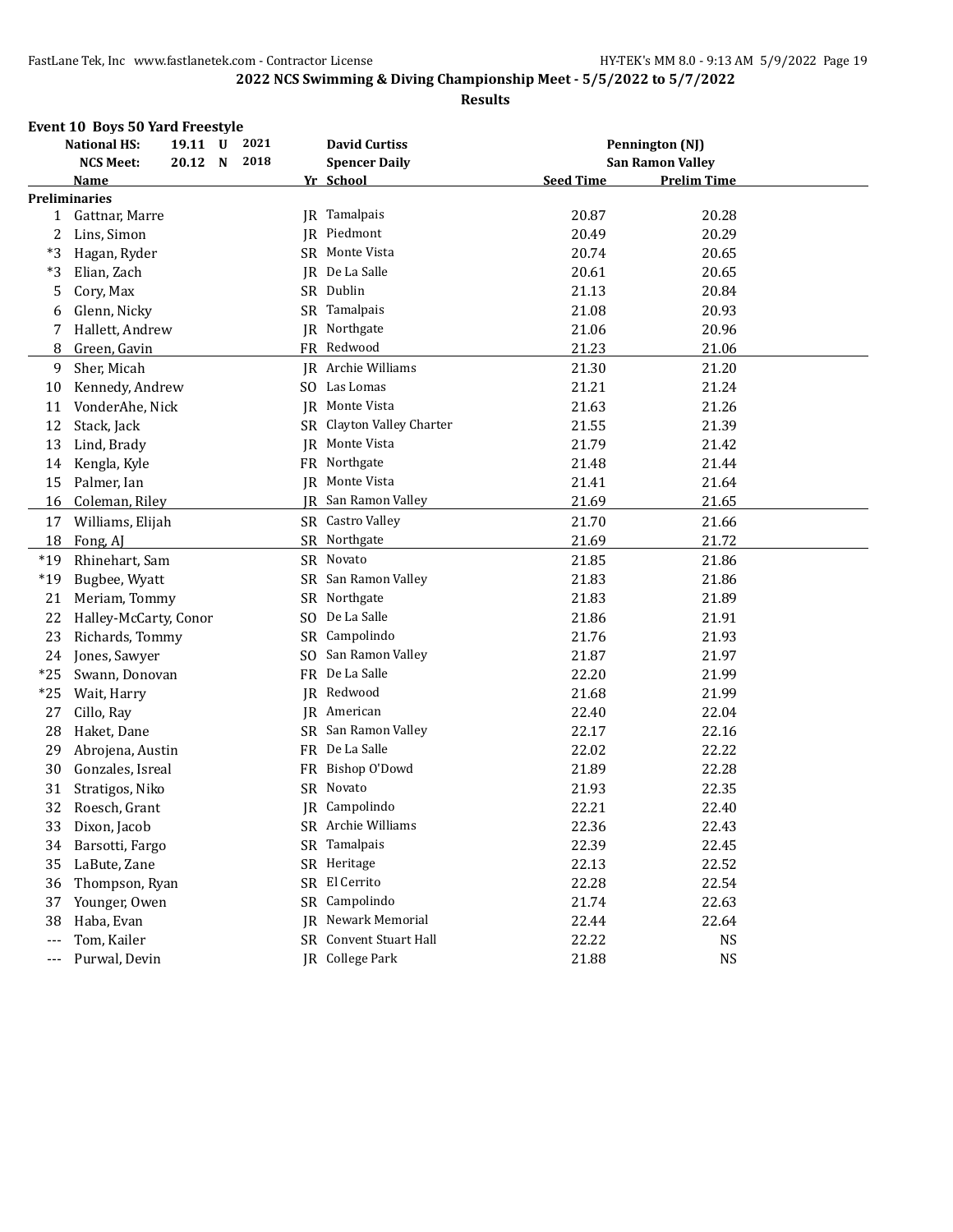# 2022 NCS Swimming & Diving Championship Meet - 5/5/2022 to 5/7/2022

## Results

### Event 10 Boys 50 Yard Freestyle

| | | | | | |
|---|---|---|---|---|---|
| National HS: | 19.11 U | 2021 | David Curtiss | Pennington (NJ) | |
| NCS Meet: | 20.12 N | 2018 | Spencer Daily | San Ramon Valley | |

**Preliminaries**

| | Name | Yr | School | Seed Time | Prelim Time |
|---|---|---|---|---|---|
| 1 | Gattnar, Marre | JR | Tamalpais | 20.87 | 20.28 |
| 2 | Lins, Simon | JR | Piedmont | 20.49 | 20.29 |
| *3 | Hagan, Ryder | SR | Monte Vista | 20.74 | 20.65 |
| *3 | Elian, Zach | JR | De La Salle | 20.61 | 20.65 |
| 5 | Cory, Max | SR | Dublin | 21.13 | 20.84 |
| 6 | Glenn, Nicky | SR | Tamalpais | 21.08 | 20.93 |
| 7 | Hallett, Andrew | JR | Northgate | 21.06 | 20.96 |
| 8 | Green, Gavin | FR | Redwood | 21.23 | 21.06 |
| 9 | Sher, Micah | JR | Archie Williams | 21.30 | 21.20 |
| 10 | Kennedy, Andrew | SO | Las Lomas | 21.21 | 21.24 |
| 11 | VonderAhe, Nick | JR | Monte Vista | 21.63 | 21.26 |
| 12 | Stack, Jack | SR | Clayton Valley Charter | 21.55 | 21.39 |
| 13 | Lind, Brady | JR | Monte Vista | 21.79 | 21.42 |
| 14 | Kengla, Kyle | FR | Northgate | 21.48 | 21.44 |
| 15 | Palmer, Ian | JR | Monte Vista | 21.41 | 21.64 |
| 16 | Coleman, Riley | JR | San Ramon Valley | 21.69 | 21.65 |
| 17 | Williams, Elijah | SR | Castro Valley | 21.70 | 21.66 |
| 18 | Fong, AJ | SR | Northgate | 21.69 | 21.72 |
| *19 | Rhinehart, Sam | SR | Novato | 21.85 | 21.86 |
| *19 | Bugbee, Wyatt | SR | San Ramon Valley | 21.83 | 21.86 |
| 21 | Meriam, Tommy | SR | Northgate | 21.83 | 21.89 |
| 22 | Halley-McCarty, Conor | SO | De La Salle | 21.86 | 21.91 |
| 23 | Richards, Tommy | SR | Campolindo | 21.76 | 21.93 |
| 24 | Jones, Sawyer | SO | San Ramon Valley | 21.87 | 21.97 |
| *25 | Swann, Donovan | FR | De La Salle | 22.20 | 21.99 |
| *25 | Wait, Harry | JR | Redwood | 21.68 | 21.99 |
| 27 | Cillo, Ray | JR | American | 22.40 | 22.04 |
| 28 | Haket, Dane | SR | San Ramon Valley | 22.17 | 22.16 |
| 29 | Abrojena, Austin | FR | De La Salle | 22.02 | 22.22 |
| 30 | Gonzales, Isreal | FR | Bishop O'Dowd | 21.89 | 22.28 |
| 31 | Stratigos, Niko | SR | Novato | 21.93 | 22.35 |
| 32 | Roesch, Grant | JR | Campolindo | 22.21 | 22.40 |
| 33 | Dixon, Jacob | SR | Archie Williams | 22.36 | 22.43 |
| 34 | Barsotti, Fargo | SR | Tamalpais | 22.39 | 22.45 |
| 35 | LaBute, Zane | SR | Heritage | 22.13 | 22.52 |
| 36 | Thompson, Ryan | SR | El Cerrito | 22.28 | 22.54 |
| 37 | Younger, Owen | SR | Campolindo | 21.74 | 22.63 |
| 38 | Haba, Evan | JR | Newark Memorial | 22.44 | 22.64 |
| --- | Tom, Kailer | SR | Convent Stuart Hall | 22.22 | NS |
| --- | Purwal, Devin | JR | College Park | 21.88 | NS |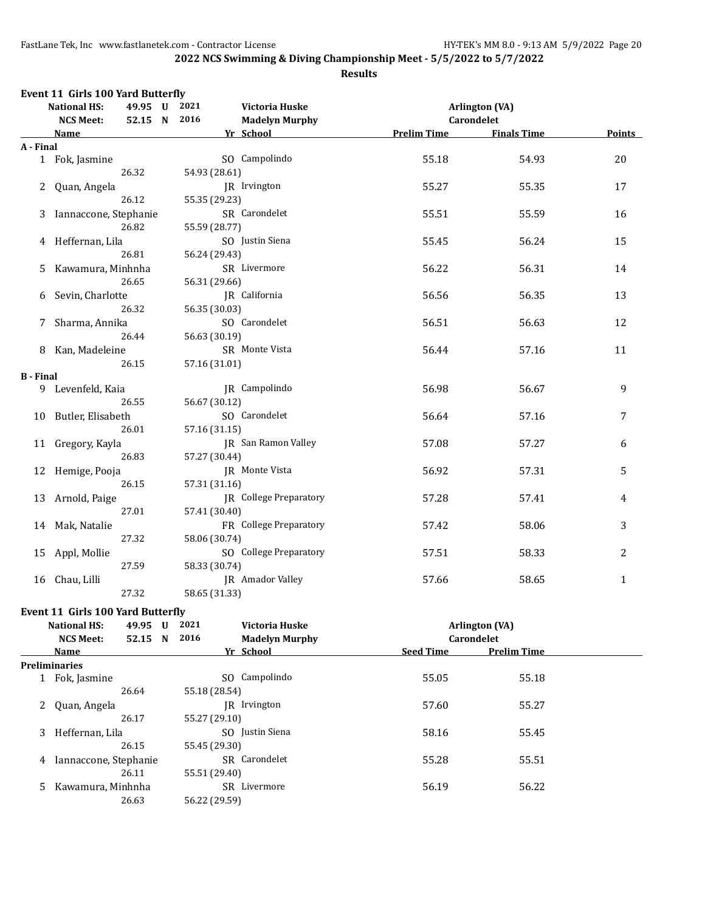## 2022 NCS Swimming & Diving Championship Meet - 5/5/2022 to 5/7/2022

### Results

### Event 11 Girls 100 Yard Butterfly

| | | | | | |
|---|---|---|---|---|---|
| National HS: | 49.95 | U | 2021 | Victoria Huske | Arlington (VA) |
| NCS Meet: | 52.15 | N | 2016 | Madelyn Murphy | Carondelet |

| | Name | Yr | School | Prelim Time | Finals Time | Points |
|---|---|---|---|---|---|---|
| **A - Final** | | | | | | |
| 1 | Fok, Jasmine | SO | Campolindo | 55.18 | 54.93 | 20 |
| | 26.32 | 54.93 (28.61) | | | | |
| 2 | Quan, Angela | JR | Irvington | 55.27 | 55.35 | 17 |
| | 26.12 | 55.35 (29.23) | | | | |
| 3 | Iannaccone, Stephanie | SR | Carondelet | 55.51 | 55.59 | 16 |
| | 26.82 | 55.59 (28.77) | | | | |
| 4 | Heffernan, Lila | SO | Justin Siena | 55.45 | 56.24 | 15 |
| | 26.81 | 56.24 (29.43) | | | | |
| 5 | Kawamura, Minhnha | SR | Livermore | 56.22 | 56.31 | 14 |
| | 26.65 | 56.31 (29.66) | | | | |
| 6 | Sevin, Charlotte | JR | California | 56.56 | 56.35 | 13 |
| | 26.32 | 56.35 (30.03) | | | | |
| 7 | Sharma, Annika | SO | Carondelet | 56.51 | 56.63 | 12 |
| | 26.44 | 56.63 (30.19) | | | | |
| 8 | Kan, Madeleine | SR | Monte Vista | 56.44 | 57.16 | 11 |
| | 26.15 | 57.16 (31.01) | | | | |
| **B - Final** | | | | | | |
| 9 | Levenfeld, Kaia | JR | Campolindo | 56.98 | 56.67 | 9 |
| | 26.55 | 56.67 (30.12) | | | | |
| 10 | Butler, Elisabeth | SO | Carondelet | 56.64 | 57.16 | 7 |
| | 26.01 | 57.16 (31.15) | | | | |
| 11 | Gregory, Kayla | JR | San Ramon Valley | 57.08 | 57.27 | 6 |
| | 26.83 | 57.27 (30.44) | | | | |
| 12 | Hemige, Pooja | JR | Monte Vista | 56.92 | 57.31 | 5 |
| | 26.15 | 57.31 (31.16) | | | | |
| 13 | Arnold, Paige | JR | College Preparatory | 57.28 | 57.41 | 4 |
| | 27.01 | 57.41 (30.40) | | | | |
| 14 | Mak, Natalie | FR | College Preparatory | 57.42 | 58.06 | 3 |
| | 27.32 | 58.06 (30.74) | | | | |
| 15 | Appl, Mollie | SO | College Preparatory | 57.51 | 58.33 | 2 |
| | 27.59 | 58.33 (30.74) | | | | |
| 16 | Chau, Lilli | JR | Amador Valley | 57.66 | 58.65 | 1 |
| | 27.32 | 58.65 (31.33) | | | | |

### Event 11 Girls 100 Yard Butterfly

| | | | | | |
|---|---|---|---|---|---|
| National HS: | 49.95 | U | 2021 | Victoria Huske | Arlington (VA) |
| NCS Meet: | 52.15 | N | 2016 | Madelyn Murphy | Carondelet |

| | Name | Yr | School | Seed Time | Prelim Time |
|---|---|---|---|---|---|
| **Preliminaries** | | | | | |
| 1 | Fok, Jasmine | SO | Campolindo | 55.05 | 55.18 |
| | 26.64 | 55.18 (28.54) | | | |
| 2 | Quan, Angela | JR | Irvington | 57.60 | 55.27 |
| | 26.17 | 55.27 (29.10) | | | |
| 3 | Heffernan, Lila | SO | Justin Siena | 58.16 | 55.45 |
| | 26.15 | 55.45 (29.30) | | | |
| 4 | Iannaccone, Stephanie | SR | Carondelet | 55.28 | 55.51 |
| | 26.11 | 55.51 (29.40) | | | |
| 5 | Kawamura, Minhnha | SR | Livermore | 56.19 | 56.22 |
| | 26.63 | 56.22 (29.59) | | | |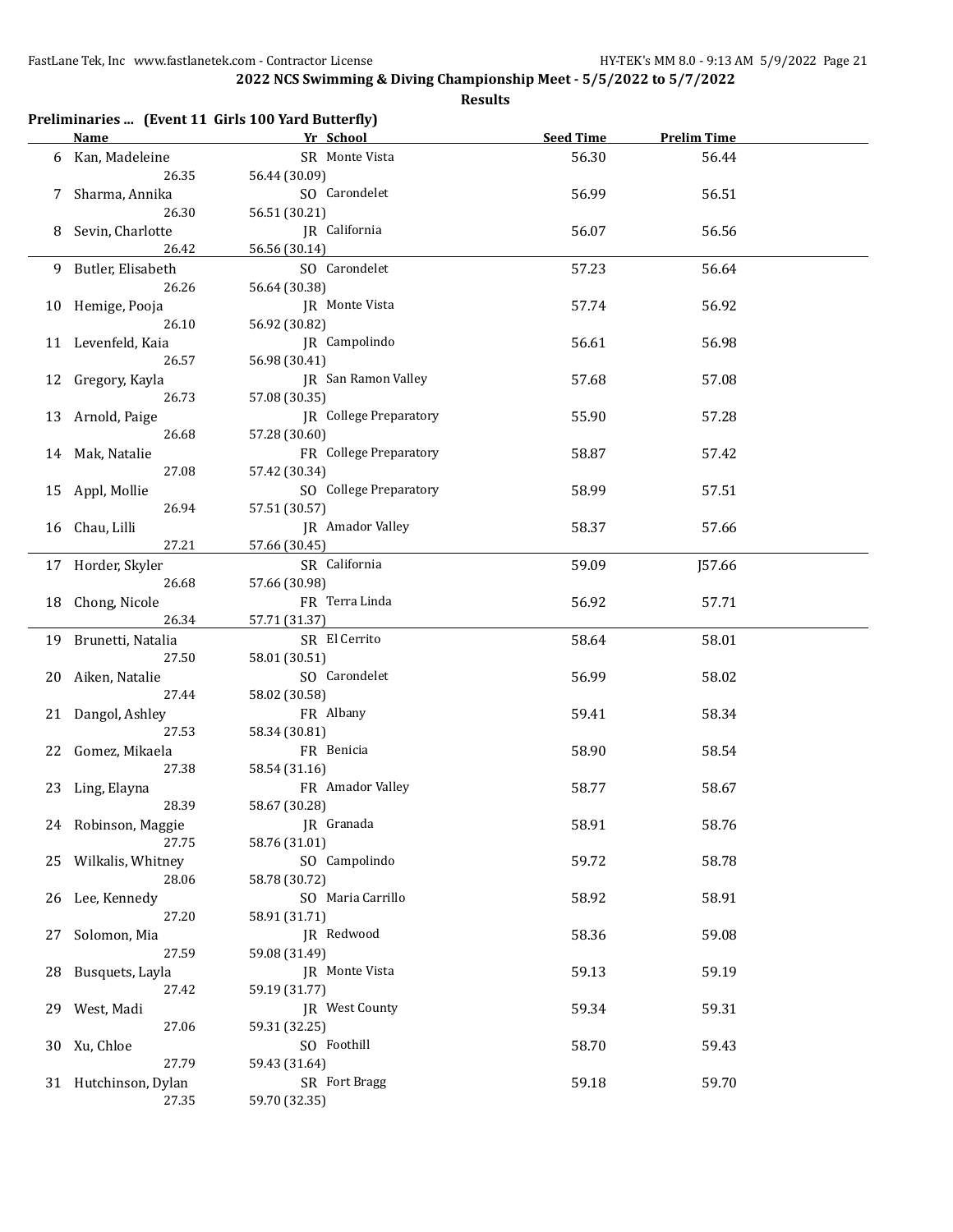**2022 NCS Swimming & Diving Championship Meet - 5/5/2022 to 5/7/2022**

**Results**

**Preliminaries ... (Event 11 Girls 100 Yard Butterfly)**

| | Name | Yr | School | Seed Time | Prelim Time |
|---|---|---|---|---|---|
| 6 | Kan, Madeleine | SR | Monte Vista | 56.30 | 56.44 |
| | 26.35 | 56.44 (30.09) | | | |
| 7 | Sharma, Annika | SO | Carondelet | 56.99 | 56.51 |
| | 26.30 | 56.51 (30.21) | | | |
| 8 | Sevin, Charlotte | JR | California | 56.07 | 56.56 |
| | 26.42 | 56.56 (30.14) | | | |
| 9 | Butler, Elisabeth | SO | Carondelet | 57.23 | 56.64 |
| | 26.26 | 56.64 (30.38) | | | |
| 10 | Hemige, Pooja | JR | Monte Vista | 57.74 | 56.92 |
| | 26.10 | 56.92 (30.82) | | | |
| 11 | Levenfeld, Kaia | JR | Campolindo | 56.61 | 56.98 |
| | 26.57 | 56.98 (30.41) | | | |
| 12 | Gregory, Kayla | JR | San Ramon Valley | 57.68 | 57.08 |
| | 26.73 | 57.08 (30.35) | | | |
| 13 | Arnold, Paige | JR | College Preparatory | 55.90 | 57.28 |
| | 26.68 | 57.28 (30.60) | | | |
| 14 | Mak, Natalie | FR | College Preparatory | 58.87 | 57.42 |
| | 27.08 | 57.42 (30.34) | | | |
| 15 | Appl, Mollie | SO | College Preparatory | 58.99 | 57.51 |
| | 26.94 | 57.51 (30.57) | | | |
| 16 | Chau, Lilli | JR | Amador Valley | 58.37 | 57.66 |
| | 27.21 | 57.66 (30.45) | | | |
| 17 | Horder, Skyler | SR | California | 59.09 | J57.66 |
| | 26.68 | 57.66 (30.98) | | | |
| 18 | Chong, Nicole | FR | Terra Linda | 56.92 | 57.71 |
| | 26.34 | 57.71 (31.37) | | | |
| 19 | Brunetti, Natalia | SR | El Cerrito | 58.64 | 58.01 |
| | 27.50 | 58.01 (30.51) | | | |
| 20 | Aiken, Natalie | SO | Carondelet | 56.99 | 58.02 |
| | 27.44 | 58.02 (30.58) | | | |
| 21 | Dangol, Ashley | FR | Albany | 59.41 | 58.34 |
| | 27.53 | 58.34 (30.81) | | | |
| 22 | Gomez, Mikaela | FR | Benicia | 58.90 | 58.54 |
| | 27.38 | 58.54 (31.16) | | | |
| 23 | Ling, Elayna | FR | Amador Valley | 58.77 | 58.67 |
| | 28.39 | 58.67 (30.28) | | | |
| 24 | Robinson, Maggie | JR | Granada | 58.91 | 58.76 |
| | 27.75 | 58.76 (31.01) | | | |
| 25 | Wilkalis, Whitney | SO | Campolindo | 59.72 | 58.78 |
| | 28.06 | 58.78 (30.72) | | | |
| 26 | Lee, Kennedy | SO | Maria Carrillo | 58.92 | 58.91 |
| | 27.20 | 58.91 (31.71) | | | |
| 27 | Solomon, Mia | JR | Redwood | 58.36 | 59.08 |
| | 27.59 | 59.08 (31.49) | | | |
| 28 | Busquets, Layla | JR | Monte Vista | 59.13 | 59.19 |
| | 27.42 | 59.19 (31.77) | | | |
| 29 | West, Madi | JR | West County | 59.34 | 59.31 |
| | 27.06 | 59.31 (32.25) | | | |
| 30 | Xu, Chloe | SO | Foothill | 58.70 | 59.43 |
| | 27.79 | 59.43 (31.64) | | | |
| 31 | Hutchinson, Dylan | SR | Fort Bragg | 59.18 | 59.70 |
| | 27.35 | 59.70 (32.35) | | | |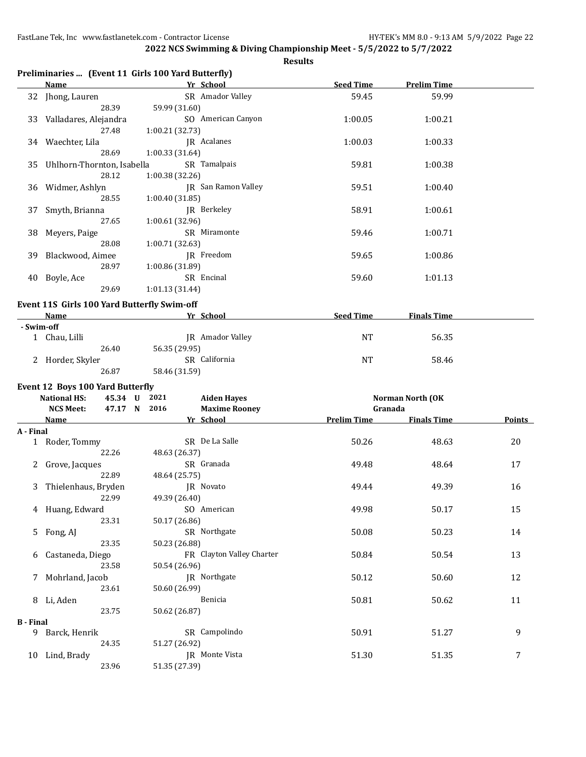**2022 NCS Swimming & Diving Championship Meet - 5/5/2022 to 5/7/2022**

**Results**

### Preliminaries ... (Event 11 Girls 100 Yard Butterfly)

| | Name | Yr | School | Seed Time | Prelim Time |
|---|---|---|---|---|---|
| 32 | Jhong, Lauren | SR | Amador Valley | 59.45 | 59.99 |
| | 28.39 | 59.99 (31.60) | | | |
| 33 | Valladares, Alejandra | SO | American Canyon | 1:00.05 | 1:00.21 |
| | 27.48 | 1:00.21 (32.73) | | | |
| 34 | Waechter, Lila | JR | Acalanes | 1:00.03 | 1:00.33 |
| | 28.69 | 1:00.33 (31.64) | | | |
| 35 | Uhlhorn-Thornton, Isabella | SR | Tamalpais | 59.81 | 1:00.38 |
| | 28.12 | 1:00.38 (32.26) | | | |
| 36 | Widmer, Ashlyn | JR | San Ramon Valley | 59.51 | 1:00.40 |
| | 28.55 | 1:00.40 (31.85) | | | |
| 37 | Smyth, Brianna | JR | Berkeley | 58.91 | 1:00.61 |
| | 27.65 | 1:00.61 (32.96) | | | |
| 38 | Meyers, Paige | SR | Miramonte | 59.46 | 1:00.71 |
| | 28.08 | 1:00.71 (32.63) | | | |
| 39 | Blackwood, Aimee | JR | Freedom | 59.65 | 1:00.86 |
| | 28.97 | 1:00.86 (31.89) | | | |
| 40 | Boyle, Ace | SR | Encinal | 59.60 | 1:01.13 |
| | 29.69 | 1:01.13 (31.44) | | | |

### Event 11S Girls 100 Yard Butterfly Swim-off

| | Name | Yr | School | Seed Time | Finals Time |
|---|---|---|---|---|---|
| **- Swim-off** | | | | | |
| 1 | Chau, Lilli | JR | Amador Valley | NT | 56.35 |
| | 26.40 | 56.35 (29.95) | | | |
| 2 | Horder, Skyler | SR | California | NT | 58.46 |
| | 26.87 | 58.46 (31.59) | | | |

### Event 12 Boys 100 Yard Butterfly

| | | | | |
|---|---|---|---|---|
| National HS: | 45.34 U | 2021 | Aiden Hayes | Norman North (OK |
| NCS Meet: | 47.17 N | 2016 | Maxime Rooney | Granada |

| | Name | Yr | School | Prelim Time | Finals Time | Points |
|---|---|---|---|---|---|---|
| **A - Final** | | | | | | |
| 1 | Roder, Tommy | SR | De La Salle | 50.26 | 48.63 | 20 |
| | 22.26 | 48.63 (26.37) | | | | |
| 2 | Grove, Jacques | SR | Granada | 49.48 | 48.64 | 17 |
| | 22.89 | 48.64 (25.75) | | | | |
| 3 | Thielenhaus, Bryden | JR | Novato | 49.44 | 49.39 | 16 |
| | 22.99 | 49.39 (26.40) | | | | |
| 4 | Huang, Edward | SO | American | 49.98 | 50.17 | 15 |
| | 23.31 | 50.17 (26.86) | | | | |
| 5 | Fong, AJ | SR | Northgate | 50.08 | 50.23 | 14 |
| | 23.35 | 50.23 (26.88) | | | | |
| 6 | Castaneda, Diego | FR | Clayton Valley Charter | 50.84 | 50.54 | 13 |
| | 23.58 | 50.54 (26.96) | | | | |
| 7 | Mohrland, Jacob | JR | Northgate | 50.12 | 50.60 | 12 |
| | 23.61 | 50.60 (26.99) | | | | |
| 8 | Li, Aden | | Benicia | 50.81 | 50.62 | 11 |
| | 23.75 | 50.62 (26.87) | | | | |
| **B - Final** | | | | | | |
| 9 | Barck, Henrik | SR | Campolindo | 50.91 | 51.27 | 9 |
| | 24.35 | 51.27 (26.92) | | | | |
| 10 | Lind, Brady | JR | Monte Vista | 51.30 | 51.35 | 7 |
| | 23.96 | 51.35 (27.39) | | | | |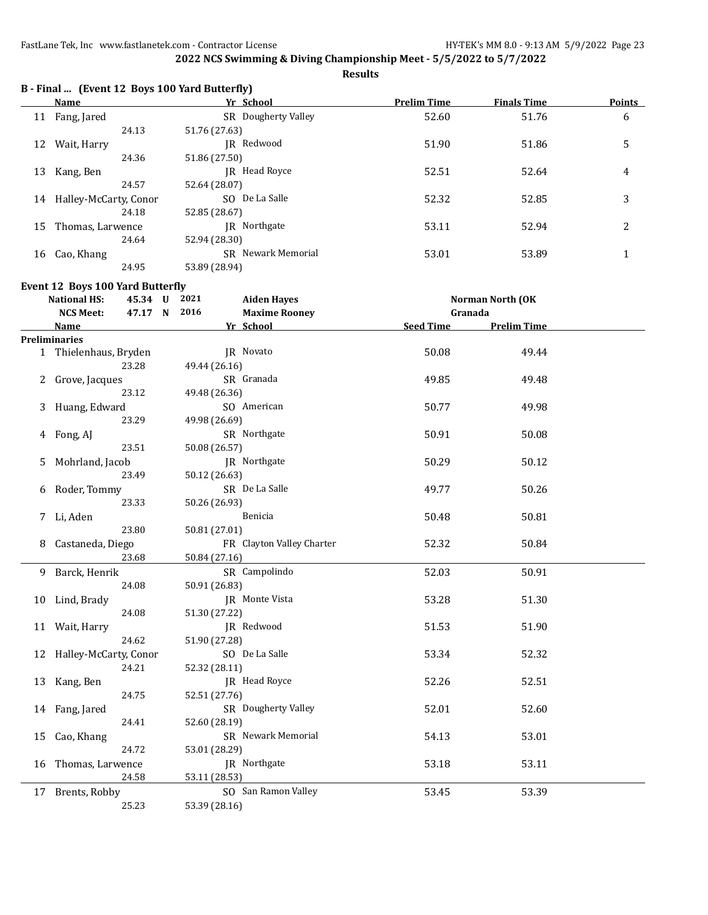## 2022 NCS Swimming & Diving Championship Meet - 5/5/2022 to 5/7/2022

**Results**

### B - Final ... (Event 12 Boys 100 Yard Butterfly)

| | Name | Yr | School | Prelim Time | Finals Time | Points |
|---|---|---|---|---|---|---|
| 11 | Fang, Jared | SR | Dougherty Valley | 52.60 | 51.76 | 6 |
| | 24.13 | 51.76 (27.63) | | | | |
| 12 | Wait, Harry | JR | Redwood | 51.90 | 51.86 | 5 |
| | 24.36 | 51.86 (27.50) | | | | |
| 13 | Kang, Ben | JR | Head Royce | 52.51 | 52.64 | 4 |
| | 24.57 | 52.64 (28.07) | | | | |
| 14 | Halley-McCarty, Conor | SO | De La Salle | 52.32 | 52.85 | 3 |
| | 24.18 | 52.85 (28.67) | | | | |
| 15 | Thomas, Larwence | JR | Northgate | 53.11 | 52.94 | 2 |
| | 24.64 | 52.94 (28.30) | | | | |
| 16 | Cao, Khang | SR | Newark Memorial | 53.01 | 53.89 | 1 |
| | 24.95 | 53.89 (28.94) | | | | |

### Event 12 Boys 100 Yard Butterfly

| | | | | | |
|---|---|---|---|---|---|
| National HS: | 45.34 U | 2021 | Aiden Hayes | Norman North (OK | |
| NCS Meet: | 47.17 N | 2016 | Maxime Rooney | Granada | |

| | Name | Yr | School | Seed Time | Prelim Time |
|---|---|---|---|---|---|
| **Preliminaries** | | | | | |
| 1 | Thielenhaus, Bryden | JR | Novato | 50.08 | 49.44 |
| | 23.28 | 49.44 (26.16) | | | |
| 2 | Grove, Jacques | SR | Granada | 49.85 | 49.48 |
| | 23.12 | 49.48 (26.36) | | | |
| 3 | Huang, Edward | SO | American | 50.77 | 49.98 |
| | 23.29 | 49.98 (26.69) | | | |
| 4 | Fong, AJ | SR | Northgate | 50.91 | 50.08 |
| | 23.51 | 50.08 (26.57) | | | |
| 5 | Mohrland, Jacob | JR | Northgate | 50.29 | 50.12 |
| | 23.49 | 50.12 (26.63) | | | |
| 6 | Roder, Tommy | SR | De La Salle | 49.77 | 50.26 |
| | 23.33 | 50.26 (26.93) | | | |
| 7 | Li, Aden | | Benicia | 50.48 | 50.81 |
| | 23.80 | 50.81 (27.01) | | | |
| 8 | Castaneda, Diego | FR | Clayton Valley Charter | 52.32 | 50.84 |
| | 23.68 | 50.84 (27.16) | | | |
| 9 | Barck, Henrik | SR | Campolindo | 52.03 | 50.91 |
| | 24.08 | 50.91 (26.83) | | | |
| 10 | Lind, Brady | JR | Monte Vista | 53.28 | 51.30 |
| | 24.08 | 51.30 (27.22) | | | |
| 11 | Wait, Harry | JR | Redwood | 51.53 | 51.90 |
| | 24.62 | 51.90 (27.28) | | | |
| 12 | Halley-McCarty, Conor | SO | De La Salle | 53.34 | 52.32 |
| | 24.21 | 52.32 (28.11) | | | |
| 13 | Kang, Ben | JR | Head Royce | 52.26 | 52.51 |
| | 24.75 | 52.51 (27.76) | | | |
| 14 | Fang, Jared | SR | Dougherty Valley | 52.01 | 52.60 |
| | 24.41 | 52.60 (28.19) | | | |
| 15 | Cao, Khang | SR | Newark Memorial | 54.13 | 53.01 |
| | 24.72 | 53.01 (28.29) | | | |
| 16 | Thomas, Larwence | JR | Northgate | 53.18 | 53.11 |
| | 24.58 | 53.11 (28.53) | | | |
| 17 | Brents, Robby | SO | San Ramon Valley | 53.45 | 53.39 |
| | 25.23 | 53.39 (28.16) | | | |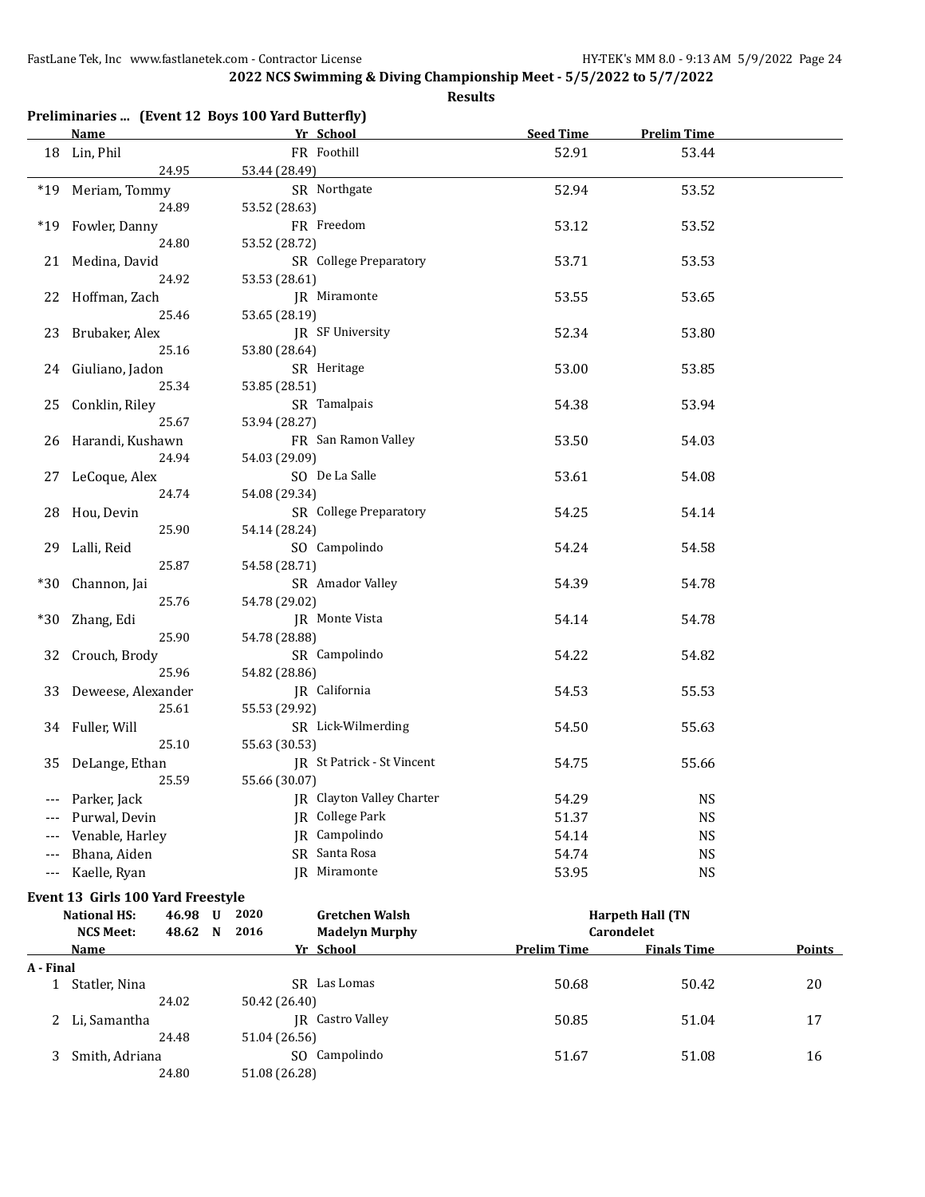**2022 NCS Swimming & Diving Championship Meet - 5/5/2022 to 5/7/2022**

**Results**

### Preliminaries ... (Event 12 Boys 100 Yard Butterfly)

| | Name | Yr | School | Seed Time | Prelim Time |
|---|---|---|---|---|---|
| 18 | Lin, Phil | FR | Foothill | 52.91 | 53.44 |
| | 24.95 | 53.44 (28.49) | | | |
| *19 | Meriam, Tommy | SR | Northgate | 52.94 | 53.52 |
| | 24.89 | 53.52 (28.63) | | | |
| *19 | Fowler, Danny | FR | Freedom | 53.12 | 53.52 |
| | 24.80 | 53.52 (28.72) | | | |
| 21 | Medina, David | SR | College Preparatory | 53.71 | 53.53 |
| | 24.92 | 53.53 (28.61) | | | |
| 22 | Hoffman, Zach | JR | Miramonte | 53.55 | 53.65 |
| | 25.46 | 53.65 (28.19) | | | |
| 23 | Brubaker, Alex | JR | SF University | 52.34 | 53.80 |
| | 25.16 | 53.80 (28.64) | | | |
| 24 | Giuliano, Jadon | SR | Heritage | 53.00 | 53.85 |
| | 25.34 | 53.85 (28.51) | | | |
| 25 | Conklin, Riley | SR | Tamalpais | 54.38 | 53.94 |
| | 25.67 | 53.94 (28.27) | | | |
| 26 | Harandi, Kushawn | FR | San Ramon Valley | 53.50 | 54.03 |
| | 24.94 | 54.03 (29.09) | | | |
| 27 | LeCoque, Alex | SO | De La Salle | 53.61 | 54.08 |
| | 24.74 | 54.08 (29.34) | | | |
| 28 | Hou, Devin | SR | College Preparatory | 54.25 | 54.14 |
| | 25.90 | 54.14 (28.24) | | | |
| 29 | Lalli, Reid | SO | Campolindo | 54.24 | 54.58 |
| | 25.87 | 54.58 (28.71) | | | |
| *30 | Channon, Jai | SR | Amador Valley | 54.39 | 54.78 |
| | 25.76 | 54.78 (29.02) | | | |
| *30 | Zhang, Edi | JR | Monte Vista | 54.14 | 54.78 |
| | 25.90 | 54.78 (28.88) | | | |
| 32 | Crouch, Brody | SR | Campolindo | 54.22 | 54.82 |
| | 25.96 | 54.82 (28.86) | | | |
| 33 | Deweese, Alexander | JR | California | 54.53 | 55.53 |
| | 25.61 | 55.53 (29.92) | | | |
| 34 | Fuller, Will | SR | Lick-Wilmerding | 54.50 | 55.63 |
| | 25.10 | 55.63 (30.53) | | | |
| 35 | DeLange, Ethan | JR | St Patrick - St Vincent | 54.75 | 55.66 |
| | 25.59 | 55.66 (30.07) | | | |
| --- | Parker, Jack | JR | Clayton Valley Charter | 54.29 | NS |
| --- | Purwal, Devin | JR | College Park | 51.37 | NS |
| --- | Venable, Harley | JR | Campolindo | 54.14 | NS |
| --- | Bhana, Aiden | SR | Santa Rosa | 54.74 | NS |
| --- | Kaelle, Ryan | JR | Miramonte | 53.95 | NS |

### Event 13 Girls 100 Yard Freestyle

| | | | | | |
|---|---|---|---|---|---|
| National HS: | 46.98 U | 2020 | Gretchen Walsh | Harpeth Hall (TN | |
| NCS Meet: | 48.62 N | 2016 | Madelyn Murphy | Carondelet | |

| | Name | Yr | School | Prelim Time | Finals Time | Points |
|---|---|---|---|---|---|---|
| **A - Final** | | | | | | |
| 1 | Statler, Nina | SR | Las Lomas | 50.68 | 50.42 | 20 |
| | 24.02 | 50.42 (26.40) | | | | |
| 2 | Li, Samantha | JR | Castro Valley | 50.85 | 51.04 | 17 |
| | 24.48 | 51.04 (26.56) | | | | |
| 3 | Smith, Adriana | SO | Campolindo | 51.67 | 51.08 | 16 |
| | 24.80 | 51.08 (26.28) | | | | |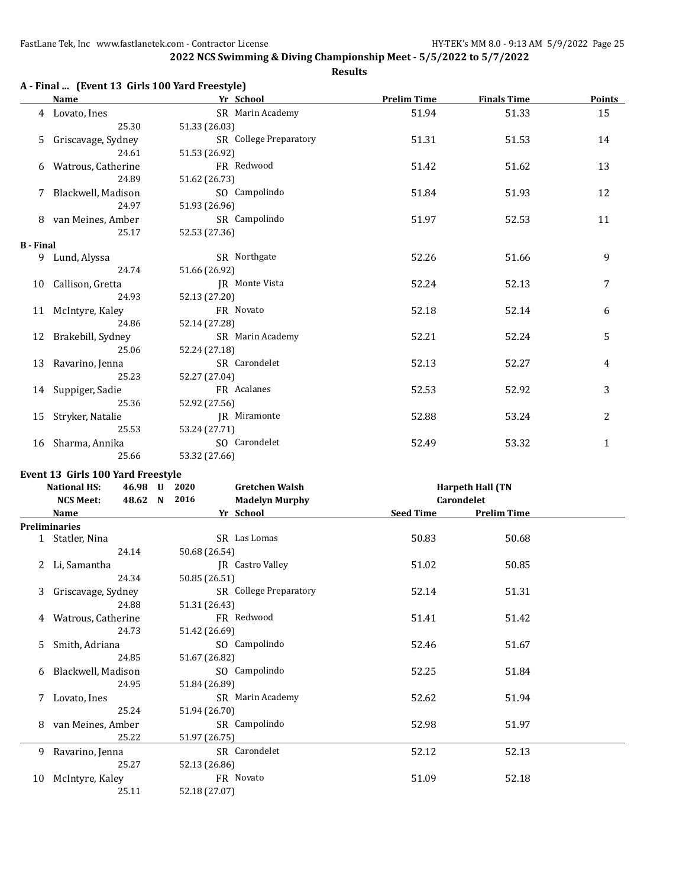**2022 NCS Swimming & Diving Championship Meet - 5/5/2022 to 5/7/2022**

**Results**

### A - Final ... (Event 13 Girls 100 Yard Freestyle)

| | Name | Yr | School | Prelim Time | Finals Time | Points |
|---|---|---|---|---|---|---|
| 4 | Lovato, Ines | SR | Marin Academy | 51.94 | 51.33 | 15 |
| | 25.30 | 51.33 (26.03) | | | | |
| 5 | Griscavage, Sydney | SR | College Preparatory | 51.31 | 51.53 | 14 |
| | 24.61 | 51.53 (26.92) | | | | |
| 6 | Watrous, Catherine | FR | Redwood | 51.42 | 51.62 | 13 |
| | 24.89 | 51.62 (26.73) | | | | |
| 7 | Blackwell, Madison | SO | Campolindo | 51.84 | 51.93 | 12 |
| | 24.97 | 51.93 (26.96) | | | | |
| 8 | van Meines, Amber | SR | Campolindo | 51.97 | 52.53 | 11 |
| | 25.17 | 52.53 (27.36) | | | | |
| **B - Final** | | | | | | |
| 9 | Lund, Alyssa | SR | Northgate | 52.26 | 51.66 | 9 |
| | 24.74 | 51.66 (26.92) | | | | |
| 10 | Callison, Gretta | JR | Monte Vista | 52.24 | 52.13 | 7 |
| | 24.93 | 52.13 (27.20) | | | | |
| 11 | McIntyre, Kaley | FR | Novato | 52.18 | 52.14 | 6 |
| | 24.86 | 52.14 (27.28) | | | | |
| 12 | Brakebill, Sydney | SR | Marin Academy | 52.21 | 52.24 | 5 |
| | 25.06 | 52.24 (27.18) | | | | |
| 13 | Ravarino, Jenna | SR | Carondelet | 52.13 | 52.27 | 4 |
| | 25.23 | 52.27 (27.04) | | | | |
| 14 | Suppiger, Sadie | FR | Acalanes | 52.53 | 52.92 | 3 |
| | 25.36 | 52.92 (27.56) | | | | |
| 15 | Stryker, Natalie | JR | Miramonte | 52.88 | 53.24 | 2 |
| | 25.53 | 53.24 (27.71) | | | | |
| 16 | Sharma, Annika | SO | Carondelet | 52.49 | 53.32 | 1 |
| | 25.66 | 53.32 (27.66) | | | | |

### Event 13 Girls 100 Yard Freestyle

| | | | | |
|---|---|---|---|---|
| National HS: | 46.98 U | 2020 | Gretchen Walsh | Harpeth Hall (TN |
| NCS Meet: | 48.62 N | 2016 | Madelyn Murphy | Carondelet |

| | Name | Yr | School | Seed Time | Prelim Time |
|---|---|---|---|---|---|
| **Preliminaries** | | | | | |
| 1 | Statler, Nina | SR | Las Lomas | 50.83 | 50.68 |
| | 24.14 | 50.68 (26.54) | | | |
| 2 | Li, Samantha | JR | Castro Valley | 51.02 | 50.85 |
| | 24.34 | 50.85 (26.51) | | | |
| 3 | Griscavage, Sydney | SR | College Preparatory | 52.14 | 51.31 |
| | 24.88 | 51.31 (26.43) | | | |
| 4 | Watrous, Catherine | FR | Redwood | 51.41 | 51.42 |
| | 24.73 | 51.42 (26.69) | | | |
| 5 | Smith, Adriana | SO | Campolindo | 52.46 | 51.67 |
| | 24.85 | 51.67 (26.82) | | | |
| 6 | Blackwell, Madison | SO | Campolindo | 52.25 | 51.84 |
| | 24.95 | 51.84 (26.89) | | | |
| 7 | Lovato, Ines | SR | Marin Academy | 52.62 | 51.94 |
| | 25.24 | 51.94 (26.70) | | | |
| 8 | van Meines, Amber | SR | Campolindo | 52.98 | 51.97 |
| | 25.22 | 51.97 (26.75) | | | |
| 9 | Ravarino, Jenna | SR | Carondelet | 52.12 | 52.13 |
| | 25.27 | 52.13 (26.86) | | | |
| 10 | McIntyre, Kaley | FR | Novato | 51.09 | 52.18 |
| | 25.11 | 52.18 (27.07) | | | |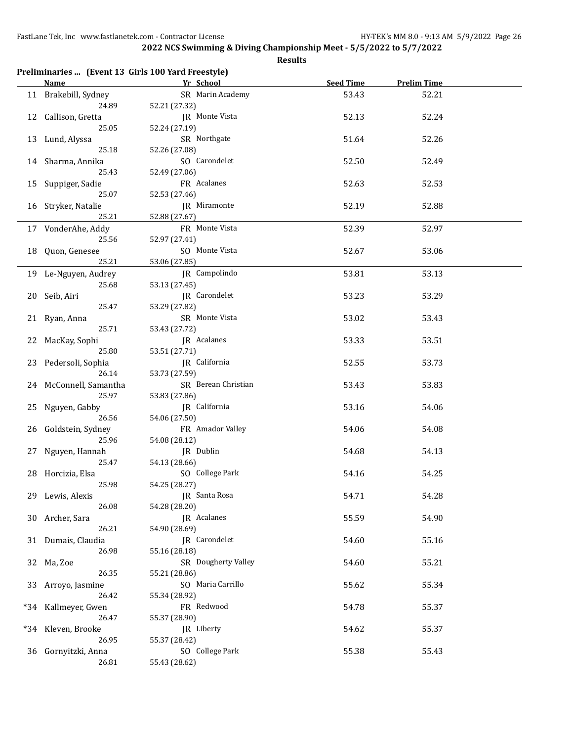**2022 NCS Swimming & Diving Championship Meet - 5/5/2022 to 5/7/2022**

**Results**

**Preliminaries ... (Event 13 Girls 100 Yard Freestyle)**

| | Name | Yr | School | Seed Time | Prelim Time |
|---|---|---|---|---|---|
| 11 | Brakebill, Sydney | SR | Marin Academy | 53.43 | 52.21 |
| | 24.89 | 52.21 (27.32) | | | |
| 12 | Callison, Gretta | JR | Monte Vista | 52.13 | 52.24 |
| | 25.05 | 52.24 (27.19) | | | |
| 13 | Lund, Alyssa | SR | Northgate | 51.64 | 52.26 |
| | 25.18 | 52.26 (27.08) | | | |
| 14 | Sharma, Annika | SO | Carondelet | 52.50 | 52.49 |
| | 25.43 | 52.49 (27.06) | | | |
| 15 | Suppiger, Sadie | FR | Acalanes | 52.63 | 52.53 |
| | 25.07 | 52.53 (27.46) | | | |
| 16 | Stryker, Natalie | JR | Miramonte | 52.19 | 52.88 |
| | 25.21 | 52.88 (27.67) | | | |
| 17 | VonderAhe, Addy | FR | Monte Vista | 52.39 | 52.97 |
| | 25.56 | 52.97 (27.41) | | | |
| 18 | Quon, Genesee | SO | Monte Vista | 52.67 | 53.06 |
| | 25.21 | 53.06 (27.85) | | | |
| 19 | Le-Nguyen, Audrey | JR | Campolindo | 53.81 | 53.13 |
| | 25.68 | 53.13 (27.45) | | | |
| 20 | Seib, Airi | JR | Carondelet | 53.23 | 53.29 |
| | 25.47 | 53.29 (27.82) | | | |
| 21 | Ryan, Anna | SR | Monte Vista | 53.02 | 53.43 |
| | 25.71 | 53.43 (27.72) | | | |
| 22 | MacKay, Sophi | JR | Acalanes | 53.33 | 53.51 |
| | 25.80 | 53.51 (27.71) | | | |
| 23 | Pedersoli, Sophia | JR | California | 52.55 | 53.73 |
| | 26.14 | 53.73 (27.59) | | | |
| 24 | McConnell, Samantha | SR | Berean Christian | 53.43 | 53.83 |
| | 25.97 | 53.83 (27.86) | | | |
| 25 | Nguyen, Gabby | JR | California | 53.16 | 54.06 |
| | 26.56 | 54.06 (27.50) | | | |
| 26 | Goldstein, Sydney | FR | Amador Valley | 54.06 | 54.08 |
| | 25.96 | 54.08 (28.12) | | | |
| 27 | Nguyen, Hannah | JR | Dublin | 54.68 | 54.13 |
| | 25.47 | 54.13 (28.66) | | | |
| 28 | Horcizia, Elsa | SO | College Park | 54.16 | 54.25 |
| | 25.98 | 54.25 (28.27) | | | |
| 29 | Lewis, Alexis | JR | Santa Rosa | 54.71 | 54.28 |
| | 26.08 | 54.28 (28.20) | | | |
| 30 | Archer, Sara | JR | Acalanes | 55.59 | 54.90 |
| | 26.21 | 54.90 (28.69) | | | |
| 31 | Dumais, Claudia | JR | Carondelet | 54.60 | 55.16 |
| | 26.98 | 55.16 (28.18) | | | |
| 32 | Ma, Zoe | SR | Dougherty Valley | 54.60 | 55.21 |
| | 26.35 | 55.21 (28.86) | | | |
| 33 | Arroyo, Jasmine | SO | Maria Carrillo | 55.62 | 55.34 |
| | 26.42 | 55.34 (28.92) | | | |
| *34 | Kallmeyer, Gwen | FR | Redwood | 54.78 | 55.37 |
| | 26.47 | 55.37 (28.90) | | | |
| *34 | Kleven, Brooke | JR | Liberty | 54.62 | 55.37 |
| | 26.95 | 55.37 (28.42) | | | |
| 36 | Gornyitzki, Anna | SO | College Park | 55.38 | 55.43 |
| | 26.81 | 55.43 (28.62) | | | |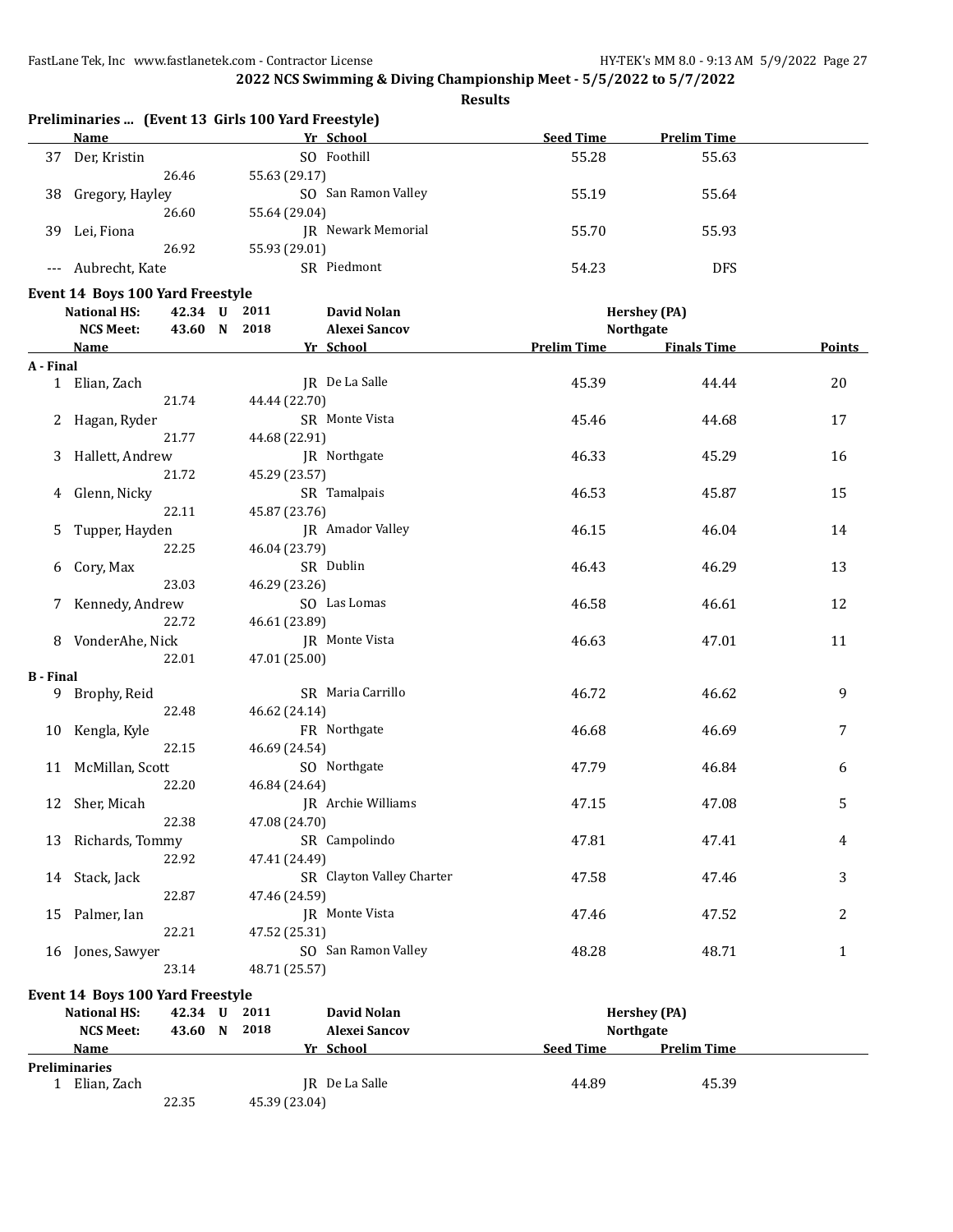**2022 NCS Swimming & Diving Championship Meet - 5/5/2022 to 5/7/2022**

**Results**

### Preliminaries ... (Event 13 Girls 100 Yard Freestyle)

| | Name | Yr | School | Seed Time | Prelim Time |
|---|---|---|---|---|---|
| 37 | Der, Kristin | SO | Foothill | 55.28 | 55.63 |
| | 26.46 | 55.63 (29.17) | | | |
| 38 | Gregory, Hayley | SO | San Ramon Valley | 55.19 | 55.64 |
| | 26.60 | 55.64 (29.04) | | | |
| 39 | Lei, Fiona | JR | Newark Memorial | 55.70 | 55.93 |
| | 26.92 | 55.93 (29.01) | | | |
| --- | Aubrecht, Kate | SR | Piedmont | 54.23 | DFS |

### Event 14 Boys 100 Yard Freestyle

| | | | | |
|---|---|---|---|---|
| National HS: | 42.34 U | 2011 | David Nolan | Hershey (PA) |
| NCS Meet: | 43.60 N | 2018 | Alexei Sancov | Northgate |

| | Name | Yr | School | Prelim Time | Finals Time | Points |
|---|---|---|---|---|---|---|
| **A - Final** | | | | | | |
| 1 | Elian, Zach | JR | De La Salle | 45.39 | 44.44 | 20 |
| | 21.74 | 44.44 (22.70) | | | | |
| 2 | Hagan, Ryder | SR | Monte Vista | 45.46 | 44.68 | 17 |
| | 21.77 | 44.68 (22.91) | | | | |
| 3 | Hallett, Andrew | JR | Northgate | 46.33 | 45.29 | 16 |
| | 21.72 | 45.29 (23.57) | | | | |
| 4 | Glenn, Nicky | SR | Tamalpais | 46.53 | 45.87 | 15 |
| | 22.11 | 45.87 (23.76) | | | | |
| 5 | Tupper, Hayden | JR | Amador Valley | 46.15 | 46.04 | 14 |
| | 22.25 | 46.04 (23.79) | | | | |
| 6 | Cory, Max | SR | Dublin | 46.43 | 46.29 | 13 |
| | 23.03 | 46.29 (23.26) | | | | |
| 7 | Kennedy, Andrew | SO | Las Lomas | 46.58 | 46.61 | 12 |
| | 22.72 | 46.61 (23.89) | | | | |
| 8 | VonderAhe, Nick | JR | Monte Vista | 46.63 | 47.01 | 11 |
| | 22.01 | 47.01 (25.00) | | | | |
| **B - Final** | | | | | | |
| 9 | Brophy, Reid | SR | Maria Carrillo | 46.72 | 46.62 | 9 |
| | 22.48 | 46.62 (24.14) | | | | |
| 10 | Kengla, Kyle | FR | Northgate | 46.68 | 46.69 | 7 |
| | 22.15 | 46.69 (24.54) | | | | |
| 11 | McMillan, Scott | SO | Northgate | 47.79 | 46.84 | 6 |
| | 22.20 | 46.84 (24.64) | | | | |
| 12 | Sher, Micah | JR | Archie Williams | 47.15 | 47.08 | 5 |
| | 22.38 | 47.08 (24.70) | | | | |
| 13 | Richards, Tommy | SR | Campolindo | 47.81 | 47.41 | 4 |
| | 22.92 | 47.41 (24.49) | | | | |
| 14 | Stack, Jack | SR | Clayton Valley Charter | 47.58 | 47.46 | 3 |
| | 22.87 | 47.46 (24.59) | | | | |
| 15 | Palmer, Ian | JR | Monte Vista | 47.46 | 47.52 | 2 |
| | 22.21 | 47.52 (25.31) | | | | |
| 16 | Jones, Sawyer | SO | San Ramon Valley | 48.28 | 48.71 | 1 |
| | 23.14 | 48.71 (25.57) | | | | |

### Event 14 Boys 100 Yard Freestyle

| | | | | |
|---|---|---|---|---|
| National HS: | 42.34 U | 2011 | David Nolan | Hershey (PA) |
| NCS Meet: | 43.60 N | 2018 | Alexei Sancov | Northgate |

| | Name | Yr | School | Seed Time | Prelim Time |
|---|---|---|---|---|---|
| **Preliminaries** | | | | | |
| 1 | Elian, Zach | JR | De La Salle | 44.89 | 45.39 |
| | 22.35 | 45.39 (23.04) | | | |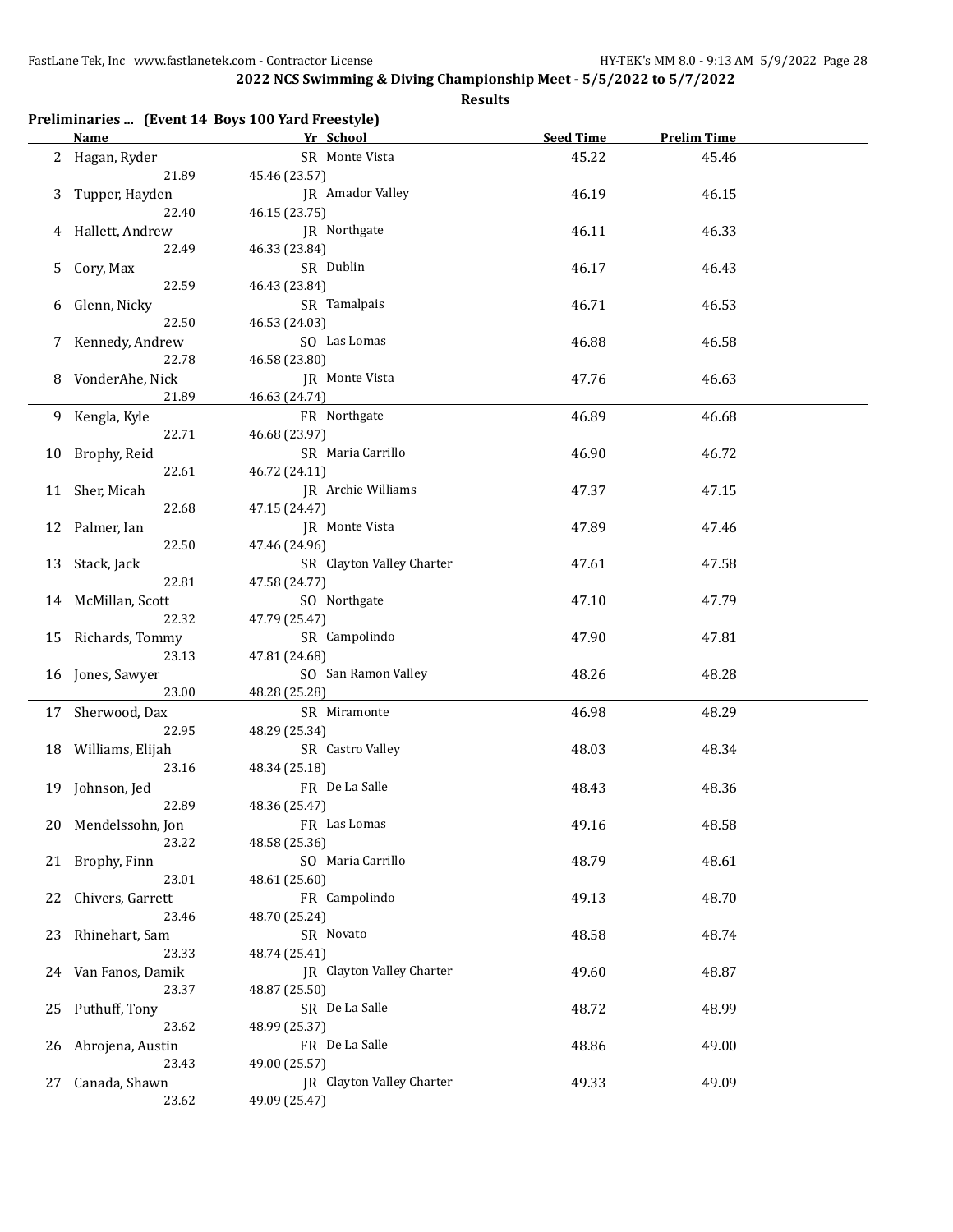**2022 NCS Swimming & Diving Championship Meet - 5/5/2022 to 5/7/2022**

**Results**

### Preliminaries ... (Event 14 Boys 100 Yard Freestyle)

| | Name | Yr | School | Seed Time | Prelim Time |
|---|---|---|---|---|---|
| 2 | Hagan, Ryder | SR | Monte Vista | 45.22 | 45.46 |
| | 21.89 | 45.46 (23.57) | | | |
| 3 | Tupper, Hayden | JR | Amador Valley | 46.19 | 46.15 |
| | 22.40 | 46.15 (23.75) | | | |
| 4 | Hallett, Andrew | JR | Northgate | 46.11 | 46.33 |
| | 22.49 | 46.33 (23.84) | | | |
| 5 | Cory, Max | SR | Dublin | 46.17 | 46.43 |
| | 22.59 | 46.43 (23.84) | | | |
| 6 | Glenn, Nicky | SR | Tamalpais | 46.71 | 46.53 |
| | 22.50 | 46.53 (24.03) | | | |
| 7 | Kennedy, Andrew | SO | Las Lomas | 46.88 | 46.58 |
| | 22.78 | 46.58 (23.80) | | | |
| 8 | VonderAhe, Nick | JR | Monte Vista | 47.76 | 46.63 |
| | 21.89 | 46.63 (24.74) | | | |
| 9 | Kengla, Kyle | FR | Northgate | 46.89 | 46.68 |
| | 22.71 | 46.68 (23.97) | | | |
| 10 | Brophy, Reid | SR | Maria Carrillo | 46.90 | 46.72 |
| | 22.61 | 46.72 (24.11) | | | |
| 11 | Sher, Micah | JR | Archie Williams | 47.37 | 47.15 |
| | 22.68 | 47.15 (24.47) | | | |
| 12 | Palmer, Ian | JR | Monte Vista | 47.89 | 47.46 |
| | 22.50 | 47.46 (24.96) | | | |
| 13 | Stack, Jack | SR | Clayton Valley Charter | 47.61 | 47.58 |
| | 22.81 | 47.58 (24.77) | | | |
| 14 | McMillan, Scott | SO | Northgate | 47.10 | 47.79 |
| | 22.32 | 47.79 (25.47) | | | |
| 15 | Richards, Tommy | SR | Campolindo | 47.90 | 47.81 |
| | 23.13 | 47.81 (24.68) | | | |
| 16 | Jones, Sawyer | SO | San Ramon Valley | 48.26 | 48.28 |
| | 23.00 | 48.28 (25.28) | | | |
| 17 | Sherwood, Dax | SR | Miramonte | 46.98 | 48.29 |
| | 22.95 | 48.29 (25.34) | | | |
| 18 | Williams, Elijah | SR | Castro Valley | 48.03 | 48.34 |
| | 23.16 | 48.34 (25.18) | | | |
| 19 | Johnson, Jed | FR | De La Salle | 48.43 | 48.36 |
| | 22.89 | 48.36 (25.47) | | | |
| 20 | Mendelssohn, Jon | FR | Las Lomas | 49.16 | 48.58 |
| | 23.22 | 48.58 (25.36) | | | |
| 21 | Brophy, Finn | SO | Maria Carrillo | 48.79 | 48.61 |
| | 23.01 | 48.61 (25.60) | | | |
| 22 | Chivers, Garrett | FR | Campolindo | 49.13 | 48.70 |
| | 23.46 | 48.70 (25.24) | | | |
| 23 | Rhinehart, Sam | SR | Novato | 48.58 | 48.74 |
| | 23.33 | 48.74 (25.41) | | | |
| 24 | Van Fanos, Damik | JR | Clayton Valley Charter | 49.60 | 48.87 |
| | 23.37 | 48.87 (25.50) | | | |
| 25 | Puthuff, Tony | SR | De La Salle | 48.72 | 48.99 |
| | 23.62 | 48.99 (25.37) | | | |
| 26 | Abrojena, Austin | FR | De La Salle | 48.86 | 49.00 |
| | 23.43 | 49.00 (25.57) | | | |
| 27 | Canada, Shawn | JR | Clayton Valley Charter | 49.33 | 49.09 |
| | 23.62 | 49.09 (25.47) | | | |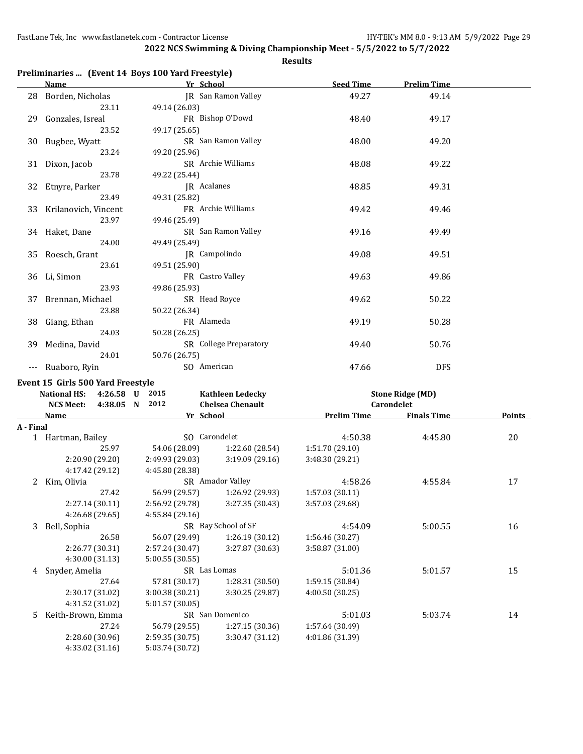**2022 NCS Swimming & Diving Championship Meet - 5/5/2022 to 5/7/2022**

**Results**

### Preliminaries ... (Event 14 Boys 100 Yard Freestyle)

| | Name | Yr | School | Seed Time | Prelim Time |
|---|---|---|---|---|---|
| 28 | Borden, Nicholas | JR | San Ramon Valley | 49.27 | 49.14 |
| | 23.11 | 49.14 (26.03) | | | |
| 29 | Gonzales, Isreal | FR | Bishop O'Dowd | 48.40 | 49.17 |
| | 23.52 | 49.17 (25.65) | | | |
| 30 | Bugbee, Wyatt | SR | San Ramon Valley | 48.00 | 49.20 |
| | 23.24 | 49.20 (25.96) | | | |
| 31 | Dixon, Jacob | SR | Archie Williams | 48.08 | 49.22 |
| | 23.78 | 49.22 (25.44) | | | |
| 32 | Etnyre, Parker | JR | Acalanes | 48.85 | 49.31 |
| | 23.49 | 49.31 (25.82) | | | |
| 33 | Krilanovich, Vincent | FR | Archie Williams | 49.42 | 49.46 |
| | 23.97 | 49.46 (25.49) | | | |
| 34 | Haket, Dane | SR | San Ramon Valley | 49.16 | 49.49 |
| | 24.00 | 49.49 (25.49) | | | |
| 35 | Roesch, Grant | JR | Campolindo | 49.08 | 49.51 |
| | 23.61 | 49.51 (25.90) | | | |
| 36 | Li, Simon | FR | Castro Valley | 49.63 | 49.86 |
| | 23.93 | 49.86 (25.93) | | | |
| 37 | Brennan, Michael | SR | Head Royce | 49.62 | 50.22 |
| | 23.88 | 50.22 (26.34) | | | |
| 38 | Giang, Ethan | FR | Alameda | 49.19 | 50.28 |
| | 24.03 | 50.28 (26.25) | | | |
| 39 | Medina, David | SR | College Preparatory | 49.40 | 50.76 |
| | 24.01 | 50.76 (26.75) | | | |
| --- | Ruaboro, Ryin | SO | American | 47.66 | DFS |

### Event 15 Girls 500 Yard Freestyle

| | | | | |
|---|---|---|---|---|
| National HS: | 4:26.58 U | 2015 | Kathleen Ledecky | Stone Ridge (MD) |
| NCS Meet: | 4:38.05 N | 2012 | Chelsea Chenault | Carondelet |

**A - Final**

| | Name | Yr | School | Prelim Time | Finals Time | Points |
|---|---|---|---|---|---|---|
| 1 | Hartman, Bailey | SO | Carondelet | 4:50.38 | 4:45.80 | 20 |
| | 25.97 | 54.06 (28.09) | 1:22.60 (28.54) | 1:51.70 (29.10) | | |
| | 2:20.90 (29.20) | 2:49.93 (29.03) | 3:19.09 (29.16) | 3:48.30 (29.21) | | |
| | 4:17.42 (29.12) | 4:45.80 (28.38) | | | | |
| 2 | Kim, Olivia | SR | Amador Valley | 4:58.26 | 4:55.84 | 17 |
| | 27.42 | 56.99 (29.57) | 1:26.92 (29.93) | 1:57.03 (30.11) | | |
| | 2:27.14 (30.11) | 2:56.92 (29.78) | 3:27.35 (30.43) | 3:57.03 (29.68) | | |
| | 4:26.68 (29.65) | 4:55.84 (29.16) | | | | |
| 3 | Bell, Sophia | SR | Bay School of SF | 4:54.09 | 5:00.55 | 16 |
| | 26.58 | 56.07 (29.49) | 1:26.19 (30.12) | 1:56.46 (30.27) | | |
| | 2:26.77 (30.31) | 2:57.24 (30.47) | 3:27.87 (30.63) | 3:58.87 (31.00) | | |
| | 4:30.00 (31.13) | 5:00.55 (30.55) | | | | |
| 4 | Snyder, Amelia | SR | Las Lomas | 5:01.36 | 5:01.57 | 15 |
| | 27.64 | 57.81 (30.17) | 1:28.31 (30.50) | 1:59.15 (30.84) | | |
| | 2:30.17 (31.02) | 3:00.38 (30.21) | 3:30.25 (29.87) | 4:00.50 (30.25) | | |
| | 4:31.52 (31.02) | 5:01.57 (30.05) | | | | |
| 5 | Keith-Brown, Emma | SR | San Domenico | 5:01.03 | 5:03.74 | 14 |
| | 27.24 | 56.79 (29.55) | 1:27.15 (30.36) | 1:57.64 (30.49) | | |
| | 2:28.60 (30.96) | 2:59.35 (30.75) | 3:30.47 (31.12) | 4:01.86 (31.39) | | |
| | 4:33.02 (31.16) | 5:03.74 (30.72) | | | | |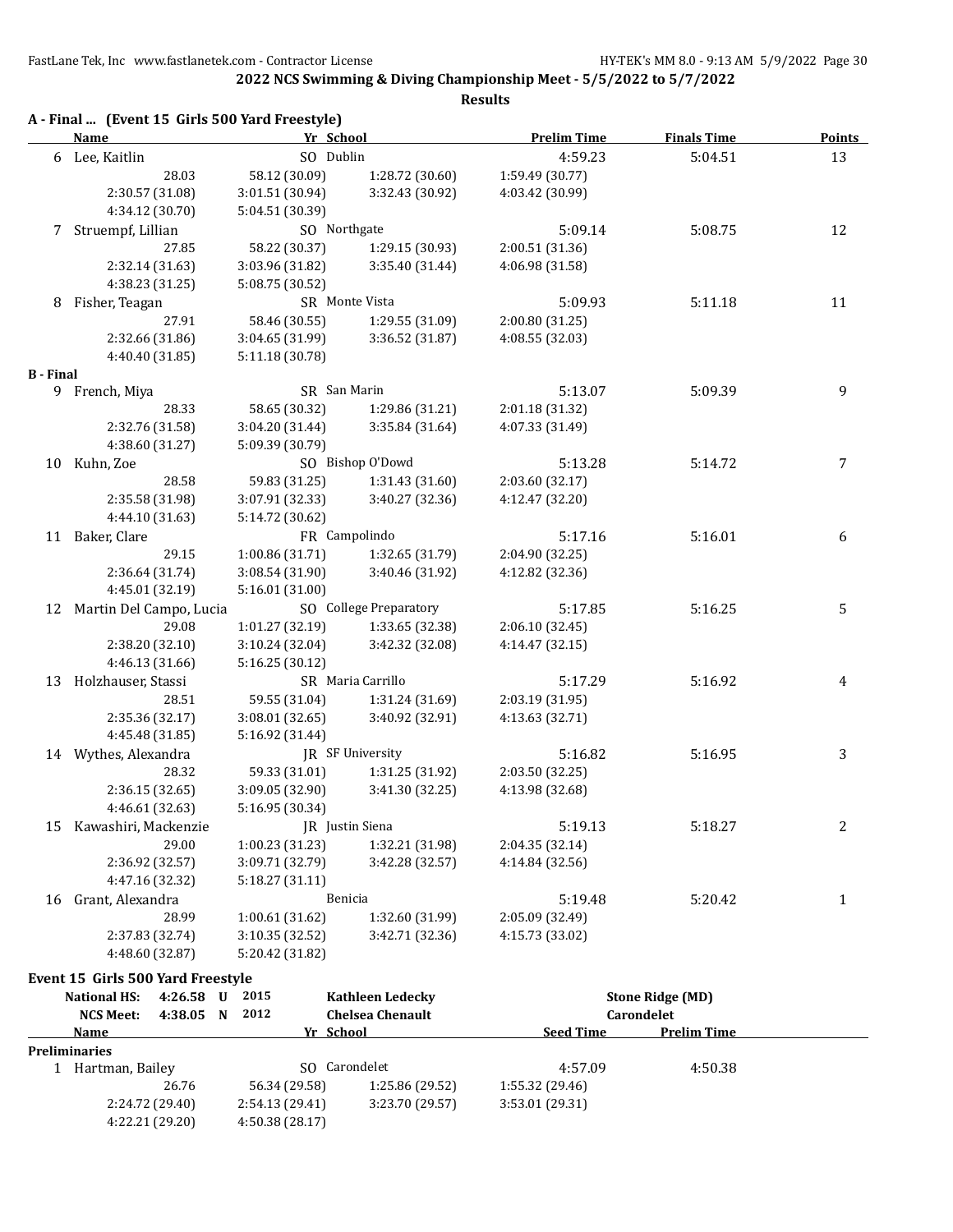## 2022 NCS Swimming & Diving Championship Meet - 5/5/2022 to 5/7/2022

### Results

**A - Final ... (Event 15 Girls 500 Yard Freestyle)**

| | Name | Yr | School | Prelim Time | Finals Time | Points |
|---|---|---|---|---|---|---|
| 6 | Lee, Kaitlin | SO | Dublin | 4:59.23 | 5:04.51 | 13 |
| | 28.03 | 58.12 (30.09) | 1:28.72 (30.60) | 1:59.49 (30.77) | | |
| | 2:30.57 (31.08) | 3:01.51 (30.94) | 3:32.43 (30.92) | 4:03.42 (30.99) | | |
| | 4:34.12 (30.70) | 5:04.51 (30.39) | | | | |
| 7 | Struempf, Lillian | SO | Northgate | 5:09.14 | 5:08.75 | 12 |
| | 27.85 | 58.22 (30.37) | 1:29.15 (30.93) | 2:00.51 (31.36) | | |
| | 2:32.14 (31.63) | 3:03.96 (31.82) | 3:35.40 (31.44) | 4:06.98 (31.58) | | |
| | 4:38.23 (31.25) | 5:08.75 (30.52) | | | | |
| 8 | Fisher, Teagan | SR | Monte Vista | 5:09.93 | 5:11.18 | 11 |
| | 27.91 | 58.46 (30.55) | 1:29.55 (31.09) | 2:00.80 (31.25) | | |
| | 2:32.66 (31.86) | 3:04.65 (31.99) | 3:36.52 (31.87) | 4:08.55 (32.03) | | |
| | 4:40.40 (31.85) | 5:11.18 (30.78) | | | | |
| **B - Final** | | | | | | |
| 9 | French, Miya | SR | San Marin | 5:13.07 | 5:09.39 | 9 |
| | 28.33 | 58.65 (30.32) | 1:29.86 (31.21) | 2:01.18 (31.32) | | |
| | 2:32.76 (31.58) | 3:04.20 (31.44) | 3:35.84 (31.64) | 4:07.33 (31.49) | | |
| | 4:38.60 (31.27) | 5:09.39 (30.79) | | | | |
| 10 | Kuhn, Zoe | SO | Bishop O'Dowd | 5:13.28 | 5:14.72 | 7 |
| | 28.58 | 59.83 (31.25) | 1:31.43 (31.60) | 2:03.60 (32.17) | | |
| | 2:35.58 (31.98) | 3:07.91 (32.33) | 3:40.27 (32.36) | 4:12.47 (32.20) | | |
| | 4:44.10 (31.63) | 5:14.72 (30.62) | | | | |
| 11 | Baker, Clare | FR | Campolindo | 5:17.16 | 5:16.01 | 6 |
| | 29.15 | 1:00.86 (31.71) | 1:32.65 (31.79) | 2:04.90 (32.25) | | |
| | 2:36.64 (31.74) | 3:08.54 (31.90) | 3:40.46 (31.92) | 4:12.82 (32.36) | | |
| | 4:45.01 (32.19) | 5:16.01 (31.00) | | | | |
| 12 | Martin Del Campo, Lucia | SO | College Preparatory | 5:17.85 | 5:16.25 | 5 |
| | 29.08 | 1:01.27 (32.19) | 1:33.65 (32.38) | 2:06.10 (32.45) | | |
| | 2:38.20 (32.10) | 3:10.24 (32.04) | 3:42.32 (32.08) | 4:14.47 (32.15) | | |
| | 4:46.13 (31.66) | 5:16.25 (30.12) | | | | |
| 13 | Holzhauser, Stassi | SR | Maria Carrillo | 5:17.29 | 5:16.92 | 4 |
| | 28.51 | 59.55 (31.04) | 1:31.24 (31.69) | 2:03.19 (31.95) | | |
| | 2:35.36 (32.17) | 3:08.01 (32.65) | 3:40.92 (32.91) | 4:13.63 (32.71) | | |
| | 4:45.48 (31.85) | 5:16.92 (31.44) | | | | |
| 14 | Wythes, Alexandra | JR | SF University | 5:16.82 | 5:16.95 | 3 |
| | 28.32 | 59.33 (31.01) | 1:31.25 (31.92) | 2:03.50 (32.25) | | |
| | 2:36.15 (32.65) | 3:09.05 (32.90) | 3:41.30 (32.25) | 4:13.98 (32.68) | | |
| | 4:46.61 (32.63) | 5:16.95 (30.34) | | | | |
| 15 | Kawashiri, Mackenzie | JR | Justin Siena | 5:19.13 | 5:18.27 | 2 |
| | 29.00 | 1:00.23 (31.23) | 1:32.21 (31.98) | 2:04.35 (32.14) | | |
| | 2:36.92 (32.57) | 3:09.71 (32.79) | 3:42.28 (32.57) | 4:14.84 (32.56) | | |
| | 4:47.16 (32.32) | 5:18.27 (31.11) | | | | |
| 16 | Grant, Alexandra | | Benicia | 5:19.48 | 5:20.42 | 1 |
| | 28.99 | 1:00.61 (31.62) | 1:32.60 (31.99) | 2:05.09 (32.49) | | |
| | 2:37.83 (32.74) | 3:10.35 (32.52) | 3:42.71 (32.36) | 4:15.73 (33.02) | | |
| | 4:48.60 (32.87) | 5:20.42 (31.82) | | | | |

**Event 15 Girls 500 Yard Freestyle**

| | | | | |
|---|---|---|---|---|
| National HS: | 4:26.58 U | 2015 | Kathleen Ledecky | Stone Ridge (MD) |
| NCS Meet: | 4:38.05 N | 2012 | Chelsea Chenault | Carondelet |

| | Name | Yr | School | Seed Time | Prelim Time |
|---|---|---|---|---|---|
| **Preliminaries** | | | | | |
| 1 | Hartman, Bailey | SO | Carondelet | 4:57.09 | 4:50.38 |
| | 26.76 | 56.34 (29.58) | 1:25.86 (29.52) | 1:55.32 (29.46) | |
| | 2:24.72 (29.40) | 2:54.13 (29.41) | 3:23.70 (29.57) | 3:53.01 (29.31) | |
| | 4:22.21 (29.20) | 4:50.38 (28.17) | | | |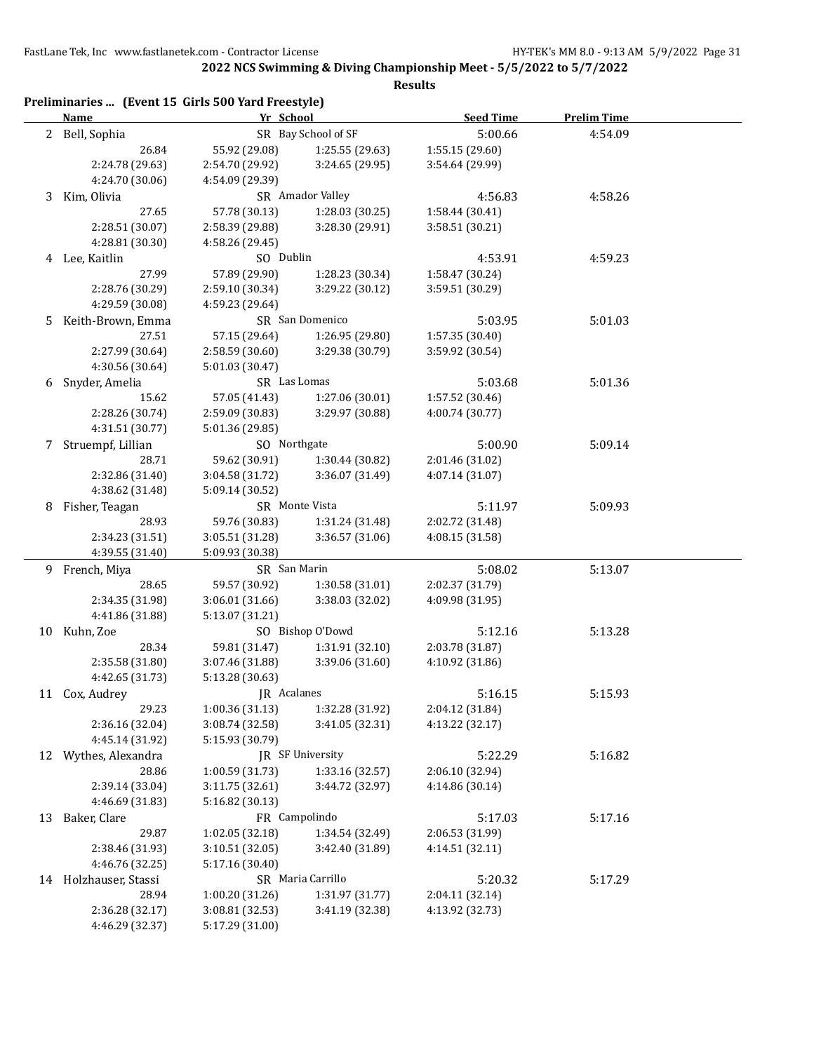**2022 NCS Swimming & Diving Championship Meet - 5/5/2022 to 5/7/2022**

**Results**

### Preliminaries ... (Event 15 Girls 500 Yard Freestyle)

| | Name | Yr | School | Seed Time | Prelim Time |
|---|---|---|---|---|---|
| 2 | Bell, Sophia | SR | Bay School of SF | 5:00.66 | 4:54.09 |
| | 26.84 | 55.92 (29.08) | 1:25.55 (29.63) | 1:55.15 (29.60) | |
| | 2:24.78 (29.63) | 2:54.70 (29.92) | 3:24.65 (29.95) | 3:54.64 (29.99) | |
| | 4:24.70 (30.06) | 4:54.09 (29.39) | | | |
| 3 | Kim, Olivia | SR | Amador Valley | 4:56.83 | 4:58.26 |
| | 27.65 | 57.78 (30.13) | 1:28.03 (30.25) | 1:58.44 (30.41) | |
| | 2:28.51 (30.07) | 2:58.39 (29.88) | 3:28.30 (29.91) | 3:58.51 (30.21) | |
| | 4:28.81 (30.30) | 4:58.26 (29.45) | | | |
| 4 | Lee, Kaitlin | SO | Dublin | 4:53.91 | 4:59.23 |
| | 27.99 | 57.89 (29.90) | 1:28.23 (30.34) | 1:58.47 (30.24) | |
| | 2:28.76 (30.29) | 2:59.10 (30.34) | 3:29.22 (30.12) | 3:59.51 (30.29) | |
| | 4:29.59 (30.08) | 4:59.23 (29.64) | | | |
| 5 | Keith-Brown, Emma | SR | San Domenico | 5:03.95 | 5:01.03 |
| | 27.51 | 57.15 (29.64) | 1:26.95 (29.80) | 1:57.35 (30.40) | |
| | 2:27.99 (30.64) | 2:58.59 (30.60) | 3:29.38 (30.79) | 3:59.92 (30.54) | |
| | 4:30.56 (30.64) | 5:01.03 (30.47) | | | |
| 6 | Snyder, Amelia | SR | Las Lomas | 5:03.68 | 5:01.36 |
| | 15.62 | 57.05 (41.43) | 1:27.06 (30.01) | 1:57.52 (30.46) | |
| | 2:28.26 (30.74) | 2:59.09 (30.83) | 3:29.97 (30.88) | 4:00.74 (30.77) | |
| | 4:31.51 (30.77) | 5:01.36 (29.85) | | | |
| 7 | Struempf, Lillian | SO | Northgate | 5:00.90 | 5:09.14 |
| | 28.71 | 59.62 (30.91) | 1:30.44 (30.82) | 2:01.46 (31.02) | |
| | 2:32.86 (31.40) | 3:04.58 (31.72) | 3:36.07 (31.49) | 4:07.14 (31.07) | |
| | 4:38.62 (31.48) | 5:09.14 (30.52) | | | |
| 8 | Fisher, Teagan | SR | Monte Vista | 5:11.97 | 5:09.93 |
| | 28.93 | 59.76 (30.83) | 1:31.24 (31.48) | 2:02.72 (31.48) | |
| | 2:34.23 (31.51) | 3:05.51 (31.28) | 3:36.57 (31.06) | 4:08.15 (31.58) | |
| | 4:39.55 (31.40) | 5:09.93 (30.38) | | | |
| 9 | French, Miya | SR | San Marin | 5:08.02 | 5:13.07 |
| | 28.65 | 59.57 (30.92) | 1:30.58 (31.01) | 2:02.37 (31.79) | |
| | 2:34.35 (31.98) | 3:06.01 (31.66) | 3:38.03 (32.02) | 4:09.98 (31.95) | |
| | 4:41.86 (31.88) | 5:13.07 (31.21) | | | |
| 10 | Kuhn, Zoe | SO | Bishop O'Dowd | 5:12.16 | 5:13.28 |
| | 28.34 | 59.81 (31.47) | 1:31.91 (32.10) | 2:03.78 (31.87) | |
| | 2:35.58 (31.80) | 3:07.46 (31.88) | 3:39.06 (31.60) | 4:10.92 (31.86) | |
| | 4:42.65 (31.73) | 5:13.28 (30.63) | | | |
| 11 | Cox, Audrey | JR | Acalanes | 5:16.15 | 5:15.93 |
| | 29.23 | 1:00.36 (31.13) | 1:32.28 (31.92) | 2:04.12 (31.84) | |
| | 2:36.16 (32.04) | 3:08.74 (32.58) | 3:41.05 (32.31) | 4:13.22 (32.17) | |
| | 4:45.14 (31.92) | 5:15.93 (30.79) | | | |
| 12 | Wythes, Alexandra | JR | SF University | 5:22.29 | 5:16.82 |
| | 28.86 | 1:00.59 (31.73) | 1:33.16 (32.57) | 2:06.10 (32.94) | |
| | 2:39.14 (33.04) | 3:11.75 (32.61) | 3:44.72 (32.97) | 4:14.86 (30.14) | |
| | 4:46.69 (31.83) | 5:16.82 (30.13) | | | |
| 13 | Baker, Clare | FR | Campolindo | 5:17.03 | 5:17.16 |
| | 29.87 | 1:02.05 (32.18) | 1:34.54 (32.49) | 2:06.53 (31.99) | |
| | 2:38.46 (31.93) | 3:10.51 (32.05) | 3:42.40 (31.89) | 4:14.51 (32.11) | |
| | 4:46.76 (32.25) | 5:17.16 (30.40) | | | |
| 14 | Holzhauser, Stassi | SR | Maria Carrillo | 5:20.32 | 5:17.29 |
| | 28.94 | 1:00.20 (31.26) | 1:31.97 (31.77) | 2:04.11 (32.14) | |
| | 2:36.28 (32.17) | 3:08.81 (32.53) | 3:41.19 (32.38) | 4:13.92 (32.73) | |
| | 4:46.29 (32.37) | 5:17.29 (31.00) | | | |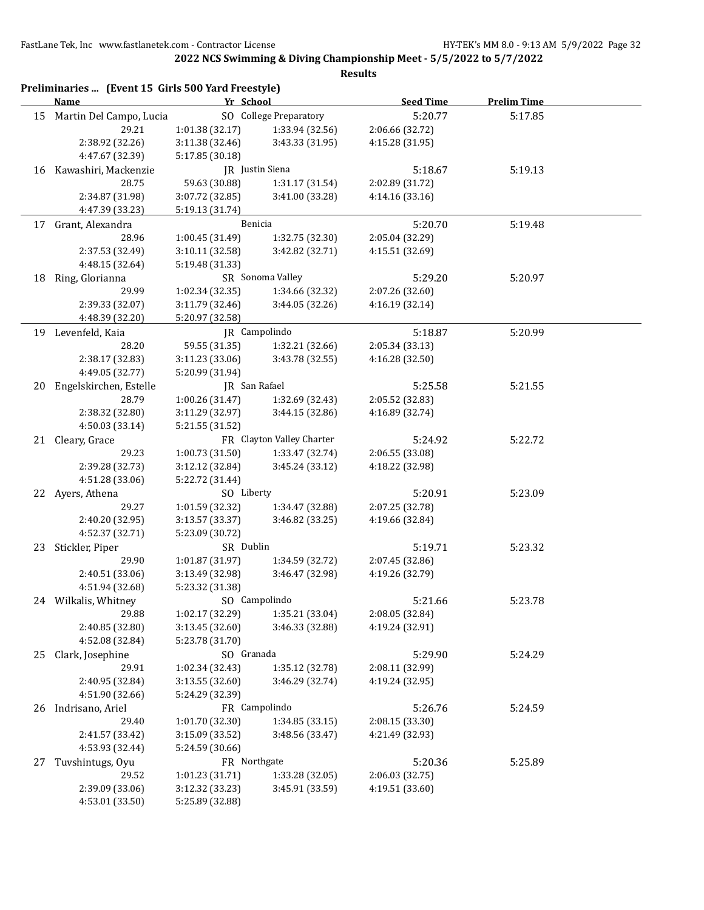**2022 NCS Swimming & Diving Championship Meet - 5/5/2022 to 5/7/2022**

**Results**

**Preliminaries ... (Event 15 Girls 500 Yard Freestyle)**

| | Name | Yr | School | Seed Time | Prelim Time |
|---|---|---|---|---|---|
| 15 | Martin Del Campo, Lucia | SO | College Preparatory | 5:20.77 | 5:17.85 |
| | 29.21 | 1:01.38 (32.17) | 1:33.94 (32.56) | 2:06.66 (32.72) | |
| | 2:38.92 (32.26) | 3:11.38 (32.46) | 3:43.33 (31.95) | 4:15.28 (31.95) | |
| | 4:47.67 (32.39) | 5:17.85 (30.18) | | | |
| 16 | Kawashiri, Mackenzie | JR | Justin Siena | 5:18.67 | 5:19.13 |
| | 28.75 | 59.63 (30.88) | 1:31.17 (31.54) | 2:02.89 (31.72) | |
| | 2:34.87 (31.98) | 3:07.72 (32.85) | 3:41.00 (33.28) | 4:14.16 (33.16) | |
| | 4:47.39 (33.23) | 5:19.13 (31.74) | | | |
| 17 | Grant, Alexandra | | Benicia | 5:20.70 | 5:19.48 |
| | 28.96 | 1:00.45 (31.49) | 1:32.75 (32.30) | 2:05.04 (32.29) | |
| | 2:37.53 (32.49) | 3:10.11 (32.58) | 3:42.82 (32.71) | 4:15.51 (32.69) | |
| | 4:48.15 (32.64) | 5:19.48 (31.33) | | | |
| 18 | Ring, Glorianna | SR | Sonoma Valley | 5:29.20 | 5:20.97 |
| | 29.99 | 1:02.34 (32.35) | 1:34.66 (32.32) | 2:07.26 (32.60) | |
| | 2:39.33 (32.07) | 3:11.79 (32.46) | 3:44.05 (32.26) | 4:16.19 (32.14) | |
| | 4:48.39 (32.20) | 5:20.97 (32.58) | | | |
| 19 | Levenfeld, Kaia | JR | Campolindo | 5:18.87 | 5:20.99 |
| | 28.20 | 59.55 (31.35) | 1:32.21 (32.66) | 2:05.34 (33.13) | |
| | 2:38.17 (32.83) | 3:11.23 (33.06) | 3:43.78 (32.55) | 4:16.28 (32.50) | |
| | 4:49.05 (32.77) | 5:20.99 (31.94) | | | |
| 20 | Engelskirchen, Estelle | JR | San Rafael | 5:25.58 | 5:21.55 |
| | 28.79 | 1:00.26 (31.47) | 1:32.69 (32.43) | 2:05.52 (32.83) | |
| | 2:38.32 (32.80) | 3:11.29 (32.97) | 3:44.15 (32.86) | 4:16.89 (32.74) | |
| | 4:50.03 (33.14) | 5:21.55 (31.52) | | | |
| 21 | Cleary, Grace | FR | Clayton Valley Charter | 5:24.92 | 5:22.72 |
| | 29.23 | 1:00.73 (31.50) | 1:33.47 (32.74) | 2:06.55 (33.08) | |
| | 2:39.28 (32.73) | 3:12.12 (32.84) | 3:45.24 (33.12) | 4:18.22 (32.98) | |
| | 4:51.28 (33.06) | 5:22.72 (31.44) | | | |
| 22 | Ayers, Athena | SO | Liberty | 5:20.91 | 5:23.09 |
| | 29.27 | 1:01.59 (32.32) | 1:34.47 (32.88) | 2:07.25 (32.78) | |
| | 2:40.20 (32.95) | 3:13.57 (33.37) | 3:46.82 (33.25) | 4:19.66 (32.84) | |
| | 4:52.37 (32.71) | 5:23.09 (30.72) | | | |
| 23 | Stickler, Piper | SR | Dublin | 5:19.71 | 5:23.32 |
| | 29.90 | 1:01.87 (31.97) | 1:34.59 (32.72) | 2:07.45 (32.86) | |
| | 2:40.51 (33.06) | 3:13.49 (32.98) | 3:46.47 (32.98) | 4:19.26 (32.79) | |
| | 4:51.94 (32.68) | 5:23.32 (31.38) | | | |
| 24 | Wilkalis, Whitney | SO | Campolindo | 5:21.66 | 5:23.78 |
| | 29.88 | 1:02.17 (32.29) | 1:35.21 (33.04) | 2:08.05 (32.84) | |
| | 2:40.85 (32.80) | 3:13.45 (32.60) | 3:46.33 (32.88) | 4:19.24 (32.91) | |
| | 4:52.08 (32.84) | 5:23.78 (31.70) | | | |
| 25 | Clark, Josephine | SO | Granada | 5:29.90 | 5:24.29 |
| | 29.91 | 1:02.34 (32.43) | 1:35.12 (32.78) | 2:08.11 (32.99) | |
| | 2:40.95 (32.84) | 3:13.55 (32.60) | 3:46.29 (32.74) | 4:19.24 (32.95) | |
| | 4:51.90 (32.66) | 5:24.29 (32.39) | | | |
| 26 | Indrisano, Ariel | FR | Campolindo | 5:26.76 | 5:24.59 |
| | 29.40 | 1:01.70 (32.30) | 1:34.85 (33.15) | 2:08.15 (33.30) | |
| | 2:41.57 (33.42) | 3:15.09 (33.52) | 3:48.56 (33.47) | 4:21.49 (32.93) | |
| | 4:53.93 (32.44) | 5:24.59 (30.66) | | | |
| 27 | Tuvshintugs, Oyu | FR | Northgate | 5:20.36 | 5:25.89 |
| | 29.52 | 1:01.23 (31.71) | 1:33.28 (32.05) | 2:06.03 (32.75) | |
| | 2:39.09 (33.06) | 3:12.32 (33.23) | 3:45.91 (33.59) | 4:19.51 (33.60) | |
| | 4:53.01 (33.50) | 5:25.89 (32.88) | | | |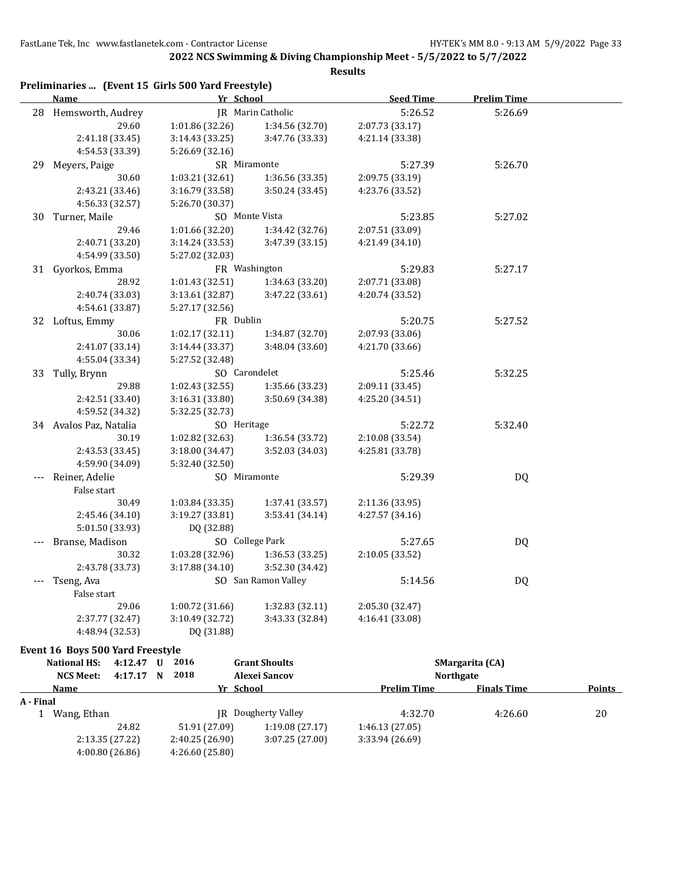## 2022 NCS Swimming & Diving Championship Meet - 5/5/2022 to 5/7/2022

### Results

### Preliminaries ... (Event 15 Girls 500 Yard Freestyle)

| | Name | Yr | School | Seed Time | Prelim Time |
|---|---|---|---|---|---|
| 28 | Hemsworth, Audrey | JR | Marin Catholic | 5:26.52 | 5:26.69 |
| | 29.60 | 1:01.86 (32.26) | 1:34.56 (32.70) | 2:07.73 (33.17) | |
| | 2:41.18 (33.45) | 3:14.43 (33.25) | 3:47.76 (33.33) | 4:21.14 (33.38) | |
| | 4:54.53 (33.39) | 5:26.69 (32.16) | | | |
| 29 | Meyers, Paige | SR | Miramonte | 5:27.39 | 5:26.70 |
| | 30.60 | 1:03.21 (32.61) | 1:36.56 (33.35) | 2:09.75 (33.19) | |
| | 2:43.21 (33.46) | 3:16.79 (33.58) | 3:50.24 (33.45) | 4:23.76 (33.52) | |
| | 4:56.33 (32.57) | 5:26.70 (30.37) | | | |
| 30 | Turner, Maile | SO | Monte Vista | 5:23.85 | 5:27.02 |
| | 29.46 | 1:01.66 (32.20) | 1:34.42 (32.76) | 2:07.51 (33.09) | |
| | 2:40.71 (33.20) | 3:14.24 (33.53) | 3:47.39 (33.15) | 4:21.49 (34.10) | |
| | 4:54.99 (33.50) | 5:27.02 (32.03) | | | |
| 31 | Gyorkos, Emma | FR | Washington | 5:29.83 | 5:27.17 |
| | 28.92 | 1:01.43 (32.51) | 1:34.63 (33.20) | 2:07.71 (33.08) | |
| | 2:40.74 (33.03) | 3:13.61 (32.87) | 3:47.22 (33.61) | 4:20.74 (33.52) | |
| | 4:54.61 (33.87) | 5:27.17 (32.56) | | | |
| 32 | Loftus, Emmy | FR | Dublin | 5:20.75 | 5:27.52 |
| | 30.06 | 1:02.17 (32.11) | 1:34.87 (32.70) | 2:07.93 (33.06) | |
| | 2:41.07 (33.14) | 3:14.44 (33.37) | 3:48.04 (33.60) | 4:21.70 (33.66) | |
| | 4:55.04 (33.34) | 5:27.52 (32.48) | | | |
| 33 | Tully, Brynn | SO | Carondelet | 5:25.46 | 5:32.25 |
| | 29.88 | 1:02.43 (32.55) | 1:35.66 (33.23) | 2:09.11 (33.45) | |
| | 2:42.51 (33.40) | 3:16.31 (33.80) | 3:50.69 (34.38) | 4:25.20 (34.51) | |
| | 4:59.52 (34.32) | 5:32.25 (32.73) | | | |
| 34 | Avalos Paz, Natalia | SO | Heritage | 5:22.72 | 5:32.40 |
| | 30.19 | 1:02.82 (32.63) | 1:36.54 (33.72) | 2:10.08 (33.54) | |
| | 2:43.53 (33.45) | 3:18.00 (34.47) | 3:52.03 (34.03) | 4:25.81 (33.78) | |
| | 4:59.90 (34.09) | 5:32.40 (32.50) | | | |
| --- | Reiner, Adelie | SO | Miramonte | 5:29.39 | DQ |
| | False start | | | | |
| | 30.49 | 1:03.84 (33.35) | 1:37.41 (33.57) | 2:11.36 (33.95) | |
| | 2:45.46 (34.10) | 3:19.27 (33.81) | 3:53.41 (34.14) | 4:27.57 (34.16) | |
| | 5:01.50 (33.93) | DQ (32.88) | | | |
| --- | Branse, Madison | SO | College Park | 5:27.65 | DQ |
| | 30.32 | 1:03.28 (32.96) | 1:36.53 (33.25) | 2:10.05 (33.52) | |
| | 2:43.78 (33.73) | 3:17.88 (34.10) | 3:52.30 (34.42) | | |
| --- | Tseng, Ava | SO | San Ramon Valley | 5:14.56 | DQ |
| | False start | | | | |
| | 29.06 | 1:00.72 (31.66) | 1:32.83 (32.11) | 2:05.30 (32.47) | |
| | 2:37.77 (32.47) | 3:10.49 (32.72) | 3:43.33 (32.84) | 4:16.41 (33.08) | |
| | 4:48.94 (32.53) | DQ (31.88) | | | |

### Event 16 Boys 500 Yard Freestyle

| | Time | | Year | Name | Team |
|---|---|---|---|---|---|
| National HS: | 4:12.47 | U | 2016 | Grant Shoults | SMargarita (CA) |
| NCS Meet: | 4:17.17 | N | 2018 | Alexei Sancov | Northgate |

| | Name | Yr | School | Prelim Time | Finals Time | Points |
|---|---|---|---|---|---|---|
| **A - Final** | | | | | | |
| 1 | Wang, Ethan | JR | Dougherty Valley | 4:32.70 | 4:26.60 | 20 |
| | 24.82 | 51.91 (27.09) | 1:19.08 (27.17) | 1:46.13 (27.05) | | |
| | 2:13.35 (27.22) | 2:40.25 (26.90) | 3:07.25 (27.00) | 3:33.94 (26.69) | | |
| | 4:00.80 (26.86) | 4:26.60 (25.80) | | | | |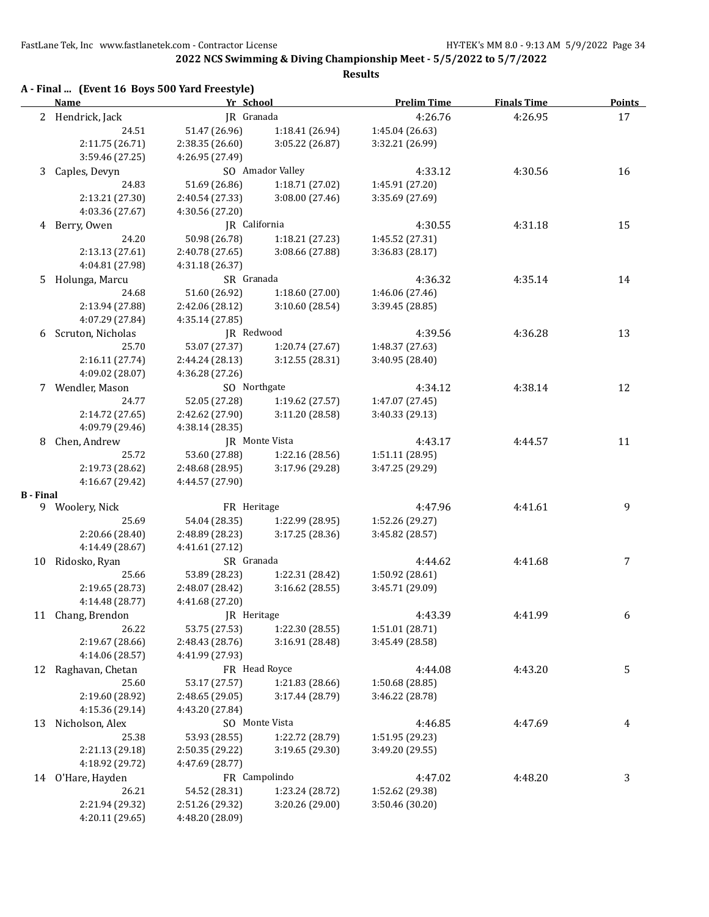**2022 NCS Swimming & Diving Championship Meet - 5/5/2022 to 5/7/2022**

**Results**

## A - Final ... (Event 16 Boys 500 Yard Freestyle)

| | Name | Yr | School | Prelim Time | Finals Time | Points |
|---|---|---|---|---|---|---|
| 2 | Hendrick, Jack | JR | Granada | 4:26.76 | 4:26.95 | 17 |
| | 24.51 | 51.47 (26.96) | 1:18.41 (26.94) | 1:45.04 (26.63) | | |
| | 2:11.75 (26.71) | 2:38.35 (26.60) | 3:05.22 (26.87) | 3:32.21 (26.99) | | |
| | 3:59.46 (27.25) | 4:26.95 (27.49) | | | | |
| 3 | Caples, Devyn | SO | Amador Valley | 4:33.12 | 4:30.56 | 16 |
| | 24.83 | 51.69 (26.86) | 1:18.71 (27.02) | 1:45.91 (27.20) | | |
| | 2:13.21 (27.30) | 2:40.54 (27.33) | 3:08.00 (27.46) | 3:35.69 (27.69) | | |
| | 4:03.36 (27.67) | 4:30.56 (27.20) | | | | |
| 4 | Berry, Owen | JR | California | 4:30.55 | 4:31.18 | 15 |
| | 24.20 | 50.98 (26.78) | 1:18.21 (27.23) | 1:45.52 (27.31) | | |
| | 2:13.13 (27.61) | 2:40.78 (27.65) | 3:08.66 (27.88) | 3:36.83 (28.17) | | |
| | 4:04.81 (27.98) | 4:31.18 (26.37) | | | | |
| 5 | Holunga, Marcu | SR | Granada | 4:36.32 | 4:35.14 | 14 |
| | 24.68 | 51.60 (26.92) | 1:18.60 (27.00) | 1:46.06 (27.46) | | |
| | 2:13.94 (27.88) | 2:42.06 (28.12) | 3:10.60 (28.54) | 3:39.45 (28.85) | | |
| | 4:07.29 (27.84) | 4:35.14 (27.85) | | | | |
| 6 | Scruton, Nicholas | JR | Redwood | 4:39.56 | 4:36.28 | 13 |
| | 25.70 | 53.07 (27.37) | 1:20.74 (27.67) | 1:48.37 (27.63) | | |
| | 2:16.11 (27.74) | 2:44.24 (28.13) | 3:12.55 (28.31) | 3:40.95 (28.40) | | |
| | 4:09.02 (28.07) | 4:36.28 (27.26) | | | | |
| 7 | Wendler, Mason | SO | Northgate | 4:34.12 | 4:38.14 | 12 |
| | 24.77 | 52.05 (27.28) | 1:19.62 (27.57) | 1:47.07 (27.45) | | |
| | 2:14.72 (27.65) | 2:42.62 (27.90) | 3:11.20 (28.58) | 3:40.33 (29.13) | | |
| | 4:09.79 (29.46) | 4:38.14 (28.35) | | | | |
| 8 | Chen, Andrew | JR | Monte Vista | 4:43.17 | 4:44.57 | 11 |
| | 25.72 | 53.60 (27.88) | 1:22.16 (28.56) | 1:51.11 (28.95) | | |
| | 2:19.73 (28.62) | 2:48.68 (28.95) | 3:17.96 (29.28) | 3:47.25 (29.29) | | |
| | 4:16.67 (29.42) | 4:44.57 (27.90) | | | | |

## B - Final

| | Name | Yr | School | Prelim Time | Finals Time | Points |
|---|---|---|---|---|---|---|
| 9 | Woolery, Nick | FR | Heritage | 4:47.96 | 4:41.61 | 9 |
| | 25.69 | 54.04 (28.35) | 1:22.99 (28.95) | 1:52.26 (29.27) | | |
| | 2:20.66 (28.40) | 2:48.89 (28.23) | 3:17.25 (28.36) | 3:45.82 (28.57) | | |
| | 4:14.49 (28.67) | 4:41.61 (27.12) | | | | |
| 10 | Ridosko, Ryan | SR | Granada | 4:44.62 | 4:41.68 | 7 |
| | 25.66 | 53.89 (28.23) | 1:22.31 (28.42) | 1:50.92 (28.61) | | |
| | 2:19.65 (28.73) | 2:48.07 (28.42) | 3:16.62 (28.55) | 3:45.71 (29.09) | | |
| | 4:14.48 (28.77) | 4:41.68 (27.20) | | | | |
| 11 | Chang, Brendon | JR | Heritage | 4:43.39 | 4:41.99 | 6 |
| | 26.22 | 53.75 (27.53) | 1:22.30 (28.55) | 1:51.01 (28.71) | | |
| | 2:19.67 (28.66) | 2:48.43 (28.76) | 3:16.91 (28.48) | 3:45.49 (28.58) | | |
| | 4:14.06 (28.57) | 4:41.99 (27.93) | | | | |
| 12 | Raghavan, Chetan | FR | Head Royce | 4:44.08 | 4:43.20 | 5 |
| | 25.60 | 53.17 (27.57) | 1:21.83 (28.66) | 1:50.68 (28.85) | | |
| | 2:19.60 (28.92) | 2:48.65 (29.05) | 3:17.44 (28.79) | 3:46.22 (28.78) | | |
| | 4:15.36 (29.14) | 4:43.20 (27.84) | | | | |
| 13 | Nicholson, Alex | SO | Monte Vista | 4:46.85 | 4:47.69 | 4 |
| | 25.38 | 53.93 (28.55) | 1:22.72 (28.79) | 1:51.95 (29.23) | | |
| | 2:21.13 (29.18) | 2:50.35 (29.22) | 3:19.65 (29.30) | 3:49.20 (29.55) | | |
| | 4:18.92 (29.72) | 4:47.69 (28.77) | | | | |
| 14 | O'Hare, Hayden | FR | Campolindo | 4:47.02 | 4:48.20 | 3 |
| | 26.21 | 54.52 (28.31) | 1:23.24 (28.72) | 1:52.62 (29.38) | | |
| | 2:21.94 (29.32) | 2:51.26 (29.32) | 3:20.26 (29.00) | 3:50.46 (30.20) | | |
| | 4:20.11 (29.65) | 4:48.20 (28.09) | | | | |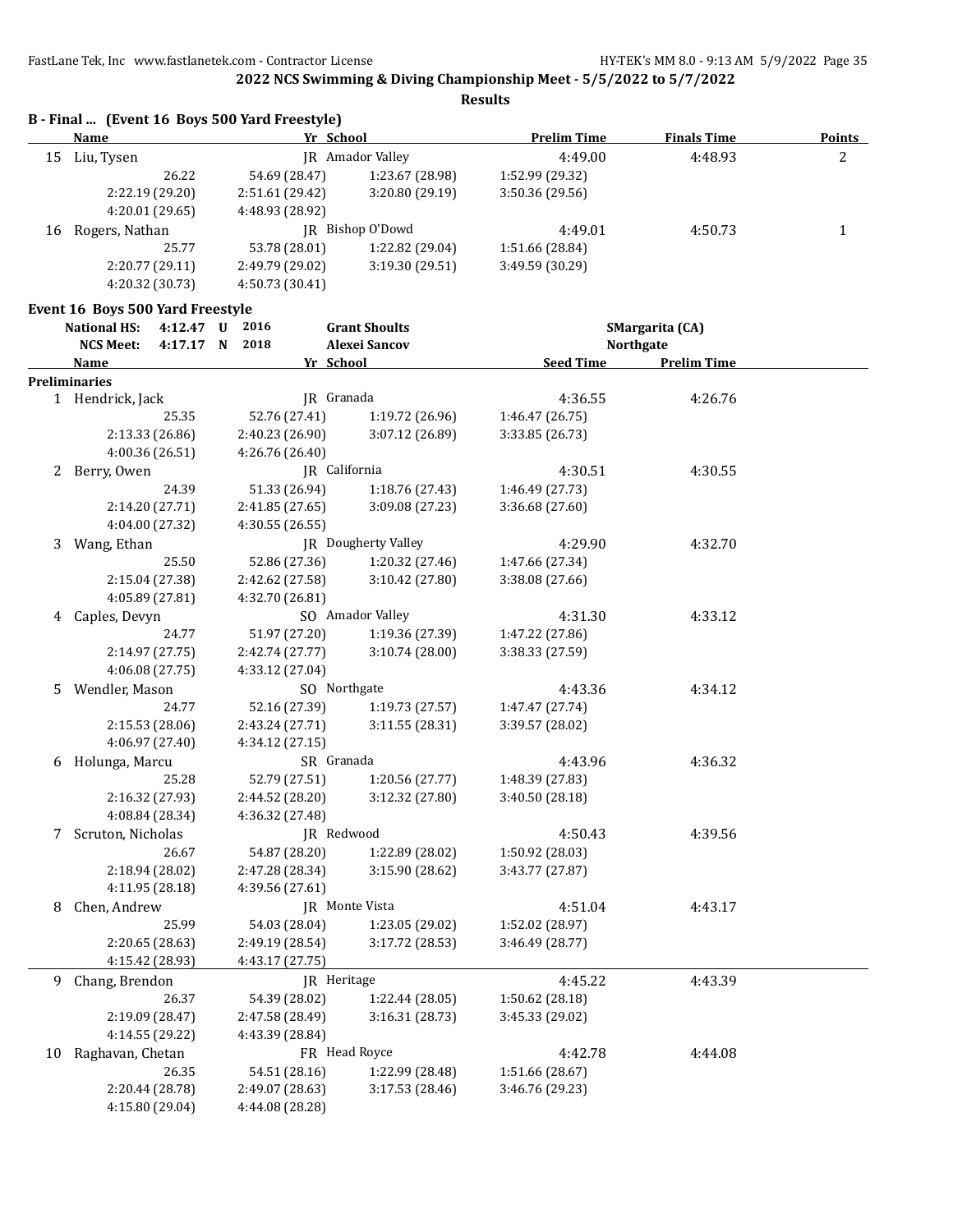**2022 NCS Swimming & Diving Championship Meet - 5/5/2022 to 5/7/2022**

**Results**

### B - Final ... (Event 16 Boys 500 Yard Freestyle)

| | Name | Yr | School | Prelim Time | Finals Time | Points |
|---|---|---|---|---|---|---|
| 15 | Liu, Tysen | JR | Amador Valley | 4:49.00 | 4:48.93 | 2 |
| | 26.22 | 54.69 (28.47) | 1:23.67 (28.98) | 1:52.99 (29.32) | | |
| | 2:22.19 (29.20) | 2:51.61 (29.42) | 3:20.80 (29.19) | 3:50.36 (29.56) | | |
| | 4:20.01 (29.65) | 4:48.93 (28.92) | | | | |
| 16 | Rogers, Nathan | JR | Bishop O'Dowd | 4:49.01 | 4:50.73 | 1 |
| | 25.77 | 53.78 (28.01) | 1:22.82 (29.04) | 1:51.66 (28.84) | | |
| | 2:20.77 (29.11) | 2:49.79 (29.02) | 3:19.30 (29.51) | 3:49.59 (30.29) | | |
| | 4:20.32 (30.73) | 4:50.73 (30.41) | | | | |

### Event 16 Boys 500 Yard Freestyle

| | | | | | |
|---|---|---|---|---|---|
| National HS: | 4:12.47 | U | 2016 | Grant Shoults | SMargarita (CA) |
| NCS Meet: | 4:17.17 | N | 2018 | Alexei Sancov | Northgate |

**Preliminaries**

| | Name | Yr | School | Seed Time | Prelim Time |
|---|---|---|---|---|---|
| 1 | Hendrick, Jack | JR | Granada | 4:36.55 | 4:26.76 |
| | 25.35 | 52.76 (27.41) | 1:19.72 (26.96) | 1:46.47 (26.75) | |
| | 2:13.33 (26.86) | 2:40.23 (26.90) | 3:07.12 (26.89) | 3:33.85 (26.73) | |
| | 4:00.36 (26.51) | 4:26.76 (26.40) | | | |
| 2 | Berry, Owen | JR | California | 4:30.51 | 4:30.55 |
| | 24.39 | 51.33 (26.94) | 1:18.76 (27.43) | 1:46.49 (27.73) | |
| | 2:14.20 (27.71) | 2:41.85 (27.65) | 3:09.08 (27.23) | 3:36.68 (27.60) | |
| | 4:04.00 (27.32) | 4:30.55 (26.55) | | | |
| 3 | Wang, Ethan | JR | Dougherty Valley | 4:29.90 | 4:32.70 |
| | 25.50 | 52.86 (27.36) | 1:20.32 (27.46) | 1:47.66 (27.34) | |
| | 2:15.04 (27.38) | 2:42.62 (27.58) | 3:10.42 (27.80) | 3:38.08 (27.66) | |
| | 4:05.89 (27.81) | 4:32.70 (26.81) | | | |
| 4 | Caples, Devyn | SO | Amador Valley | 4:31.30 | 4:33.12 |
| | 24.77 | 51.97 (27.20) | 1:19.36 (27.39) | 1:47.22 (27.86) | |
| | 2:14.97 (27.75) | 2:42.74 (27.77) | 3:10.74 (28.00) | 3:38.33 (27.59) | |
| | 4:06.08 (27.75) | 4:33.12 (27.04) | | | |
| 5 | Wendler, Mason | SO | Northgate | 4:43.36 | 4:34.12 |
| | 24.77 | 52.16 (27.39) | 1:19.73 (27.57) | 1:47.47 (27.74) | |
| | 2:15.53 (28.06) | 2:43.24 (27.71) | 3:11.55 (28.31) | 3:39.57 (28.02) | |
| | 4:06.97 (27.40) | 4:34.12 (27.15) | | | |
| 6 | Holunga, Marcu | SR | Granada | 4:43.96 | 4:36.32 |
| | 25.28 | 52.79 (27.51) | 1:20.56 (27.77) | 1:48.39 (27.83) | |
| | 2:16.32 (27.93) | 2:44.52 (28.20) | 3:12.32 (27.80) | 3:40.50 (28.18) | |
| | 4:08.84 (28.34) | 4:36.32 (27.48) | | | |
| 7 | Scruton, Nicholas | JR | Redwood | 4:50.43 | 4:39.56 |
| | 26.67 | 54.87 (28.20) | 1:22.89 (28.02) | 1:50.92 (28.03) | |
| | 2:18.94 (28.02) | 2:47.28 (28.34) | 3:15.90 (28.62) | 3:43.77 (27.87) | |
| | 4:11.95 (28.18) | 4:39.56 (27.61) | | | |
| 8 | Chen, Andrew | JR | Monte Vista | 4:51.04 | 4:43.17 |
| | 25.99 | 54.03 (28.04) | 1:23.05 (29.02) | 1:52.02 (28.97) | |
| | 2:20.65 (28.63) | 2:49.19 (28.54) | 3:17.72 (28.53) | 3:46.49 (28.77) | |
| | 4:15.42 (28.93) | 4:43.17 (27.75) | | | |
| 9 | Chang, Brendon | JR | Heritage | 4:45.22 | 4:43.39 |
| | 26.37 | 54.39 (28.02) | 1:22.44 (28.05) | 1:50.62 (28.18) | |
| | 2:19.09 (28.47) | 2:47.58 (28.49) | 3:16.31 (28.73) | 3:45.33 (29.02) | |
| | 4:14.55 (29.22) | 4:43.39 (28.84) | | | |
| 10 | Raghavan, Chetan | FR | Head Royce | 4:42.78 | 4:44.08 |
| | 26.35 | 54.51 (28.16) | 1:22.99 (28.48) | 1:51.66 (28.67) | |
| | 2:20.44 (28.78) | 2:49.07 (28.63) | 3:17.53 (28.46) | 3:46.76 (29.23) | |
| | 4:15.80 (29.04) | 4:44.08 (28.28) | | | |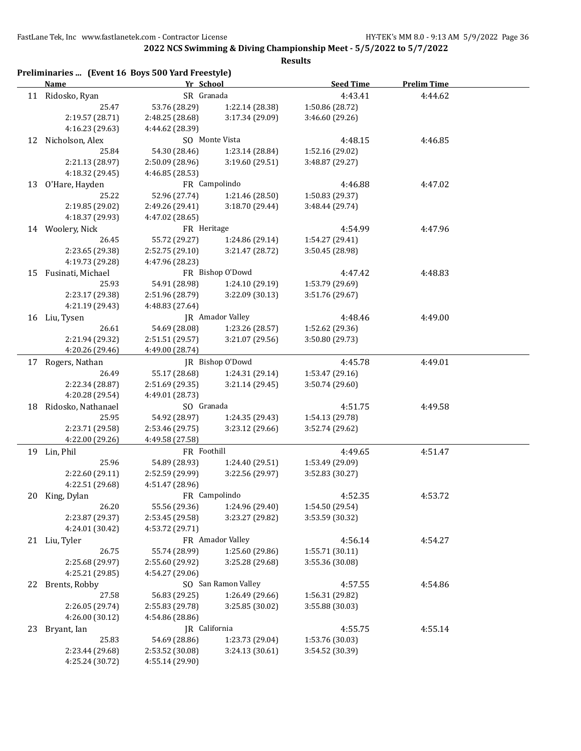## 2022 NCS Swimming & Diving Championship Meet - 5/5/2022 to 5/7/2022

**Results**

### Preliminaries ... (Event 16 Boys 500 Yard Freestyle)

| | Name | Yr | School | Seed Time | Prelim Time |
|---|---|---|---|---|---|
| 11 | Ridosko, Ryan | SR | Granada | 4:43.41 | 4:44.62 |
| | 25.47 | 53.76 (28.29) | 1:22.14 (28.38) | 1:50.86 (28.72) | |
| | 2:19.57 (28.71) | 2:48.25 (28.68) | 3:17.34 (29.09) | 3:46.60 (29.26) | |
| | 4:16.23 (29.63) | 4:44.62 (28.39) | | | |
| 12 | Nicholson, Alex | SO | Monte Vista | 4:48.15 | 4:46.85 |
| | 25.84 | 54.30 (28.46) | 1:23.14 (28.84) | 1:52.16 (29.02) | |
| | 2:21.13 (28.97) | 2:50.09 (28.96) | 3:19.60 (29.51) | 3:48.87 (29.27) | |
| | 4:18.32 (29.45) | 4:46.85 (28.53) | | | |
| 13 | O'Hare, Hayden | FR | Campolindo | 4:46.88 | 4:47.02 |
| | 25.22 | 52.96 (27.74) | 1:21.46 (28.50) | 1:50.83 (29.37) | |
| | 2:19.85 (29.02) | 2:49.26 (29.41) | 3:18.70 (29.44) | 3:48.44 (29.74) | |
| | 4:18.37 (29.93) | 4:47.02 (28.65) | | | |
| 14 | Woolery, Nick | FR | Heritage | 4:54.99 | 4:47.96 |
| | 26.45 | 55.72 (29.27) | 1:24.86 (29.14) | 1:54.27 (29.41) | |
| | 2:23.65 (29.38) | 2:52.75 (29.10) | 3:21.47 (28.72) | 3:50.45 (28.98) | |
| | 4:19.73 (29.28) | 4:47.96 (28.23) | | | |
| 15 | Fusinati, Michael | FR | Bishop O'Dowd | 4:47.42 | 4:48.83 |
| | 25.93 | 54.91 (28.98) | 1:24.10 (29.19) | 1:53.79 (29.69) | |
| | 2:23.17 (29.38) | 2:51.96 (28.79) | 3:22.09 (30.13) | 3:51.76 (29.67) | |
| | 4:21.19 (29.43) | 4:48.83 (27.64) | | | |
| 16 | Liu, Tysen | JR | Amador Valley | 4:48.46 | 4:49.00 |
| | 26.61 | 54.69 (28.08) | 1:23.26 (28.57) | 1:52.62 (29.36) | |
| | 2:21.94 (29.32) | 2:51.51 (29.57) | 3:21.07 (29.56) | 3:50.80 (29.73) | |
| | 4:20.26 (29.46) | 4:49.00 (28.74) | | | |
| 17 | Rogers, Nathan | JR | Bishop O'Dowd | 4:45.78 | 4:49.01 |
| | 26.49 | 55.17 (28.68) | 1:24.31 (29.14) | 1:53.47 (29.16) | |
| | 2:22.34 (28.87) | 2:51.69 (29.35) | 3:21.14 (29.45) | 3:50.74 (29.60) | |
| | 4:20.28 (29.54) | 4:49.01 (28.73) | | | |
| 18 | Ridosko, Nathanael | SO | Granada | 4:51.75 | 4:49.58 |
| | 25.95 | 54.92 (28.97) | 1:24.35 (29.43) | 1:54.13 (29.78) | |
| | 2:23.71 (29.58) | 2:53.46 (29.75) | 3:23.12 (29.66) | 3:52.74 (29.62) | |
| | 4:22.00 (29.26) | 4:49.58 (27.58) | | | |
| 19 | Lin, Phil | FR | Foothill | 4:49.65 | 4:51.47 |
| | 25.96 | 54.89 (28.93) | 1:24.40 (29.51) | 1:53.49 (29.09) | |
| | 2:22.60 (29.11) | 2:52.59 (29.99) | 3:22.56 (29.97) | 3:52.83 (30.27) | |
| | 4:22.51 (29.68) | 4:51.47 (28.96) | | | |
| 20 | King, Dylan | FR | Campolindo | 4:52.35 | 4:53.72 |
| | 26.20 | 55.56 (29.36) | 1:24.96 (29.40) | 1:54.50 (29.54) | |
| | 2:23.87 (29.37) | 2:53.45 (29.58) | 3:23.27 (29.82) | 3:53.59 (30.32) | |
| | 4:24.01 (30.42) | 4:53.72 (29.71) | | | |
| 21 | Liu, Tyler | FR | Amador Valley | 4:56.14 | 4:54.27 |
| | 26.75 | 55.74 (28.99) | 1:25.60 (29.86) | 1:55.71 (30.11) | |
| | 2:25.68 (29.97) | 2:55.60 (29.92) | 3:25.28 (29.68) | 3:55.36 (30.08) | |
| | 4:25.21 (29.85) | 4:54.27 (29.06) | | | |
| 22 | Brents, Robby | SO | San Ramon Valley | 4:57.55 | 4:54.86 |
| | 27.58 | 56.83 (29.25) | 1:26.49 (29.66) | 1:56.31 (29.82) | |
| | 2:26.05 (29.74) | 2:55.83 (29.78) | 3:25.85 (30.02) | 3:55.88 (30.03) | |
| | 4:26.00 (30.12) | 4:54.86 (28.86) | | | |
| 23 | Bryant, Ian | JR | California | 4:55.75 | 4:55.14 |
| | 25.83 | 54.69 (28.86) | 1:23.73 (29.04) | 1:53.76 (30.03) | |
| | 2:23.44 (29.68) | 2:53.52 (30.08) | 3:24.13 (30.61) | 3:54.52 (30.39) | |
| | 4:25.24 (30.72) | 4:55.14 (29.90) | | | |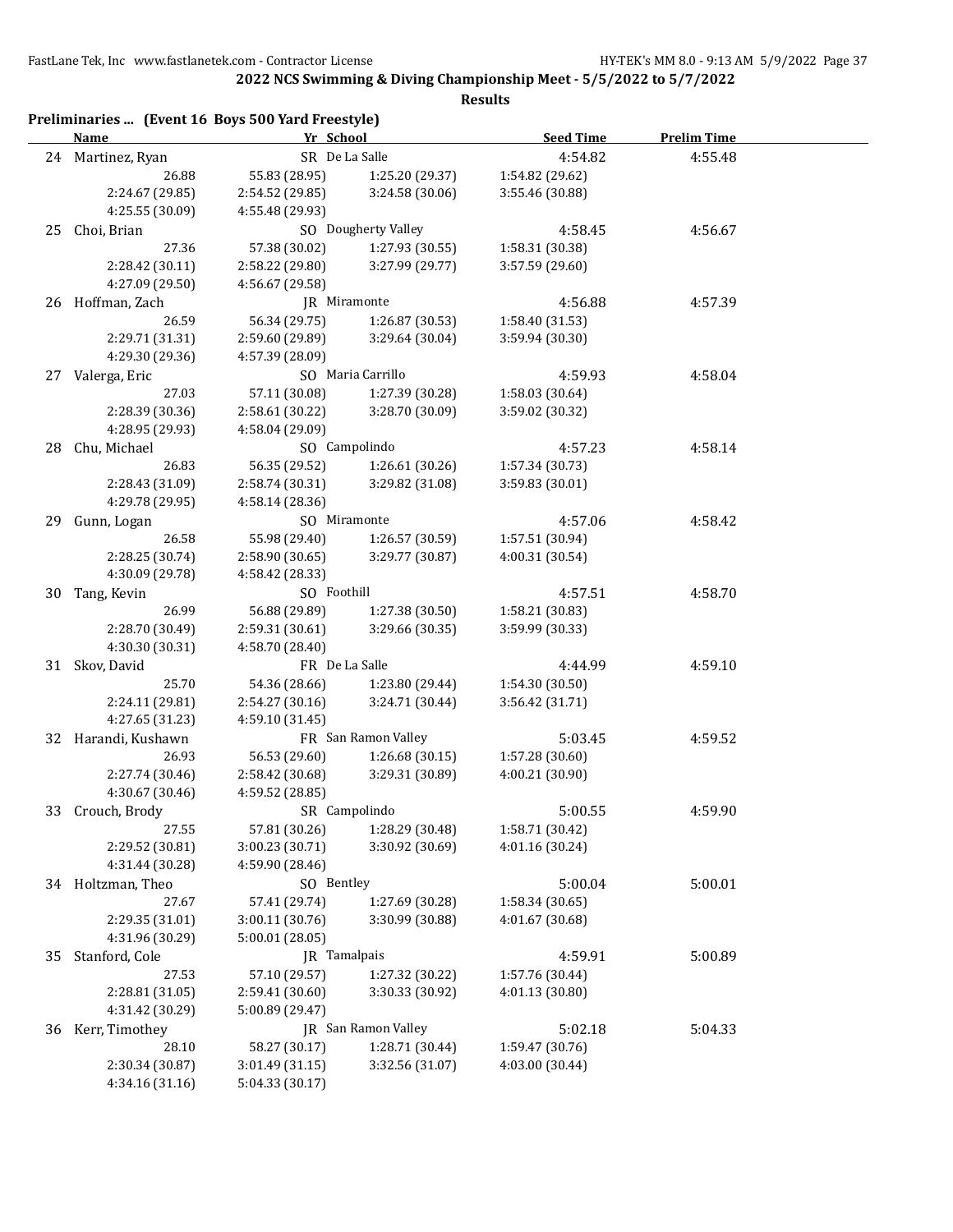**2022 NCS Swimming & Diving Championship Meet - 5/5/2022 to 5/7/2022**

**Results**

### Preliminaries ... (Event 16 Boys 500 Yard Freestyle)

| | Name | Yr | School | Seed Time | Prelim Time |
|---|---|---|---|---|---|
| 24 | Martinez, Ryan | SR | De La Salle | 4:54.82 | 4:55.48 |
| | 26.88 | 55.83 (28.95) | 1:25.20 (29.37) | 1:54.82 (29.62) | |
| | 2:24.67 (29.85) | 2:54.52 (29.85) | 3:24.58 (30.06) | 3:55.46 (30.88) | |
| | 4:25.55 (30.09) | 4:55.48 (29.93) | | | |
| 25 | Choi, Brian | SO | Dougherty Valley | 4:58.45 | 4:56.67 |
| | 27.36 | 57.38 (30.02) | 1:27.93 (30.55) | 1:58.31 (30.38) | |
| | 2:28.42 (30.11) | 2:58.22 (29.80) | 3:27.99 (29.77) | 3:57.59 (29.60) | |
| | 4:27.09 (29.50) | 4:56.67 (29.58) | | | |
| 26 | Hoffman, Zach | JR | Miramonte | 4:56.88 | 4:57.39 |
| | 26.59 | 56.34 (29.75) | 1:26.87 (30.53) | 1:58.40 (31.53) | |
| | 2:29.71 (31.31) | 2:59.60 (29.89) | 3:29.64 (30.04) | 3:59.94 (30.30) | |
| | 4:29.30 (29.36) | 4:57.39 (28.09) | | | |
| 27 | Valerga, Eric | SO | Maria Carrillo | 4:59.93 | 4:58.04 |
| | 27.03 | 57.11 (30.08) | 1:27.39 (30.28) | 1:58.03 (30.64) | |
| | 2:28.39 (30.36) | 2:58.61 (30.22) | 3:28.70 (30.09) | 3:59.02 (30.32) | |
| | 4:28.95 (29.93) | 4:58.04 (29.09) | | | |
| 28 | Chu, Michael | SO | Campolindo | 4:57.23 | 4:58.14 |
| | 26.83 | 56.35 (29.52) | 1:26.61 (30.26) | 1:57.34 (30.73) | |
| | 2:28.43 (31.09) | 2:58.74 (30.31) | 3:29.82 (31.08) | 3:59.83 (30.01) | |
| | 4:29.78 (29.95) | 4:58.14 (28.36) | | | |
| 29 | Gunn, Logan | SO | Miramonte | 4:57.06 | 4:58.42 |
| | 26.58 | 55.98 (29.40) | 1:26.57 (30.59) | 1:57.51 (30.94) | |
| | 2:28.25 (30.74) | 2:58.90 (30.65) | 3:29.77 (30.87) | 4:00.31 (30.54) | |
| | 4:30.09 (29.78) | 4:58.42 (28.33) | | | |
| 30 | Tang, Kevin | SO | Foothill | 4:57.51 | 4:58.70 |
| | 26.99 | 56.88 (29.89) | 1:27.38 (30.50) | 1:58.21 (30.83) | |
| | 2:28.70 (30.49) | 2:59.31 (30.61) | 3:29.66 (30.35) | 3:59.99 (30.33) | |
| | 4:30.30 (30.31) | 4:58.70 (28.40) | | | |
| 31 | Skov, David | FR | De La Salle | 4:44.99 | 4:59.10 |
| | 25.70 | 54.36 (28.66) | 1:23.80 (29.44) | 1:54.30 (30.50) | |
| | 2:24.11 (29.81) | 2:54.27 (30.16) | 3:24.71 (30.44) | 3:56.42 (31.71) | |
| | 4:27.65 (31.23) | 4:59.10 (31.45) | | | |
| 32 | Harandi, Kushawn | FR | San Ramon Valley | 5:03.45 | 4:59.52 |
| | 26.93 | 56.53 (29.60) | 1:26.68 (30.15) | 1:57.28 (30.60) | |
| | 2:27.74 (30.46) | 2:58.42 (30.68) | 3:29.31 (30.89) | 4:00.21 (30.90) | |
| | 4:30.67 (30.46) | 4:59.52 (28.85) | | | |
| 33 | Crouch, Brody | SR | Campolindo | 5:00.55 | 4:59.90 |
| | 27.55 | 57.81 (30.26) | 1:28.29 (30.48) | 1:58.71 (30.42) | |
| | 2:29.52 (30.81) | 3:00.23 (30.71) | 3:30.92 (30.69) | 4:01.16 (30.24) | |
| | 4:31.44 (30.28) | 4:59.90 (28.46) | | | |
| 34 | Holtzman, Theo | SO | Bentley | 5:00.04 | 5:00.01 |
| | 27.67 | 57.41 (29.74) | 1:27.69 (30.28) | 1:58.34 (30.65) | |
| | 2:29.35 (31.01) | 3:00.11 (30.76) | 3:30.99 (30.88) | 4:01.67 (30.68) | |
| | 4:31.96 (30.29) | 5:00.01 (28.05) | | | |
| 35 | Stanford, Cole | JR | Tamalpais | 4:59.91 | 5:00.89 |
| | 27.53 | 57.10 (29.57) | 1:27.32 (30.22) | 1:57.76 (30.44) | |
| | 2:28.81 (31.05) | 2:59.41 (30.60) | 3:30.33 (30.92) | 4:01.13 (30.80) | |
| | 4:31.42 (30.29) | 5:00.89 (29.47) | | | |
| 36 | Kerr, Timothey | JR | San Ramon Valley | 5:02.18 | 5:04.33 |
| | 28.10 | 58.27 (30.17) | 1:28.71 (30.44) | 1:59.47 (30.76) | |
| | 2:30.34 (30.87) | 3:01.49 (31.15) | 3:32.56 (31.07) | 4:03.00 (30.44) | |
| | 4:34.16 (31.16) | 5:04.33 (30.17) | | | |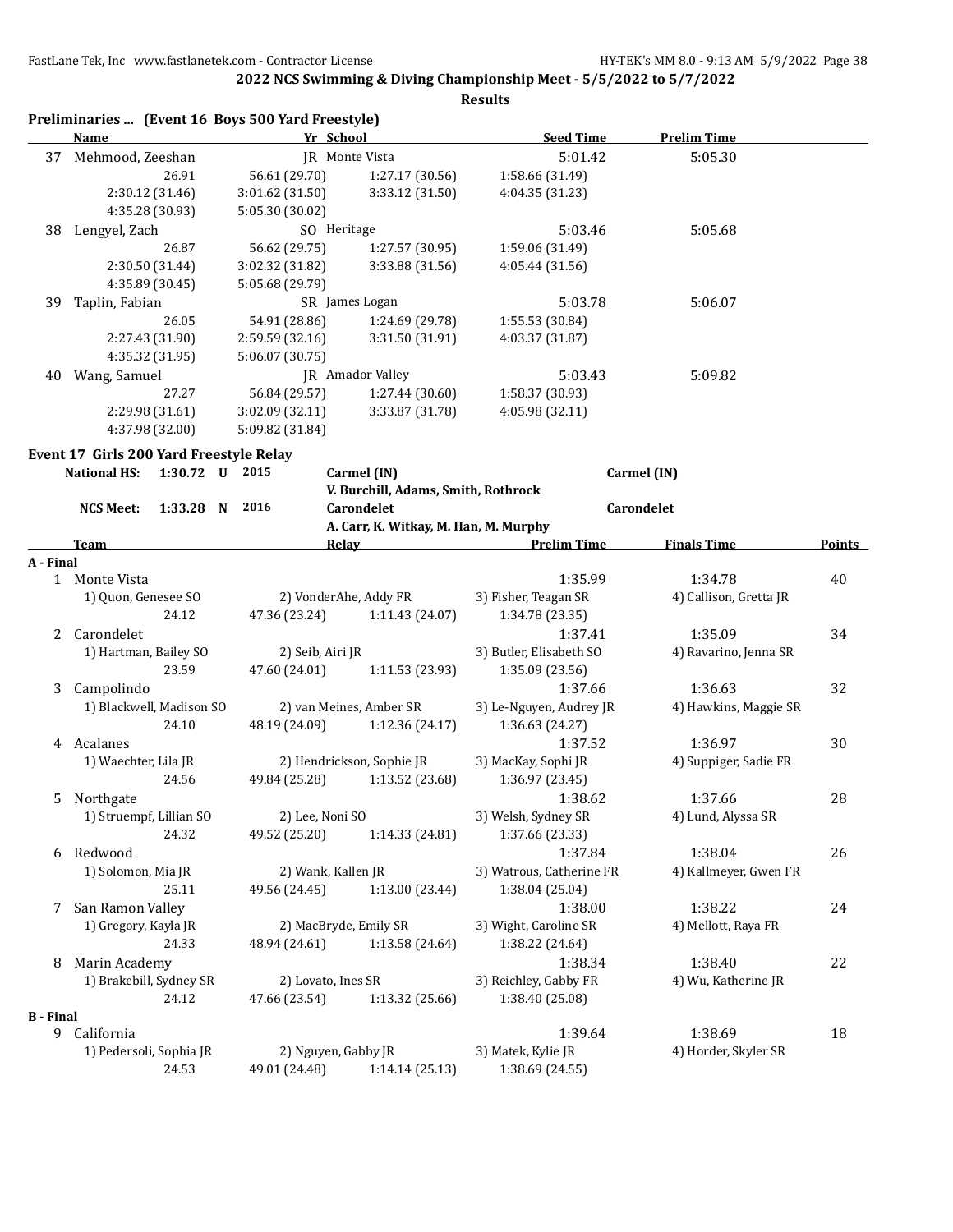**2022 NCS Swimming & Diving Championship Meet - 5/5/2022 to 5/7/2022**

**Results**

### Preliminaries ... (Event 16 Boys 500 Yard Freestyle)

| | Name | Yr | School | Seed Time | Prelim Time |
|---|---|---|---|---|---|
| 37 | Mehmood, Zeeshan | JR | Monte Vista | 5:01.42 | 5:05.30 |
| | 26.91 · 56.61 (29.70) · 1:27.17 (30.56) · 1:58.66 (31.49) · 2:30.12 (31.46) · 3:01.62 (31.50) · 3:33.12 (31.50) · 4:04.35 (31.23) · 4:35.28 (30.93) · 5:05.30 (30.02) | | | | |
| 38 | Lengyel, Zach | SO | Heritage | 5:03.46 | 5:05.68 |
| | 26.87 · 56.62 (29.75) · 1:27.57 (30.95) · 1:59.06 (31.49) · 2:30.50 (31.44) · 3:02.32 (31.82) · 3:33.88 (31.56) · 4:05.44 (31.56) · 4:35.89 (30.45) · 5:05.68 (29.79) | | | | |
| 39 | Taplin, Fabian | SR | James Logan | 5:03.78 | 5:06.07 |
| | 26.05 · 54.91 (28.86) · 1:24.69 (29.78) · 1:55.53 (30.84) · 2:27.43 (31.90) · 2:59.59 (32.16) · 3:31.50 (31.91) · 4:03.37 (31.87) · 4:35.32 (31.95) · 5:06.07 (30.75) | | | | |
| 40 | Wang, Samuel | JR | Amador Valley | 5:03.43 | 5:09.82 |
| | 27.27 · 56.84 (29.57) · 1:27.44 (30.60) · 1:58.37 (30.93) · 2:29.98 (31.61) · 3:02.09 (32.11) · 3:33.87 (31.78) · 4:05.98 (32.11) · 4:37.98 (32.00) · 5:09.82 (31.84) | | | | |

### Event 17 Girls 200 Yard Freestyle Relay

**National HS:** 1:30.72 U 2015 — Carmel (IN) — V. Burchill, Adams, Smith, Rothrock — Carmel (IN)

**NCS Meet:** 1:33.28 N 2016 — Carondelet — A. Carr, K. Witkay, M. Han, M. Murphy — Carondelet

| | Team | Relay | Prelim Time | Finals Time | Points |
|---|---|---|---|---|---|
| **A - Final** | | | | | |
| 1 | Monte Vista | | 1:35.99 | 1:34.78 | 40 |
| | 1) Quon, Genesee SO; 2) VonderAhe, Addy FR; 3) Fisher, Teagan SR; 4) Callison, Gretta JR | | | | |
| | 24.12 · 47.36 (23.24) · 1:11.43 (24.07) · 1:34.78 (23.35) | | | | |
| 2 | Carondelet | | 1:37.41 | 1:35.09 | 34 |
| | 1) Hartman, Bailey SO; 2) Seib, Airi JR; 3) Butler, Elisabeth SO; 4) Ravarino, Jenna SR | | | | |
| | 23.59 · 47.60 (24.01) · 1:11.53 (23.93) · 1:35.09 (23.56) | | | | |
| 3 | Campolindo | | 1:37.66 | 1:36.63 | 32 |
| | 1) Blackwell, Madison SO; 2) van Meines, Amber SR; 3) Le-Nguyen, Audrey JR; 4) Hawkins, Maggie SR | | | | |
| | 24.10 · 48.19 (24.09) · 1:12.36 (24.17) · 1:36.63 (24.27) | | | | |
| 4 | Acalanes | | 1:37.52 | 1:36.97 | 30 |
| | 1) Waechter, Lila JR; 2) Hendrickson, Sophie JR; 3) MacKay, Sophi JR; 4) Suppiger, Sadie FR | | | | |
| | 24.56 · 49.84 (25.28) · 1:13.52 (23.68) · 1:36.97 (23.45) | | | | |
| 5 | Northgate | | 1:38.62 | 1:37.66 | 28 |
| | 1) Struempf, Lillian SO; 2) Lee, Noni SO; 3) Welsh, Sydney SR; 4) Lund, Alyssa SR | | | | |
| | 24.32 · 49.52 (25.20) · 1:14.33 (24.81) · 1:37.66 (23.33) | | | | |
| 6 | Redwood | | 1:37.84 | 1:38.04 | 26 |
| | 1) Solomon, Mia JR; 2) Wank, Kallen JR; 3) Watrous, Catherine FR; 4) Kallmeyer, Gwen FR | | | | |
| | 25.11 · 49.56 (24.45) · 1:13.00 (23.44) · 1:38.04 (25.04) | | | | |
| 7 | San Ramon Valley | | 1:38.00 | 1:38.22 | 24 |
| | 1) Gregory, Kayla JR; 2) MacBryde, Emily SR; 3) Wight, Caroline SR; 4) Mellott, Raya FR | | | | |
| | 24.33 · 48.94 (24.61) · 1:13.58 (24.64) · 1:38.22 (24.64) | | | | |
| 8 | Marin Academy | | 1:38.34 | 1:38.40 | 22 |
| | 1) Brakebill, Sydney SR; 2) Lovato, Ines SR; 3) Reichley, Gabby FR; 4) Wu, Katherine JR | | | | |
| | 24.12 · 47.66 (23.54) · 1:13.32 (25.66) · 1:38.40 (25.08) | | | | |
| **B - Final** | | | | | |
| 9 | California | | 1:39.64 | 1:38.69 | 18 |
| | 1) Pedersoli, Sophia JR; 2) Nguyen, Gabby JR; 3) Matek, Kylie JR; 4) Horder, Skyler SR | | | | |
| | 24.53 · 49.01 (24.48) · 1:14.14 (25.13) · 1:38.69 (24.55) | | | | |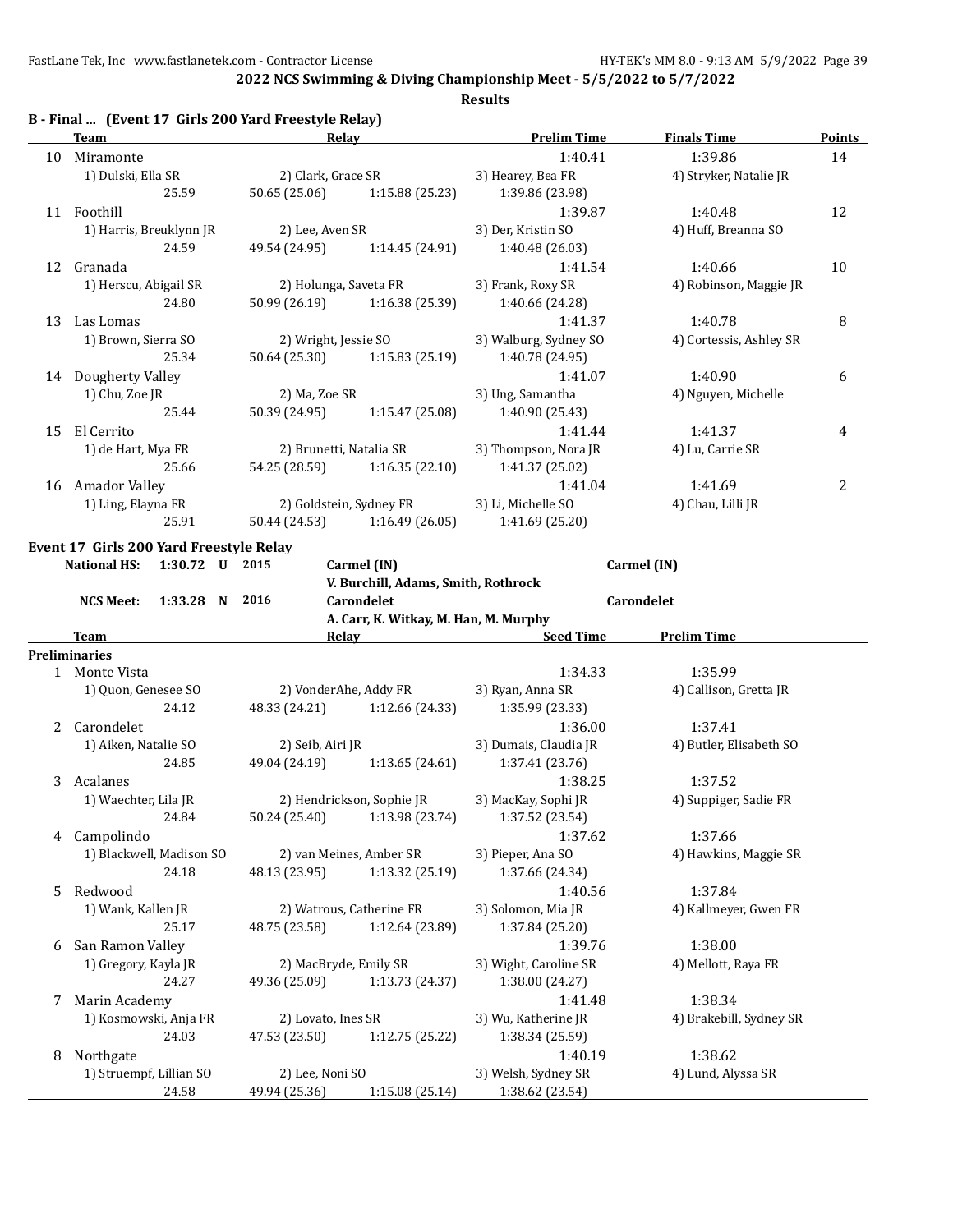## 2022 NCS Swimming & Diving Championship Meet - 5/5/2022 to 5/7/2022

**Results**

### B - Final ... (Event 17 Girls 200 Yard Freestyle Relay)

| | Team | Relay | | Prelim Time | Finals Time | Points |
|---|---|---|---|---|---|---|
| 10 | Miramonte | | | 1:40.41 | 1:39.86 | 14 |
| | 1) Dulski, Ella SR | 2) Clark, Grace SR | | 3) Hearey, Bea FR | 4) Stryker, Natalie JR | |
| | 25.59 | 50.65 (25.06) | 1:15.88 (25.23) | 1:39.86 (23.98) | | |
| 11 | Foothill | | | 1:39.87 | 1:40.48 | 12 |
| | 1) Harris, Breuklynn JR | 2) Lee, Aven SR | | 3) Der, Kristin SO | 4) Huff, Breanna SO | |
| | 24.59 | 49.54 (24.95) | 1:14.45 (24.91) | 1:40.48 (26.03) | | |
| 12 | Granada | | | 1:41.54 | 1:40.66 | 10 |
| | 1) Herscu, Abigail SR | 2) Holunga, Saveta FR | | 3) Frank, Roxy SR | 4) Robinson, Maggie JR | |
| | 24.80 | 50.99 (26.19) | 1:16.38 (25.39) | 1:40.66 (24.28) | | |
| 13 | Las Lomas | | | 1:41.37 | 1:40.78 | 8 |
| | 1) Brown, Sierra SO | 2) Wright, Jessie SO | | 3) Walburg, Sydney SO | 4) Cortessis, Ashley SR | |
| | 25.34 | 50.64 (25.30) | 1:15.83 (25.19) | 1:40.78 (24.95) | | |
| 14 | Dougherty Valley | | | 1:41.07 | 1:40.90 | 6 |
| | 1) Chu, Zoe JR | 2) Ma, Zoe SR | | 3) Ung, Samantha | 4) Nguyen, Michelle | |
| | 25.44 | 50.39 (24.95) | 1:15.47 (25.08) | 1:40.90 (25.43) | | |
| 15 | El Cerrito | | | 1:41.44 | 1:41.37 | 4 |
| | 1) de Hart, Mya FR | 2) Brunetti, Natalia SR | | 3) Thompson, Nora JR | 4) Lu, Carrie SR | |
| | 25.66 | 54.25 (28.59) | 1:16.35 (22.10) | 1:41.37 (25.02) | | |
| 16 | Amador Valley | | | 1:41.04 | 1:41.69 | 2 |
| | 1) Ling, Elayna FR | 2) Goldstein, Sydney FR | | 3) Li, Michelle SO | 4) Chau, Lilli JR | |
| | 25.91 | 50.44 (24.53) | 1:16.49 (26.05) | 1:41.69 (25.20) | | |

### Event 17 Girls 200 Yard Freestyle Relay

| | | | | |
|---|---|---|---|---|
| **National HS:** | **1:30.72 U** | **2015** | **Carmel (IN)** | **Carmel (IN)** |
| | | | **V. Burchill, Adams, Smith, Rothrock** | |
| **NCS Meet:** | **1:33.28 N** | **2016** | **Carondelet** | **Carondelet** |
| | | | **A. Carr, K. Witkay, M. Han, M. Murphy** | |

| | Team | Relay | | Seed Time | Prelim Time |
|---|---|---|---|---|---|
| **Preliminaries** | | | | | |
| 1 | Monte Vista | | | 1:34.33 | 1:35.99 |
| | 1) Quon, Genesee SO | 2) VonderAhe, Addy FR | | 3) Ryan, Anna SR | 4) Callison, Gretta JR |
| | 24.12 | 48.33 (24.21) | 1:12.66 (24.33) | 1:35.99 (23.33) | |
| 2 | Carondelet | | | 1:36.00 | 1:37.41 |
| | 1) Aiken, Natalie SO | 2) Seib, Airi JR | | 3) Dumais, Claudia JR | 4) Butler, Elisabeth SO |
| | 24.85 | 49.04 (24.19) | 1:13.65 (24.61) | 1:37.41 (23.76) | |
| 3 | Acalanes | | | 1:38.25 | 1:37.52 |
| | 1) Waechter, Lila JR | 2) Hendrickson, Sophie JR | | 3) MacKay, Sophi JR | 4) Suppiger, Sadie FR |
| | 24.84 | 50.24 (25.40) | 1:13.98 (23.74) | 1:37.52 (23.54) | |
| 4 | Campolindo | | | 1:37.62 | 1:37.66 |
| | 1) Blackwell, Madison SO | 2) van Meines, Amber SR | | 3) Pieper, Ana SO | 4) Hawkins, Maggie SR |
| | 24.18 | 48.13 (23.95) | 1:13.32 (25.19) | 1:37.66 (24.34) | |
| 5 | Redwood | | | 1:40.56 | 1:37.84 |
| | 1) Wank, Kallen JR | 2) Watrous, Catherine FR | | 3) Solomon, Mia JR | 4) Kallmeyer, Gwen FR |
| | 25.17 | 48.75 (23.58) | 1:12.64 (23.89) | 1:37.84 (25.20) | |
| 6 | San Ramon Valley | | | 1:39.76 | 1:38.00 |
| | 1) Gregory, Kayla JR | 2) MacBryde, Emily SR | | 3) Wight, Caroline SR | 4) Mellott, Raya FR |
| | 24.27 | 49.36 (25.09) | 1:13.73 (24.37) | 1:38.00 (24.27) | |
| 7 | Marin Academy | | | 1:41.48 | 1:38.34 |
| | 1) Kosmowski, Anja FR | 2) Lovato, Ines SR | | 3) Wu, Katherine JR | 4) Brakebill, Sydney SR |
| | 24.03 | 47.53 (23.50) | 1:12.75 (25.22) | 1:38.34 (25.59) | |
| 8 | Northgate | | | 1:40.19 | 1:38.62 |
| | 1) Struempf, Lillian SO | 2) Lee, Noni SO | | 3) Welsh, Sydney SR | 4) Lund, Alyssa SR |
| | 24.58 | 49.94 (25.36) | 1:15.08 (25.14) | 1:38.62 (23.54) | |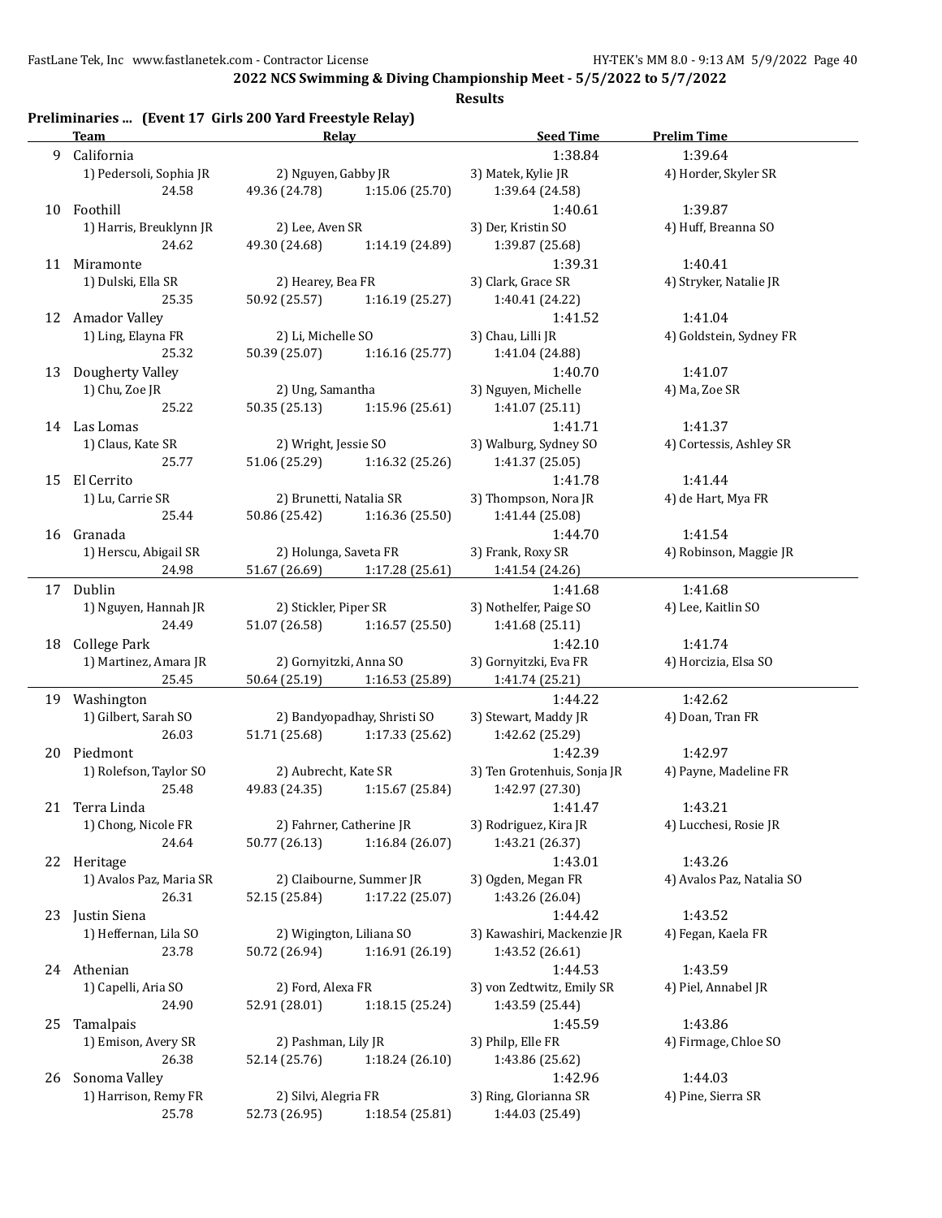**2022 NCS Swimming & Diving Championship Meet - 5/5/2022 to 5/7/2022**

**Results**

## Preliminaries ... (Event 17 Girls 200 Yard Freestyle Relay)

| | Team | Relay | | Seed Time | Prelim Time |
|---|---|---|---|---|---|
| 9 | California | | | 1:38.84 | 1:39.64 |
| | 1) Pedersoli, Sophia JR | 2) Nguyen, Gabby JR | | 3) Matek, Kylie JR | 4) Horder, Skyler SR |
| | 24.58 | 49.36 (24.78) | 1:15.06 (25.70) | 1:39.64 (24.58) | |
| 10 | Foothill | | | 1:40.61 | 1:39.87 |
| | 1) Harris, Breuklynn JR | 2) Lee, Aven SR | | 3) Der, Kristin SO | 4) Huff, Breanna SO |
| | 24.62 | 49.30 (24.68) | 1:14.19 (24.89) | 1:39.87 (25.68) | |
| 11 | Miramonte | | | 1:39.31 | 1:40.41 |
| | 1) Dulski, Ella SR | 2) Hearey, Bea FR | | 3) Clark, Grace SR | 4) Stryker, Natalie JR |
| | 25.35 | 50.92 (25.57) | 1:16.19 (25.27) | 1:40.41 (24.22) | |
| 12 | Amador Valley | | | 1:41.52 | 1:41.04 |
| | 1) Ling, Elayna FR | 2) Li, Michelle SO | | 3) Chau, Lilli JR | 4) Goldstein, Sydney FR |
| | 25.32 | 50.39 (25.07) | 1:16.16 (25.77) | 1:41.04 (24.88) | |
| 13 | Dougherty Valley | | | 1:40.70 | 1:41.07 |
| | 1) Chu, Zoe JR | 2) Ung, Samantha | | 3) Nguyen, Michelle | 4) Ma, Zoe SR |
| | 25.22 | 50.35 (25.13) | 1:15.96 (25.61) | 1:41.07 (25.11) | |
| 14 | Las Lomas | | | 1:41.71 | 1:41.37 |
| | 1) Claus, Kate SR | 2) Wright, Jessie SO | | 3) Walburg, Sydney SO | 4) Cortessis, Ashley SR |
| | 25.77 | 51.06 (25.29) | 1:16.32 (25.26) | 1:41.37 (25.05) | |
| 15 | El Cerrito | | | 1:41.78 | 1:41.44 |
| | 1) Lu, Carrie SR | 2) Brunetti, Natalia SR | | 3) Thompson, Nora JR | 4) de Hart, Mya FR |
| | 25.44 | 50.86 (25.42) | 1:16.36 (25.50) | 1:41.44 (25.08) | |
| 16 | Granada | | | 1:44.70 | 1:41.54 |
| | 1) Herscu, Abigail SR | 2) Holunga, Saveta FR | | 3) Frank, Roxy SR | 4) Robinson, Maggie JR |
| | 24.98 | 51.67 (26.69) | 1:17.28 (25.61) | 1:41.54 (24.26) | |
| 17 | Dublin | | | 1:41.68 | 1:41.68 |
| | 1) Nguyen, Hannah JR | 2) Stickler, Piper SR | | 3) Nothelfer, Paige SO | 4) Lee, Kaitlin SO |
| | 24.49 | 51.07 (26.58) | 1:16.57 (25.50) | 1:41.68 (25.11) | |
| 18 | College Park | | | 1:42.10 | 1:41.74 |
| | 1) Martinez, Amara JR | 2) Gornyitzki, Anna SO | | 3) Gornyitzki, Eva FR | 4) Horcizia, Elsa SO |
| | 25.45 | 50.64 (25.19) | 1:16.53 (25.89) | 1:41.74 (25.21) | |
| 19 | Washington | | | 1:44.22 | 1:42.62 |
| | 1) Gilbert, Sarah SO | 2) Bandyopadhay, Shristi SO | | 3) Stewart, Maddy JR | 4) Doan, Tran FR |
| | 26.03 | 51.71 (25.68) | 1:17.33 (25.62) | 1:42.62 (25.29) | |
| 20 | Piedmont | | | 1:42.39 | 1:42.97 |
| | 1) Rolefson, Taylor SO | 2) Aubrecht, Kate SR | | 3) Ten Grotenhuis, Sonja JR | 4) Payne, Madeline FR |
| | 25.48 | 49.83 (24.35) | 1:15.67 (25.84) | 1:42.97 (27.30) | |
| 21 | Terra Linda | | | 1:41.47 | 1:43.21 |
| | 1) Chong, Nicole FR | 2) Fahrner, Catherine JR | | 3) Rodriguez, Kira JR | 4) Lucchesi, Rosie JR |
| | 24.64 | 50.77 (26.13) | 1:16.84 (26.07) | 1:43.21 (26.37) | |
| 22 | Heritage | | | 1:43.01 | 1:43.26 |
| | 1) Avalos Paz, Maria SR | 2) Claibourne, Summer JR | | 3) Ogden, Megan FR | 4) Avalos Paz, Natalia SO |
| | 26.31 | 52.15 (25.84) | 1:17.22 (25.07) | 1:43.26 (26.04) | |
| 23 | Justin Siena | | | 1:44.42 | 1:43.52 |
| | 1) Heffernan, Lila SO | 2) Wigington, Liliana SO | | 3) Kawashiri, Mackenzie JR | 4) Fegan, Kaela FR |
| | 23.78 | 50.72 (26.94) | 1:16.91 (26.19) | 1:43.52 (26.61) | |
| 24 | Athenian | | | 1:44.53 | 1:43.59 |
| | 1) Capelli, Aria SO | 2) Ford, Alexa FR | | 3) von Zedtwitz, Emily SR | 4) Piel, Annabel JR |
| | 24.90 | 52.91 (28.01) | 1:18.15 (25.24) | 1:43.59 (25.44) | |
| 25 | Tamalpais | | | 1:45.59 | 1:43.86 |
| | 1) Emison, Avery SR | 2) Pashman, Lily JR | | 3) Philp, Elle FR | 4) Firmage, Chloe SO |
| | 26.38 | 52.14 (25.76) | 1:18.24 (26.10) | 1:43.86 (25.62) | |
| 26 | Sonoma Valley | | | 1:42.96 | 1:44.03 |
| | 1) Harrison, Remy FR | 2) Silvi, Alegria FR | | 3) Ring, Glorianna SR | 4) Pine, Sierra SR |
| | 25.78 | 52.73 (26.95) | 1:18.54 (25.81) | 1:44.03 (25.49) | |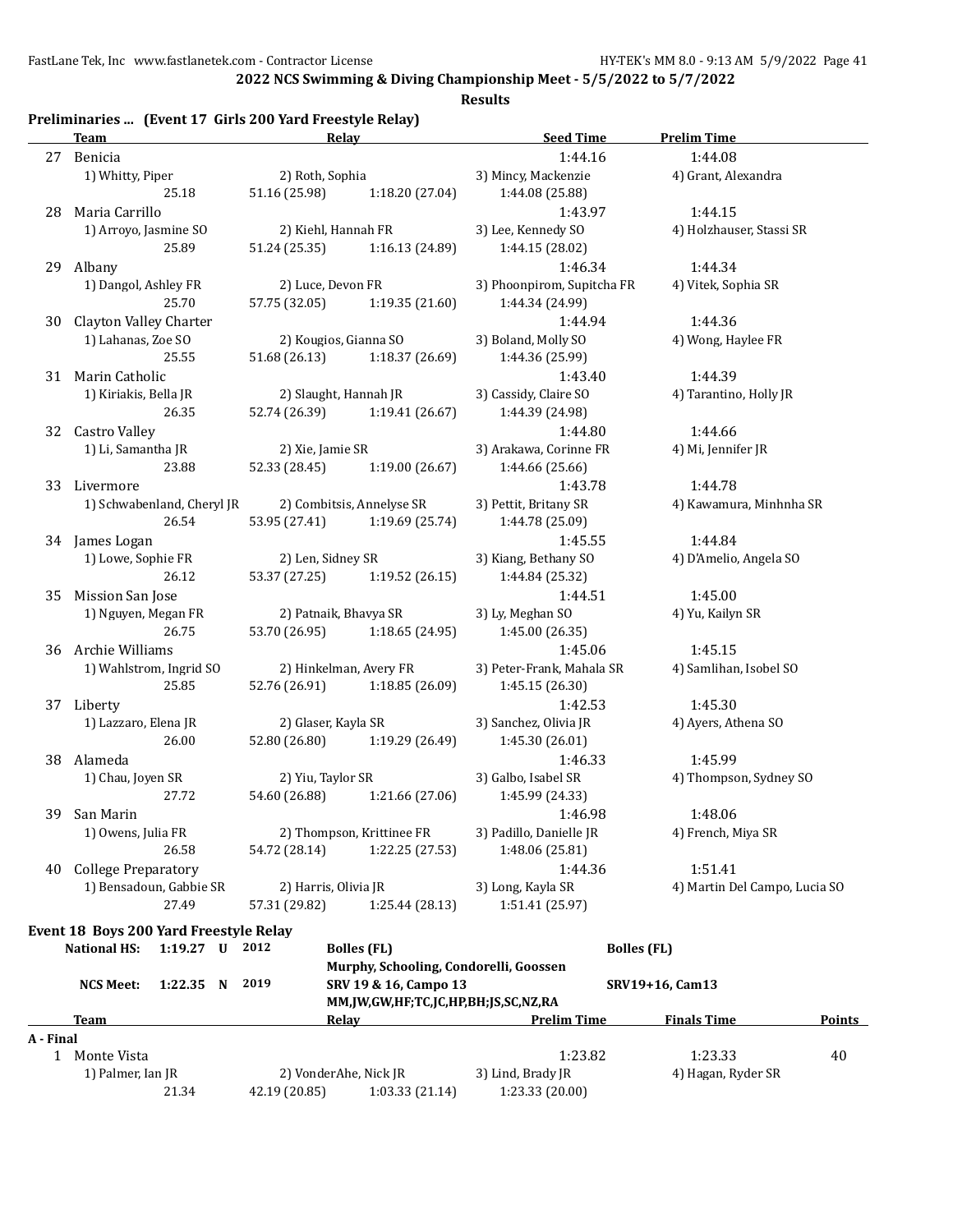**2022 NCS Swimming & Diving Championship Meet - 5/5/2022 to 5/7/2022**

**Results**

### Preliminaries ... (Event 17 Girls 200 Yard Freestyle Relay)

| | Team | Relay | | | Seed Time | Prelim Time |
|---|---|---|---|---|---|---|
| 27 | Benicia | | | | 1:44.16 | 1:44.08 |
| | 1) Whitty, Piper | 2) Roth, Sophia | | 3) Mincy, Mackenzie | | 4) Grant, Alexandra |
| | 25.18 | 51.16 (25.98) | 1:18.20 (27.04) | 1:44.08 (25.88) | | |
| 28 | Maria Carrillo | | | | 1:43.97 | 1:44.15 |
| | 1) Arroyo, Jasmine SO | 2) Kiehl, Hannah FR | | 3) Lee, Kennedy SO | | 4) Holzhauser, Stassi SR |
| | 25.89 | 51.24 (25.35) | 1:16.13 (24.89) | 1:44.15 (28.02) | | |
| 29 | Albany | | | | 1:46.34 | 1:44.34 |
| | 1) Dangol, Ashley FR | 2) Luce, Devon FR | | 3) Phoonpirom, Supitcha FR | | 4) Vitek, Sophia SR |
| | 25.70 | 57.75 (32.05) | 1:19.35 (21.60) | 1:44.34 (24.99) | | |
| 30 | Clayton Valley Charter | | | | 1:44.94 | 1:44.36 |
| | 1) Lahanas, Zoe SO | 2) Kougios, Gianna SO | | 3) Boland, Molly SO | | 4) Wong, Haylee FR |
| | 25.55 | 51.68 (26.13) | 1:18.37 (26.69) | 1:44.36 (25.99) | | |
| 31 | Marin Catholic | | | | 1:43.40 | 1:44.39 |
| | 1) Kiriakis, Bella JR | 2) Slaught, Hannah JR | | 3) Cassidy, Claire SO | | 4) Tarantino, Holly JR |
| | 26.35 | 52.74 (26.39) | 1:19.41 (26.67) | 1:44.39 (24.98) | | |
| 32 | Castro Valley | | | | 1:44.80 | 1:44.66 |
| | 1) Li, Samantha JR | 2) Xie, Jamie SR | | 3) Arakawa, Corinne FR | | 4) Mi, Jennifer JR |
| | 23.88 | 52.33 (28.45) | 1:19.00 (26.67) | 1:44.66 (25.66) | | |
| 33 | Livermore | | | | 1:43.78 | 1:44.78 |
| | 1) Schwabenland, Cheryl JR | 2) Combitsis, Annelyse SR | | 3) Pettit, Britany SR | | 4) Kawamura, Minhnha SR |
| | 26.54 | 53.95 (27.41) | 1:19.69 (25.74) | 1:44.78 (25.09) | | |
| 34 | James Logan | | | | 1:45.55 | 1:44.84 |
| | 1) Lowe, Sophie FR | 2) Len, Sidney SR | | 3) Kiang, Bethany SO | | 4) D'Amelio, Angela SO |
| | 26.12 | 53.37 (27.25) | 1:19.52 (26.15) | 1:44.84 (25.32) | | |
| 35 | Mission San Jose | | | | 1:44.51 | 1:45.00 |
| | 1) Nguyen, Megan FR | 2) Patnaik, Bhavya SR | | 3) Ly, Meghan SO | | 4) Yu, Kailyn SR |
| | 26.75 | 53.70 (26.95) | 1:18.65 (24.95) | 1:45.00 (26.35) | | |
| 36 | Archie Williams | | | | 1:45.06 | 1:45.15 |
| | 1) Wahlstrom, Ingrid SO | 2) Hinkelman, Avery FR | | 3) Peter-Frank, Mahala SR | | 4) Samlihan, Isobel SO |
| | 25.85 | 52.76 (26.91) | 1:18.85 (26.09) | 1:45.15 (26.30) | | |
| 37 | Liberty | | | | 1:42.53 | 1:45.30 |
| | 1) Lazzaro, Elena JR | 2) Glaser, Kayla SR | | 3) Sanchez, Olivia JR | | 4) Ayers, Athena SO |
| | 26.00 | 52.80 (26.80) | 1:19.29 (26.49) | 1:45.30 (26.01) | | |
| 38 | Alameda | | | | 1:46.33 | 1:45.99 |
| | 1) Chau, Joyen SR | 2) Yiu, Taylor SR | | 3) Galbo, Isabel SR | | 4) Thompson, Sydney SO |
| | 27.72 | 54.60 (26.88) | 1:21.66 (27.06) | 1:45.99 (24.33) | | |
| 39 | San Marin | | | | 1:46.98 | 1:48.06 |
| | 1) Owens, Julia FR | 2) Thompson, Krittinee FR | | 3) Padillo, Danielle JR | | 4) French, Miya SR |
| | 26.58 | 54.72 (28.14) | 1:22.25 (27.53) | 1:48.06 (25.81) | | |
| 40 | College Preparatory | | | | 1:44.36 | 1:51.41 |
| | 1) Bensadoun, Gabbie SR | 2) Harris, Olivia JR | | 3) Long, Kayla SR | | 4) Martin Del Campo, Lucia SO |
| | 27.49 | 57.31 (29.82) | 1:25.44 (28.13) | 1:51.41 (25.97) | | |

### Event 18 Boys 200 Yard Freestyle Relay

| | | | | | |
|---|---|---|---|---|---|
| National HS: | 1:19.27 | U | 2012 | Bolles (FL) — Murphy, Schooling, Condorelli, Goossen | Bolles (FL) |
| NCS Meet: | 1:22.35 | N | 2019 | SRV 19 & 16, Campo 13 — MM,JW,GW,HF;TC,JC,HP,BH;JS,SC,NZ,RA | SRV19+16, Cam13 |

| | Team | Relay | | | Prelim Time | Finals Time | Points |
|---|---|---|---|---|---|---|---|
| **A - Final** | | | | | | | |
| 1 | Monte Vista | | | | 1:23.82 | 1:23.33 | 40 |
| | 1) Palmer, Ian JR | 2) VonderAhe, Nick JR | | 3) Lind, Brady JR | | 4) Hagan, Ryder SR | |
| | 21.34 | 42.19 (20.85) | 1:03.33 (21.14) | 1:23.33 (20.00) | | | |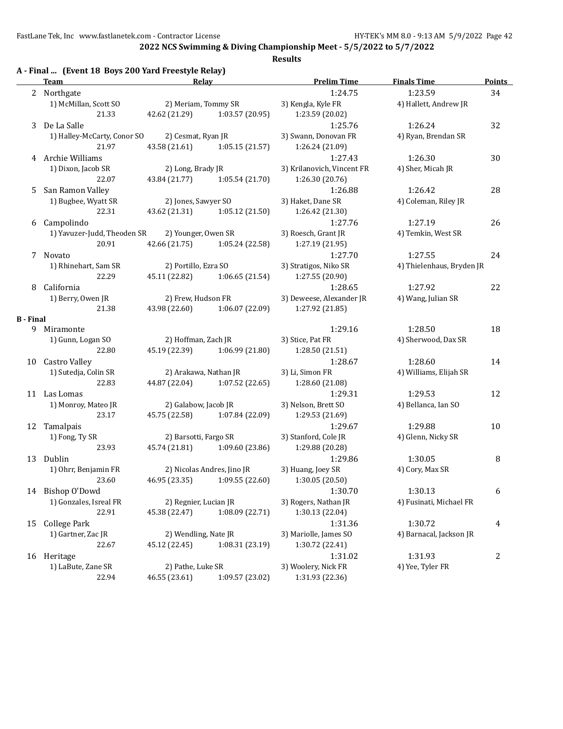**2022 NCS Swimming & Diving Championship Meet - 5/5/2022 to 5/7/2022**

**Results**

### A - Final ... (Event 18 Boys 200 Yard Freestyle Relay)

| | Team | Relay | | Prelim Time | Finals Time | Points |
|---|---|---|---|---|---|---|
| 2 | Northgate | | | 1:24.75 | 1:23.59 | 34 |
| | 1) McMillan, Scott SO | 2) Meriam, Tommy SR | | 3) Kengla, Kyle FR | 4) Hallett, Andrew JR | |
| | 21.33 | 42.62 (21.29) | 1:03.57 (20.95) | 1:23.59 (20.02) | | |
| 3 | De La Salle | | | 1:25.76 | 1:26.24 | 32 |
| | 1) Halley-McCarty, Conor SO | 2) Cesmat, Ryan JR | | 3) Swann, Donovan FR | 4) Ryan, Brendan SR | |
| | 21.97 | 43.58 (21.61) | 1:05.15 (21.57) | 1:26.24 (21.09) | | |
| 4 | Archie Williams | | | 1:27.43 | 1:26.30 | 30 |
| | 1) Dixon, Jacob SR | 2) Long, Brady JR | | 3) Krilanovich, Vincent FR | 4) Sher, Micah JR | |
| | 22.07 | 43.84 (21.77) | 1:05.54 (21.70) | 1:26.30 (20.76) | | |
| 5 | San Ramon Valley | | | 1:26.88 | 1:26.42 | 28 |
| | 1) Bugbee, Wyatt SR | 2) Jones, Sawyer SO | | 3) Haket, Dane SR | 4) Coleman, Riley JR | |
| | 22.31 | 43.62 (21.31) | 1:05.12 (21.50) | 1:26.42 (21.30) | | |
| 6 | Campolindo | | | 1:27.76 | 1:27.19 | 26 |
| | 1) Yavuzer-Judd, Theoden SR | 2) Younger, Owen SR | | 3) Roesch, Grant JR | 4) Temkin, West SR | |
| | 20.91 | 42.66 (21.75) | 1:05.24 (22.58) | 1:27.19 (21.95) | | |
| 7 | Novato | | | 1:27.70 | 1:27.55 | 24 |
| | 1) Rhinehart, Sam SR | 2) Portillo, Ezra SO | | 3) Stratigos, Niko SR | 4) Thielenhaus, Bryden JR | |
| | 22.29 | 45.11 (22.82) | 1:06.65 (21.54) | 1:27.55 (20.90) | | |
| 8 | California | | | 1:28.65 | 1:27.92 | 22 |
| | 1) Berry, Owen JR | 2) Frew, Hudson FR | | 3) Deweese, Alexander JR | 4) Wang, Julian SR | |
| | 21.38 | 43.98 (22.60) | 1:06.07 (22.09) | 1:27.92 (21.85) | | |

### B - Final

| | Team | Relay | | Prelim Time | Finals Time | Points |
|---|---|---|---|---|---|---|
| 9 | Miramonte | | | 1:29.16 | 1:28.50 | 18 |
| | 1) Gunn, Logan SO | 2) Hoffman, Zach JR | | 3) Stice, Pat FR | 4) Sherwood, Dax SR | |
| | 22.80 | 45.19 (22.39) | 1:06.99 (21.80) | 1:28.50 (21.51) | | |
| 10 | Castro Valley | | | 1:28.67 | 1:28.60 | 14 |
| | 1) Sutedja, Colin SR | 2) Arakawa, Nathan JR | | 3) Li, Simon FR | 4) Williams, Elijah SR | |
| | 22.83 | 44.87 (22.04) | 1:07.52 (22.65) | 1:28.60 (21.08) | | |
| 11 | Las Lomas | | | 1:29.31 | 1:29.53 | 12 |
| | 1) Monroy, Mateo JR | 2) Galabow, Jacob JR | | 3) Nelson, Brett SO | 4) Bellanca, Ian SO | |
| | 23.17 | 45.75 (22.58) | 1:07.84 (22.09) | 1:29.53 (21.69) | | |
| 12 | Tamalpais | | | 1:29.67 | 1:29.88 | 10 |
| | 1) Fong, Ty SR | 2) Barsotti, Fargo SR | | 3) Stanford, Cole JR | 4) Glenn, Nicky SR | |
| | 23.93 | 45.74 (21.81) | 1:09.60 (23.86) | 1:29.88 (20.28) | | |
| 13 | Dublin | | | 1:29.86 | 1:30.05 | 8 |
| | 1) Ohrr, Benjamin FR | 2) Nicolas Andres, Jino JR | | 3) Huang, Joey SR | 4) Cory, Max SR | |
| | 23.60 | 46.95 (23.35) | 1:09.55 (22.60) | 1:30.05 (20.50) | | |
| 14 | Bishop O'Dowd | | | 1:30.70 | 1:30.13 | 6 |
| | 1) Gonzales, Isreal FR | 2) Regnier, Lucian JR | | 3) Rogers, Nathan JR | 4) Fusinati, Michael FR | |
| | 22.91 | 45.38 (22.47) | 1:08.09 (22.71) | 1:30.13 (22.04) | | |
| 15 | College Park | | | 1:31.36 | 1:30.72 | 4 |
| | 1) Gartner, Zac JR | 2) Wendling, Nate JR | | 3) Mariolle, James SO | 4) Barnacal, Jackson JR | |
| | 22.67 | 45.12 (22.45) | 1:08.31 (23.19) | 1:30.72 (22.41) | | |
| 16 | Heritage | | | 1:31.02 | 1:31.93 | 2 |
| | 1) LaBute, Zane SR | 2) Pathe, Luke SR | | 3) Woolery, Nick FR | 4) Yee, Tyler FR | |
| | 22.94 | 46.55 (23.61) | 1:09.57 (23.02) | 1:31.93 (22.36) | | |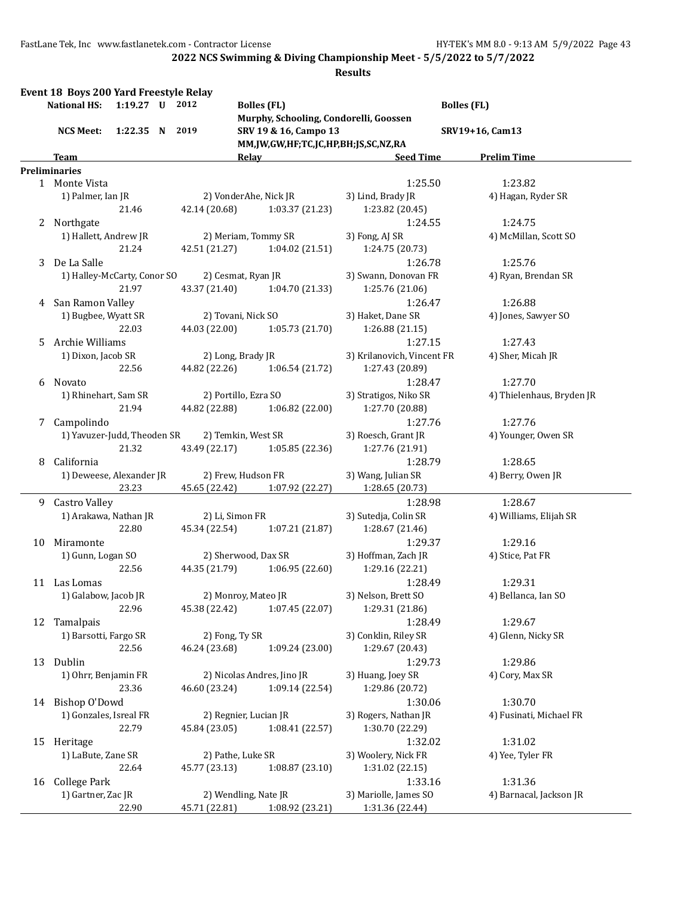**2022 NCS Swimming & Diving Championship Meet - 5/5/2022 to 5/7/2022**

**Results**

## Event 18 Boys 200 Yard Freestyle Relay

| | | | | | |
|---|---|---|---|---|---|
| National HS: | 1:19.27 U | 2012 | Bolles (FL) | | Bolles (FL) |
| | | | Murphy, Schooling, Condorelli, Goossen | | |
| NCS Meet: | 1:22.35 N | 2019 | SRV 19 & 16, Campo 13 | | SRV19+16, Cam13 |
| | | | MM,JW,GW,HF;TC,JC,HP,BH;JS,SC,NZ,RA | | |

### Preliminaries

| Place | Team | Relay | | Seed Time | Prelim Time |
|---|---|---|---|---|---|
| 1 | Monte Vista | | | 1:25.50 | 1:23.82 |
| | 1) Palmer, Ian JR | 2) VonderAhe, Nick JR | 3) Lind, Brady JR | 4) Hagan, Ryder SR | |
| | 21.46 | 42.14 (20.68) | 1:03.37 (21.23) | 1:23.82 (20.45) | |
| 2 | Northgate | | | 1:24.55 | 1:24.75 |
| | 1) Hallett, Andrew JR | 2) Meriam, Tommy SR | 3) Fong, AJ SR | 4) McMillan, Scott SO | |
| | 21.24 | 42.51 (21.27) | 1:04.02 (21.51) | 1:24.75 (20.73) | |
| 3 | De La Salle | | | 1:26.78 | 1:25.76 |
| | 1) Halley-McCarty, Conor SO | 2) Cesmat, Ryan JR | 3) Swann, Donovan FR | 4) Ryan, Brendan SR | |
| | 21.97 | 43.37 (21.40) | 1:04.70 (21.33) | 1:25.76 (21.06) | |
| 4 | San Ramon Valley | | | 1:26.47 | 1:26.88 |
| | 1) Bugbee, Wyatt SR | 2) Tovani, Nick SO | 3) Haket, Dane SR | 4) Jones, Sawyer SO | |
| | 22.03 | 44.03 (22.00) | 1:05.73 (21.70) | 1:26.88 (21.15) | |
| 5 | Archie Williams | | | 1:27.15 | 1:27.43 |
| | 1) Dixon, Jacob SR | 2) Long, Brady JR | 3) Krilanovich, Vincent FR | 4) Sher, Micah JR | |
| | 22.56 | 44.82 (22.26) | 1:06.54 (21.72) | 1:27.43 (20.89) | |
| 6 | Novato | | | 1:28.47 | 1:27.70 |
| | 1) Rhinehart, Sam SR | 2) Portillo, Ezra SO | 3) Stratigos, Niko SR | 4) Thielenhaus, Bryden JR | |
| | 21.94 | 44.82 (22.88) | 1:06.82 (22.00) | 1:27.70 (20.88) | |
| 7 | Campolindo | | | 1:27.76 | 1:27.76 |
| | 1) Yavuzer-Judd, Theoden SR | 2) Temkin, West SR | 3) Roesch, Grant JR | 4) Younger, Owen SR | |
| | 21.32 | 43.49 (22.17) | 1:05.85 (22.36) | 1:27.76 (21.91) | |
| 8 | California | | | 1:28.79 | 1:28.65 |
| | 1) Deweese, Alexander JR | 2) Frew, Hudson FR | 3) Wang, Julian SR | 4) Berry, Owen JR | |
| | 23.23 | 45.65 (22.42) | 1:07.92 (22.27) | 1:28.65 (20.73) | |
| 9 | Castro Valley | | | 1:28.98 | 1:28.67 |
| | 1) Arakawa, Nathan JR | 2) Li, Simon FR | 3) Sutedja, Colin SR | 4) Williams, Elijah SR | |
| | 22.80 | 45.34 (22.54) | 1:07.21 (21.87) | 1:28.67 (21.46) | |
| 10 | Miramonte | | | 1:29.37 | 1:29.16 |
| | 1) Gunn, Logan SO | 2) Sherwood, Dax SR | 3) Hoffman, Zach JR | 4) Stice, Pat FR | |
| | 22.56 | 44.35 (21.79) | 1:06.95 (22.60) | 1:29.16 (22.21) | |
| 11 | Las Lomas | | | 1:28.49 | 1:29.31 |
| | 1) Galabow, Jacob JR | 2) Monroy, Mateo JR | 3) Nelson, Brett SO | 4) Bellanca, Ian SO | |
| | 22.96 | 45.38 (22.42) | 1:07.45 (22.07) | 1:29.31 (21.86) | |
| 12 | Tamalpais | | | 1:28.49 | 1:29.67 |
| | 1) Barsotti, Fargo SR | 2) Fong, Ty SR | 3) Conklin, Riley SR | 4) Glenn, Nicky SR | |
| | 22.56 | 46.24 (23.68) | 1:09.24 (23.00) | 1:29.67 (20.43) | |
| 13 | Dublin | | | 1:29.73 | 1:29.86 |
| | 1) Ohrr, Benjamin FR | 2) Nicolas Andres, Jino JR | 3) Huang, Joey SR | 4) Cory, Max SR | |
| | 23.36 | 46.60 (23.24) | 1:09.14 (22.54) | 1:29.86 (20.72) | |
| 14 | Bishop O'Dowd | | | 1:30.06 | 1:30.70 |
| | 1) Gonzales, Isreal FR | 2) Regnier, Lucian JR | 3) Rogers, Nathan JR | 4) Fusinati, Michael FR | |
| | 22.79 | 45.84 (23.05) | 1:08.41 (22.57) | 1:30.70 (22.29) | |
| 15 | Heritage | | | 1:32.02 | 1:31.02 |
| | 1) LaBute, Zane SR | 2) Pathe, Luke SR | 3) Woolery, Nick FR | 4) Yee, Tyler FR | |
| | 22.64 | 45.77 (23.13) | 1:08.87 (23.10) | 1:31.02 (22.15) | |
| 16 | College Park | | | 1:33.16 | 1:31.36 |
| | 1) Gartner, Zac JR | 2) Wendling, Nate JR | 3) Mariolle, James SO | 4) Barnacal, Jackson JR | |
| | 22.90 | 45.71 (22.81) | 1:08.92 (23.21) | 1:31.36 (22.44) | |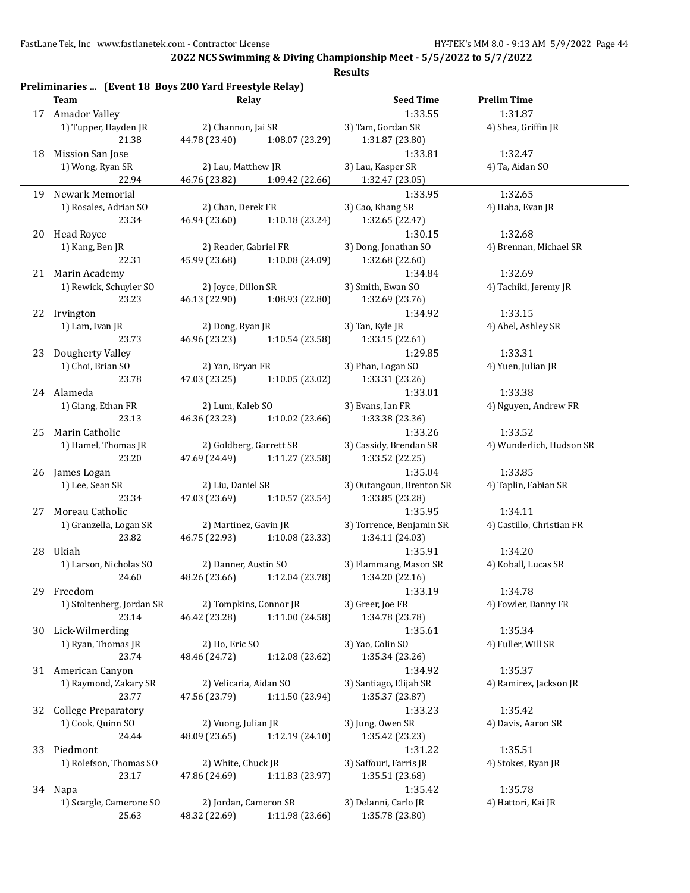**2022 NCS Swimming & Diving Championship Meet - 5/5/2022 to 5/7/2022**

**Results**

**Preliminaries ... (Event 18 Boys 200 Yard Freestyle Relay)**

| | Team | Relay | | Seed Time | Prelim Time |
|---|---|---|---|---|---|
| 17 | Amador Valley | | | 1:33.55 | 1:31.87 |
| | 1) Tupper, Hayden JR | 2) Channon, Jai SR | | 3) Tam, Gordan SR | 4) Shea, Griffin JR |
| | 21.38 | 44.78 (23.40) | 1:08.07 (23.29) | 1:31.87 (23.80) | |
| 18 | Mission San Jose | | | 1:33.81 | 1:32.47 |
| | 1) Wong, Ryan SR | 2) Lau, Matthew JR | | 3) Lau, Kasper SR | 4) Ta, Aidan SO |
| | 22.94 | 46.76 (23.82) | 1:09.42 (22.66) | 1:32.47 (23.05) | |
| 19 | Newark Memorial | | | 1:33.95 | 1:32.65 |
| | 1) Rosales, Adrian SO | 2) Chan, Derek FR | | 3) Cao, Khang SR | 4) Haba, Evan JR |
| | 23.34 | 46.94 (23.60) | 1:10.18 (23.24) | 1:32.65 (22.47) | |
| 20 | Head Royce | | | 1:30.15 | 1:32.68 |
| | 1) Kang, Ben JR | 2) Reader, Gabriel FR | | 3) Dong, Jonathan SO | 4) Brennan, Michael SR |
| | 22.31 | 45.99 (23.68) | 1:10.08 (24.09) | 1:32.68 (22.60) | |
| 21 | Marin Academy | | | 1:34.84 | 1:32.69 |
| | 1) Rewick, Schuyler SO | 2) Joyce, Dillon SR | | 3) Smith, Ewan SO | 4) Tachiki, Jeremy JR |
| | 23.23 | 46.13 (22.90) | 1:08.93 (22.80) | 1:32.69 (23.76) | |
| 22 | Irvington | | | 1:34.92 | 1:33.15 |
| | 1) Lam, Ivan JR | 2) Dong, Ryan JR | | 3) Tan, Kyle JR | 4) Abel, Ashley SR |
| | 23.73 | 46.96 (23.23) | 1:10.54 (23.58) | 1:33.15 (22.61) | |
| 23 | Dougherty Valley | | | 1:29.85 | 1:33.31 |
| | 1) Choi, Brian SO | 2) Yan, Bryan FR | | 3) Phan, Logan SO | 4) Yuen, Julian JR |
| | 23.78 | 47.03 (23.25) | 1:10.05 (23.02) | 1:33.31 (23.26) | |
| 24 | Alameda | | | 1:33.01 | 1:33.38 |
| | 1) Giang, Ethan FR | 2) Lum, Kaleb SO | | 3) Evans, Ian FR | 4) Nguyen, Andrew FR |
| | 23.13 | 46.36 (23.23) | 1:10.02 (23.66) | 1:33.38 (23.36) | |
| 25 | Marin Catholic | | | 1:33.26 | 1:33.52 |
| | 1) Hamel, Thomas JR | 2) Goldberg, Garrett SR | | 3) Cassidy, Brendan SR | 4) Wunderlich, Hudson SR |
| | 23.20 | 47.69 (24.49) | 1:11.27 (23.58) | 1:33.52 (22.25) | |
| 26 | James Logan | | | 1:35.04 | 1:33.85 |
| | 1) Lee, Sean SR | 2) Liu, Daniel SR | | 3) Outangoun, Brenton SR | 4) Taplin, Fabian SR |
| | 23.34 | 47.03 (23.69) | 1:10.57 (23.54) | 1:33.85 (23.28) | |
| 27 | Moreau Catholic | | | 1:35.95 | 1:34.11 |
| | 1) Granzella, Logan SR | 2) Martinez, Gavin JR | | 3) Torrence, Benjamin SR | 4) Castillo, Christian FR |
| | 23.82 | 46.75 (22.93) | 1:10.08 (23.33) | 1:34.11 (24.03) | |
| 28 | Ukiah | | | 1:35.91 | 1:34.20 |
| | 1) Larson, Nicholas SO | 2) Danner, Austin SO | | 3) Flammang, Mason SR | 4) Koball, Lucas SR |
| | 24.60 | 48.26 (23.66) | 1:12.04 (23.78) | 1:34.20 (22.16) | |
| 29 | Freedom | | | 1:33.19 | 1:34.78 |
| | 1) Stoltenberg, Jordan SR | 2) Tompkins, Connor JR | | 3) Greer, Joe FR | 4) Fowler, Danny FR |
| | 23.14 | 46.42 (23.28) | 1:11.00 (24.58) | 1:34.78 (23.78) | |
| 30 | Lick-Wilmerding | | | 1:35.61 | 1:35.34 |
| | 1) Ryan, Thomas JR | 2) Ho, Eric SO | | 3) Yao, Colin SO | 4) Fuller, Will SR |
| | 23.74 | 48.46 (24.72) | 1:12.08 (23.62) | 1:35.34 (23.26) | |
| 31 | American Canyon | | | 1:34.92 | 1:35.37 |
| | 1) Raymond, Zakary SR | 2) Velicaria, Aidan SO | | 3) Santiago, Elijah SR | 4) Ramirez, Jackson JR |
| | 23.77 | 47.56 (23.79) | 1:11.50 (23.94) | 1:35.37 (23.87) | |
| 32 | College Preparatory | | | 1:33.23 | 1:35.42 |
| | 1) Cook, Quinn SO | 2) Vuong, Julian JR | | 3) Jung, Owen SR | 4) Davis, Aaron SR |
| | 24.44 | 48.09 (23.65) | 1:12.19 (24.10) | 1:35.42 (23.23) | |
| 33 | Piedmont | | | 1:31.22 | 1:35.51 |
| | 1) Rolefson, Thomas SO | 2) White, Chuck JR | | 3) Saffouri, Farris JR | 4) Stokes, Ryan JR |
| | 23.17 | 47.86 (24.69) | 1:11.83 (23.97) | 1:35.51 (23.68) | |
| 34 | Napa | | | 1:35.42 | 1:35.78 |
| | 1) Scargle, Camerone SO | 2) Jordan, Cameron SR | | 3) Delanni, Carlo JR | 4) Hattori, Kai JR |
| | 25.63 | 48.32 (22.69) | 1:11.98 (23.66) | 1:35.78 (23.80) | |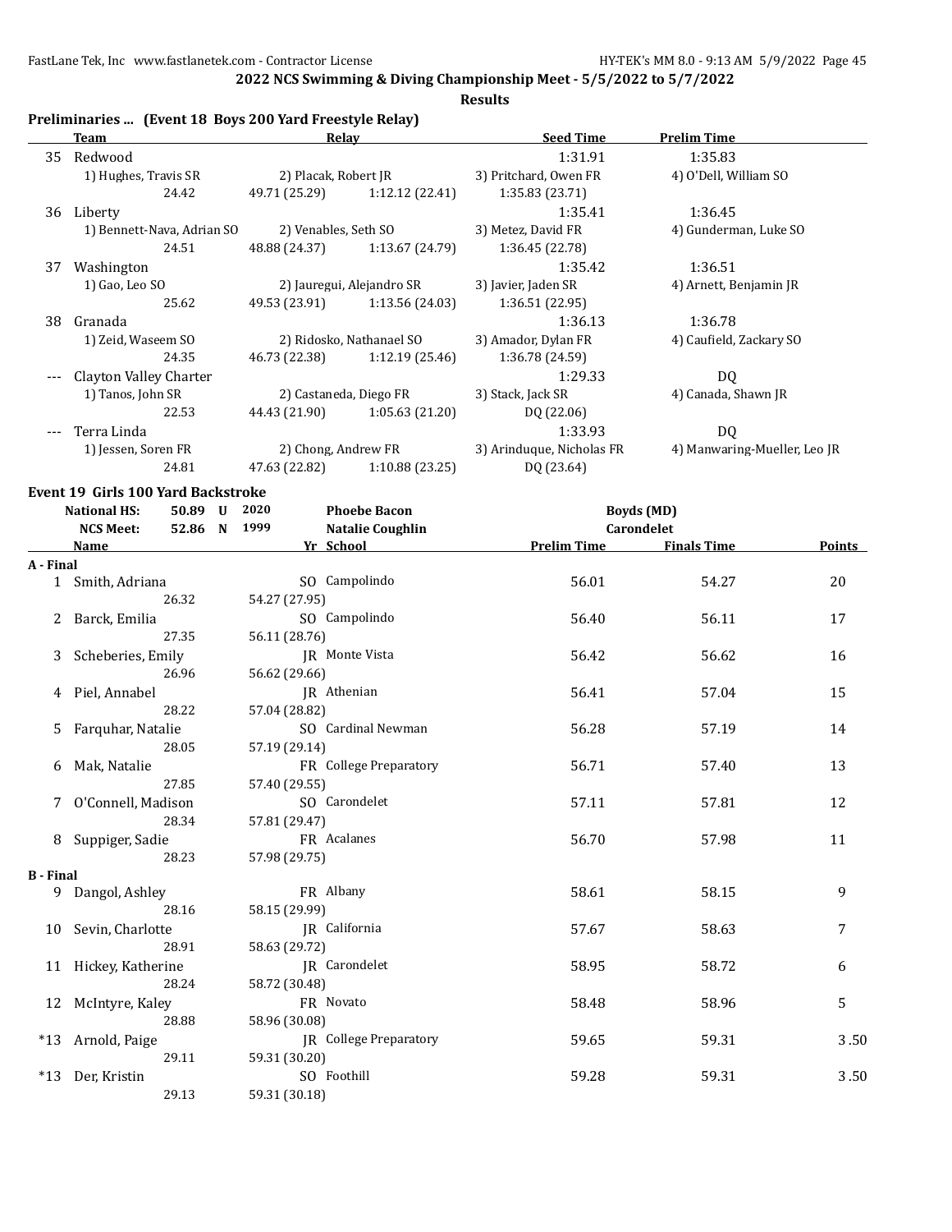## 2022 NCS Swimming & Diving Championship Meet - 5/5/2022 to 5/7/2022

### Results

### Preliminaries ... (Event 18 Boys 200 Yard Freestyle Relay)

| | Team | Relay | | | Seed Time | Prelim Time |
|---|---|---|---|---|---|---|
| 35 | Redwood | | | | 1:31.91 | 1:35.83 |
| | 1) Hughes, Travis SR | 2) Placak, Robert JR | | 3) Pritchard, Owen FR | | 4) O'Dell, William SO |
| | 24.42 | 49.71 (25.29) | 1:12.12 (22.41) | 1:35.83 (23.71) | | |
| 36 | Liberty | | | | 1:35.41 | 1:36.45 |
| | 1) Bennett-Nava, Adrian SO | 2) Venables, Seth SO | | 3) Metez, David FR | | 4) Gunderman, Luke SO |
| | 24.51 | 48.88 (24.37) | 1:13.67 (24.79) | 1:36.45 (22.78) | | |
| 37 | Washington | | | | 1:35.42 | 1:36.51 |
| | 1) Gao, Leo SO | 2) Jauregui, Alejandro SR | | 3) Javier, Jaden SR | | 4) Arnett, Benjamin JR |
| | 25.62 | 49.53 (23.91) | 1:13.56 (24.03) | 1:36.51 (22.95) | | |
| 38 | Granada | | | | 1:36.13 | 1:36.78 |
| | 1) Zeid, Waseem SO | 2) Ridosko, Nathanael SO | | 3) Amador, Dylan FR | | 4) Caufield, Zackary SO |
| | 24.35 | 46.73 (22.38) | 1:12.19 (25.46) | 1:36.78 (24.59) | | |
| --- | Clayton Valley Charter | | | | 1:29.33 | DQ |
| | 1) Tanos, John SR | 2) Castaneda, Diego FR | | 3) Stack, Jack SR | | 4) Canada, Shawn JR |
| | 22.53 | 44.43 (21.90) | 1:05.63 (21.20) | DQ (22.06) | | |
| --- | Terra Linda | | | | 1:33.93 | DQ |
| | 1) Jessen, Soren FR | 2) Chong, Andrew FR | | 3) Arinduque, Nicholas FR | | 4) Manwaring-Mueller, Leo JR |
| | 24.81 | 47.63 (22.82) | 1:10.88 (23.25) | DQ (23.64) | | |

### Event 19 Girls 100 Yard Backstroke

| | | | | |
|---|---|---|---|---|
| National HS: | 50.89 U | 2020 | Phoebe Bacon | Boyds (MD) |
| NCS Meet: | 52.86 N | 1999 | Natalie Coughlin | Carondelet |

| | Name | Yr | School | Prelim Time | Finals Time | Points |
|---|---|---|---|---|---|---|
| **A - Final** | | | | | | |
| 1 | Smith, Adriana | SO | Campolindo | 56.01 | 54.27 | 20 |
| | 26.32 | 54.27 (27.95) | | | | |
| 2 | Barck, Emilia | SO | Campolindo | 56.40 | 56.11 | 17 |
| | 27.35 | 56.11 (28.76) | | | | |
| 3 | Scheberies, Emily | JR | Monte Vista | 56.42 | 56.62 | 16 |
| | 26.96 | 56.62 (29.66) | | | | |
| 4 | Piel, Annabel | JR | Athenian | 56.41 | 57.04 | 15 |
| | 28.22 | 57.04 (28.82) | | | | |
| 5 | Farquhar, Natalie | SO | Cardinal Newman | 56.28 | 57.19 | 14 |
| | 28.05 | 57.19 (29.14) | | | | |
| 6 | Mak, Natalie | FR | College Preparatory | 56.71 | 57.40 | 13 |
| | 27.85 | 57.40 (29.55) | | | | |
| 7 | O'Connell, Madison | SO | Carondelet | 57.11 | 57.81 | 12 |
| | 28.34 | 57.81 (29.47) | | | | |
| 8 | Suppiger, Sadie | FR | Acalanes | 56.70 | 57.98 | 11 |
| | 28.23 | 57.98 (29.75) | | | | |
| **B - Final** | | | | | | |
| 9 | Dangol, Ashley | FR | Albany | 58.61 | 58.15 | 9 |
| | 28.16 | 58.15 (29.99) | | | | |
| 10 | Sevin, Charlotte | JR | California | 57.67 | 58.63 | 7 |
| | 28.91 | 58.63 (29.72) | | | | |
| 11 | Hickey, Katherine | JR | Carondelet | 58.95 | 58.72 | 6 |
| | 28.24 | 58.72 (30.48) | | | | |
| 12 | McIntyre, Kaley | FR | Novato | 58.48 | 58.96 | 5 |
| | 28.88 | 58.96 (30.08) | | | | |
| *13 | Arnold, Paige | JR | College Preparatory | 59.65 | 59.31 | 3.50 |
| | 29.11 | 59.31 (30.20) | | | | |
| *13 | Der, Kristin | SO | Foothill | 59.28 | 59.31 | 3.50 |
| | 29.13 | 59.31 (30.18) | | | | |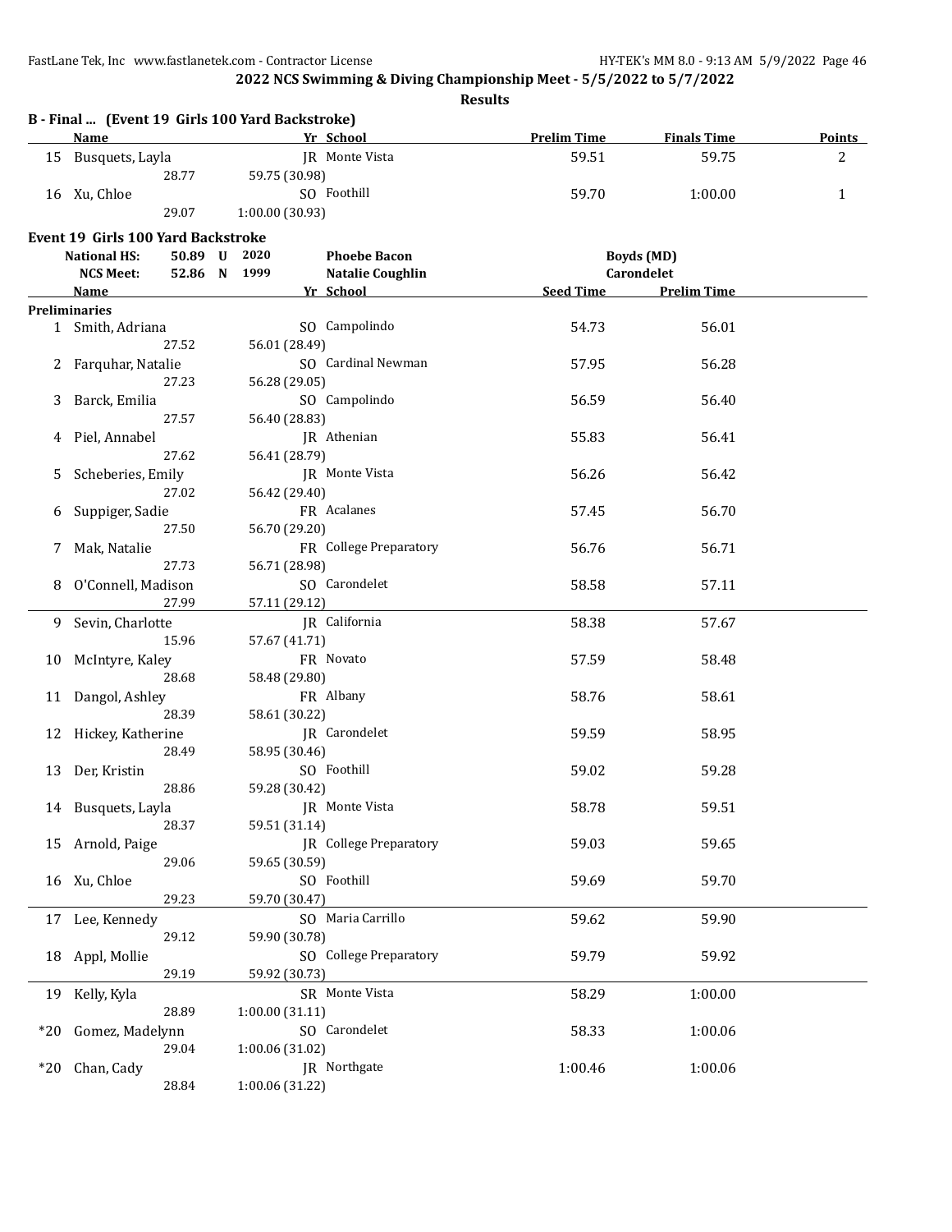**2022 NCS Swimming & Diving Championship Meet - 5/5/2022 to 5/7/2022**

**Results**

### B - Final ... (Event 19 Girls 100 Yard Backstroke)

| | Name | Yr | School | Prelim Time | Finals Time | Points |
|---|---|---|---|---|---|---|
| 15 | Busquets, Layla | JR | Monte Vista | 59.51 | 59.75 | 2 |
| | 28.77 | 59.75 (30.98) | | | | |
| 16 | Xu, Chloe | SO | Foothill | 59.70 | 1:00.00 | 1 |
| | 29.07 | 1:00.00 (30.93) | | | | |

### Event 19 Girls 100 Yard Backstroke

| | | | | |
|---|---|---|---|---|
| **National HS:** | **50.89 U** | **2020** | **Phoebe Bacon** | **Boyds (MD)** |
| **NCS Meet:** | **52.86 N** | **1999** | **Natalie Coughlin** | **Carondelet** |

**Preliminaries**

| | Name | Yr | School | Seed Time | Prelim Time |
|---|---|---|---|---|---|
| 1 | Smith, Adriana | SO | Campolindo | 54.73 | 56.01 |
| | 27.52 | 56.01 (28.49) | | | |
| 2 | Farquhar, Natalie | SO | Cardinal Newman | 57.95 | 56.28 |
| | 27.23 | 56.28 (29.05) | | | |
| 3 | Barck, Emilia | SO | Campolindo | 56.59 | 56.40 |
| | 27.57 | 56.40 (28.83) | | | |
| 4 | Piel, Annabel | JR | Athenian | 55.83 | 56.41 |
| | 27.62 | 56.41 (28.79) | | | |
| 5 | Scheberies, Emily | JR | Monte Vista | 56.26 | 56.42 |
| | 27.02 | 56.42 (29.40) | | | |
| 6 | Suppiger, Sadie | FR | Acalanes | 57.45 | 56.70 |
| | 27.50 | 56.70 (29.20) | | | |
| 7 | Mak, Natalie | FR | College Preparatory | 56.76 | 56.71 |
| | 27.73 | 56.71 (28.98) | | | |
| 8 | O'Connell, Madison | SO | Carondelet | 58.58 | 57.11 |
| | 27.99 | 57.11 (29.12) | | | |
| 9 | Sevin, Charlotte | JR | California | 58.38 | 57.67 |
| | 15.96 | 57.67 (41.71) | | | |
| 10 | McIntyre, Kaley | FR | Novato | 57.59 | 58.48 |
| | 28.68 | 58.48 (29.80) | | | |
| 11 | Dangol, Ashley | FR | Albany | 58.76 | 58.61 |
| | 28.39 | 58.61 (30.22) | | | |
| 12 | Hickey, Katherine | JR | Carondelet | 59.59 | 58.95 |
| | 28.49 | 58.95 (30.46) | | | |
| 13 | Der, Kristin | SO | Foothill | 59.02 | 59.28 |
| | 28.86 | 59.28 (30.42) | | | |
| 14 | Busquets, Layla | JR | Monte Vista | 58.78 | 59.51 |
| | 28.37 | 59.51 (31.14) | | | |
| 15 | Arnold, Paige | JR | College Preparatory | 59.03 | 59.65 |
| | 29.06 | 59.65 (30.59) | | | |
| 16 | Xu, Chloe | SO | Foothill | 59.69 | 59.70 |
| | 29.23 | 59.70 (30.47) | | | |
| 17 | Lee, Kennedy | SO | Maria Carrillo | 59.62 | 59.90 |
| | 29.12 | 59.90 (30.78) | | | |
| 18 | Appl, Mollie | SO | College Preparatory | 59.79 | 59.92 |
| | 29.19 | 59.92 (30.73) | | | |
| 19 | Kelly, Kyla | SR | Monte Vista | 58.29 | 1:00.00 |
| | 28.89 | 1:00.00 (31.11) | | | |
| *20 | Gomez, Madelynn | SO | Carondelet | 58.33 | 1:00.06 |
| | 29.04 | 1:00.06 (31.02) | | | |
| *20 | Chan, Cady | JR | Northgate | 1:00.46 | 1:00.06 |
| | 28.84 | 1:00.06 (31.22) | | | |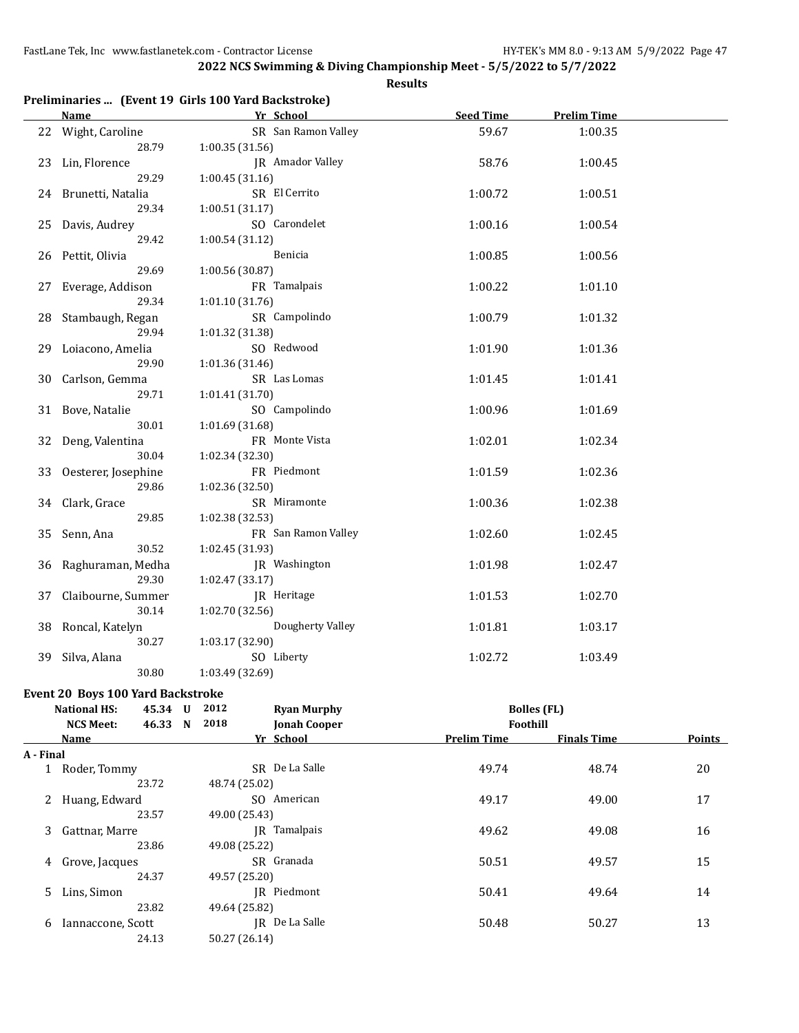## 2022 NCS Swimming & Diving Championship Meet - 5/5/2022 to 5/7/2022

**Results**

### Preliminaries ... (Event 19 Girls 100 Yard Backstroke)

| | Name | Yr | School | Seed Time | Prelim Time |
|---|---|---|---|---|---|
| 22 | Wight, Caroline | SR | San Ramon Valley | 59.67 | 1:00.35 |
| | 28.79 | 1:00.35 (31.56) | | | |
| 23 | Lin, Florence | JR | Amador Valley | 58.76 | 1:00.45 |
| | 29.29 | 1:00.45 (31.16) | | | |
| 24 | Brunetti, Natalia | SR | El Cerrito | 1:00.72 | 1:00.51 |
| | 29.34 | 1:00.51 (31.17) | | | |
| 25 | Davis, Audrey | SO | Carondelet | 1:00.16 | 1:00.54 |
| | 29.42 | 1:00.54 (31.12) | | | |
| 26 | Pettit, Olivia | | Benicia | 1:00.85 | 1:00.56 |
| | 29.69 | 1:00.56 (30.87) | | | |
| 27 | Everage, Addison | FR | Tamalpais | 1:00.22 | 1:01.10 |
| | 29.34 | 1:01.10 (31.76) | | | |
| 28 | Stambaugh, Regan | SR | Campolindo | 1:00.79 | 1:01.32 |
| | 29.94 | 1:01.32 (31.38) | | | |
| 29 | Loiacono, Amelia | SO | Redwood | 1:01.90 | 1:01.36 |
| | 29.90 | 1:01.36 (31.46) | | | |
| 30 | Carlson, Gemma | SR | Las Lomas | 1:01.45 | 1:01.41 |
| | 29.71 | 1:01.41 (31.70) | | | |
| 31 | Bove, Natalie | SO | Campolindo | 1:00.96 | 1:01.69 |
| | 30.01 | 1:01.69 (31.68) | | | |
| 32 | Deng, Valentina | FR | Monte Vista | 1:02.01 | 1:02.34 |
| | 30.04 | 1:02.34 (32.30) | | | |
| 33 | Oesterer, Josephine | FR | Piedmont | 1:01.59 | 1:02.36 |
| | 29.86 | 1:02.36 (32.50) | | | |
| 34 | Clark, Grace | SR | Miramonte | 1:00.36 | 1:02.38 |
| | 29.85 | 1:02.38 (32.53) | | | |
| 35 | Senn, Ana | FR | San Ramon Valley | 1:02.60 | 1:02.45 |
| | 30.52 | 1:02.45 (31.93) | | | |
| 36 | Raghuraman, Medha | JR | Washington | 1:01.98 | 1:02.47 |
| | 29.30 | 1:02.47 (33.17) | | | |
| 37 | Claibourne, Summer | JR | Heritage | 1:01.53 | 1:02.70 |
| | 30.14 | 1:02.70 (32.56) | | | |
| 38 | Roncal, Katelyn | | Dougherty Valley | 1:01.81 | 1:03.17 |
| | 30.27 | 1:03.17 (32.90) | | | |
| 39 | Silva, Alana | SO | Liberty | 1:02.72 | 1:03.49 |
| | 30.80 | 1:03.49 (32.69) | | | |

### Event 20 Boys 100 Yard Backstroke

| | | | | | |
|---|---|---|---|---|---|
| National HS: | 45.34 | U | 2012 | Ryan Murphy | Bolles (FL) |
| NCS Meet: | 46.33 | N | 2018 | Jonah Cooper | Foothill |

| | Name | Yr | School | Prelim Time | Finals Time | Points |
|---|---|---|---|---|---|---|
| **A - Final** | | | | | | |
| 1 | Roder, Tommy | SR | De La Salle | 49.74 | 48.74 | 20 |
| | 23.72 | 48.74 (25.02) | | | | |
| 2 | Huang, Edward | SO | American | 49.17 | 49.00 | 17 |
| | 23.57 | 49.00 (25.43) | | | | |
| 3 | Gattnar, Marre | JR | Tamalpais | 49.62 | 49.08 | 16 |
| | 23.86 | 49.08 (25.22) | | | | |
| 4 | Grove, Jacques | SR | Granada | 50.51 | 49.57 | 15 |
| | 24.37 | 49.57 (25.20) | | | | |
| 5 | Lins, Simon | JR | Piedmont | 50.41 | 49.64 | 14 |
| | 23.82 | 49.64 (25.82) | | | | |
| 6 | Iannaccone, Scott | JR | De La Salle | 50.48 | 50.27 | 13 |
| | 24.13 | 50.27 (26.14) | | | | |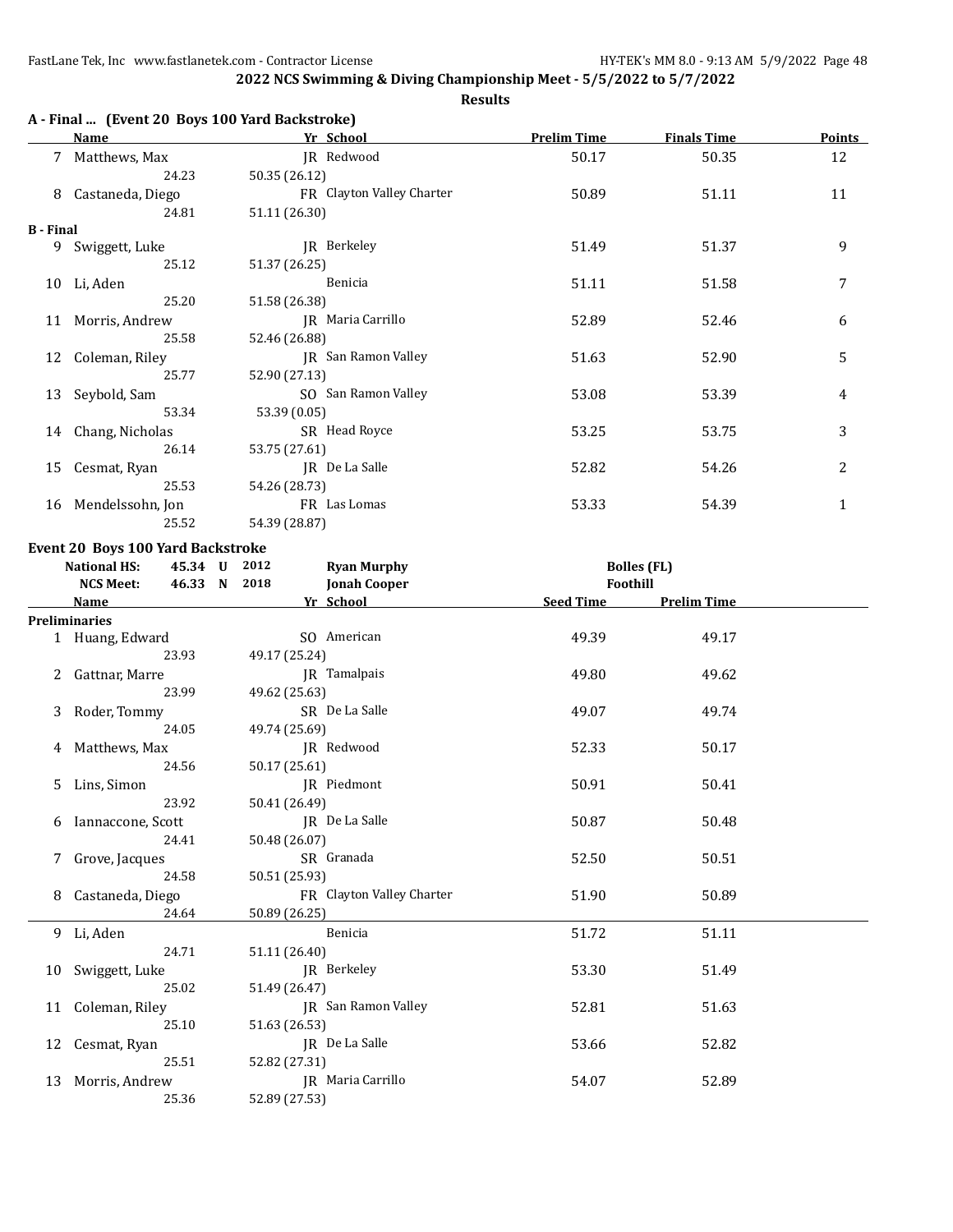## 2022 NCS Swimming & Diving Championship Meet - 5/5/2022 to 5/7/2022

**Results**

### A - Final ... (Event 20 Boys 100 Yard Backstroke)

| | Name | Yr | School | Prelim Time | Finals Time | Points |
|---|---|---|---|---|---|---|
| 7 | Matthews, Max | JR | Redwood | 50.17 | 50.35 | 12 |
| | 24.23 | 50.35 (26.12) | | | | |
| 8 | Castaneda, Diego | FR | Clayton Valley Charter | 50.89 | 51.11 | 11 |
| | 24.81 | 51.11 (26.30) | | | | |

### B - Final

| | Name | Yr | School | Prelim Time | Finals Time | Points |
|---|---|---|---|---|---|---|
| 9 | Swiggett, Luke | JR | Berkeley | 51.49 | 51.37 | 9 |
| | 25.12 | 51.37 (26.25) | | | | |
| 10 | Li, Aden | | Benicia | 51.11 | 51.58 | 7 |
| | 25.20 | 51.58 (26.38) | | | | |
| 11 | Morris, Andrew | JR | Maria Carrillo | 52.89 | 52.46 | 6 |
| | 25.58 | 52.46 (26.88) | | | | |
| 12 | Coleman, Riley | JR | San Ramon Valley | 51.63 | 52.90 | 5 |
| | 25.77 | 52.90 (27.13) | | | | |
| 13 | Seybold, Sam | SO | San Ramon Valley | 53.08 | 53.39 | 4 |
| | 53.34 | 53.39 (0.05) | | | | |
| 14 | Chang, Nicholas | SR | Head Royce | 53.25 | 53.75 | 3 |
| | 26.14 | 53.75 (27.61) | | | | |
| 15 | Cesmat, Ryan | JR | De La Salle | 52.82 | 54.26 | 2 |
| | 25.53 | 54.26 (28.73) | | | | |
| 16 | Mendelssohn, Jon | FR | Las Lomas | 53.33 | 54.39 | 1 |
| | 25.52 | 54.39 (28.87) | | | | |

### Event 20 Boys 100 Yard Backstroke

| | | | | |
|---|---|---|---|---|
| National HS: | 45.34 U | 2012 | Ryan Murphy | Bolles (FL) |
| NCS Meet: | 46.33 N | 2018 | Jonah Cooper | Foothill |

**Preliminaries**

| | Name | Yr | School | Seed Time | Prelim Time |
|---|---|---|---|---|---|
| 1 | Huang, Edward | SO | American | 49.39 | 49.17 |
| | 23.93 | 49.17 (25.24) | | | |
| 2 | Gattnar, Marre | JR | Tamalpais | 49.80 | 49.62 |
| | 23.99 | 49.62 (25.63) | | | |
| 3 | Roder, Tommy | SR | De La Salle | 49.07 | 49.74 |
| | 24.05 | 49.74 (25.69) | | | |
| 4 | Matthews, Max | JR | Redwood | 52.33 | 50.17 |
| | 24.56 | 50.17 (25.61) | | | |
| 5 | Lins, Simon | JR | Piedmont | 50.91 | 50.41 |
| | 23.92 | 50.41 (26.49) | | | |
| 6 | Iannaccone, Scott | JR | De La Salle | 50.87 | 50.48 |
| | 24.41 | 50.48 (26.07) | | | |
| 7 | Grove, Jacques | SR | Granada | 52.50 | 50.51 |
| | 24.58 | 50.51 (25.93) | | | |
| 8 | Castaneda, Diego | FR | Clayton Valley Charter | 51.90 | 50.89 |
| | 24.64 | 50.89 (26.25) | | | |
| 9 | Li, Aden | | Benicia | 51.72 | 51.11 |
| | 24.71 | 51.11 (26.40) | | | |
| 10 | Swiggett, Luke | JR | Berkeley | 53.30 | 51.49 |
| | 25.02 | 51.49 (26.47) | | | |
| 11 | Coleman, Riley | JR | San Ramon Valley | 52.81 | 51.63 |
| | 25.10 | 51.63 (26.53) | | | |
| 12 | Cesmat, Ryan | JR | De La Salle | 53.66 | 52.82 |
| | 25.51 | 52.82 (27.31) | | | |
| 13 | Morris, Andrew | JR | Maria Carrillo | 54.07 | 52.89 |
| | 25.36 | 52.89 (27.53) | | | |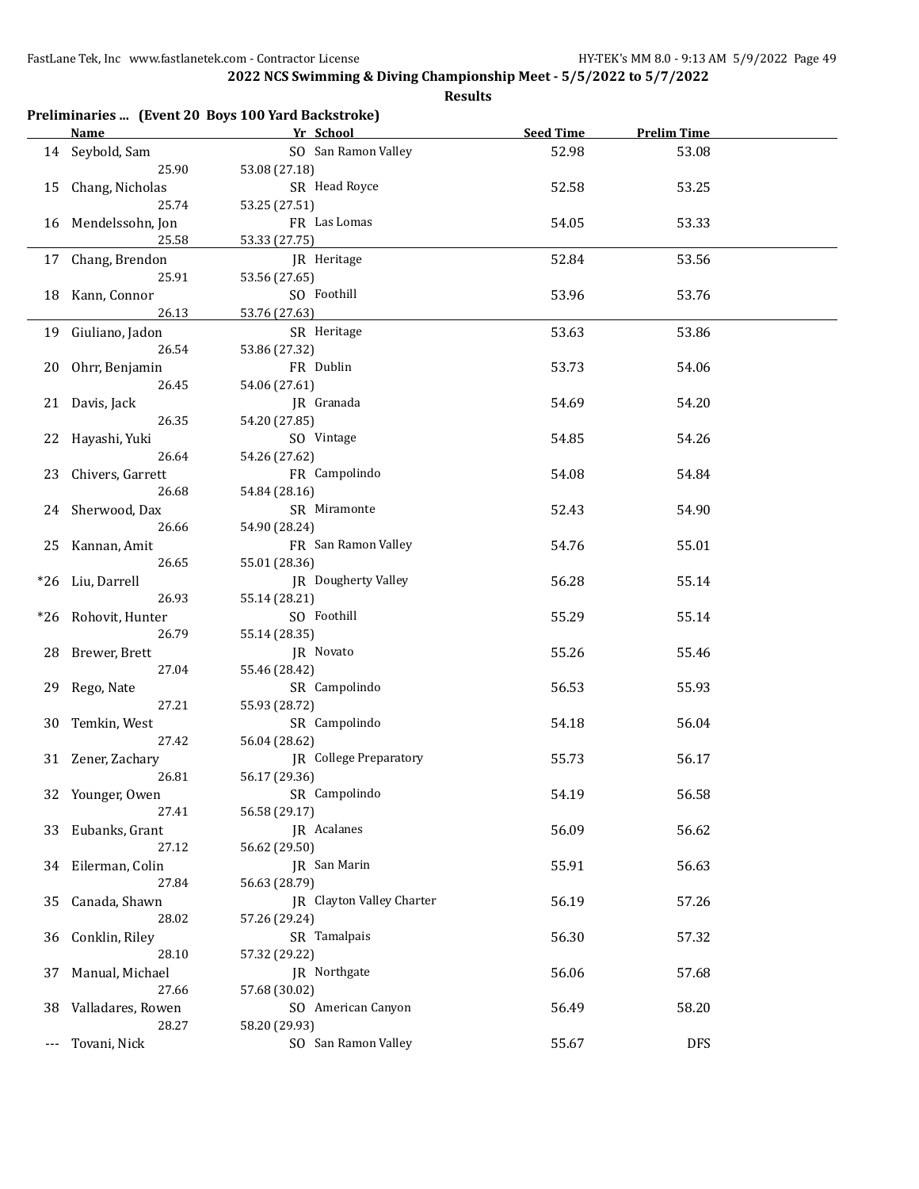## 2022 NCS Swimming & Diving Championship Meet - 5/5/2022 to 5/7/2022

### Results

**Preliminaries ... (Event 20 Boys 100 Yard Backstroke)**

| | Name | Yr | School | Seed Time | Prelim Time |
|---|---|---|---|---|---|
| 14 | Seybold, Sam | SO | San Ramon Valley | 52.98 | 53.08 |
| | 25.90 | 53.08 (27.18) | | | |
| 15 | Chang, Nicholas | SR | Head Royce | 52.58 | 53.25 |
| | 25.74 | 53.25 (27.51) | | | |
| 16 | Mendelssohn, Jon | FR | Las Lomas | 54.05 | 53.33 |
| | 25.58 | 53.33 (27.75) | | | |
| 17 | Chang, Brendon | JR | Heritage | 52.84 | 53.56 |
| | 25.91 | 53.56 (27.65) | | | |
| 18 | Kann, Connor | SO | Foothill | 53.96 | 53.76 |
| | 26.13 | 53.76 (27.63) | | | |
| 19 | Giuliano, Jadon | SR | Heritage | 53.63 | 53.86 |
| | 26.54 | 53.86 (27.32) | | | |
| 20 | Ohrr, Benjamin | FR | Dublin | 53.73 | 54.06 |
| | 26.45 | 54.06 (27.61) | | | |
| 21 | Davis, Jack | JR | Granada | 54.69 | 54.20 |
| | 26.35 | 54.20 (27.85) | | | |
| 22 | Hayashi, Yuki | SO | Vintage | 54.85 | 54.26 |
| | 26.64 | 54.26 (27.62) | | | |
| 23 | Chivers, Garrett | FR | Campolindo | 54.08 | 54.84 |
| | 26.68 | 54.84 (28.16) | | | |
| 24 | Sherwood, Dax | SR | Miramonte | 52.43 | 54.90 |
| | 26.66 | 54.90 (28.24) | | | |
| 25 | Kannan, Amit | FR | San Ramon Valley | 54.76 | 55.01 |
| | 26.65 | 55.01 (28.36) | | | |
| *26 | Liu, Darrell | JR | Dougherty Valley | 56.28 | 55.14 |
| | 26.93 | 55.14 (28.21) | | | |
| *26 | Rohovit, Hunter | SO | Foothill | 55.29 | 55.14 |
| | 26.79 | 55.14 (28.35) | | | |
| 28 | Brewer, Brett | JR | Novato | 55.26 | 55.46 |
| | 27.04 | 55.46 (28.42) | | | |
| 29 | Rego, Nate | SR | Campolindo | 56.53 | 55.93 |
| | 27.21 | 55.93 (28.72) | | | |
| 30 | Temkin, West | SR | Campolindo | 54.18 | 56.04 |
| | 27.42 | 56.04 (28.62) | | | |
| 31 | Zener, Zachary | JR | College Preparatory | 55.73 | 56.17 |
| | 26.81 | 56.17 (29.36) | | | |
| 32 | Younger, Owen | SR | Campolindo | 54.19 | 56.58 |
| | 27.41 | 56.58 (29.17) | | | |
| 33 | Eubanks, Grant | JR | Acalanes | 56.09 | 56.62 |
| | 27.12 | 56.62 (29.50) | | | |
| 34 | Eilerman, Colin | JR | San Marin | 55.91 | 56.63 |
| | 27.84 | 56.63 (28.79) | | | |
| 35 | Canada, Shawn | JR | Clayton Valley Charter | 56.19 | 57.26 |
| | 28.02 | 57.26 (29.24) | | | |
| 36 | Conklin, Riley | SR | Tamalpais | 56.30 | 57.32 |
| | 28.10 | 57.32 (29.22) | | | |
| 37 | Manual, Michael | JR | Northgate | 56.06 | 57.68 |
| | 27.66 | 57.68 (30.02) | | | |
| 38 | Valladares, Rowen | SO | American Canyon | 56.49 | 58.20 |
| | 28.27 | 58.20 (29.93) | | | |
| --- | Tovani, Nick | SO | San Ramon Valley | 55.67 | DFS |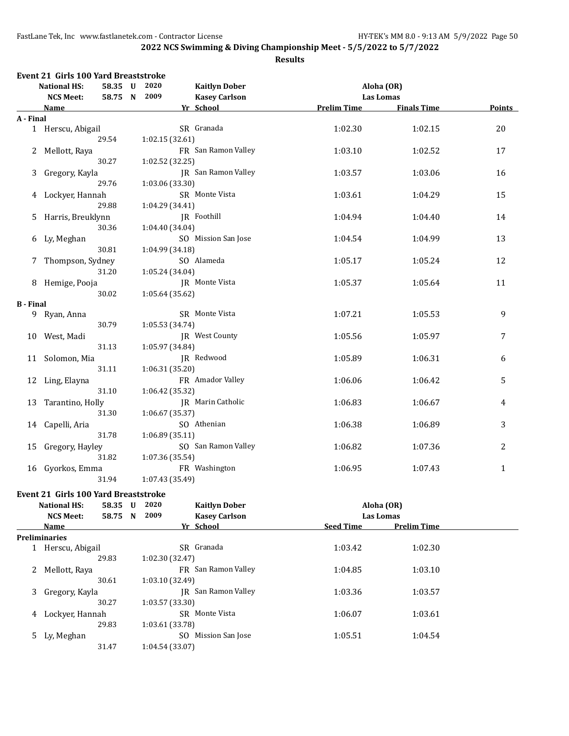## 2022 NCS Swimming & Diving Championship Meet - 5/5/2022 to 5/7/2022

### Results

### Event 21 Girls 100 Yard Breaststroke

| | | | | |
|---|---|---|---|---|
| National HS: | 58.35 U | 2020 | Kaitlyn Dober | Aloha (OR) |
| NCS Meet: | 58.75 N | 2009 | Kasey Carlson | Las Lomas |

| Place | Name | Yr | School | Prelim Time | Finals Time | Points |
|---|---|---|---|---|---|---|
| **A - Final** | | | | | | |
| 1 | Herscu, Abigail | SR | Granada | 1:02.30 | 1:02.15 | 20 |
| | 29.54 | 1:02.15 (32.61) | | | | |
| 2 | Mellott, Raya | FR | San Ramon Valley | 1:03.10 | 1:02.52 | 17 |
| | 30.27 | 1:02.52 (32.25) | | | | |
| 3 | Gregory, Kayla | JR | San Ramon Valley | 1:03.57 | 1:03.06 | 16 |
| | 29.76 | 1:03.06 (33.30) | | | | |
| 4 | Lockyer, Hannah | SR | Monte Vista | 1:03.61 | 1:04.29 | 15 |
| | 29.88 | 1:04.29 (34.41) | | | | |
| 5 | Harris, Breuklynn | JR | Foothill | 1:04.94 | 1:04.40 | 14 |
| | 30.36 | 1:04.40 (34.04) | | | | |
| 6 | Ly, Meghan | SO | Mission San Jose | 1:04.54 | 1:04.99 | 13 |
| | 30.81 | 1:04.99 (34.18) | | | | |
| 7 | Thompson, Sydney | SO | Alameda | 1:05.17 | 1:05.24 | 12 |
| | 31.20 | 1:05.24 (34.04) | | | | |
| 8 | Hemige, Pooja | JR | Monte Vista | 1:05.37 | 1:05.64 | 11 |
| | 30.02 | 1:05.64 (35.62) | | | | |
| **B - Final** | | | | | | |
| 9 | Ryan, Anna | SR | Monte Vista | 1:07.21 | 1:05.53 | 9 |
| | 30.79 | 1:05.53 (34.74) | | | | |
| 10 | West, Madi | JR | West County | 1:05.56 | 1:05.97 | 7 |
| | 31.13 | 1:05.97 (34.84) | | | | |
| 11 | Solomon, Mia | JR | Redwood | 1:05.89 | 1:06.31 | 6 |
| | 31.11 | 1:06.31 (35.20) | | | | |
| 12 | Ling, Elayna | FR | Amador Valley | 1:06.06 | 1:06.42 | 5 |
| | 31.10 | 1:06.42 (35.32) | | | | |
| 13 | Tarantino, Holly | JR | Marin Catholic | 1:06.83 | 1:06.67 | 4 |
| | 31.30 | 1:06.67 (35.37) | | | | |
| 14 | Capelli, Aria | SO | Athenian | 1:06.38 | 1:06.89 | 3 |
| | 31.78 | 1:06.89 (35.11) | | | | |
| 15 | Gregory, Hayley | SO | San Ramon Valley | 1:06.82 | 1:07.36 | 2 |
| | 31.82 | 1:07.36 (35.54) | | | | |
| 16 | Gyorkos, Emma | FR | Washington | 1:06.95 | 1:07.43 | 1 |
| | 31.94 | 1:07.43 (35.49) | | | | |

### Event 21 Girls 100 Yard Breaststroke

| | | | | |
|---|---|---|---|---|
| National HS: | 58.35 U | 2020 | Kaitlyn Dober | Aloha (OR) |
| NCS Meet: | 58.75 N | 2009 | Kasey Carlson | Las Lomas |

| Place | Name | Yr | School | Seed Time | Prelim Time |
|---|---|---|---|---|---|
| **Preliminaries** | | | | | |
| 1 | Herscu, Abigail | SR | Granada | 1:03.42 | 1:02.30 |
| | 29.83 | 1:02.30 (32.47) | | | |
| 2 | Mellott, Raya | FR | San Ramon Valley | 1:04.85 | 1:03.10 |
| | 30.61 | 1:03.10 (32.49) | | | |
| 3 | Gregory, Kayla | JR | San Ramon Valley | 1:03.36 | 1:03.57 |
| | 30.27 | 1:03.57 (33.30) | | | |
| 4 | Lockyer, Hannah | SR | Monte Vista | 1:06.07 | 1:03.61 |
| | 29.83 | 1:03.61 (33.78) | | | |
| 5 | Ly, Meghan | SO | Mission San Jose | 1:05.51 | 1:04.54 |
| | 31.47 | 1:04.54 (33.07) | | | |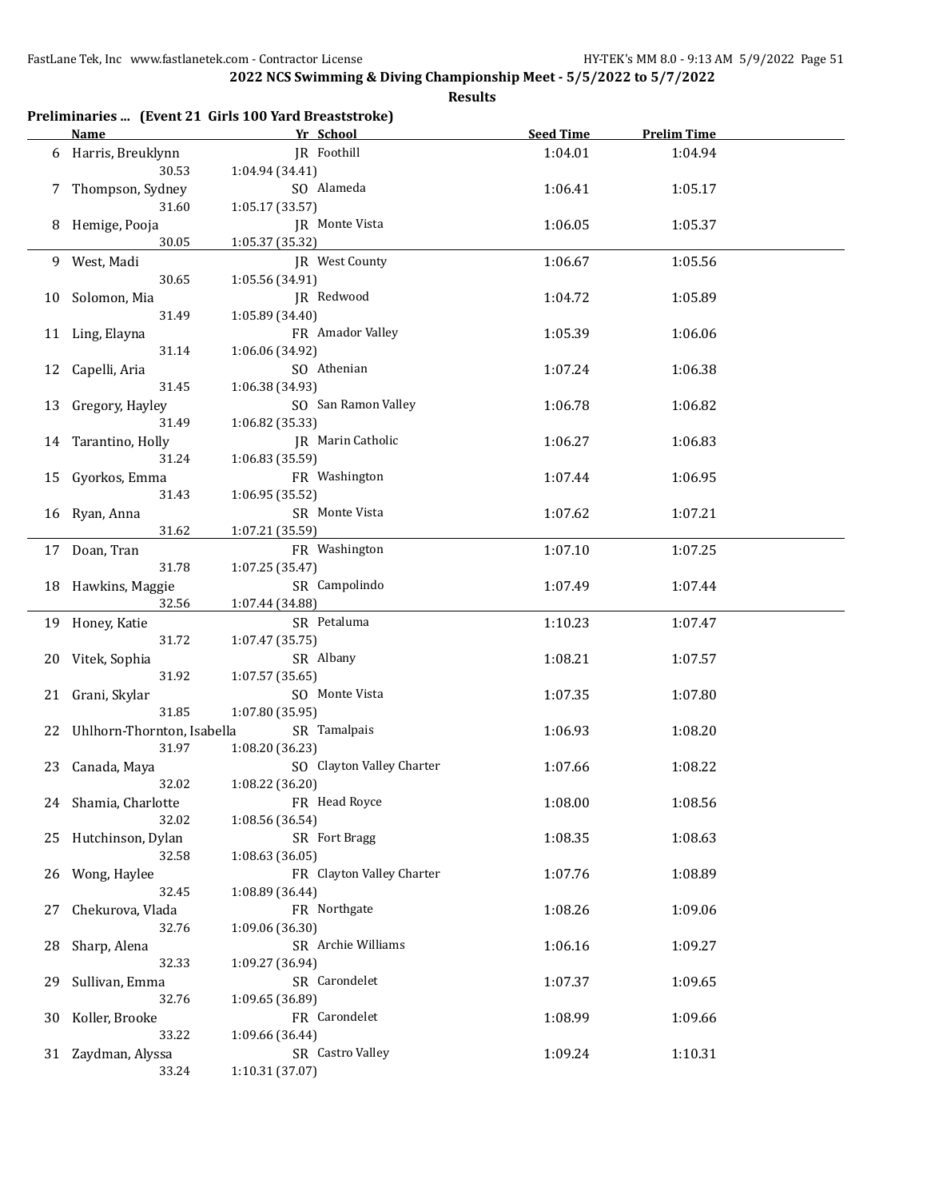# 2022 NCS Swimming & Diving Championship Meet - 5/5/2022 to 5/7/2022

## Results

### Preliminaries ... (Event 21 Girls 100 Yard Breaststroke)

| | Name | Yr | School | Seed Time | Prelim Time |
|---|---|---|---|---|---|
| 6 | Harris, Breuklynn | JR | Foothill | 1:04.01 | 1:04.94 |
| | 30.53 | 1:04.94 (34.41) | | | |
| 7 | Thompson, Sydney | SO | Alameda | 1:06.41 | 1:05.17 |
| | 31.60 | 1:05.17 (33.57) | | | |
| 8 | Hemige, Pooja | JR | Monte Vista | 1:06.05 | 1:05.37 |
| | 30.05 | 1:05.37 (35.32) | | | |
| 9 | West, Madi | JR | West County | 1:06.67 | 1:05.56 |
| | 30.65 | 1:05.56 (34.91) | | | |
| 10 | Solomon, Mia | JR | Redwood | 1:04.72 | 1:05.89 |
| | 31.49 | 1:05.89 (34.40) | | | |
| 11 | Ling, Elayna | FR | Amador Valley | 1:05.39 | 1:06.06 |
| | 31.14 | 1:06.06 (34.92) | | | |
| 12 | Capelli, Aria | SO | Athenian | 1:07.24 | 1:06.38 |
| | 31.45 | 1:06.38 (34.93) | | | |
| 13 | Gregory, Hayley | SO | San Ramon Valley | 1:06.78 | 1:06.82 |
| | 31.49 | 1:06.82 (35.33) | | | |
| 14 | Tarantino, Holly | JR | Marin Catholic | 1:06.27 | 1:06.83 |
| | 31.24 | 1:06.83 (35.59) | | | |
| 15 | Gyorkos, Emma | FR | Washington | 1:07.44 | 1:06.95 |
| | 31.43 | 1:06.95 (35.52) | | | |
| 16 | Ryan, Anna | SR | Monte Vista | 1:07.62 | 1:07.21 |
| | 31.62 | 1:07.21 (35.59) | | | |
| 17 | Doan, Tran | FR | Washington | 1:07.10 | 1:07.25 |
| | 31.78 | 1:07.25 (35.47) | | | |
| 18 | Hawkins, Maggie | SR | Campolindo | 1:07.49 | 1:07.44 |
| | 32.56 | 1:07.44 (34.88) | | | |
| 19 | Honey, Katie | SR | Petaluma | 1:10.23 | 1:07.47 |
| | 31.72 | 1:07.47 (35.75) | | | |
| 20 | Vitek, Sophia | SR | Albany | 1:08.21 | 1:07.57 |
| | 31.92 | 1:07.57 (35.65) | | | |
| 21 | Grani, Skylar | SO | Monte Vista | 1:07.35 | 1:07.80 |
| | 31.85 | 1:07.80 (35.95) | | | |
| 22 | Uhlhorn-Thornton, Isabella | SR | Tamalpais | 1:06.93 | 1:08.20 |
| | 31.97 | 1:08.20 (36.23) | | | |
| 23 | Canada, Maya | SO | Clayton Valley Charter | 1:07.66 | 1:08.22 |
| | 32.02 | 1:08.22 (36.20) | | | |
| 24 | Shamia, Charlotte | FR | Head Royce | 1:08.00 | 1:08.56 |
| | 32.02 | 1:08.56 (36.54) | | | |
| 25 | Hutchinson, Dylan | SR | Fort Bragg | 1:08.35 | 1:08.63 |
| | 32.58 | 1:08.63 (36.05) | | | |
| 26 | Wong, Haylee | FR | Clayton Valley Charter | 1:07.76 | 1:08.89 |
| | 32.45 | 1:08.89 (36.44) | | | |
| 27 | Chekurova, Vlada | FR | Northgate | 1:08.26 | 1:09.06 |
| | 32.76 | 1:09.06 (36.30) | | | |
| 28 | Sharp, Alena | SR | Archie Williams | 1:06.16 | 1:09.27 |
| | 32.33 | 1:09.27 (36.94) | | | |
| 29 | Sullivan, Emma | SR | Carondelet | 1:07.37 | 1:09.65 |
| | 32.76 | 1:09.65 (36.89) | | | |
| 30 | Koller, Brooke | FR | Carondelet | 1:08.99 | 1:09.66 |
| | 33.22 | 1:09.66 (36.44) | | | |
| 31 | Zaydman, Alyssa | SR | Castro Valley | 1:09.24 | 1:10.31 |
| | 33.24 | 1:10.31 (37.07) | | | |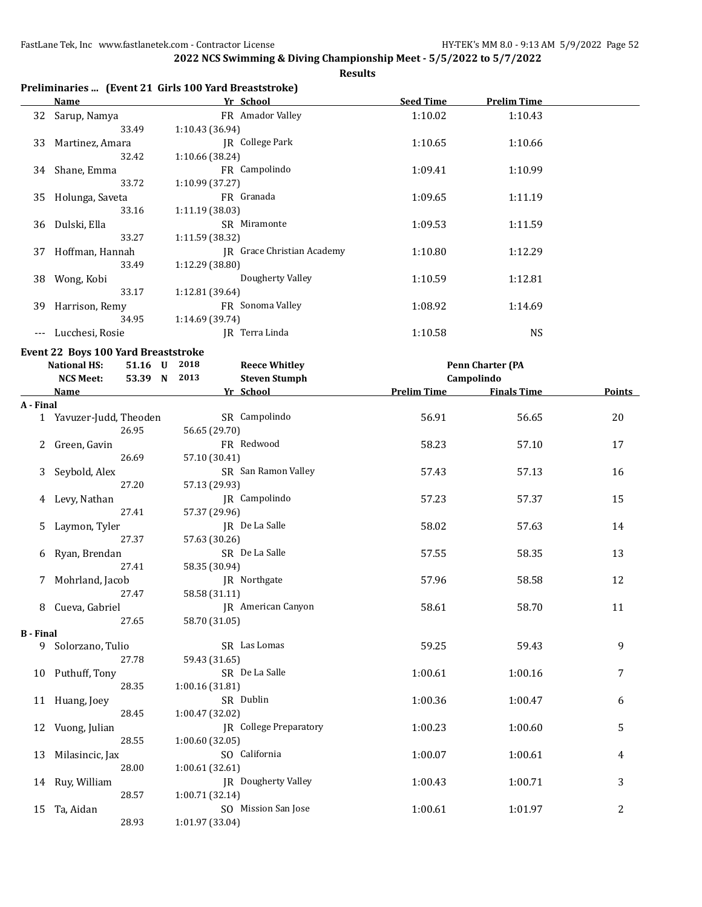**2022 NCS Swimming & Diving Championship Meet - 5/5/2022 to 5/7/2022**

**Results**

### Preliminaries ... (Event 21 Girls 100 Yard Breaststroke)

| | Name | Yr | School | Seed Time | Prelim Time |
|---|---|---|---|---|---|
| 32 | Sarup, Namya | FR | Amador Valley | 1:10.02 | 1:10.43 |
| | 33.49 | | 1:10.43 (36.94) | | |
| 33 | Martinez, Amara | JR | College Park | 1:10.65 | 1:10.66 |
| | 32.42 | | 1:10.66 (38.24) | | |
| 34 | Shane, Emma | FR | Campolindo | 1:09.41 | 1:10.99 |
| | 33.72 | | 1:10.99 (37.27) | | |
| 35 | Holunga, Saveta | FR | Granada | 1:09.65 | 1:11.19 |
| | 33.16 | | 1:11.19 (38.03) | | |
| 36 | Dulski, Ella | SR | Miramonte | 1:09.53 | 1:11.59 |
| | 33.27 | | 1:11.59 (38.32) | | |
| 37 | Hoffman, Hannah | JR | Grace Christian Academy | 1:10.80 | 1:12.29 |
| | 33.49 | | 1:12.29 (38.80) | | |
| 38 | Wong, Kobi | | Dougherty Valley | 1:10.59 | 1:12.81 |
| | 33.17 | | 1:12.81 (39.64) | | |
| 39 | Harrison, Remy | FR | Sonoma Valley | 1:08.92 | 1:14.69 |
| | 34.95 | | 1:14.69 (39.74) | | |
| --- | Lucchesi, Rosie | JR | Terra Linda | 1:10.58 | NS |

### Event 22 Boys 100 Yard Breaststroke

| | | | | |
|---|---|---|---|---|
| National HS: | 51.16 U | 2018 | Reece Whitley | Penn Charter (PA |
| NCS Meet: | 53.39 N | 2013 | Steven Stumph | Campolindo |

| | Name | Yr | School | Prelim Time | Finals Time | Points |
|---|---|---|---|---|---|---|
| **A - Final** | | | | | | |
| 1 | Yavuzer-Judd, Theoden | SR | Campolindo | 56.91 | 56.65 | 20 |
| | 26.95 | | 56.65 (29.70) | | | |
| 2 | Green, Gavin | FR | Redwood | 58.23 | 57.10 | 17 |
| | 26.69 | | 57.10 (30.41) | | | |
| 3 | Seybold, Alex | SR | San Ramon Valley | 57.43 | 57.13 | 16 |
| | 27.20 | | 57.13 (29.93) | | | |
| 4 | Levy, Nathan | JR | Campolindo | 57.23 | 57.37 | 15 |
| | 27.41 | | 57.37 (29.96) | | | |
| 5 | Laymon, Tyler | JR | De La Salle | 58.02 | 57.63 | 14 |
| | 27.37 | | 57.63 (30.26) | | | |
| 6 | Ryan, Brendan | SR | De La Salle | 57.55 | 58.35 | 13 |
| | 27.41 | | 58.35 (30.94) | | | |
| 7 | Mohrland, Jacob | JR | Northgate | 57.96 | 58.58 | 12 |
| | 27.47 | | 58.58 (31.11) | | | |
| 8 | Cueva, Gabriel | JR | American Canyon | 58.61 | 58.70 | 11 |
| | 27.65 | | 58.70 (31.05) | | | |
| **B - Final** | | | | | | |
| 9 | Solorzano, Tulio | SR | Las Lomas | 59.25 | 59.43 | 9 |
| | 27.78 | | 59.43 (31.65) | | | |
| 10 | Puthuff, Tony | SR | De La Salle | 1:00.61 | 1:00.16 | 7 |
| | 28.35 | | 1:00.16 (31.81) | | | |
| 11 | Huang, Joey | SR | Dublin | 1:00.36 | 1:00.47 | 6 |
| | 28.45 | | 1:00.47 (32.02) | | | |
| 12 | Vuong, Julian | JR | College Preparatory | 1:00.23 | 1:00.60 | 5 |
| | 28.55 | | 1:00.60 (32.05) | | | |
| 13 | Milasincic, Jax | SO | California | 1:00.07 | 1:00.61 | 4 |
| | 28.00 | | 1:00.61 (32.61) | | | |
| 14 | Ruy, William | JR | Dougherty Valley | 1:00.43 | 1:00.71 | 3 |
| | 28.57 | | 1:00.71 (32.14) | | | |
| 15 | Ta, Aidan | SO | Mission San Jose | 1:00.61 | 1:01.97 | 2 |
| | 28.93 | | 1:01.97 (33.04) | | | |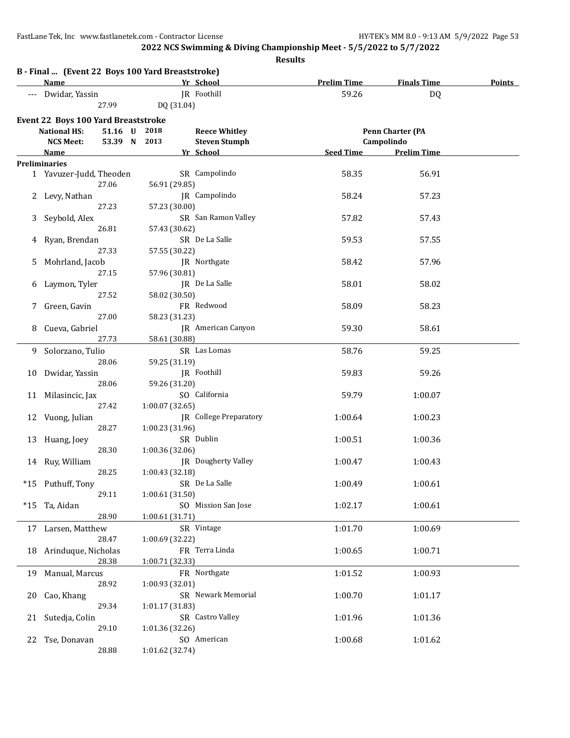**2022 NCS Swimming & Diving Championship Meet - 5/5/2022 to 5/7/2022**

**Results**

### B - Final ... (Event 22 Boys 100 Yard Breaststroke)

| | Name | Yr | School | Prelim Time | Finals Time | Points |
|---|---|---|---|---|---|---|
| --- | Dwidar, Yassin | JR | Foothill | 59.26 | DQ | |
| | 27.99 | | DQ (31.04) | | | |

### Event 22 Boys 100 Yard Breaststroke

| | | | | | |
|---|---|---|---|---|---|
| National HS: | 51.16 | U | 2018 | Reece Whitley | Penn Charter (PA |
| NCS Meet: | 53.39 | N | 2013 | Steven Stumph | Campolindo |

| | Name | Yr | School | Seed Time | Prelim Time |
|---|---|---|---|---|---|
| **Preliminaries** | | | | | |
| 1 | Yavuzer-Judd, Theoden | SR | Campolindo | 58.35 | 56.91 |
| | 27.06 | | 56.91 (29.85) | | |
| 2 | Levy, Nathan | JR | Campolindo | 58.24 | 57.23 |
| | 27.23 | | 57.23 (30.00) | | |
| 3 | Seybold, Alex | SR | San Ramon Valley | 57.82 | 57.43 |
| | 26.81 | | 57.43 (30.62) | | |
| 4 | Ryan, Brendan | SR | De La Salle | 59.53 | 57.55 |
| | 27.33 | | 57.55 (30.22) | | |
| 5 | Mohrland, Jacob | JR | Northgate | 58.42 | 57.96 |
| | 27.15 | | 57.96 (30.81) | | |
| 6 | Laymon, Tyler | JR | De La Salle | 58.01 | 58.02 |
| | 27.52 | | 58.02 (30.50) | | |
| 7 | Green, Gavin | FR | Redwood | 58.09 | 58.23 |
| | 27.00 | | 58.23 (31.23) | | |
| 8 | Cueva, Gabriel | JR | American Canyon | 59.30 | 58.61 |
| | 27.73 | | 58.61 (30.88) | | |
| 9 | Solorzano, Tulio | SR | Las Lomas | 58.76 | 59.25 |
| | 28.06 | | 59.25 (31.19) | | |
| 10 | Dwidar, Yassin | JR | Foothill | 59.83 | 59.26 |
| | 28.06 | | 59.26 (31.20) | | |
| 11 | Milasincic, Jax | SO | California | 59.79 | 1:00.07 |
| | 27.42 | | 1:00.07 (32.65) | | |
| 12 | Vuong, Julian | JR | College Preparatory | 1:00.64 | 1:00.23 |
| | 28.27 | | 1:00.23 (31.96) | | |
| 13 | Huang, Joey | SR | Dublin | 1:00.51 | 1:00.36 |
| | 28.30 | | 1:00.36 (32.06) | | |
| 14 | Ruy, William | JR | Dougherty Valley | 1:00.47 | 1:00.43 |
| | 28.25 | | 1:00.43 (32.18) | | |
| *15 | Puthuff, Tony | SR | De La Salle | 1:00.49 | 1:00.61 |
| | 29.11 | | 1:00.61 (31.50) | | |
| *15 | Ta, Aidan | SO | Mission San Jose | 1:02.17 | 1:00.61 |
| | 28.90 | | 1:00.61 (31.71) | | |
| 17 | Larsen, Matthew | SR | Vintage | 1:01.70 | 1:00.69 |
| | 28.47 | | 1:00.69 (32.22) | | |
| 18 | Arinduque, Nicholas | FR | Terra Linda | 1:00.65 | 1:00.71 |
| | 28.38 | | 1:00.71 (32.33) | | |
| 19 | Manual, Marcus | FR | Northgate | 1:01.52 | 1:00.93 |
| | 28.92 | | 1:00.93 (32.01) | | |
| 20 | Cao, Khang | SR | Newark Memorial | 1:00.70 | 1:01.17 |
| | 29.34 | | 1:01.17 (31.83) | | |
| 21 | Sutedja, Colin | SR | Castro Valley | 1:01.96 | 1:01.36 |
| | 29.10 | | 1:01.36 (32.26) | | |
| 22 | Tse, Donavan | SO | American | 1:00.68 | 1:01.62 |
| | 28.88 | | 1:01.62 (32.74) | | |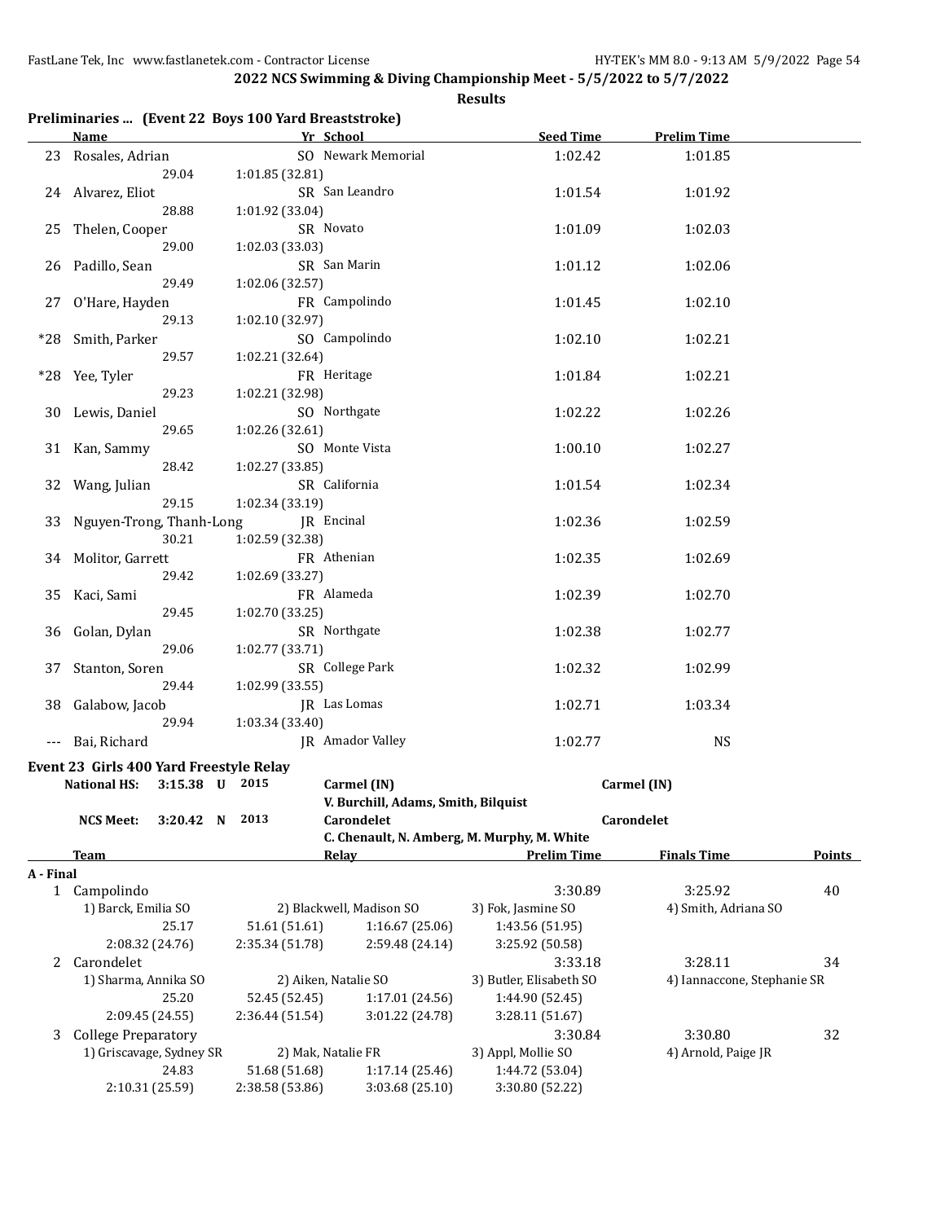2022 NCS Swimming & Diving Championship Meet - 5/5/2022 to 5/7/2022

Results

## Preliminaries ... (Event 22 Boys 100 Yard Breaststroke)

| | Name | Yr | School | Seed Time | Prelim Time |
|---|---|---|---|---|---|
| 23 | Rosales, Adrian | SO | Newark Memorial | 1:02.42 | 1:01.85 |
| | 29.04 | 1:01.85 (32.81) | | | |
| 24 | Alvarez, Eliot | SR | San Leandro | 1:01.54 | 1:01.92 |
| | 28.88 | 1:01.92 (33.04) | | | |
| 25 | Thelen, Cooper | SR | Novato | 1:01.09 | 1:02.03 |
| | 29.00 | 1:02.03 (33.03) | | | |
| 26 | Padillo, Sean | SR | San Marin | 1:01.12 | 1:02.06 |
| | 29.49 | 1:02.06 (32.57) | | | |
| 27 | O'Hare, Hayden | FR | Campolindo | 1:01.45 | 1:02.10 |
| | 29.13 | 1:02.10 (32.97) | | | |
| *28 | Smith, Parker | SO | Campolindo | 1:02.10 | 1:02.21 |
| | 29.57 | 1:02.21 (32.64) | | | |
| *28 | Yee, Tyler | FR | Heritage | 1:01.84 | 1:02.21 |
| | 29.23 | 1:02.21 (32.98) | | | |
| 30 | Lewis, Daniel | SO | Northgate | 1:02.22 | 1:02.26 |
| | 29.65 | 1:02.26 (32.61) | | | |
| 31 | Kan, Sammy | SO | Monte Vista | 1:00.10 | 1:02.27 |
| | 28.42 | 1:02.27 (33.85) | | | |
| 32 | Wang, Julian | SR | California | 1:01.54 | 1:02.34 |
| | 29.15 | 1:02.34 (33.19) | | | |
| 33 | Nguyen-Trong, Thanh-Long | JR | Encinal | 1:02.36 | 1:02.59 |
| | 30.21 | 1:02.59 (32.38) | | | |
| 34 | Molitor, Garrett | FR | Athenian | 1:02.35 | 1:02.69 |
| | 29.42 | 1:02.69 (33.27) | | | |
| 35 | Kaci, Sami | FR | Alameda | 1:02.39 | 1:02.70 |
| | 29.45 | 1:02.70 (33.25) | | | |
| 36 | Golan, Dylan | SR | Northgate | 1:02.38 | 1:02.77 |
| | 29.06 | 1:02.77 (33.71) | | | |
| 37 | Stanton, Soren | SR | College Park | 1:02.32 | 1:02.99 |
| | 29.44 | 1:02.99 (33.55) | | | |
| 38 | Galabow, Jacob | JR | Las Lomas | 1:02.71 | 1:03.34 |
| | 29.94 | 1:03.34 (33.40) | | | |
| --- | Bai, Richard | JR | Amador Valley | 1:02.77 | NS |

## Event 23 Girls 400 Yard Freestyle Relay

| | | | | |
|---|---|---|---|---|
| National HS: | 3:15.38 U | 2015 | Carmel (IN) | Carmel (IN) |
| | | | V. Burchill, Adams, Smith, Bilquist | |
| NCS Meet: | 3:20.42 N | 2013 | Carondelet | Carondelet |
| | | | C. Chenault, N. Amberg, M. Murphy, M. White | |

| | Team | Relay | | Prelim Time | Finals Time | Points |
|---|---|---|---|---|---|---|
| **A - Final** | | | | | | |
| 1 | Campolindo | | | 3:30.89 | 3:25.92 | 40 |
| | 1) Barck, Emilia SO | 2) Blackwell, Madison SO | | 3) Fok, Jasmine SO | 4) Smith, Adriana SO | |
| | 25.17 | 51.61 (51.61) | 1:16.67 (25.06) | 1:43.56 (51.95) | | |
| | 2:08.32 (24.76) | 2:35.34 (51.78) | 2:59.48 (24.14) | 3:25.92 (50.58) | | |
| 2 | Carondelet | | | 3:33.18 | 3:28.11 | 34 |
| | 1) Sharma, Annika SO | 2) Aiken, Natalie SO | | 3) Butler, Elisabeth SO | 4) Iannaccone, Stephanie SR | |
| | 25.20 | 52.45 (52.45) | 1:17.01 (24.56) | 1:44.90 (52.45) | | |
| | 2:09.45 (24.55) | 2:36.44 (51.54) | 3:01.22 (24.78) | 3:28.11 (51.67) | | |
| 3 | College Preparatory | | | 3:30.84 | 3:30.80 | 32 |
| | 1) Griscavage, Sydney SR | 2) Mak, Natalie FR | | 3) Appl, Mollie SO | 4) Arnold, Paige JR | |
| | 24.83 | 51.68 (51.68) | 1:17.14 (25.46) | 1:44.72 (53.04) | | |
| | 2:10.31 (25.59) | 2:38.58 (53.86) | 3:03.68 (25.10) | 3:30.80 (52.22) | | |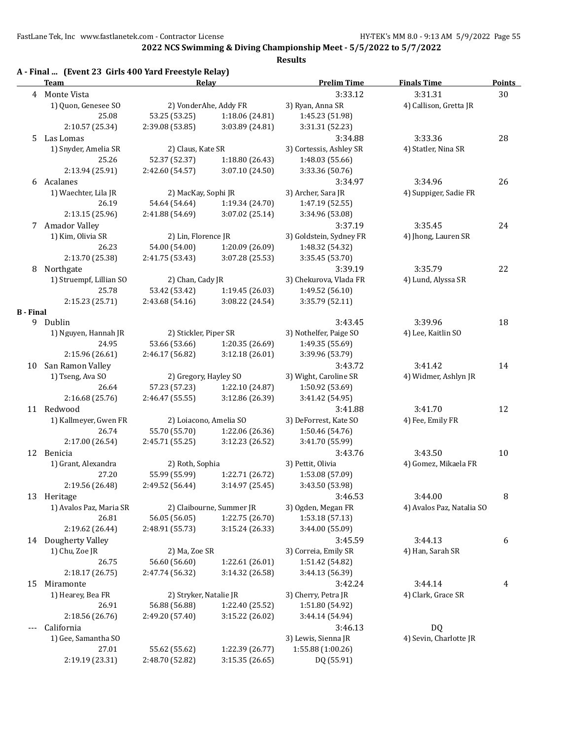**2022 NCS Swimming & Diving Championship Meet - 5/5/2022 to 5/7/2022**

**Results**

### A - Final ... (Event 23 Girls 400 Yard Freestyle Relay)

| | Team | Relay | | Prelim Time | Finals Time | Points |
|---|---|---|---|---|---|---|
| 4 | Monte Vista | | | 3:33.12 | 3:31.31 | 30 |
| | 1) Quon, Genesee SO | 2) VonderAhe, Addy FR | | 3) Ryan, Anna SR | 4) Callison, Gretta JR | |
| | 25.08 | 53.25 (53.25) | 1:18.06 (24.81) | 1:45.23 (51.98) | | |
| | 2:10.57 (25.34) | 2:39.08 (53.85) | 3:03.89 (24.81) | 3:31.31 (52.23) | | |
| 5 | Las Lomas | | | 3:34.88 | 3:33.36 | 28 |
| | 1) Snyder, Amelia SR | 2) Claus, Kate SR | | 3) Cortessis, Ashley SR | 4) Statler, Nina SR | |
| | 25.26 | 52.37 (52.37) | 1:18.80 (26.43) | 1:48.03 (55.66) | | |
| | 2:13.94 (25.91) | 2:42.60 (54.57) | 3:07.10 (24.50) | 3:33.36 (50.76) | | |
| 6 | Acalanes | | | 3:34.97 | 3:34.96 | 26 |
| | 1) Waechter, Lila JR | 2) MacKay, Sophi JR | | 3) Archer, Sara JR | 4) Suppiger, Sadie FR | |
| | 26.19 | 54.64 (54.64) | 1:19.34 (24.70) | 1:47.19 (52.55) | | |
| | 2:13.15 (25.96) | 2:41.88 (54.69) | 3:07.02 (25.14) | 3:34.96 (53.08) | | |
| 7 | Amador Valley | | | 3:37.19 | 3:35.45 | 24 |
| | 1) Kim, Olivia SR | 2) Lin, Florence JR | | 3) Goldstein, Sydney FR | 4) Jhong, Lauren SR | |
| | 26.23 | 54.00 (54.00) | 1:20.09 (26.09) | 1:48.32 (54.32) | | |
| | 2:13.70 (25.38) | 2:41.75 (53.43) | 3:07.28 (25.53) | 3:35.45 (53.70) | | |
| 8 | Northgate | | | 3:39.19 | 3:35.79 | 22 |
| | 1) Struempf, Lillian SO | 2) Chan, Cady JR | | 3) Chekurova, Vlada FR | 4) Lund, Alyssa SR | |
| | 25.78 | 53.42 (53.42) | 1:19.45 (26.03) | 1:49.52 (56.10) | | |
| | 2:15.23 (25.71) | 2:43.68 (54.16) | 3:08.22 (24.54) | 3:35.79 (52.11) | | |

### B - Final

| | Team | Relay | | Prelim Time | Finals Time | Points |
|---|---|---|---|---|---|---|
| 9 | Dublin | | | 3:43.45 | 3:39.96 | 18 |
| | 1) Nguyen, Hannah JR | 2) Stickler, Piper SR | | 3) Nothelfer, Paige SO | 4) Lee, Kaitlin SO | |
| | 24.95 | 53.66 (53.66) | 1:20.35 (26.69) | 1:49.35 (55.69) | | |
| | 2:15.96 (26.61) | 2:46.17 (56.82) | 3:12.18 (26.01) | 3:39.96 (53.79) | | |
| 10 | San Ramon Valley | | | 3:43.72 | 3:41.42 | 14 |
| | 1) Tseng, Ava SO | 2) Gregory, Hayley SO | | 3) Wight, Caroline SR | 4) Widmer, Ashlyn JR | |
| | 26.64 | 57.23 (57.23) | 1:22.10 (24.87) | 1:50.92 (53.69) | | |
| | 2:16.68 (25.76) | 2:46.47 (55.55) | 3:12.86 (26.39) | 3:41.42 (54.95) | | |
| 11 | Redwood | | | 3:41.88 | 3:41.70 | 12 |
| | 1) Kallmeyer, Gwen FR | 2) Loiacono, Amelia SO | | 3) DeForrest, Kate SO | 4) Fee, Emily FR | |
| | 26.74 | 55.70 (55.70) | 1:22.06 (26.36) | 1:50.46 (54.76) | | |
| | 2:17.00 (26.54) | 2:45.71 (55.25) | 3:12.23 (26.52) | 3:41.70 (55.99) | | |
| 12 | Benicia | | | 3:43.76 | 3:43.50 | 10 |
| | 1) Grant, Alexandra | 2) Roth, Sophia | | 3) Pettit, Olivia | 4) Gomez, Mikaela FR | |
| | 27.20 | 55.99 (55.99) | 1:22.71 (26.72) | 1:53.08 (57.09) | | |
| | 2:19.56 (26.48) | 2:49.52 (56.44) | 3:14.97 (25.45) | 3:43.50 (53.98) | | |
| 13 | Heritage | | | 3:46.53 | 3:44.00 | 8 |
| | 1) Avalos Paz, Maria SR | 2) Claibourne, Summer JR | | 3) Ogden, Megan FR | 4) Avalos Paz, Natalia SO | |
| | 26.81 | 56.05 (56.05) | 1:22.75 (26.70) | 1:53.18 (57.13) | | |
| | 2:19.62 (26.44) | 2:48.91 (55.73) | 3:15.24 (26.33) | 3:44.00 (55.09) | | |
| 14 | Dougherty Valley | | | 3:45.59 | 3:44.13 | 6 |
| | 1) Chu, Zoe JR | 2) Ma, Zoe SR | | 3) Correia, Emily SR | 4) Han, Sarah SR | |
| | 26.75 | 56.60 (56.60) | 1:22.61 (26.01) | 1:51.42 (54.82) | | |
| | 2:18.17 (26.75) | 2:47.74 (56.32) | 3:14.32 (26.58) | 3:44.13 (56.39) | | |
| 15 | Miramonte | | | 3:42.24 | 3:44.14 | 4 |
| | 1) Hearey, Bea FR | 2) Stryker, Natalie JR | | 3) Cherry, Petra JR | 4) Clark, Grace SR | |
| | 26.91 | 56.88 (56.88) | 1:22.40 (25.52) | 1:51.80 (54.92) | | |
| | 2:18.56 (26.76) | 2:49.20 (57.40) | 3:15.22 (26.02) | 3:44.14 (54.94) | | |
| --- | California | | | 3:46.13 | DQ | |
| | 1) Gee, Samantha SO | | | 3) Lewis, Sienna JR | 4) Sevin, Charlotte JR | |
| | 27.01 | 55.62 (55.62) | 1:22.39 (26.77) | 1:55.88 (1:00.26) | | |
| | 2:19.19 (23.31) | 2:48.70 (52.82) | 3:15.35 (26.65) | DQ (55.91) | | |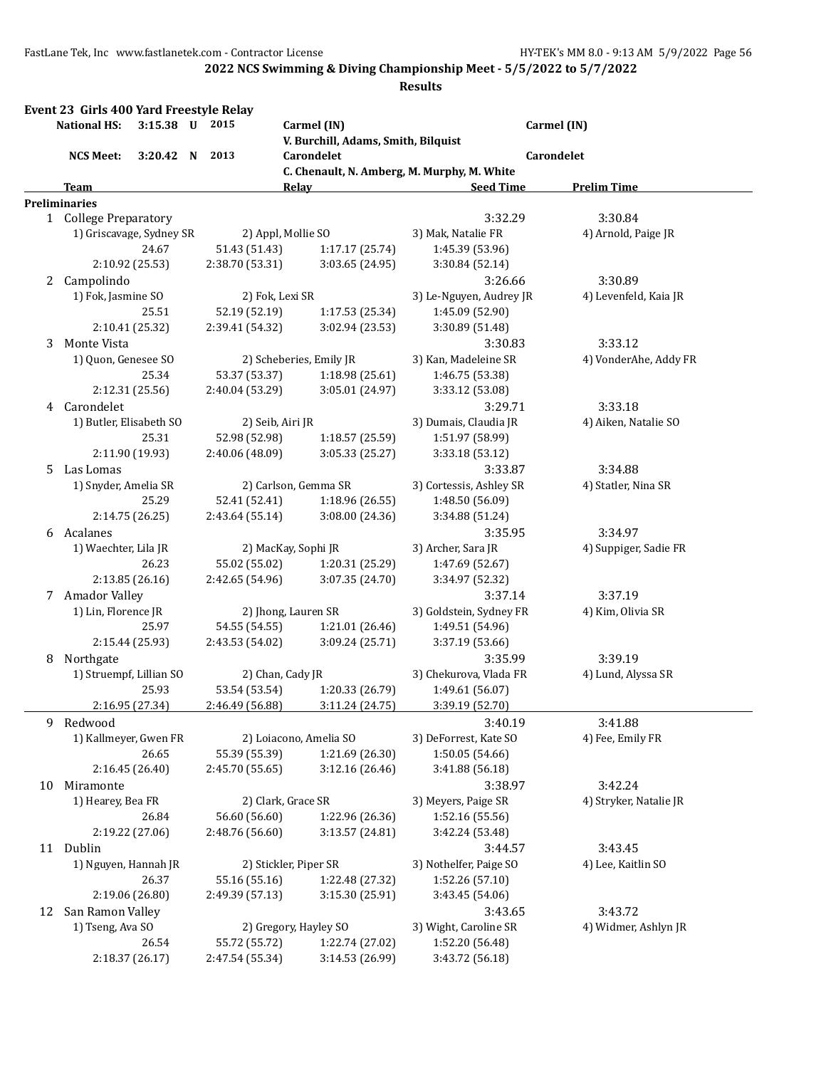## 2022 NCS Swimming & Diving Championship Meet - 5/5/2022 to 5/7/2022

### Results

**Event 23 Girls 400 Yard Freestyle Relay**

| | | | | | |
|---|---|---|---|---|---|
| National HS: | 3:15.38 U | 2015 | Carmel (IN) | | Carmel (IN) |
| | | | V. Burchill, Adams, Smith, Bilquist | | |
| NCS Meet: | 3:20.42 N | 2013 | Carondelet | | Carondelet |
| | | | C. Chenault, N. Amberg, M. Murphy, M. White | | |

| | Team | Relay | | Seed Time | Prelim Time |
|---|---|---|---|---|---|
| **Preliminaries** | | | | | |
| 1 | College Preparatory | | | 3:32.29 | 3:30.84 |
| | 1) Griscavage, Sydney SR | 2) Appl, Mollie SO | | 3) Mak, Natalie FR | 4) Arnold, Paige JR |
| | 24.67 | 51.43 (51.43) | 1:17.17 (25.74) | 1:45.39 (53.96) | |
| | 2:10.92 (25.53) | 2:38.70 (53.31) | 3:03.65 (24.95) | 3:30.84 (52.14) | |
| 2 | Campolindo | | | 3:26.66 | 3:30.89 |
| | 1) Fok, Jasmine SO | 2) Fok, Lexi SR | | 3) Le-Nguyen, Audrey JR | 4) Levenfeld, Kaia JR |
| | 25.51 | 52.19 (52.19) | 1:17.53 (25.34) | 1:45.09 (52.90) | |
| | 2:10.41 (25.32) | 2:39.41 (54.32) | 3:02.94 (23.53) | 3:30.89 (51.48) | |
| 3 | Monte Vista | | | 3:30.83 | 3:33.12 |
| | 1) Quon, Genesee SO | 2) Scheberies, Emily JR | | 3) Kan, Madeleine SR | 4) VonderAhe, Addy FR |
| | 25.34 | 53.37 (53.37) | 1:18.98 (25.61) | 1:46.75 (53.38) | |
| | 2:12.31 (25.56) | 2:40.04 (53.29) | 3:05.01 (24.97) | 3:33.12 (53.08) | |
| 4 | Carondelet | | | 3:29.71 | 3:33.18 |
| | 1) Butler, Elisabeth SO | 2) Seib, Airi JR | | 3) Dumais, Claudia JR | 4) Aiken, Natalie SO |
| | 25.31 | 52.98 (52.98) | 1:18.57 (25.59) | 1:51.97 (58.99) | |
| | 2:11.90 (19.93) | 2:40.06 (48.09) | 3:05.33 (25.27) | 3:33.18 (53.12) | |
| 5 | Las Lomas | | | 3:33.87 | 3:34.88 |
| | 1) Snyder, Amelia SR | 2) Carlson, Gemma SR | | 3) Cortessis, Ashley SR | 4) Statler, Nina SR |
| | 25.29 | 52.41 (52.41) | 1:18.96 (26.55) | 1:48.50 (56.09) | |
| | 2:14.75 (26.25) | 2:43.64 (55.14) | 3:08.00 (24.36) | 3:34.88 (51.24) | |
| 6 | Acalanes | | | 3:35.95 | 3:34.97 |
| | 1) Waechter, Lila JR | 2) MacKay, Sophi JR | | 3) Archer, Sara JR | 4) Suppiger, Sadie FR |
| | 26.23 | 55.02 (55.02) | 1:20.31 (25.29) | 1:47.69 (52.67) | |
| | 2:13.85 (26.16) | 2:42.65 (54.96) | 3:07.35 (24.70) | 3:34.97 (52.32) | |
| 7 | Amador Valley | | | 3:37.14 | 3:37.19 |
| | 1) Lin, Florence JR | 2) Jhong, Lauren SR | | 3) Goldstein, Sydney FR | 4) Kim, Olivia SR |
| | 25.97 | 54.55 (54.55) | 1:21.01 (26.46) | 1:49.51 (54.96) | |
| | 2:15.44 (25.93) | 2:43.53 (54.02) | 3:09.24 (25.71) | 3:37.19 (53.66) | |
| 8 | Northgate | | | 3:35.99 | 3:39.19 |
| | 1) Struempf, Lillian SO | 2) Chan, Cady JR | | 3) Chekurova, Vlada FR | 4) Lund, Alyssa SR |
| | 25.93 | 53.54 (53.54) | 1:20.33 (26.79) | 1:49.61 (56.07) | |
| | 2:16.95 (27.34) | 2:46.49 (56.88) | 3:11.24 (24.75) | 3:39.19 (52.70) | |
| 9 | Redwood | | | 3:40.19 | 3:41.88 |
| | 1) Kallmeyer, Gwen FR | 2) Loiacono, Amelia SO | | 3) DeForrest, Kate SO | 4) Fee, Emily FR |
| | 26.65 | 55.39 (55.39) | 1:21.69 (26.30) | 1:50.05 (54.66) | |
| | 2:16.45 (26.40) | 2:45.70 (55.65) | 3:12.16 (26.46) | 3:41.88 (56.18) | |
| 10 | Miramonte | | | 3:38.97 | 3:42.24 |
| | 1) Hearey, Bea FR | 2) Clark, Grace SR | | 3) Meyers, Paige SR | 4) Stryker, Natalie JR |
| | 26.84 | 56.60 (56.60) | 1:22.96 (26.36) | 1:52.16 (55.56) | |
| | 2:19.22 (27.06) | 2:48.76 (56.60) | 3:13.57 (24.81) | 3:42.24 (53.48) | |
| 11 | Dublin | | | 3:44.57 | 3:43.45 |
| | 1) Nguyen, Hannah JR | 2) Stickler, Piper SR | | 3) Nothelfer, Paige SO | 4) Lee, Kaitlin SO |
| | 26.37 | 55.16 (55.16) | 1:22.48 (27.32) | 1:52.26 (57.10) | |
| | 2:19.06 (26.80) | 2:49.39 (57.13) | 3:15.30 (25.91) | 3:43.45 (54.06) | |
| 12 | San Ramon Valley | | | 3:43.65 | 3:43.72 |
| | 1) Tseng, Ava SO | 2) Gregory, Hayley SO | | 3) Wight, Caroline SR | 4) Widmer, Ashlyn JR |
| | 26.54 | 55.72 (55.72) | 1:22.74 (27.02) | 1:52.20 (56.48) | |
| | 2:18.37 (26.17) | 2:47.54 (55.34) | 3:14.53 (26.99) | 3:43.72 (56.18) | |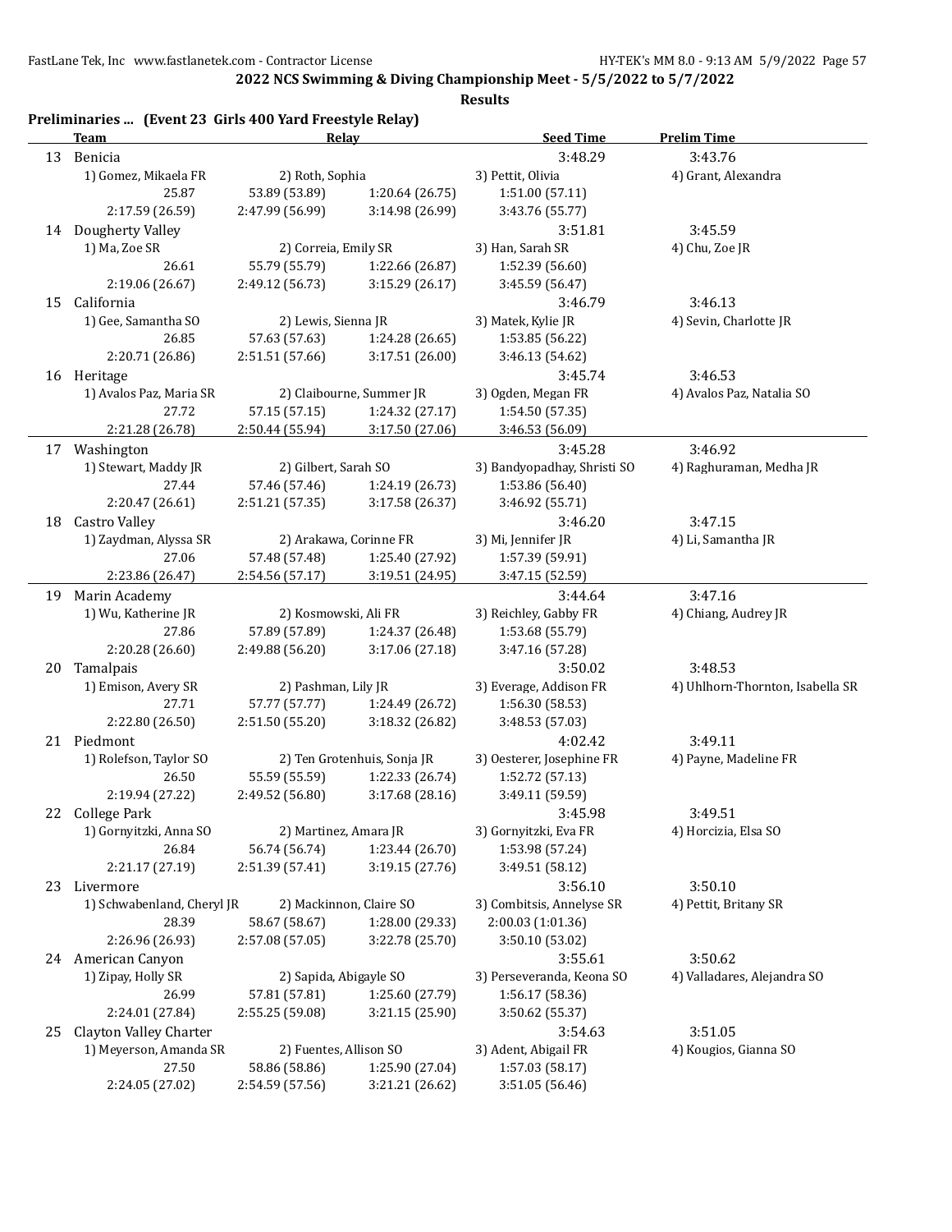## 2022 NCS Swimming & Diving Championship Meet - 5/5/2022 to 5/7/2022

### Results

**Preliminaries ... (Event 23 Girls 400 Yard Freestyle Relay)**

| | Team | Relay | | Seed Time | Prelim Time |
|---|---|---|---|---|---|
| 13 | Benicia | | | 3:48.29 | 3:43.76 |
| | 1) Gomez, Mikaela FR | 2) Roth, Sophia | | 3) Pettit, Olivia | 4) Grant, Alexandra |
| | 25.87 | 53.89 (53.89) | 1:20.64 (26.75) | 1:51.00 (57.11) | |
| | 2:17.59 (26.59) | 2:47.99 (56.99) | 3:14.98 (26.99) | 3:43.76 (55.77) | |
| 14 | Dougherty Valley | | | 3:51.81 | 3:45.59 |
| | 1) Ma, Zoe SR | 2) Correia, Emily SR | | 3) Han, Sarah SR | 4) Chu, Zoe JR |
| | 26.61 | 55.79 (55.79) | 1:22.66 (26.87) | 1:52.39 (56.60) | |
| | 2:19.06 (26.67) | 2:49.12 (56.73) | 3:15.29 (26.17) | 3:45.59 (56.47) | |
| 15 | California | | | 3:46.79 | 3:46.13 |
| | 1) Gee, Samantha SO | 2) Lewis, Sienna JR | | 3) Matek, Kylie JR | 4) Sevin, Charlotte JR |
| | 26.85 | 57.63 (57.63) | 1:24.28 (26.65) | 1:53.85 (56.22) | |
| | 2:20.71 (26.86) | 2:51.51 (57.66) | 3:17.51 (26.00) | 3:46.13 (54.62) | |
| 16 | Heritage | | | 3:45.74 | 3:46.53 |
| | 1) Avalos Paz, Maria SR | 2) Claibourne, Summer JR | | 3) Ogden, Megan FR | 4) Avalos Paz, Natalia SO |
| | 27.72 | 57.15 (57.15) | 1:24.32 (27.17) | 1:54.50 (57.35) | |
| | 2:21.28 (26.78) | 2:50.44 (55.94) | 3:17.50 (27.06) | 3:46.53 (56.09) | |
| 17 | Washington | | | 3:45.28 | 3:46.92 |
| | 1) Stewart, Maddy JR | 2) Gilbert, Sarah SO | | 3) Bandyopadhay, Shristi SO | 4) Raghuraman, Medha JR |
| | 27.44 | 57.46 (57.46) | 1:24.19 (26.73) | 1:53.86 (56.40) | |
| | 2:20.47 (26.61) | 2:51.21 (57.35) | 3:17.58 (26.37) | 3:46.92 (55.71) | |
| 18 | Castro Valley | | | 3:46.20 | 3:47.15 |
| | 1) Zaydman, Alyssa SR | 2) Arakawa, Corinne FR | | 3) Mi, Jennifer JR | 4) Li, Samantha JR |
| | 27.06 | 57.48 (57.48) | 1:25.40 (27.92) | 1:57.39 (59.91) | |
| | 2:23.86 (26.47) | 2:54.56 (57.17) | 3:19.51 (24.95) | 3:47.15 (52.59) | |
| 19 | Marin Academy | | | 3:44.64 | 3:47.16 |
| | 1) Wu, Katherine JR | 2) Kosmowski, Ali FR | | 3) Reichley, Gabby FR | 4) Chiang, Audrey JR |
| | 27.86 | 57.89 (57.89) | 1:24.37 (26.48) | 1:53.68 (55.79) | |
| | 2:20.28 (26.60) | 2:49.88 (56.20) | 3:17.06 (27.18) | 3:47.16 (57.28) | |
| 20 | Tamalpais | | | 3:50.02 | 3:48.53 |
| | 1) Emison, Avery SR | 2) Pashman, Lily JR | | 3) Everage, Addison FR | 4) Uhlhorn-Thornton, Isabella SR |
| | 27.71 | 57.77 (57.77) | 1:24.49 (26.72) | 1:56.30 (58.53) | |
| | 2:22.80 (26.50) | 2:51.50 (55.20) | 3:18.32 (26.82) | 3:48.53 (57.03) | |
| 21 | Piedmont | | | 4:02.42 | 3:49.11 |
| | 1) Rolefson, Taylor SO | 2) Ten Grotenhuis, Sonja JR | | 3) Oesterer, Josephine FR | 4) Payne, Madeline FR |
| | 26.50 | 55.59 (55.59) | 1:22.33 (26.74) | 1:52.72 (57.13) | |
| | 2:19.94 (27.22) | 2:49.52 (56.80) | 3:17.68 (28.16) | 3:49.11 (59.59) | |
| 22 | College Park | | | 3:45.98 | 3:49.51 |
| | 1) Gornyitzki, Anna SO | 2) Martinez, Amara JR | | 3) Gornyitzki, Eva FR | 4) Horcizia, Elsa SO |
| | 26.84 | 56.74 (56.74) | 1:23.44 (26.70) | 1:53.98 (57.24) | |
| | 2:21.17 (27.19) | 2:51.39 (57.41) | 3:19.15 (27.76) | 3:49.51 (58.12) | |
| 23 | Livermore | | | 3:56.10 | 3:50.10 |
| | 1) Schwabenland, Cheryl JR | 2) Mackinnon, Claire SO | | 3) Combitsis, Annelyse SR | 4) Pettit, Britany SR |
| | 28.39 | 58.67 (58.67) | 1:28.00 (29.33) | 2:00.03 (1:01.36) | |
| | 2:26.96 (26.93) | 2:57.08 (57.05) | 3:22.78 (25.70) | 3:50.10 (53.02) | |
| 24 | American Canyon | | | 3:55.61 | 3:50.62 |
| | 1) Zipay, Holly SR | 2) Sapida, Abigayle SO | | 3) Perseveranda, Keona SO | 4) Valladares, Alejandra SO |
| | 26.99 | 57.81 (57.81) | 1:25.60 (27.79) | 1:56.17 (58.36) | |
| | 2:24.01 (27.84) | 2:55.25 (59.08) | 3:21.15 (25.90) | 3:50.62 (55.37) | |
| 25 | Clayton Valley Charter | | | 3:54.63 | 3:51.05 |
| | 1) Meyerson, Amanda SR | 2) Fuentes, Allison SO | | 3) Adent, Abigail FR | 4) Kougios, Gianna SO |
| | 27.50 | 58.86 (58.86) | 1:25.90 (27.04) | 1:57.03 (58.17) | |
| | 2:24.05 (27.02) | 2:54.59 (57.56) | 3:21.21 (26.62) | 3:51.05 (56.46) | |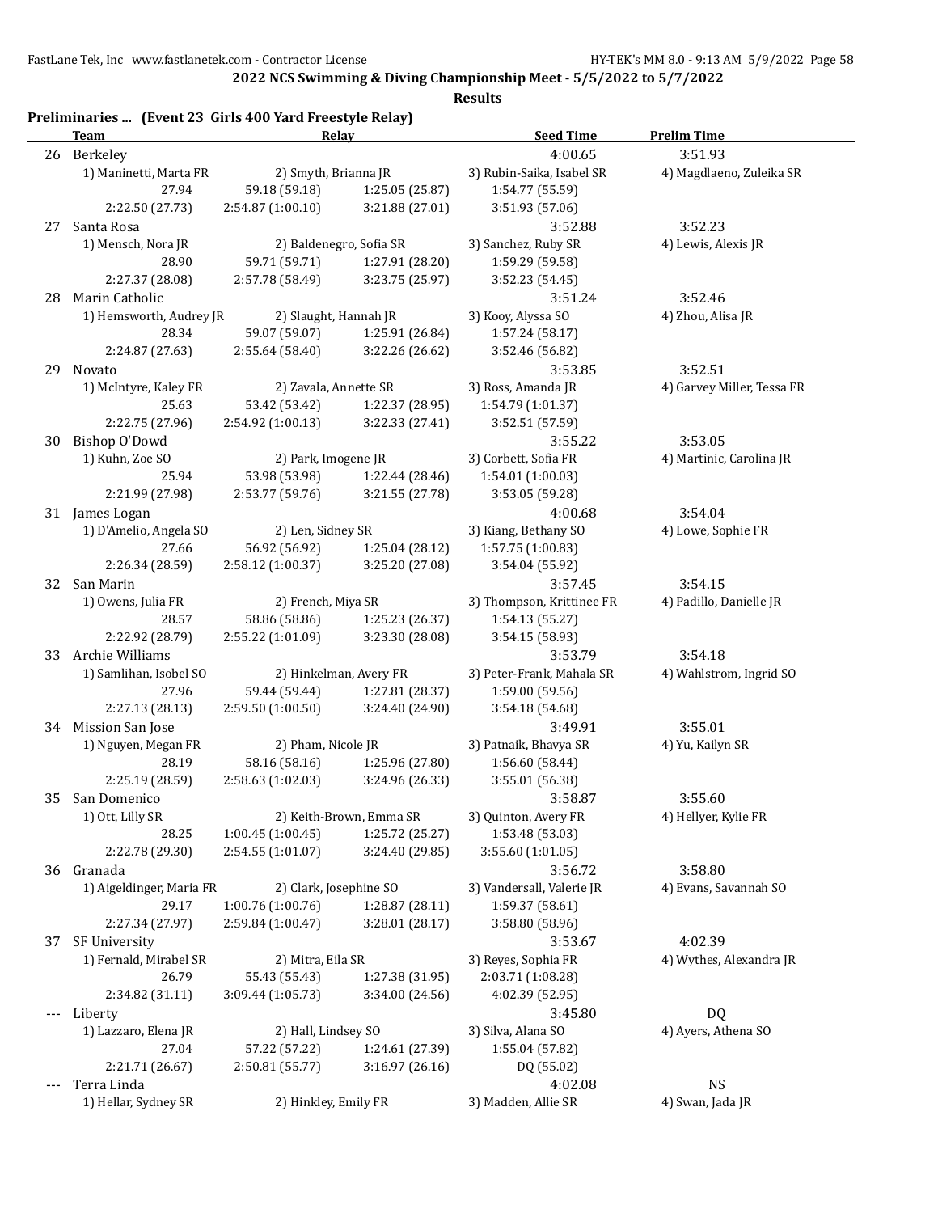**2022 NCS Swimming & Diving Championship Meet - 5/5/2022 to 5/7/2022**

**Results**

**Preliminaries ... (Event 23 Girls 400 Yard Freestyle Relay)**

| | Team | Relay | | Seed Time | Prelim Time |
|---|---|---|---|---|---|
| 26 | Berkeley | | | 4:00.65 | 3:51.93 |
| | 1) Maninetti, Marta FR | 2) Smyth, Brianna JR | | 3) Rubin-Saika, Isabel SR | 4) Magdlaeno, Zuleika SR |
| | 27.94 | 59.18 (59.18) | 1:25.05 (25.87) | 1:54.77 (55.59) | |
| | 2:22.50 (27.73) | 2:54.87 (1:00.10) | 3:21.88 (27.01) | 3:51.93 (57.06) | |
| 27 | Santa Rosa | | | 3:52.88 | 3:52.23 |
| | 1) Mensch, Nora JR | 2) Baldenegro, Sofia SR | | 3) Sanchez, Ruby SR | 4) Lewis, Alexis JR |
| | 28.90 | 59.71 (59.71) | 1:27.91 (28.20) | 1:59.29 (59.58) | |
| | 2:27.37 (28.08) | 2:57.78 (58.49) | 3:23.75 (25.97) | 3:52.23 (54.45) | |
| 28 | Marin Catholic | | | 3:51.24 | 3:52.46 |
| | 1) Hemsworth, Audrey JR | 2) Slaught, Hannah JR | | 3) Kooy, Alyssa SO | 4) Zhou, Alisa JR |
| | 28.34 | 59.07 (59.07) | 1:25.91 (26.84) | 1:57.24 (58.17) | |
| | 2:24.87 (27.63) | 2:55.64 (58.40) | 3:22.26 (26.62) | 3:52.46 (56.82) | |
| 29 | Novato | | | 3:53.85 | 3:52.51 |
| | 1) McIntyre, Kaley FR | 2) Zavala, Annette SR | | 3) Ross, Amanda JR | 4) Garvey Miller, Tessa FR |
| | 25.63 | 53.42 (53.42) | 1:22.37 (28.95) | 1:54.79 (1:01.37) | |
| | 2:22.75 (27.96) | 2:54.92 (1:00.13) | 3:22.33 (27.41) | 3:52.51 (57.59) | |
| 30 | Bishop O'Dowd | | | 3:55.22 | 3:53.05 |
| | 1) Kuhn, Zoe SO | 2) Park, Imogene JR | | 3) Corbett, Sofia FR | 4) Martinic, Carolina JR |
| | 25.94 | 53.98 (53.98) | 1:22.44 (28.46) | 1:54.01 (1:00.03) | |
| | 2:21.99 (27.98) | 2:53.77 (59.76) | 3:21.55 (27.78) | 3:53.05 (59.28) | |
| 31 | James Logan | | | 4:00.68 | 3:54.04 |
| | 1) D'Amelio, Angela SO | 2) Len, Sidney SR | | 3) Kiang, Bethany SO | 4) Lowe, Sophie FR |
| | 27.66 | 56.92 (56.92) | 1:25.04 (28.12) | 1:57.75 (1:00.83) | |
| | 2:26.34 (28.59) | 2:58.12 (1:00.37) | 3:25.20 (27.08) | 3:54.04 (55.92) | |
| 32 | San Marin | | | 3:57.45 | 3:54.15 |
| | 1) Owens, Julia FR | 2) French, Miya SR | | 3) Thompson, Krittinee FR | 4) Padillo, Danielle JR |
| | 28.57 | 58.86 (58.86) | 1:25.23 (26.37) | 1:54.13 (55.27) | |
| | 2:22.92 (28.79) | 2:55.22 (1:01.09) | 3:23.30 (28.08) | 3:54.15 (58.93) | |
| 33 | Archie Williams | | | 3:53.79 | 3:54.18 |
| | 1) Samlihan, Isobel SO | 2) Hinkelman, Avery FR | | 3) Peter-Frank, Mahala SR | 4) Wahlstrom, Ingrid SO |
| | 27.96 | 59.44 (59.44) | 1:27.81 (28.37) | 1:59.00 (59.56) | |
| | 2:27.13 (28.13) | 2:59.50 (1:00.50) | 3:24.40 (24.90) | 3:54.18 (54.68) | |
| 34 | Mission San Jose | | | 3:49.91 | 3:55.01 |
| | 1) Nguyen, Megan FR | 2) Pham, Nicole JR | | 3) Patnaik, Bhavya SR | 4) Yu, Kailyn SR |
| | 28.19 | 58.16 (58.16) | 1:25.96 (27.80) | 1:56.60 (58.44) | |
| | 2:25.19 (28.59) | 2:58.63 (1:02.03) | 3:24.96 (26.33) | 3:55.01 (56.38) | |
| 35 | San Domenico | | | 3:58.87 | 3:55.60 |
| | 1) Ott, Lilly SR | 2) Keith-Brown, Emma SR | | 3) Quinton, Avery FR | 4) Hellyer, Kylie FR |
| | 28.25 | 1:00.45 (1:00.45) | 1:25.72 (25.27) | 1:53.48 (53.03) | |
| | 2:22.78 (29.30) | 2:54.55 (1:01.07) | 3:24.40 (29.85) | 3:55.60 (1:01.05) | |
| 36 | Granada | | | 3:56.72 | 3:58.80 |
| | 1) Aigeldinger, Maria FR | 2) Clark, Josephine SO | | 3) Vandersall, Valerie JR | 4) Evans, Savannah SO |
| | 29.17 | 1:00.76 (1:00.76) | 1:28.87 (28.11) | 1:59.37 (58.61) | |
| | 2:27.34 (27.97) | 2:59.84 (1:00.47) | 3:28.01 (28.17) | 3:58.80 (58.96) | |
| 37 | SF University | | | 3:53.67 | 4:02.39 |
| | 1) Fernald, Mirabel SR | 2) Mitra, Eila SR | | 3) Reyes, Sophia FR | 4) Wythes, Alexandra JR |
| | 26.79 | 55.43 (55.43) | 1:27.38 (31.95) | 2:03.71 (1:08.28) | |
| | 2:34.82 (31.11) | 3:09.44 (1:05.73) | 3:34.00 (24.56) | 4:02.39 (52.95) | |
| --- | Liberty | | | 3:45.80 | DQ |
| | 1) Lazzaro, Elena JR | 2) Hall, Lindsey SO | | 3) Silva, Alana SO | 4) Ayers, Athena SO |
| | 27.04 | 57.22 (57.22) | 1:24.61 (27.39) | 1:55.04 (57.82) | |
| | 2:21.71 (26.67) | 2:50.81 (55.77) | 3:16.97 (26.16) | DQ (55.02) | |
| --- | Terra Linda | | | 4:02.08 | NS |
| | 1) Hellar, Sydney SR | 2) Hinkley, Emily FR | | 3) Madden, Allie SR | 4) Swan, Jada JR |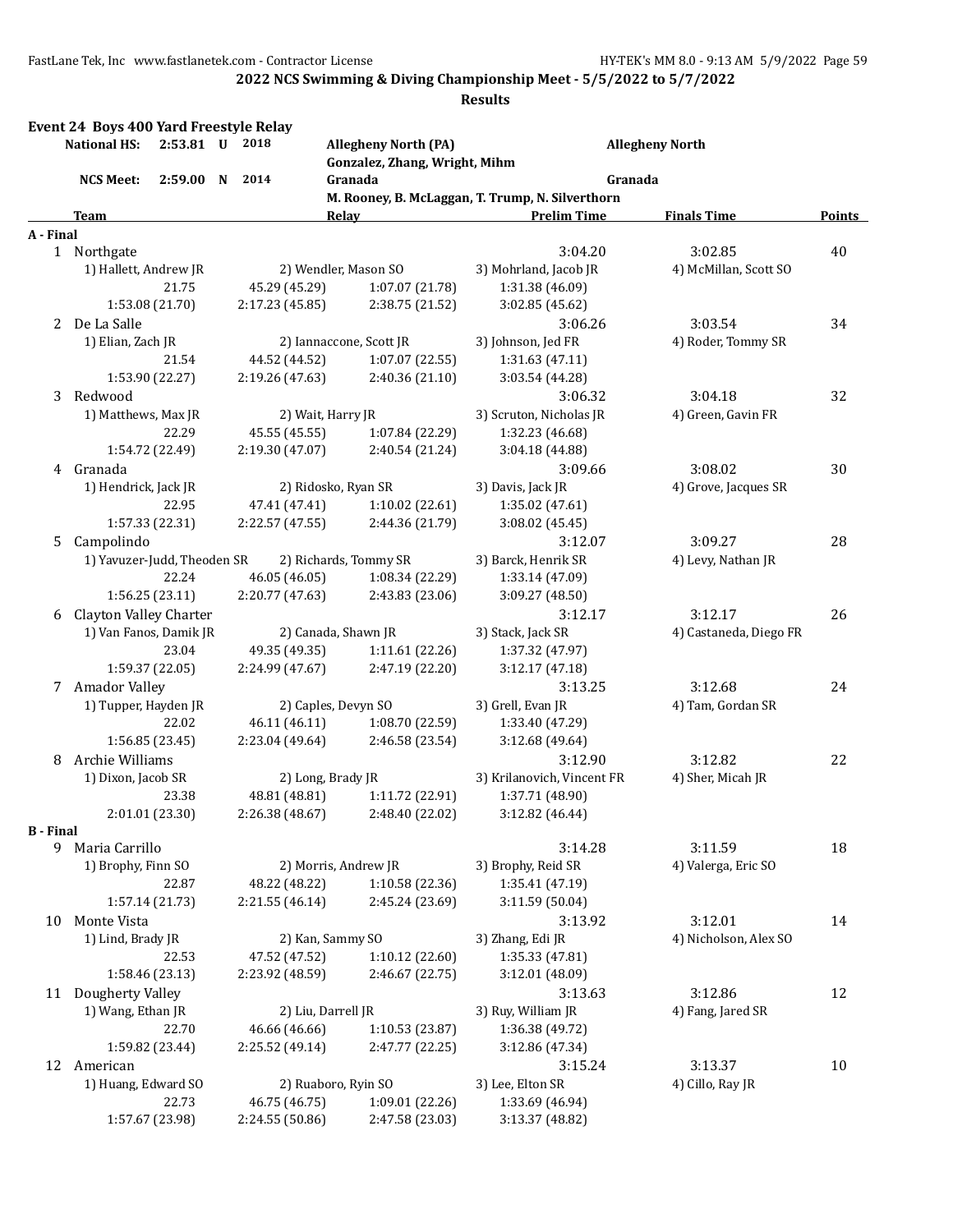**2022 NCS Swimming & Diving Championship Meet - 5/5/2022 to 5/7/2022**

**Results**

## Event 24 Boys 400 Yard Freestyle Relay

| | | | | | |
|---|---|---|---|---|---|
| National HS: | 2:53.81 U | 2018 | Allegheny North (PA) | | Allegheny North |
| | | | Gonzalez, Zhang, Wright, Mihm | | |
| NCS Meet: | 2:59.00 N | 2014 | Granada | | Granada |
| | | | M. Rooney, B. McLaggan, T. Trump, N. Silverthorn | | |

| Team | Relay | | Prelim Time | Finals Time | Points |
|---|---|---|---|---|---|
| **A - Final** | | | | | |
| 1 Northgate | | | 3:04.20 | 3:02.85 | 40 |
| 1) Hallett, Andrew JR | 2) Wendler, Mason SO | | 3) Mohrland, Jacob JR | 4) McMillan, Scott SO | |
| 21.75 | 45.29 (45.29) | 1:07.07 (21.78) | 1:31.38 (46.09) | | |
| 1:53.08 (21.70) | 2:17.23 (45.85) | 2:38.75 (21.52) | 3:02.85 (45.62) | | |
| 2 De La Salle | | | 3:06.26 | 3:03.54 | 34 |
| 1) Elian, Zach JR | 2) Iannaccone, Scott JR | | 3) Johnson, Jed FR | 4) Roder, Tommy SR | |
| 21.54 | 44.52 (44.52) | 1:07.07 (22.55) | 1:31.63 (47.11) | | |
| 1:53.90 (22.27) | 2:19.26 (47.63) | 2:40.36 (21.10) | 3:03.54 (44.28) | | |
| 3 Redwood | | | 3:06.32 | 3:04.18 | 32 |
| 1) Matthews, Max JR | 2) Wait, Harry JR | | 3) Scruton, Nicholas JR | 4) Green, Gavin FR | |
| 22.29 | 45.55 (45.55) | 1:07.84 (22.29) | 1:32.23 (46.68) | | |
| 1:54.72 (22.49) | 2:19.30 (47.07) | 2:40.54 (21.24) | 3:04.18 (44.88) | | |
| 4 Granada | | | 3:09.66 | 3:08.02 | 30 |
| 1) Hendrick, Jack JR | 2) Ridosko, Ryan SR | | 3) Davis, Jack JR | 4) Grove, Jacques SR | |
| 22.95 | 47.41 (47.41) | 1:10.02 (22.61) | 1:35.02 (47.61) | | |
| 1:57.33 (22.31) | 2:22.57 (47.55) | 2:44.36 (21.79) | 3:08.02 (45.45) | | |
| 5 Campolindo | | | 3:12.07 | 3:09.27 | 28 |
| 1) Yavuzer-Judd, Theoden SR | 2) Richards, Tommy SR | | 3) Barck, Henrik SR | 4) Levy, Nathan JR | |
| 22.24 | 46.05 (46.05) | 1:08.34 (22.29) | 1:33.14 (47.09) | | |
| 1:56.25 (23.11) | 2:20.77 (47.63) | 2:43.83 (23.06) | 3:09.27 (48.50) | | |
| 6 Clayton Valley Charter | | | 3:12.17 | 3:12.17 | 26 |
| 1) Van Fanos, Damik JR | 2) Canada, Shawn JR | | 3) Stack, Jack SR | 4) Castaneda, Diego FR | |
| 23.04 | 49.35 (49.35) | 1:11.61 (22.26) | 1:37.32 (47.97) | | |
| 1:59.37 (22.05) | 2:24.99 (47.67) | 2:47.19 (22.20) | 3:12.17 (47.18) | | |
| 7 Amador Valley | | | 3:13.25 | 3:12.68 | 24 |
| 1) Tupper, Hayden JR | 2) Caples, Devyn SO | | 3) Grell, Evan JR | 4) Tam, Gordan SR | |
| 22.02 | 46.11 (46.11) | 1:08.70 (22.59) | 1:33.40 (47.29) | | |
| 1:56.85 (23.45) | 2:23.04 (49.64) | 2:46.58 (23.54) | 3:12.68 (49.64) | | |
| 8 Archie Williams | | | 3:12.90 | 3:12.82 | 22 |
| 1) Dixon, Jacob SR | 2) Long, Brady JR | | 3) Krilanovich, Vincent FR | 4) Sher, Micah JR | |
| 23.38 | 48.81 (48.81) | 1:11.72 (22.91) | 1:37.71 (48.90) | | |
| 2:01.01 (23.30) | 2:26.38 (48.67) | 2:48.40 (22.02) | 3:12.82 (46.44) | | |
| **B - Final** | | | | | |
| 9 Maria Carrillo | | | 3:14.28 | 3:11.59 | 18 |
| 1) Brophy, Finn SO | 2) Morris, Andrew JR | | 3) Brophy, Reid SR | 4) Valerga, Eric SO | |
| 22.87 | 48.22 (48.22) | 1:10.58 (22.36) | 1:35.41 (47.19) | | |
| 1:57.14 (21.73) | 2:21.55 (46.14) | 2:45.24 (23.69) | 3:11.59 (50.04) | | |
| 10 Monte Vista | | | 3:13.92 | 3:12.01 | 14 |
| 1) Lind, Brady JR | 2) Kan, Sammy SO | | 3) Zhang, Edi JR | 4) Nicholson, Alex SO | |
| 22.53 | 47.52 (47.52) | 1:10.12 (22.60) | 1:35.33 (47.81) | | |
| 1:58.46 (23.13) | 2:23.92 (48.59) | 2:46.67 (22.75) | 3:12.01 (48.09) | | |
| 11 Dougherty Valley | | | 3:13.63 | 3:12.86 | 12 |
| 1) Wang, Ethan JR | 2) Liu, Darrell JR | | 3) Ruy, William JR | 4) Fang, Jared SR | |
| 22.70 | 46.66 (46.66) | 1:10.53 (23.87) | 1:36.38 (49.72) | | |
| 1:59.82 (23.44) | 2:25.52 (49.14) | 2:47.77 (22.25) | 3:12.86 (47.34) | | |
| 12 American | | | 3:15.24 | 3:13.37 | 10 |
| 1) Huang, Edward SO | 2) Ruaboro, Ryin SO | | 3) Lee, Elton SR | 4) Cillo, Ray JR | |
| 22.73 | 46.75 (46.75) | 1:09.01 (22.26) | 1:33.69 (46.94) | | |
| 1:57.67 (23.98) | 2:24.55 (50.86) | 2:47.58 (23.03) | 3:13.37 (48.82) | | |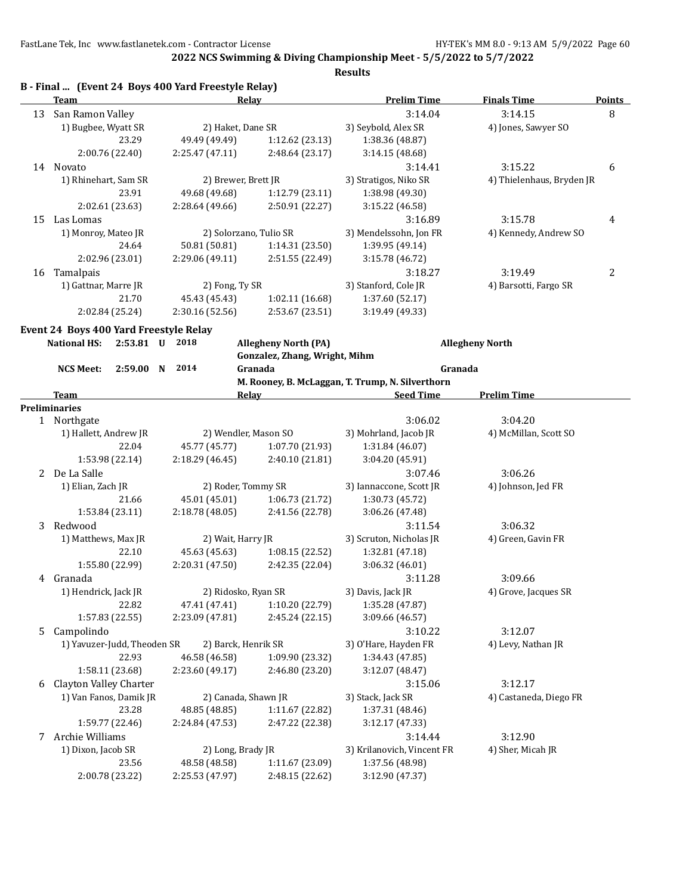**2022 NCS Swimming & Diving Championship Meet - 5/5/2022 to 5/7/2022**

**Results**

### B - Final ... (Event 24 Boys 400 Yard Freestyle Relay)

| | Team | Relay | | Prelim Time | Finals Time | Points |
|---|---|---|---|---|---|---|
| 13 | San Ramon Valley | | | 3:14.04 | 3:14.15 | 8 |
| | 1) Bugbee, Wyatt SR | 2) Haket, Dane SR | | 3) Seybold, Alex SR | 4) Jones, Sawyer SO | |
| | 23.29 | 49.49 (49.49) | 1:12.62 (23.13) | 1:38.36 (48.87) | | |
| | 2:00.76 (22.40) | 2:25.47 (47.11) | 2:48.64 (23.17) | 3:14.15 (48.68) | | |
| 14 | Novato | | | 3:14.41 | 3:15.22 | 6 |
| | 1) Rhinehart, Sam SR | 2) Brewer, Brett JR | | 3) Stratigos, Niko SR | 4) Thielenhaus, Bryden JR | |
| | 23.91 | 49.68 (49.68) | 1:12.79 (23.11) | 1:38.98 (49.30) | | |
| | 2:02.61 (23.63) | 2:28.64 (49.66) | 2:50.91 (22.27) | 3:15.22 (46.58) | | |
| 15 | Las Lomas | | | 3:16.89 | 3:15.78 | 4 |
| | 1) Monroy, Mateo JR | 2) Solorzano, Tulio SR | | 3) Mendelssohn, Jon FR | 4) Kennedy, Andrew SO | |
| | 24.64 | 50.81 (50.81) | 1:14.31 (23.50) | 1:39.95 (49.14) | | |
| | 2:02.96 (23.01) | 2:29.06 (49.11) | 2:51.55 (22.49) | 3:15.78 (46.72) | | |
| 16 | Tamalpais | | | 3:18.27 | 3:19.49 | 2 |
| | 1) Gattnar, Marre JR | 2) Fong, Ty SR | | 3) Stanford, Cole JR | 4) Barsotti, Fargo SR | |
| | 21.70 | 45.43 (45.43) | 1:02.11 (16.68) | 1:37.60 (52.17) | | |
| | 2:02.84 (25.24) | 2:30.16 (52.56) | 2:53.67 (23.51) | 3:19.49 (49.33) | | |

### Event 24 Boys 400 Yard Freestyle Relay

| | | | | | |
|---|---|---|---|---|---|
| **National HS:** | **2:53.81 U** | **2018** | **Allegheny North (PA)** Gonzalez, Zhang, Wright, Mihm | **Allegheny North** |
| **NCS Meet:** | **2:59.00 N** | **2014** | **Granada** M. Rooney, B. McLaggan, T. Trump, N. Silverthorn | **Granada** |

**Preliminaries**

| | Team | Relay | | Seed Time | Prelim Time |
|---|---|---|---|---|---|
| 1 | Northgate | | | 3:06.02 | 3:04.20 |
| | 1) Hallett, Andrew JR | 2) Wendler, Mason SO | | 3) Mohrland, Jacob JR | 4) McMillan, Scott SO |
| | 22.04 | 45.77 (45.77) | 1:07.70 (21.93) | 1:31.84 (46.07) | |
| | 1:53.98 (22.14) | 2:18.29 (46.45) | 2:40.10 (21.81) | 3:04.20 (45.91) | |
| 2 | De La Salle | | | 3:07.46 | 3:06.26 |
| | 1) Elian, Zach JR | 2) Roder, Tommy SR | | 3) Iannaccone, Scott JR | 4) Johnson, Jed FR |
| | 21.66 | 45.01 (45.01) | 1:06.73 (21.72) | 1:30.73 (45.72) | |
| | 1:53.84 (23.11) | 2:18.78 (48.05) | 2:41.56 (22.78) | 3:06.26 (47.48) | |
| 3 | Redwood | | | 3:11.54 | 3:06.32 |
| | 1) Matthews, Max JR | 2) Wait, Harry JR | | 3) Scruton, Nicholas JR | 4) Green, Gavin FR |
| | 22.10 | 45.63 (45.63) | 1:08.15 (22.52) | 1:32.81 (47.18) | |
| | 1:55.80 (22.99) | 2:20.31 (47.50) | 2:42.35 (22.04) | 3:06.32 (46.01) | |
| 4 | Granada | | | 3:11.28 | 3:09.66 |
| | 1) Hendrick, Jack JR | 2) Ridosko, Ryan SR | | 3) Davis, Jack JR | 4) Grove, Jacques SR |
| | 22.82 | 47.41 (47.41) | 1:10.20 (22.79) | 1:35.28 (47.87) | |
| | 1:57.83 (22.55) | 2:23.09 (47.81) | 2:45.24 (22.15) | 3:09.66 (46.57) | |
| 5 | Campolindo | | | 3:10.22 | 3:12.07 |
| | 1) Yavuzer-Judd, Theoden SR | 2) Barck, Henrik SR | | 3) O'Hare, Hayden FR | 4) Levy, Nathan JR |
| | 22.93 | 46.58 (46.58) | 1:09.90 (23.32) | 1:34.43 (47.85) | |
| | 1:58.11 (23.68) | 2:23.60 (49.17) | 2:46.80 (23.20) | 3:12.07 (48.47) | |
| 6 | Clayton Valley Charter | | | 3:15.06 | 3:12.17 |
| | 1) Van Fanos, Damik JR | 2) Canada, Shawn JR | | 3) Stack, Jack SR | 4) Castaneda, Diego FR |
| | 23.28 | 48.85 (48.85) | 1:11.67 (22.82) | 1:37.31 (48.46) | |
| | 1:59.77 (22.46) | 2:24.84 (47.53) | 2:47.22 (22.38) | 3:12.17 (47.33) | |
| 7 | Archie Williams | | | 3:14.44 | 3:12.90 |
| | 1) Dixon, Jacob SR | 2) Long, Brady JR | | 3) Krilanovich, Vincent FR | 4) Sher, Micah JR |
| | 23.56 | 48.58 (48.58) | 1:11.67 (23.09) | 1:37.56 (48.98) | |
| | 2:00.78 (23.22) | 2:25.53 (47.97) | 2:48.15 (22.62) | 3:12.90 (47.37) | |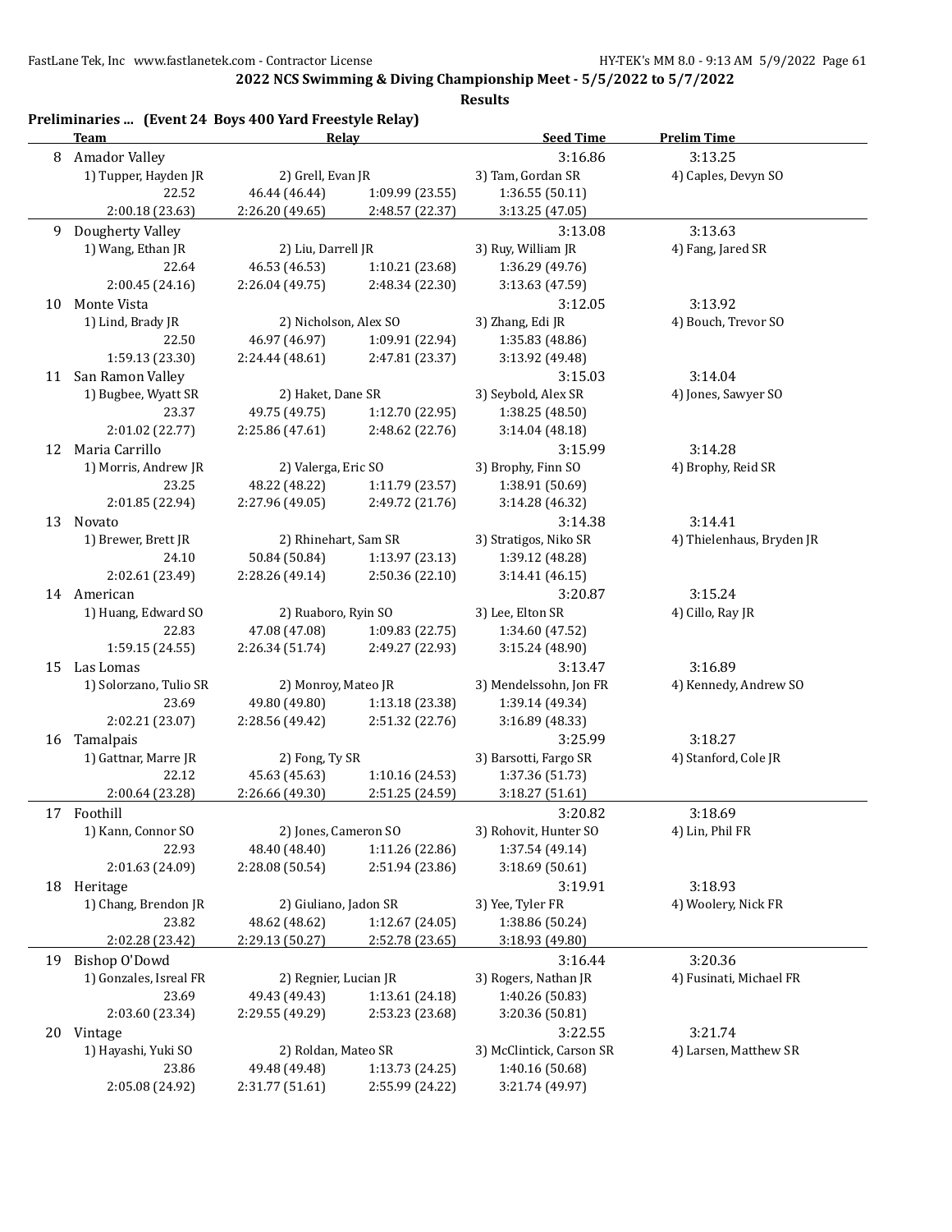**2022 NCS Swimming & Diving Championship Meet - 5/5/2022 to 5/7/2022**

**Results**

### Preliminaries ... (Event 24 Boys 400 Yard Freestyle Relay)

| | Team | Relay | | Seed Time | Prelim Time |
|---|---|---|---|---|---|
| 8 | Amador Valley | | | 3:16.86 | 3:13.25 |
| | 1) Tupper, Hayden JR | 2) Grell, Evan JR | | 3) Tam, Gordan SR | 4) Caples, Devyn SO |
| | 22.52 | 46.44 (46.44) | 1:09.99 (23.55) | 1:36.55 (50.11) | |
| | 2:00.18 (23.63) | 2:26.20 (49.65) | 2:48.57 (22.37) | 3:13.25 (47.05) | |
| 9 | Dougherty Valley | | | 3:13.08 | 3:13.63 |
| | 1) Wang, Ethan JR | 2) Liu, Darrell JR | | 3) Ruy, William JR | 4) Fang, Jared SR |
| | 22.64 | 46.53 (46.53) | 1:10.21 (23.68) | 1:36.29 (49.76) | |
| | 2:00.45 (24.16) | 2:26.04 (49.75) | 2:48.34 (22.30) | 3:13.63 (47.59) | |
| 10 | Monte Vista | | | 3:12.05 | 3:13.92 |
| | 1) Lind, Brady JR | 2) Nicholson, Alex SO | | 3) Zhang, Edi JR | 4) Bouch, Trevor SO |
| | 22.50 | 46.97 (46.97) | 1:09.91 (22.94) | 1:35.83 (48.86) | |
| | 1:59.13 (23.30) | 2:24.44 (48.61) | 2:47.81 (23.37) | 3:13.92 (49.48) | |
| 11 | San Ramon Valley | | | 3:15.03 | 3:14.04 |
| | 1) Bugbee, Wyatt SR | 2) Haket, Dane SR | | 3) Seybold, Alex SR | 4) Jones, Sawyer SO |
| | 23.37 | 49.75 (49.75) | 1:12.70 (22.95) | 1:38.25 (48.50) | |
| | 2:01.02 (22.77) | 2:25.86 (47.61) | 2:48.62 (22.76) | 3:14.04 (48.18) | |
| 12 | Maria Carrillo | | | 3:15.99 | 3:14.28 |
| | 1) Morris, Andrew JR | 2) Valerga, Eric SO | | 3) Brophy, Finn SO | 4) Brophy, Reid SR |
| | 23.25 | 48.22 (48.22) | 1:11.79 (23.57) | 1:38.91 (50.69) | |
| | 2:01.85 (22.94) | 2:27.96 (49.05) | 2:49.72 (21.76) | 3:14.28 (46.32) | |
| 13 | Novato | | | 3:14.38 | 3:14.41 |
| | 1) Brewer, Brett JR | 2) Rhinehart, Sam SR | | 3) Stratigos, Niko SR | 4) Thielenhaus, Bryden JR |
| | 24.10 | 50.84 (50.84) | 1:13.97 (23.13) | 1:39.12 (48.28) | |
| | 2:02.61 (23.49) | 2:28.26 (49.14) | 2:50.36 (22.10) | 3:14.41 (46.15) | |
| 14 | American | | | 3:20.87 | 3:15.24 |
| | 1) Huang, Edward SO | 2) Ruaboro, Ryin SO | | 3) Lee, Elton SR | 4) Cillo, Ray JR |
| | 22.83 | 47.08 (47.08) | 1:09.83 (22.75) | 1:34.60 (47.52) | |
| | 1:59.15 (24.55) | 2:26.34 (51.74) | 2:49.27 (22.93) | 3:15.24 (48.90) | |
| 15 | Las Lomas | | | 3:13.47 | 3:16.89 |
| | 1) Solorzano, Tulio SR | 2) Monroy, Mateo JR | | 3) Mendelssohn, Jon FR | 4) Kennedy, Andrew SO |
| | 23.69 | 49.80 (49.80) | 1:13.18 (23.38) | 1:39.14 (49.34) | |
| | 2:02.21 (23.07) | 2:28.56 (49.42) | 2:51.32 (22.76) | 3:16.89 (48.33) | |
| 16 | Tamalpais | | | 3:25.99 | 3:18.27 |
| | 1) Gattnar, Marre JR | 2) Fong, Ty SR | | 3) Barsotti, Fargo SR | 4) Stanford, Cole JR |
| | 22.12 | 45.63 (45.63) | 1:10.16 (24.53) | 1:37.36 (51.73) | |
| | 2:00.64 (23.28) | 2:26.66 (49.30) | 2:51.25 (24.59) | 3:18.27 (51.61) | |
| 17 | Foothill | | | 3:20.82 | 3:18.69 |
| | 1) Kann, Connor SO | 2) Jones, Cameron SO | | 3) Rohovit, Hunter SO | 4) Lin, Phil FR |
| | 22.93 | 48.40 (48.40) | 1:11.26 (22.86) | 1:37.54 (49.14) | |
| | 2:01.63 (24.09) | 2:28.08 (50.54) | 2:51.94 (23.86) | 3:18.69 (50.61) | |
| 18 | Heritage | | | 3:19.91 | 3:18.93 |
| | 1) Chang, Brendon JR | 2) Giuliano, Jadon SR | | 3) Yee, Tyler FR | 4) Woolery, Nick FR |
| | 23.82 | 48.62 (48.62) | 1:12.67 (24.05) | 1:38.86 (50.24) | |
| | 2:02.28 (23.42) | 2:29.13 (50.27) | 2:52.78 (23.65) | 3:18.93 (49.80) | |
| 19 | Bishop O'Dowd | | | 3:16.44 | 3:20.36 |
| | 1) Gonzales, Isreal FR | 2) Regnier, Lucian JR | | 3) Rogers, Nathan JR | 4) Fusinati, Michael FR |
| | 23.69 | 49.43 (49.43) | 1:13.61 (24.18) | 1:40.26 (50.83) | |
| | 2:03.60 (23.34) | 2:29.55 (49.29) | 2:53.23 (23.68) | 3:20.36 (50.81) | |
| 20 | Vintage | | | 3:22.55 | 3:21.74 |
| | 1) Hayashi, Yuki SO | 2) Roldan, Mateo SR | | 3) McClintick, Carson SR | 4) Larsen, Matthew SR |
| | 23.86 | 49.48 (49.48) | 1:13.73 (24.25) | 1:40.16 (50.68) | |
| | 2:05.08 (24.92) | 2:31.77 (51.61) | 2:55.99 (24.22) | 3:21.74 (49.97) | |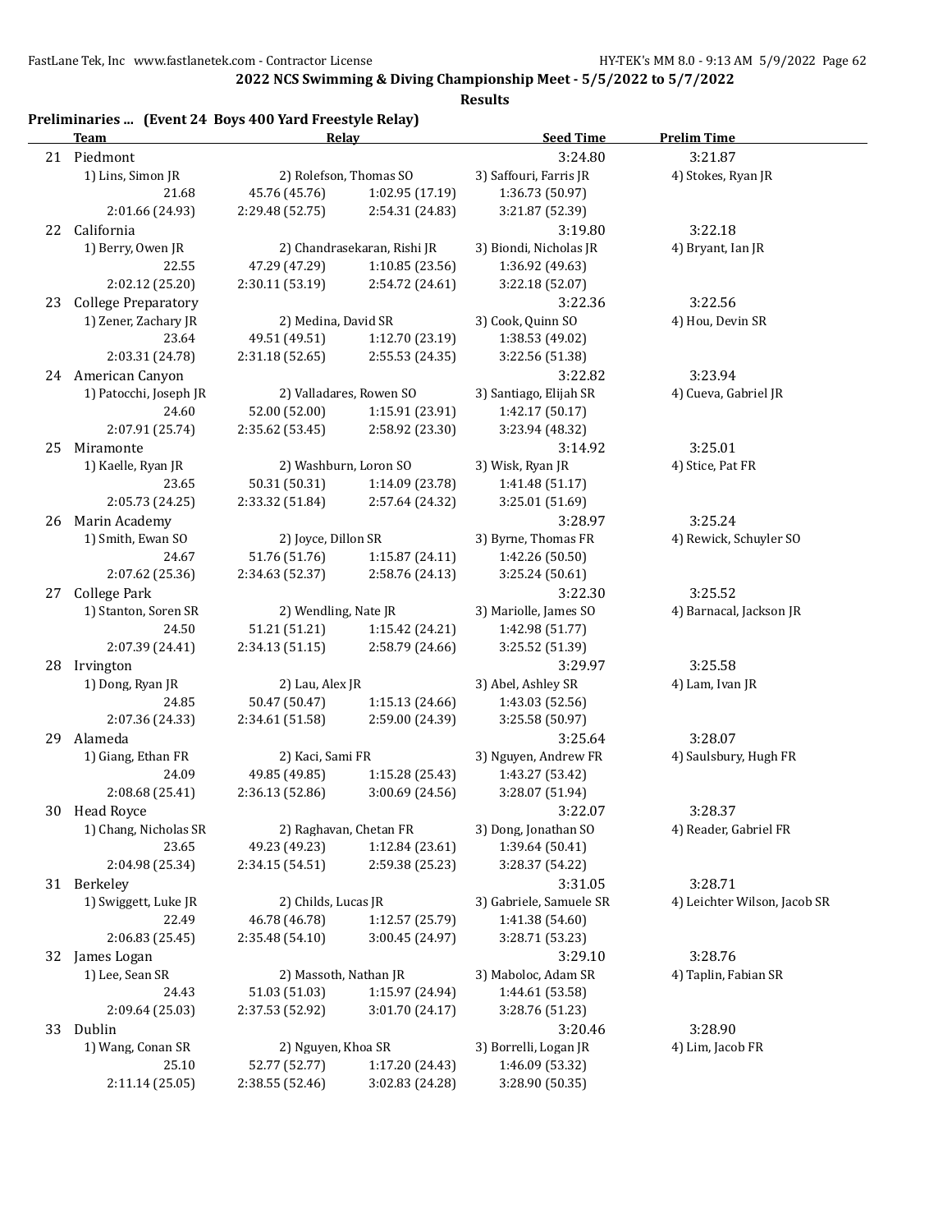**2022 NCS Swimming & Diving Championship Meet - 5/5/2022 to 5/7/2022**

**Results**

**Preliminaries ... (Event 24 Boys 400 Yard Freestyle Relay)**

| | Team | Relay | | Seed Time | Prelim Time |
|---|---|---|---|---|---|
| 21 | Piedmont | | | 3:24.80 | 3:21.87 |
| | 1) Lins, Simon JR | 2) Rolefson, Thomas SO | | 3) Saffouri, Farris JR | 4) Stokes, Ryan JR |
| | 21.68 | 45.76 (45.76) | 1:02.95 (17.19) | 1:36.73 (50.97) | |
| | 2:01.66 (24.93) | 2:29.48 (52.75) | 2:54.31 (24.83) | 3:21.87 (52.39) | |
| 22 | California | | | 3:19.80 | 3:22.18 |
| | 1) Berry, Owen JR | 2) Chandrasekaran, Rishi JR | | 3) Biondi, Nicholas JR | 4) Bryant, Ian JR |
| | 22.55 | 47.29 (47.29) | 1:10.85 (23.56) | 1:36.92 (49.63) | |
| | 2:02.12 (25.20) | 2:30.11 (53.19) | 2:54.72 (24.61) | 3:22.18 (52.07) | |
| 23 | College Preparatory | | | 3:22.36 | 3:22.56 |
| | 1) Zener, Zachary JR | 2) Medina, David SR | | 3) Cook, Quinn SO | 4) Hou, Devin SR |
| | 23.64 | 49.51 (49.51) | 1:12.70 (23.19) | 1:38.53 (49.02) | |
| | 2:03.31 (24.78) | 2:31.18 (52.65) | 2:55.53 (24.35) | 3:22.56 (51.38) | |
| 24 | American Canyon | | | 3:22.82 | 3:23.94 |
| | 1) Patocchi, Joseph JR | 2) Valladares, Rowen SO | | 3) Santiago, Elijah SR | 4) Cueva, Gabriel JR |
| | 24.60 | 52.00 (52.00) | 1:15.91 (23.91) | 1:42.17 (50.17) | |
| | 2:07.91 (25.74) | 2:35.62 (53.45) | 2:58.92 (23.30) | 3:23.94 (48.32) | |
| 25 | Miramonte | | | 3:14.92 | 3:25.01 |
| | 1) Kaelle, Ryan JR | 2) Washburn, Loron SO | | 3) Wisk, Ryan JR | 4) Stice, Pat FR |
| | 23.65 | 50.31 (50.31) | 1:14.09 (23.78) | 1:41.48 (51.17) | |
| | 2:05.73 (24.25) | 2:33.32 (51.84) | 2:57.64 (24.32) | 3:25.01 (51.69) | |
| 26 | Marin Academy | | | 3:28.97 | 3:25.24 |
| | 1) Smith, Ewan SO | 2) Joyce, Dillon SR | | 3) Byrne, Thomas FR | 4) Rewick, Schuyler SO |
| | 24.67 | 51.76 (51.76) | 1:15.87 (24.11) | 1:42.26 (50.50) | |
| | 2:07.62 (25.36) | 2:34.63 (52.37) | 2:58.76 (24.13) | 3:25.24 (50.61) | |
| 27 | College Park | | | 3:22.30 | 3:25.52 |
| | 1) Stanton, Soren SR | 2) Wendling, Nate JR | | 3) Mariolle, James SO | 4) Barnacal, Jackson JR |
| | 24.50 | 51.21 (51.21) | 1:15.42 (24.21) | 1:42.98 (51.77) | |
| | 2:07.39 (24.41) | 2:34.13 (51.15) | 2:58.79 (24.66) | 3:25.52 (51.39) | |
| 28 | Irvington | | | 3:29.97 | 3:25.58 |
| | 1) Dong, Ryan JR | 2) Lau, Alex JR | | 3) Abel, Ashley SR | 4) Lam, Ivan JR |
| | 24.85 | 50.47 (50.47) | 1:15.13 (24.66) | 1:43.03 (52.56) | |
| | 2:07.36 (24.33) | 2:34.61 (51.58) | 2:59.00 (24.39) | 3:25.58 (50.97) | |
| 29 | Alameda | | | 3:25.64 | 3:28.07 |
| | 1) Giang, Ethan FR | 2) Kaci, Sami FR | | 3) Nguyen, Andrew FR | 4) Saulsbury, Hugh FR |
| | 24.09 | 49.85 (49.85) | 1:15.28 (25.43) | 1:43.27 (53.42) | |
| | 2:08.68 (25.41) | 2:36.13 (52.86) | 3:00.69 (24.56) | 3:28.07 (51.94) | |
| 30 | Head Royce | | | 3:22.07 | 3:28.37 |
| | 1) Chang, Nicholas SR | 2) Raghavan, Chetan FR | | 3) Dong, Jonathan SO | 4) Reader, Gabriel FR |
| | 23.65 | 49.23 (49.23) | 1:12.84 (23.61) | 1:39.64 (50.41) | |
| | 2:04.98 (25.34) | 2:34.15 (54.51) | 2:59.38 (25.23) | 3:28.37 (54.22) | |
| 31 | Berkeley | | | 3:31.05 | 3:28.71 |
| | 1) Swiggett, Luke JR | 2) Childs, Lucas JR | | 3) Gabriele, Samuele SR | 4) Leichter Wilson, Jacob SR |
| | 22.49 | 46.78 (46.78) | 1:12.57 (25.79) | 1:41.38 (54.60) | |
| | 2:06.83 (25.45) | 2:35.48 (54.10) | 3:00.45 (24.97) | 3:28.71 (53.23) | |
| 32 | James Logan | | | 3:29.10 | 3:28.76 |
| | 1) Lee, Sean SR | 2) Massoth, Nathan JR | | 3) Maboloc, Adam SR | 4) Taplin, Fabian SR |
| | 24.43 | 51.03 (51.03) | 1:15.97 (24.94) | 1:44.61 (53.58) | |
| | 2:09.64 (25.03) | 2:37.53 (52.92) | 3:01.70 (24.17) | 3:28.76 (51.23) | |
| 33 | Dublin | | | 3:20.46 | 3:28.90 |
| | 1) Wang, Conan SR | 2) Nguyen, Khoa SR | | 3) Borrelli, Logan JR | 4) Lim, Jacob FR |
| | 25.10 | 52.77 (52.77) | 1:17.20 (24.43) | 1:46.09 (53.32) | |
| | 2:11.14 (25.05) | 2:38.55 (52.46) | 3:02.83 (24.28) | 3:28.90 (50.35) | |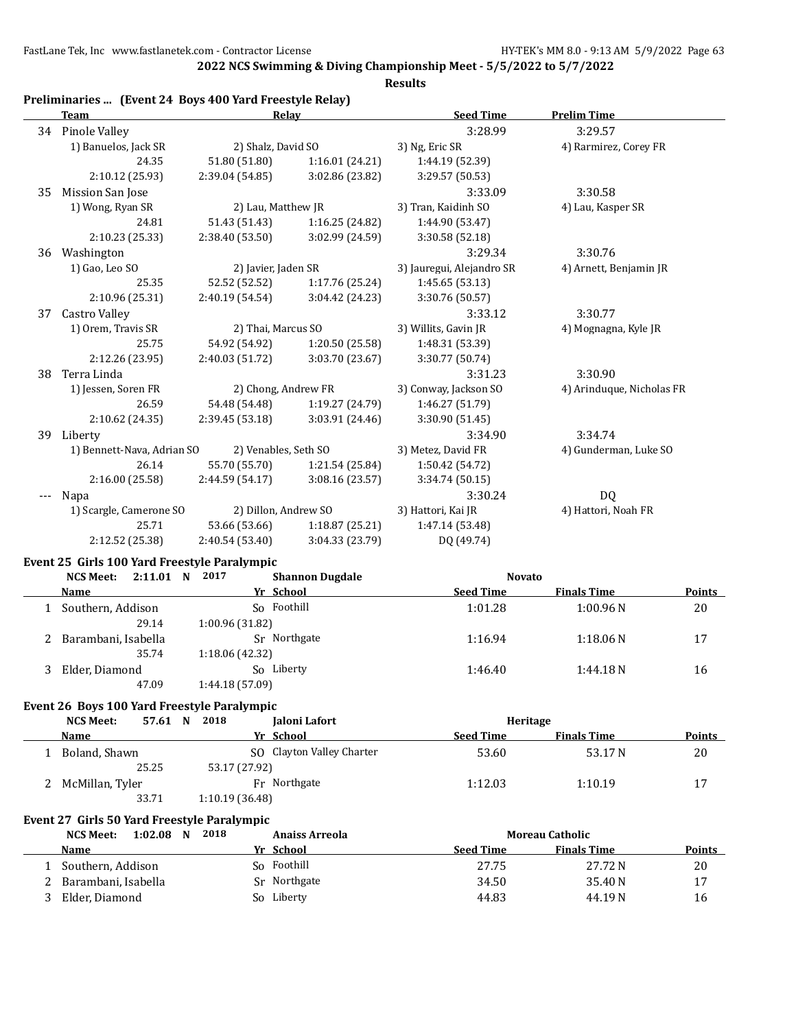**2022 NCS Swimming & Diving Championship Meet - 5/5/2022 to 5/7/2022**

**Results**

## Preliminaries ... (Event 24 Boys 400 Yard Freestyle Relay)

| | Team | Relay | | Seed Time | Prelim Time |
|---|---|---|---|---|---|
| 34 | Pinole Valley | | | 3:28.99 | 3:29.57 |
| | 1) Banuelos, Jack SR | 2) Shalz, David SO | | 3) Ng, Eric SR | 4) Rarmirez, Corey FR |
| | 24.35 | 51.80 (51.80) | 1:16.01 (24.21) | 1:44.19 (52.39) | |
| | 2:10.12 (25.93) | 2:39.04 (54.85) | 3:02.86 (23.82) | 3:29.57 (50.53) | |
| 35 | Mission San Jose | | | 3:33.09 | 3:30.58 |
| | 1) Wong, Ryan SR | 2) Lau, Matthew JR | | 3) Tran, Kaidinh SO | 4) Lau, Kasper SR |
| | 24.81 | 51.43 (51.43) | 1:16.25 (24.82) | 1:44.90 (53.47) | |
| | 2:10.23 (25.33) | 2:38.40 (53.50) | 3:02.99 (24.59) | 3:30.58 (52.18) | |
| 36 | Washington | | | 3:29.34 | 3:30.76 |
| | 1) Gao, Leo SO | 2) Javier, Jaden SR | | 3) Jauregui, Alejandro SR | 4) Arnett, Benjamin JR |
| | 25.35 | 52.52 (52.52) | 1:17.76 (25.24) | 1:45.65 (53.13) | |
| | 2:10.96 (25.31) | 2:40.19 (54.54) | 3:04.42 (24.23) | 3:30.76 (50.57) | |
| 37 | Castro Valley | | | 3:33.12 | 3:30.77 |
| | 1) Orem, Travis SR | 2) Thai, Marcus SO | | 3) Willits, Gavin JR | 4) Mognagna, Kyle JR |
| | 25.75 | 54.92 (54.92) | 1:20.50 (25.58) | 1:48.31 (53.39) | |
| | 2:12.26 (23.95) | 2:40.03 (51.72) | 3:03.70 (23.67) | 3:30.77 (50.74) | |
| 38 | Terra Linda | | | 3:31.23 | 3:30.90 |
| | 1) Jessen, Soren FR | 2) Chong, Andrew FR | | 3) Conway, Jackson SO | 4) Arinduque, Nicholas FR |
| | 26.59 | 54.48 (54.48) | 1:19.27 (24.79) | 1:46.27 (51.79) | |
| | 2:10.62 (24.35) | 2:39.45 (53.18) | 3:03.91 (24.46) | 3:30.90 (51.45) | |
| 39 | Liberty | | | 3:34.90 | 3:34.74 |
| | 1) Bennett-Nava, Adrian SO | 2) Venables, Seth SO | | 3) Metez, David FR | 4) Gunderman, Luke SO |
| | 26.14 | 55.70 (55.70) | 1:21.54 (25.84) | 1:50.42 (54.72) | |
| | 2:16.00 (25.58) | 2:44.59 (54.17) | 3:08.16 (23.57) | 3:34.74 (50.15) | |
| --- | Napa | | | 3:30.24 | DQ |
| | 1) Scargle, Camerone SO | 2) Dillon, Andrew SO | | 3) Hattori, Kai JR | 4) Hattori, Noah FR |
| | 25.71 | 53.66 (53.66) | 1:18.87 (25.21) | 1:47.14 (53.48) | |
| | 2:12.52 (25.38) | 2:40.54 (53.40) | 3:04.33 (23.79) | DQ (49.74) | |

## Event 25 Girls 100 Yard Freestyle Paralympic

NCS Meet: 2:11.01 N 2017 Shannon Dugdale Novato

| | Name | | Yr | School | Seed Time | Finals Time | Points |
|---|---|---|---|---|---|---|---|
| 1 | Southern, Addison | | So | Foothill | 1:01.28 | 1:00.96 N | 20 |
| | 29.14 | 1:00.96 (31.82) | | | | | |
| 2 | Barambani, Isabella | | Sr | Northgate | 1:16.94 | 1:18.06 N | 17 |
| | 35.74 | 1:18.06 (42.32) | | | | | |
| 3 | Elder, Diamond | | So | Liberty | 1:46.40 | 1:44.18 N | 16 |
| | 47.09 | 1:44.18 (57.09) | | | | | |

## Event 26 Boys 100 Yard Freestyle Paralympic

NCS Meet: 57.61 N 2018 Jaloni Lafort Heritage

| | Name | | Yr | School | Seed Time | Finals Time | Points |
|---|---|---|---|---|---|---|---|
| 1 | Boland, Shawn | | SO | Clayton Valley Charter | 53.60 | 53.17 N | 20 |
| | 25.25 | 53.17 (27.92) | | | | | |
| 2 | McMillan, Tyler | | Fr | Northgate | 1:12.03 | 1:10.19 | 17 |
| | 33.71 | 1:10.19 (36.48) | | | | | |

## Event 27 Girls 50 Yard Freestyle Paralympic

NCS Meet: 1:02.08 N 2018 Anaiss Arreola Moreau Catholic

| | Name | Yr | School | Seed Time | Finals Time | Points |
|---|---|---|---|---|---|---|
| 1 | Southern, Addison | So | Foothill | 27.75 | 27.72 N | 20 |
| 2 | Barambani, Isabella | Sr | Northgate | 34.50 | 35.40 N | 17 |
| 3 | Elder, Diamond | So | Liberty | 44.83 | 44.19 N | 16 |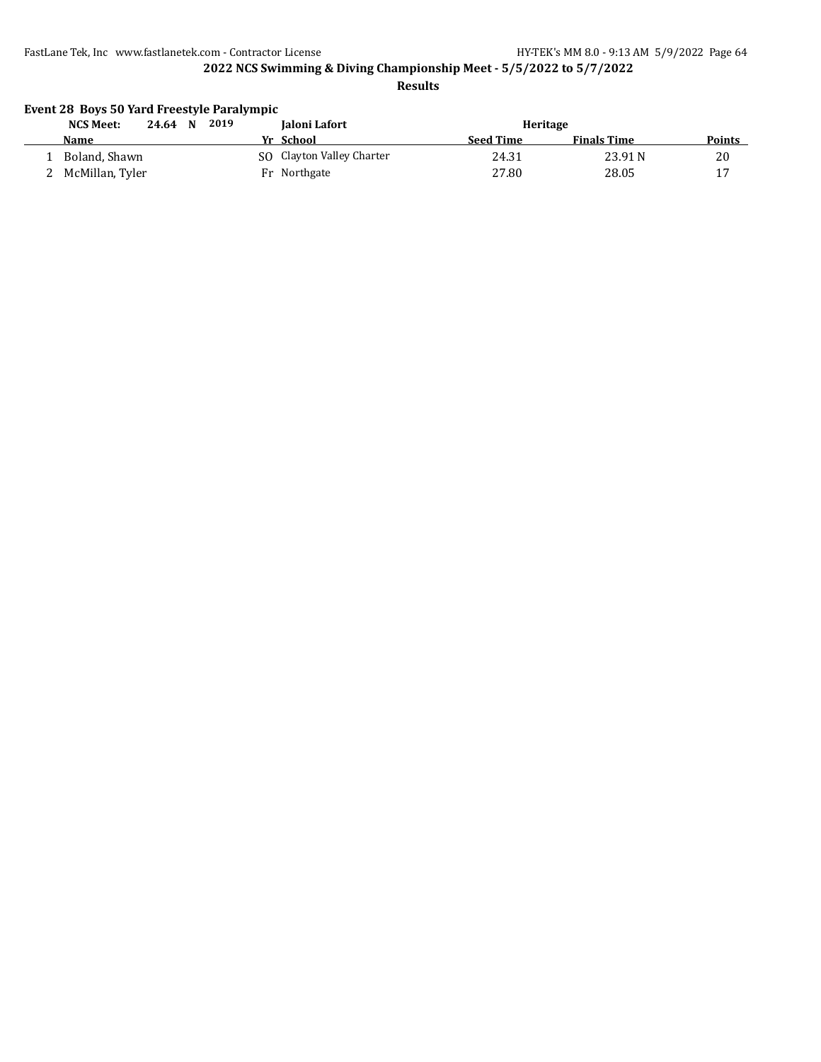**2022 NCS Swimming & Diving Championship Meet - 5/5/2022 to 5/7/2022**

**Results**

### Event 28 Boys 50 Yard Freestyle Paralympic

**NCS Meet: 24.64 N 2019 Jaloni Lafort Heritage**

| | Name | Yr | School | Seed Time | Finals Time | Points |
|---|---|---|---|---|---|---|
| 1 | Boland, Shawn | SO | Clayton Valley Charter | 24.31 | 23.91 N | 20 |
| 2 | McMillan, Tyler | Fr | Northgate | 27.80 | 28.05 | 17 |